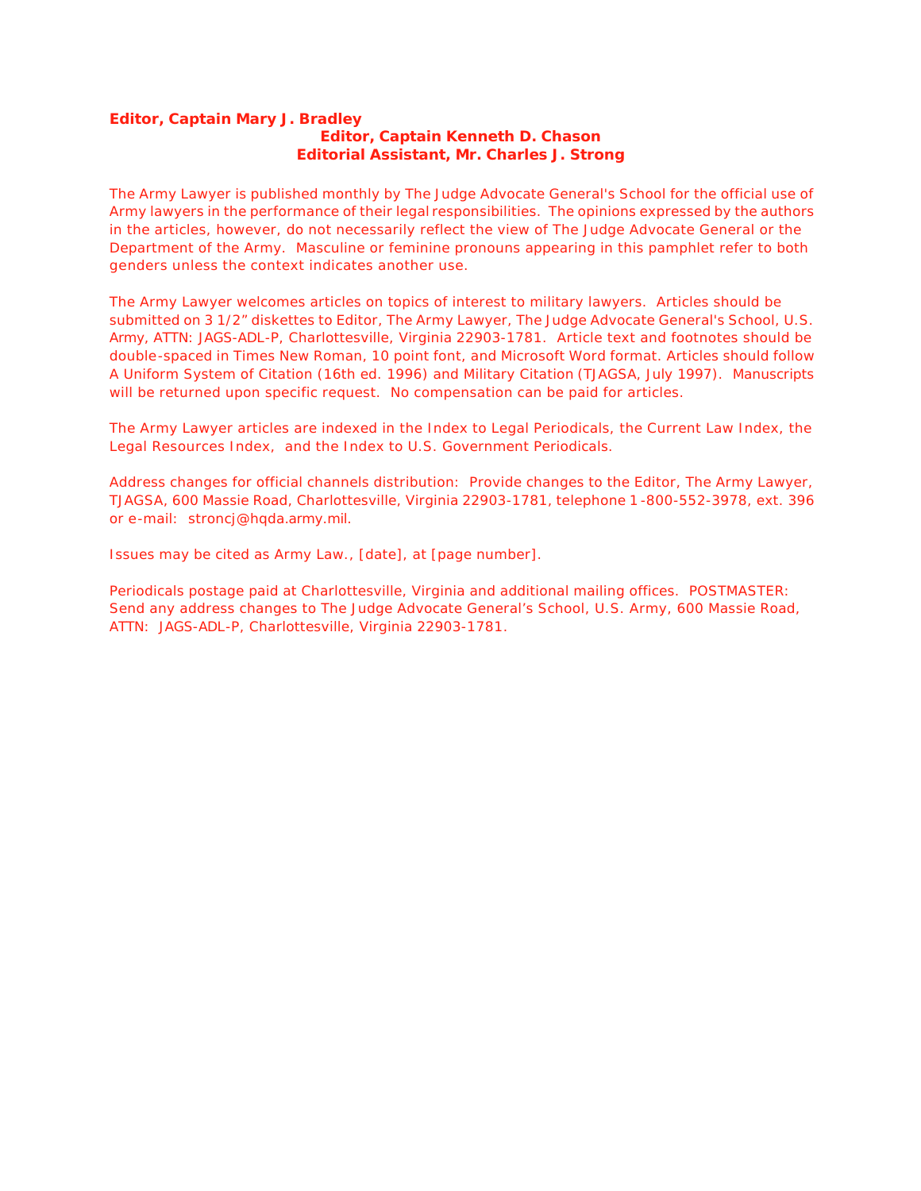**Editor, Captain Mary J. Bradley**

**Editor, Captain Kenneth D. Chason**

**Editorial Assistant, Mr. Charles J. Strong**

The Army Lawyer is published monthly by The Judge Advocate General's School for the official use of Army lawyers in the performance of their legal responsibilities. The opinions expressed by the authors in the articles, however, do not necessarily reflect the view of The Judge Advocate General or the Department of the Army. Masculine or feminine pronouns appearing in this pamphlet refer to both genders unless the context indicates another use.

The Army Lawyer welcomes articles on topics of interest to military lawyers. Articles should be submitted on 3 1/2" diskettes to Editor, The Army Lawyer, The Judge Advocate General's School, U.S. Army, ATTN: JAGS-ADL-P, Charlottesville, Virginia 22903-1781. Article text and footnotes should be double-spaced in Times New Roman, 10 point font, and Microsoft Word format. Articles should follow A Uniform System of Citation (16th ed. 1996) and Military Citation (TJAGSA, July 1997). Manuscripts will be returned upon specific request. No compensation can be paid for articles.

The Army Lawyer articles are indexed in the Index to Legal Periodicals, the Current Law Index, the Legal Resources Index, and the Index to U.S. Government Periodicals.

Address changes for official channels distribution: Provide changes to the Editor, The Army Lawyer, TJAGSA, 600 Massie Road, Charlottesville, Virginia 22903-1781, telephone 1-800-552-3978, ext. 396 or e-mail: stroncj@hqda.army.mil.

Issues may be cited as Army Law., [date], at [page number].

Periodicals postage paid at Charlottesville, Virginia and additional mailing offices. POSTMASTER: Send any address changes to The Judge Advocate General's School, U.S. Army, 600 Massie Road, ATTN: JAGS-ADL-P, Charlottesville, Virginia 22903-1781.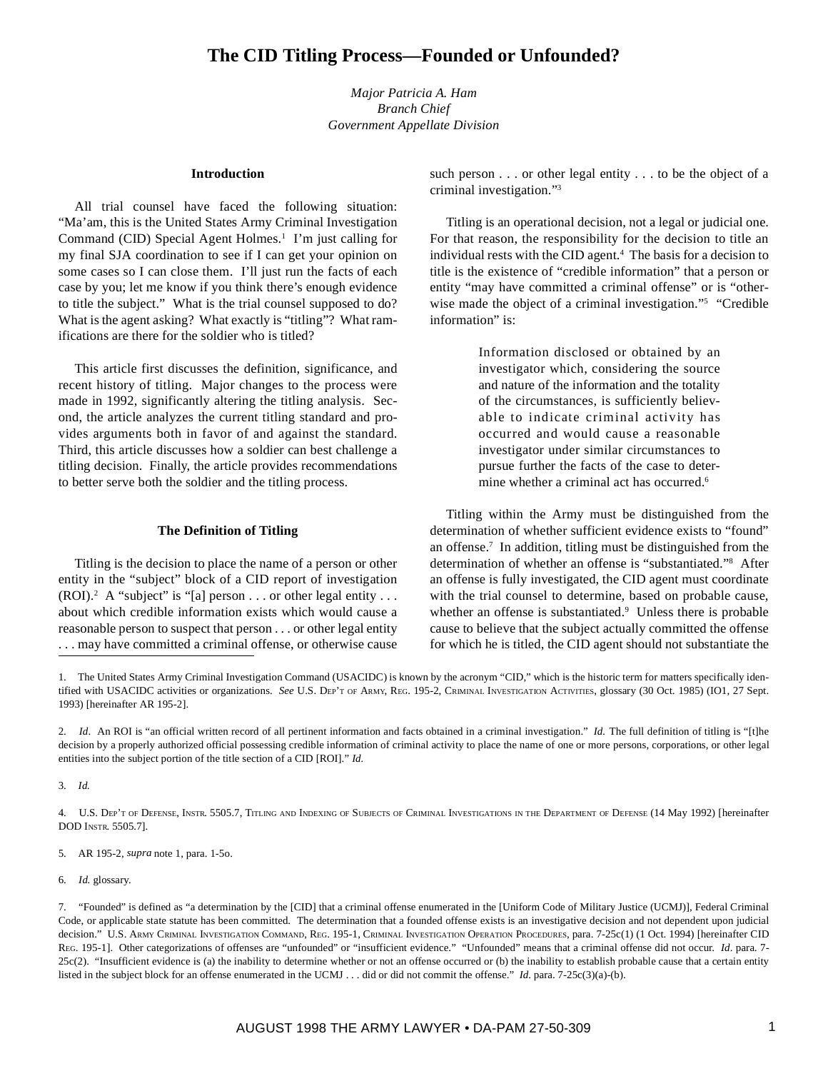# The CID Titling Process—Founded or Unfounded?

*Major Patricia A. Ham*
*Branch Chief*
*Government Appellate Division*

## Introduction

All trial counsel have faced the following situation: "Ma'am, this is the United States Army Criminal Investigation Command (CID) Special Agent Holmes.[1] I'm just calling for my final SJA coordination to see if I can get your opinion on some cases so I can close them. I'll just run the facts of each case by you; let me know if you think there's enough evidence to title the subject." What is the trial counsel supposed to do? What is the agent asking? What exactly is "titling"? What ramifications are there for the soldier who is titled?

This article first discusses the definition, significance, and recent history of titling. Major changes to the process were made in 1992, significantly altering the titling analysis. Second, the article analyzes the current titling standard and provides arguments both in favor of and against the standard. Third, this article discusses how a soldier can best challenge a titling decision. Finally, the article provides recommendations to better serve both the soldier and the titling process.

## The Definition of Titling

Titling is the decision to place the name of a person or other entity in the "subject" block of a CID report of investigation (ROI).[2] A "subject" is "[a] person . . . or other legal entity . . . about which credible information exists which would cause a reasonable person to suspect that person . . . or other legal entity . . . may have committed a criminal offense, or otherwise cause such person . . . or other legal entity . . . to be the object of a criminal investigation."[3]

Titling is an operational decision, not a legal or judicial one. For that reason, the responsibility for the decision to title an individual rests with the CID agent.[4] The basis for a decision to title is the existence of "credible information" that a person or entity "may have committed a criminal offense" or is "otherwise made the object of a criminal investigation."[5] "Credible information" is:

> Information disclosed or obtained by an investigator which, considering the source and nature of the information and the totality of the circumstances, is sufficiently believable to indicate criminal activity has occurred and would cause a reasonable investigator under similar circumstances to pursue further the facts of the case to determine whether a criminal act has occurred.[6]

Titling within the Army must be distinguished from the determination of whether sufficient evidence exists to "found" an offense.[7] In addition, titling must be distinguished from the determination of whether an offense is "substantiated."[8] After an offense is fully investigated, the CID agent must coordinate with the trial counsel to determine, based on probable cause, whether an offense is substantiated.[9] Unless there is probable cause to believe that the subject actually committed the offense for which he is titled, the CID agent should not substantiate the

---

1. The United States Army Criminal Investigation Command (USACIDC) is known by the acronym "CID," which is the historic term for matters specifically identified with USACIDC activities or organizations. *See* U.S. Dep't of Army, Reg. 195-2, Criminal Investigation Activities, glossary (30 Oct. 1985) (IO1, 27 Sept. 1993) [hereinafter AR 195-2].

2. *Id*. An ROI is "an official written record of all pertinent information and facts obtained in a criminal investigation." *Id.* The full definition of titling is "[t]he decision by a properly authorized official possessing credible information of criminal activity to place the name of one or more persons, corporations, or other legal entities into the subject portion of the title section of a CID [ROI]." *Id.*

3. *Id.*

4. U.S. Dep't of Defense, Instr. 5505.7, Titling and Indexing of Subjects of Criminal Investigations in the Department of Defense (14 May 1992) [hereinafter DOD Instr. 5505.7].

5. AR 195-2, *supra* note 1, para. 1-5o.

6. *Id.* glossary.

7. "Founded" is defined as "a determination by the [CID] that a criminal offense enumerated in the [Uniform Code of Military Justice (UCMJ)], Federal Criminal Code, or applicable state statute has been committed. The determination that a founded offense exists is an investigative decision and not dependent upon judicial decision." U.S. Army Criminal Investigation Command, Reg. 195-1, Criminal Investigation Operation Procedures, para. 7-25c(1) (1 Oct. 1994) [hereinafter CID Reg. 195-1]. Other categorizations of offenses are "unfounded" or "insufficient evidence." "Unfounded" means that a criminal offense did not occur. *Id*. para. 7-25c(2). "Insufficient evidence is (a) the inability to determine whether or not an offense occurred or (b) the inability to establish probable cause that a certain entity listed in the subject block for an offense enumerated in the UCMJ . . . did or did not commit the offense." *Id.* para. 7-25c(3)(a)-(b).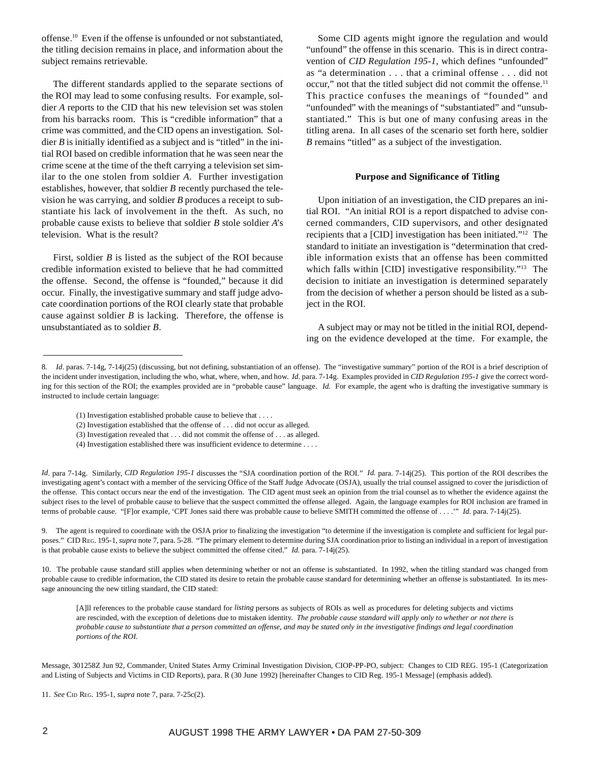offense.[10] Even if the offense is unfounded or not substantiated, the titling decision remains in place, and information about the subject remains retrievable.

The different standards applied to the separate sections of the ROI may lead to some confusing results. For example, soldier *A* reports to the CID that his new television set was stolen from his barracks room. This is "credible information" that a crime was committed, and the CID opens an investigation. Soldier *B* is initially identified as a subject and is "titled" in the initial ROI based on credible information that he was seen near the crime scene at the time of the theft carrying a television set similar to the one stolen from soldier *A*. Further investigation establishes, however, that soldier *B* recently purchased the television he was carrying, and soldier *B* produces a receipt to substantiate his lack of involvement in the theft. As such, no probable cause exists to believe that soldier *B* stole soldier *A*'s television. What is the result?

First, soldier *B* is listed as the subject of the ROI because credible information existed to believe that he had committed the offense. Second, the offense is "founded," because it did occur. Finally, the investigative summary and staff judge advocate coordination portions of the ROI clearly state that probable cause against soldier *B* is lacking. Therefore, the offense is unsubstantiated as to soldier *B*.

Some CID agents might ignore the regulation and would "unfound" the offense in this scenario. This is in direct contravention of *CID Regulation 195-1*, which defines "unfounded" as "a determination . . . that a criminal offense . . . did not occur," not that the titled subject did not commit the offense.[11] This practice confuses the meanings of "founded" and "unfounded" with the meanings of "substantiated" and "unsubstantiated." This is but one of many confusing areas in the titling arena. In all cases of the scenario set forth here, soldier *B* remains "titled" as a subject of the investigation.

## Purpose and Significance of Titling

Upon initiation of an investigation, the CID prepares an initial ROI. "An initial ROI is a report dispatched to advise concerned commanders, CID supervisors, and other designated recipients that a [CID] investigation has been initiated."[12] The standard to initiate an investigation is "determination that credible information exists that an offense has been committed which falls within [CID] investigative responsibility."[13] The decision to initiate an investigation is determined separately from the decision of whether a person should be listed as a subject in the ROI.

A subject may or may not be titled in the initial ROI, depending on the evidence developed at the time. For example, the

---

8. *Id*. paras. 7-14g, 7-14j(25) (discussing, but not defining, substantiation of an offense). The "investigative summary" portion of the ROI is a brief description of the incident under investigation, including the who, what, where, when, and how. *Id.* para. 7-14g. Examples provided in *CID Regulation 195-1* give the correct wording for this section of the ROI; the examples provided are in "probable cause" language. *Id.* For example, the agent who is drafting the investigative summary is instructed to include certain language:

> (1) Investigation established probable cause to believe that . . . .
> (2) Investigation established that the offense of . . . did not occur as alleged.
> (3) Investigation revealed that . . . did not commit the offense of . . . as alleged.
> (4) Investigation established there was insufficient evidence to determine . . . .

*Id*. para 7-14g. Similarly, *CID Regulation 195-1* discusses the "SJA coordination portion of the ROI." *Id.* para. 7-14j(25). This portion of the ROI describes the investigating agent's contact with a member of the servicing Office of the Staff Judge Advocate (OSJA), usually the trial counsel assigned to cover the jurisdiction of the offense. This contact occurs near the end of the investigation. The CID agent must seek an opinion from the trial counsel as to whether the evidence against the subject rises to the level of probable cause to believe that the suspect committed the offense alleged. Again, the language examples for ROI inclusion are framed in terms of probable cause. "[F]or example, 'CPT Jones said there was probable cause to believe SMITH committed the offense of . . . .'" *Id.* para. 7-14j(25).

9. The agent is required to coordinate with the OSJA prior to finalizing the investigation "to determine if the investigation is complete and sufficient for legal purposes." CID REG. 195-1, *supra* note 7, para. 5-28. "The primary element to determine during SJA coordination prior to listing an individual in a report of investigation is that probable cause exists to believe the subject committed the offense cited." *Id.* para. 7-14j(25).

10. The probable cause standard still applies when determining whether or not an offense is substantiated. In 1992, when the titling standard was changed from probable cause to credible information, the CID stated its desire to retain the probable cause standard for determining whether an offense is substantiated. In its message announcing the new titling standard, the CID stated:

> [A]ll references to the probable cause standard for *listing* persons as subjects of ROIs as well as procedures for deleting subjects and victims are rescinded, with the exception of deletions due to mistaken identity. *The probable cause standard will apply only to whether or not there is probable cause to substantiate that a person committed an offense, and may be stated only in the investigative findings and legal coordination portions of the ROI.*

Message, 301258Z Jun 92, Commander, United States Army Criminal Investigation Division, CIOP-PP-PO, subject: Changes to CID REG. 195-1 (Categorization and Listing of Subjects and Victims in CID Reports), para. R (30 June 1992) [hereinafter Changes to CID Reg. 195-1 Message] (emphasis added).

11. *See* CID REG. 195-1, *supra* note 7, para. 7-25c(2).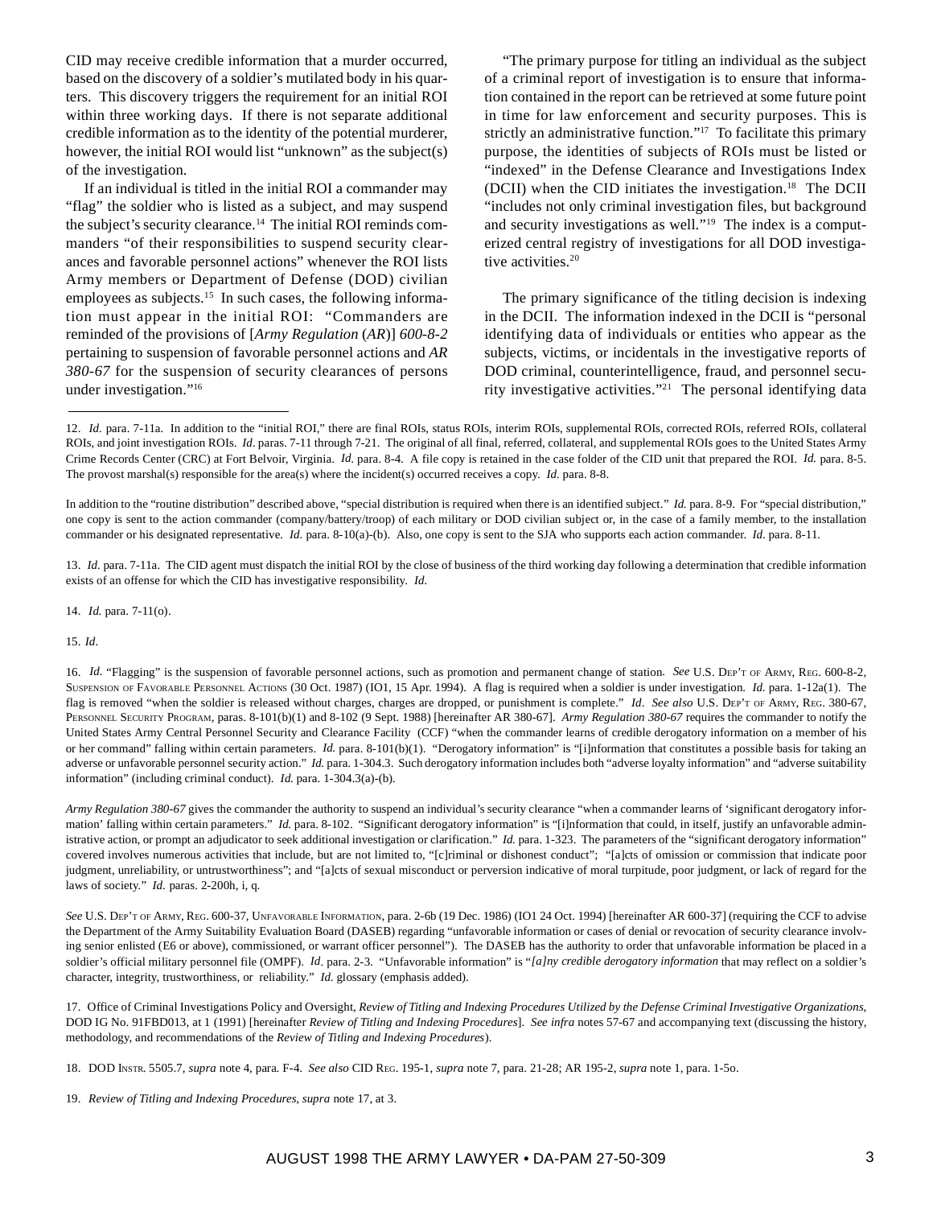CID may receive credible information that a murder occurred, based on the discovery of a soldier's mutilated body in his quarters. This discovery triggers the requirement for an initial ROI within three working days. If there is not separate additional credible information as to the identity of the potential murderer, however, the initial ROI would list "unknown" as the subject(s) of the investigation.

If an individual is titled in the initial ROI a commander may "flag" the soldier who is listed as a subject, and may suspend the subject's security clearance.[14] The initial ROI reminds commanders "of their responsibilities to suspend security clearances and favorable personnel actions" whenever the ROI lists Army members or Department of Defense (DOD) civilian employees as subjects.[15] In such cases, the following information must appear in the initial ROI: "Commanders are reminded of the provisions of [*Army Regulation* (*AR*)] *600-8-2* pertaining to suspension of favorable personnel actions and *AR 380-67* for the suspension of security clearances of persons under investigation."[16]

"The primary purpose for titling an individual as the subject of a criminal report of investigation is to ensure that information contained in the report can be retrieved at some future point in time for law enforcement and security purposes. This is strictly an administrative function."[17] To facilitate this primary purpose, the identities of subjects of ROIs must be listed or "indexed" in the Defense Clearance and Investigations Index (DCII) when the CID initiates the investigation.[18] The DCII "includes not only criminal investigation files, but background and security investigations as well."[19] The index is a computerized central registry of investigations for all DOD investigative activities.[20]

The primary significance of the titling decision is indexing in the DCII. The information indexed in the DCII is "personal identifying data of individuals or entities who appear as the subjects, victims, or incidentals in the investigative reports of DOD criminal, counterintelligence, fraud, and personnel security investigative activities."[21] The personal identifying data

---

12. *Id.* para. 7-11a. In addition to the "initial ROI," there are final ROIs, status ROIs, interim ROIs, supplemental ROIs, corrected ROIs, referred ROIs, collateral ROIs, and joint investigation ROIs. *Id*. paras. 7-11 through 7-21. The original of all final, referred, collateral, and supplemental ROIs goes to the United States Army Crime Records Center (CRC) at Fort Belvoir, Virginia. *Id.* para. 8-4. A file copy is retained in the case folder of the CID unit that prepared the ROI. *Id.* para. 8-5. The provost marshal(s) responsible for the area(s) where the incident(s) occurred receives a copy. *Id.* para. 8-8.

In addition to the "routine distribution" described above, "special distribution is required when there is an identified subject." *Id.* para. 8-9. For "special distribution," one copy is sent to the action commander (company/battery/troop) of each military or DOD civilian subject or, in the case of a family member, to the installation commander or his designated representative. *Id.* para. 8-10(a)-(b). Also, one copy is sent to the SJA who supports each action commander. *Id.* para. 8-11.

13. *Id.* para. 7-11a. The CID agent must dispatch the initial ROI by the close of business of the third working day following a determination that credible information exists of an offense for which the CID has investigative responsibility. *Id.*

14. *Id.* para. 7-11(o).

15. *Id*.

16. *Id.* "Flagging" is the suspension of favorable personnel actions, such as promotion and permanent change of station. *See* U.S. Dep't of Army, Reg. 600-8-2, Suspension of Favorable Personnel Actions (30 Oct. 1987) (IO1, 15 Apr. 1994). A flag is required when a soldier is under investigation. *Id.* para. 1-12a(1). The flag is removed "when the soldier is released without charges, charges are dropped, or punishment is complete." *Id*. *See also* U.S. Dep't of Army, Reg. 380-67, Personnel Security Program, paras. 8-101(b)(1) and 8-102 (9 Sept. 1988) [hereinafter AR 380-67]. *Army Regulation 380-67* requires the commander to notify the United States Army Central Personnel Security and Clearance Facility (CCF) "when the commander learns of credible derogatory information on a member of his or her command" falling within certain parameters. *Id.* para. 8-101(b)(1). "Derogatory information" is "[i]nformation that constitutes a possible basis for taking an adverse or unfavorable personnel security action." *Id.* para. 1-304.3. Such derogatory information includes both "adverse loyalty information" and "adverse suitability information" (including criminal conduct). *Id.* para. 1-304.3(a)-(b).

*Army Regulation 380-67* gives the commander the authority to suspend an individual's security clearance "when a commander learns of 'significant derogatory information' falling within certain parameters." *Id.* para. 8-102. "Significant derogatory information" is "[i]nformation that could, in itself, justify an unfavorable administrative action, or prompt an adjudicator to seek additional investigation or clarification." *Id.* para. 1-323. The parameters of the "significant derogatory information" covered involves numerous activities that include, but are not limited to, "[c]riminal or dishonest conduct"; "[a]cts of omission or commission that indicate poor judgment, unreliability, or untrustworthiness"; and "[a]cts of sexual misconduct or perversion indicative of moral turpitude, poor judgment, or lack of regard for the laws of society." *Id.* paras. 2-200h, i, q.

*See* U.S. Dep't of Army, Reg. 600-37, Unfavorable Information, para. 2-6b (19 Dec. 1986) (IO1 24 Oct. 1994) [hereinafter AR 600-37] (requiring the CCF to advise the Department of the Army Suitability Evaluation Board (DASEB) regarding "unfavorable information or cases of denial or revocation of security clearance involving senior enlisted (E6 or above), commissioned, or warrant officer personnel"). The DASEB has the authority to order that unfavorable information be placed in a soldier's official military personnel file (OMPF). *Id*. para. 2-3. "Unfavorable information" is "*[a]ny credible derogatory information* that may reflect on a soldier's character, integrity, trustworthiness, or reliability." *Id.* glossary (emphasis added).

17. Office of Criminal Investigations Policy and Oversight, *Review of Titling and Indexing Procedures Utilized by the Defense Criminal Investigative Organizations*, DOD IG No. 91FBD013, at 1 (1991) [hereinafter *Review of Titling and Indexing Procedures*]. *See infra* notes 57-67 and accompanying text (discussing the history, methodology, and recommendations of the *Review of Titling and Indexing Procedures*).

18. DOD Instr. 5505.7, *supra* note 4, para. F-4. *See also* CID Reg. 195-1, *supra* note 7, para. 21-28; AR 195-2, *supra* note 1, para. 1-5o.

19. *Review of Titling and Indexing Procedures*, *supra* note 17, at 3.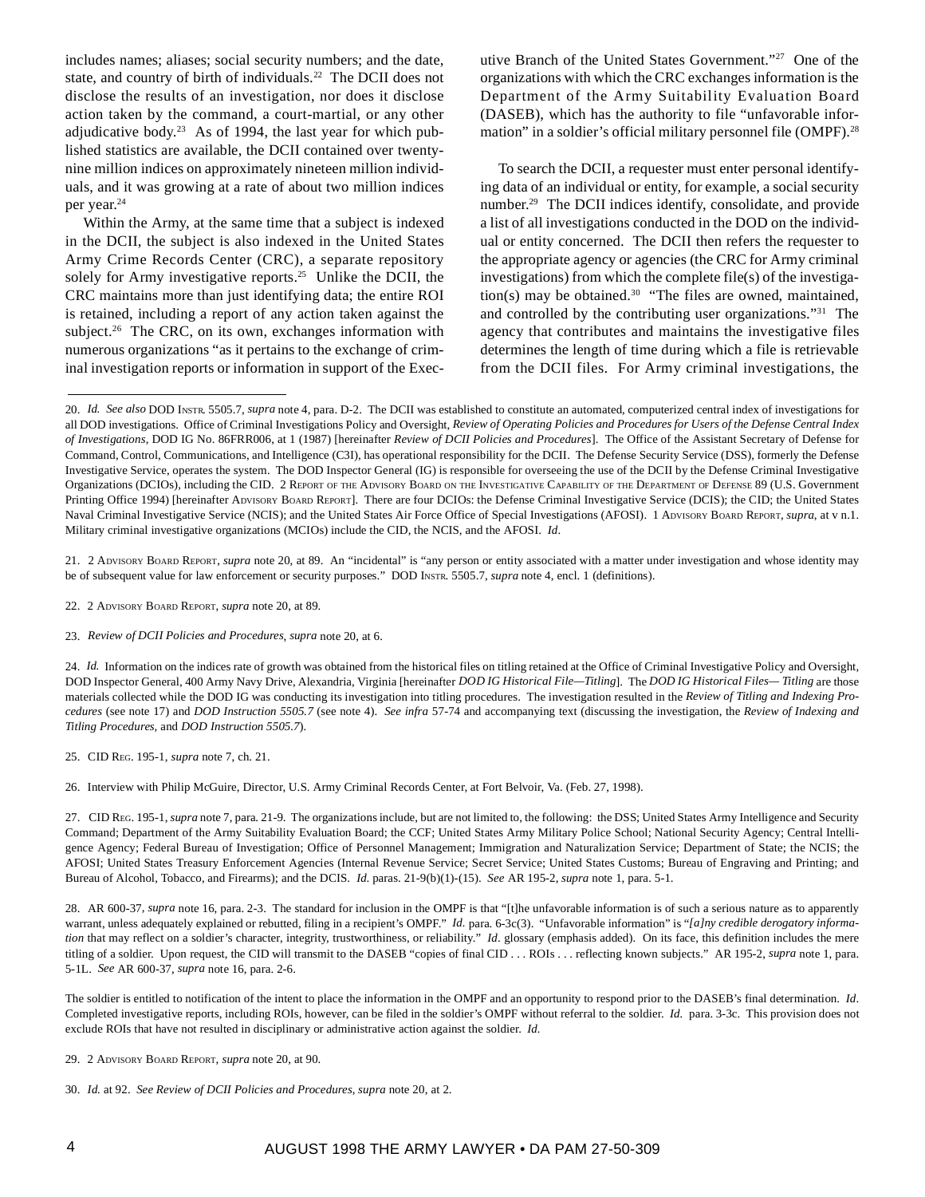includes names; aliases; social security numbers; and the date, state, and country of birth of individuals.[22] The DCII does not disclose the results of an investigation, nor does it disclose action taken by the command, a court-martial, or any other adjudicative body.[23] As of 1994, the last year for which published statistics are available, the DCII contained over twenty-nine million indices on approximately nineteen million individuals, and it was growing at a rate of about two million indices per year.[24]

Within the Army, at the same time that a subject is indexed in the DCII, the subject is also indexed in the United States Army Crime Records Center (CRC), a separate repository solely for Army investigative reports.[25] Unlike the DCII, the CRC maintains more than just identifying data; the entire ROI is retained, including a report of any action taken against the subject.[26] The CRC, on its own, exchanges information with numerous organizations "as it pertains to the exchange of criminal investigation reports or information in support of the Executive Branch of the United States Government."[27] One of the organizations with which the CRC exchanges information is the Department of the Army Suitability Evaluation Board (DASEB), which has the authority to file "unfavorable information" in a soldier's official military personnel file (OMPF).[28]

To search the DCII, a requester must enter personal identifying data of an individual or entity, for example, a social security number.[29] The DCII indices identify, consolidate, and provide a list of all investigations conducted in the DOD on the individual or entity concerned. The DCII then refers the requester to the appropriate agency or agencies (the CRC for Army criminal investigations) from which the complete file(s) of the investigation(s) may be obtained.[30] "The files are owned, maintained, and controlled by the contributing user organizations."[31] The agency that contributes and maintains the investigative files determines the length of time during which a file is retrievable from the DCII files. For Army criminal investigations, the

---

20. *Id. See also* DOD INSTR. 5505.7, *supra* note 4, para. D-2. The DCII was established to constitute an automated, computerized central index of investigations for all DOD investigations. Office of Criminal Investigations Policy and Oversight, *Review of Operating Policies and Procedures for Users of the Defense Central Index of Investigations*, DOD IG No. 86FRR006, at 1 (1987) [hereinafter *Review of DCII Policies and Procedures*]. The Office of the Assistant Secretary of Defense for Command, Control, Communications, and Intelligence (C3I), has operational responsibility for the DCII. The Defense Security Service (DSS), formerly the Defense Investigative Service, operates the system. The DOD Inspector General (IG) is responsible for overseeing the use of the DCII by the Defense Criminal Investigative Organizations (DCIOs), including the CID. 2 REPORT OF THE ADVISORY BOARD ON THE INVESTIGATIVE CAPABILITY OF THE DEPARTMENT OF DEFENSE 89 (U.S. Government Printing Office 1994) [hereinafter ADVISORY BOARD REPORT]. There are four DCIOs: the Defense Criminal Investigative Service (DCIS); the CID; the United States Naval Criminal Investigative Service (NCIS); and the United States Air Force Office of Special Investigations (AFOSI). 1 ADVISORY BOARD REPORT, *supra*, at v n.1. Military criminal investigative organizations (MCIOs) include the CID, the NCIS, and the AFOSI. *Id*.

21. 2 ADVISORY BOARD REPORT, *supra* note 20, at 89. An "incidental" is "any person or entity associated with a matter under investigation and whose identity may be of subsequent value for law enforcement or security purposes." DOD INSTR. 5505.7, *supra* note 4, encl. 1 (definitions).

22. 2 ADVISORY BOARD REPORT, *supra* note 20, at 89.

23. *Review of DCII Policies and Procedures*, *supra* note 20, at 6.

24. *Id.* Information on the indices rate of growth was obtained from the historical files on titling retained at the Office of Criminal Investigative Policy and Oversight, DOD Inspector General, 400 Army Navy Drive, Alexandria, Virginia [hereinafter *DOD IG Historical File—Titling*]. The *DOD IG Historical Files— Titling* are those materials collected while the DOD IG was conducting its investigation into titling procedures. The investigation resulted in the *Review of Titling and Indexing Procedures* (see note 17) and *DOD Instruction 5505.7* (see note 4). *See infra* 57-74 and accompanying text (discussing the investigation, the *Review of Indexing and Titling Procedures*, and *DOD Instruction 5505.7*).

25. CID REG. 195-1, *supra* note 7, ch. 21.

26. Interview with Philip McGuire, Director, U.S. Army Criminal Records Center, at Fort Belvoir, Va. (Feb. 27, 1998).

27. CID REG. 195-1, *supra* note 7, para. 21-9. The organizations include, but are not limited to, the following: the DSS; United States Army Intelligence and Security Command; Department of the Army Suitability Evaluation Board; the CCF; United States Army Military Police School; National Security Agency; Central Intelligence Agency; Federal Bureau of Investigation; Office of Personnel Management; Immigration and Naturalization Service; Department of State; the NCIS; the AFOSI; United States Treasury Enforcement Agencies (Internal Revenue Service; Secret Service; United States Customs; Bureau of Engraving and Printing; and Bureau of Alcohol, Tobacco, and Firearms); and the DCIS. *Id.* paras. 21-9(b)(1)-(15). *See* AR 195-2, *supra* note 1, para. 5-1.

28. AR 600-37, *supra* note 16, para. 2-3. The standard for inclusion in the OMPF is that "[t]he unfavorable information is of such a serious nature as to apparently warrant, unless adequately explained or rebutted, filing in a recipient's OMPF." *Id.* para. 6-3c(3). "Unfavorable information" is "*[a]ny credible derogatory information* that may reflect on a soldier's character, integrity, trustworthiness, or reliability." *Id*. glossary (emphasis added). On its face, this definition includes the mere titling of a soldier. Upon request, the CID will transmit to the DASEB "copies of final CID . . . ROIs . . . reflecting known subjects." AR 195-2, *supra* note 1, para. 5-1L. *See* AR 600-37, *supra* note 16, para. 2-6.

The soldier is entitled to notification of the intent to place the information in the OMPF and an opportunity to respond prior to the DASEB's final determination. *Id*. Completed investigative reports, including ROIs, however, can be filed in the soldier's OMPF without referral to the soldier. *Id.* para. 3-3c. This provision does not exclude ROIs that have not resulted in disciplinary or administrative action against the soldier. *Id.*

29. 2 ADVISORY BOARD REPORT, *supra* note 20, at 90.

30. *Id.* at 92. *See Review of DCII Policies and Procedures*, *supra* note 20, at 2.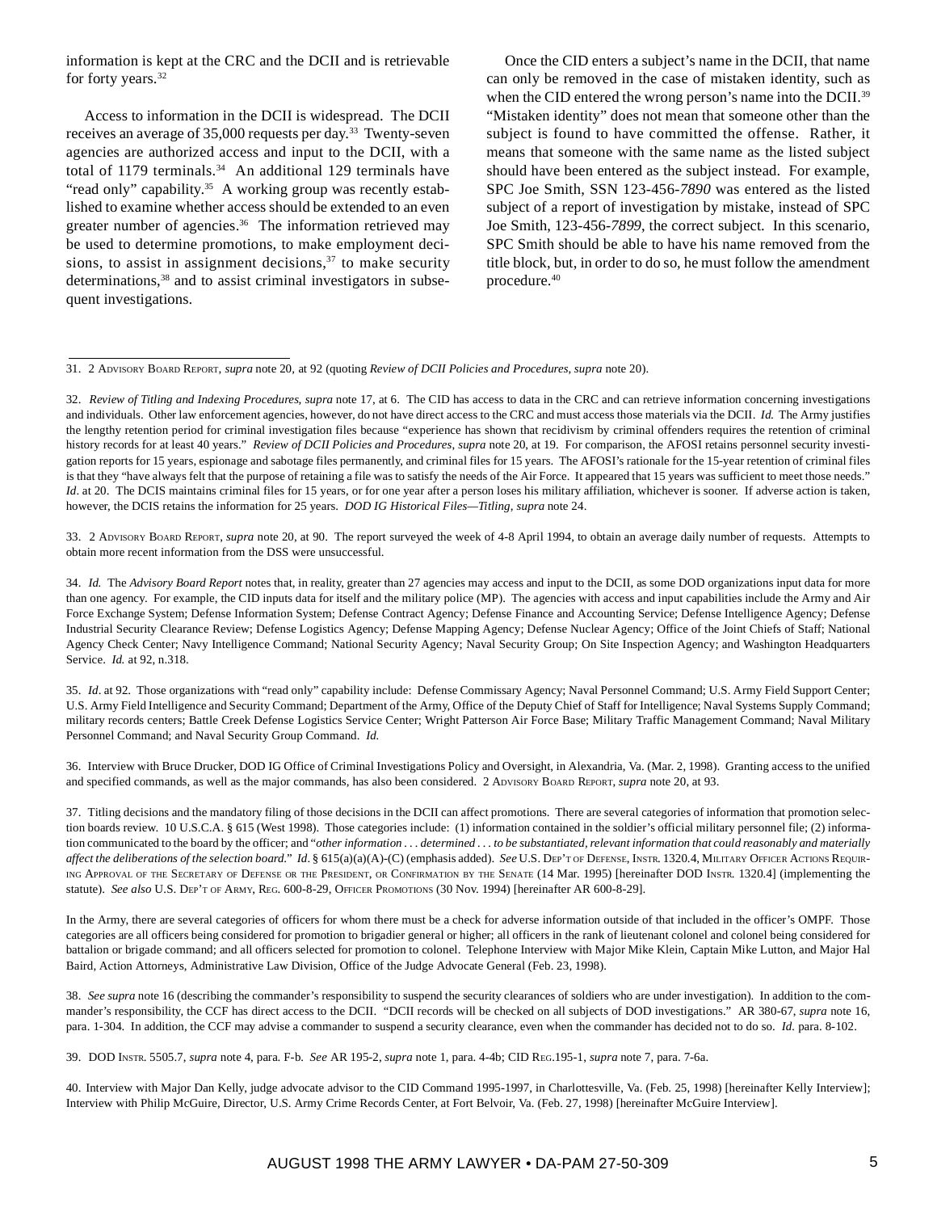information is kept at the CRC and the DCII and is retrievable for forty years.[32]

Access to information in the DCII is widespread. The DCII receives an average of 35,000 requests per day.[33] Twenty-seven agencies are authorized access and input to the DCII, with a total of 1179 terminals.[34] An additional 129 terminals have "read only" capability.[35] A working group was recently established to examine whether access should be extended to an even greater number of agencies.[36] The information retrieved may be used to determine promotions, to make employment decisions, to assist in assignment decisions,[37] to make security determinations,[38] and to assist criminal investigators in subsequent investigations.

Once the CID enters a subject's name in the DCII, that name can only be removed in the case of mistaken identity, such as when the CID entered the wrong person's name into the DCII.[39] "Mistaken identity" does not mean that someone other than the subject is found to have committed the offense. Rather, it means that someone with the same name as the listed subject should have been entered as the subject instead. For example, SPC Joe Smith, SSN 123-456-*7890* was entered as the listed subject of a report of investigation by mistake, instead of SPC Joe Smith, 123-456-*7899*, the correct subject. In this scenario, SPC Smith should be able to have his name removed from the title block, but, in order to do so, he must follow the amendment procedure.[40]

---

31. 2 Advisory Board Report, *supra* note 20, at 92 (quoting *Review of DCII Policies and Procedures*, *supra* note 20).

32. *Review of Titling and Indexing Procedures*, *supra* note 17, at 6. The CID has access to data in the CRC and can retrieve information concerning investigations and individuals. Other law enforcement agencies, however, do not have direct access to the CRC and must access those materials via the DCII. *Id.* The Army justifies the lengthy retention period for criminal investigation files because "experience has shown that recidivism by criminal offenders requires the retention of criminal history records for at least 40 years." *Review of DCII Policies and Procedures*, *supra* note 20, at 19. For comparison, the AFOSI retains personnel security investigation reports for 15 years, espionage and sabotage files permanently, and criminal files for 15 years. The AFOSI's rationale for the 15-year retention of criminal files is that they "have always felt that the purpose of retaining a file was to satisfy the needs of the Air Force. It appeared that 15 years was sufficient to meet those needs." *Id*. at 20. The DCIS maintains criminal files for 15 years, or for one year after a person loses his military affiliation, whichever is sooner. If adverse action is taken, however, the DCIS retains the information for 25 years. *DOD IG Historical Files—Titling*, *supra* note 24.

33. 2 Advisory Board Report, *supra* note 20, at 90. The report surveyed the week of 4-8 April 1994, to obtain an average daily number of requests. Attempts to obtain more recent information from the DSS were unsuccessful.

34. *Id.* The *Advisory Board Report* notes that, in reality, greater than 27 agencies may access and input to the DCII, as some DOD organizations input data for more than one agency. For example, the CID inputs data for itself and the military police (MP). The agencies with access and input capabilities include the Army and Air Force Exchange System; Defense Information System; Defense Contract Agency; Defense Finance and Accounting Service; Defense Intelligence Agency; Defense Industrial Security Clearance Review; Defense Logistics Agency; Defense Mapping Agency; Defense Nuclear Agency; Office of the Joint Chiefs of Staff; National Agency Check Center; Navy Intelligence Command; National Security Agency; Naval Security Group; On Site Inspection Agency; and Washington Headquarters Service. *Id.* at 92, n.318.

35. *Id*. at 92. Those organizations with "read only" capability include: Defense Commissary Agency; Naval Personnel Command; U.S. Army Field Support Center; U.S. Army Field Intelligence and Security Command; Department of the Army, Office of the Deputy Chief of Staff for Intelligence; Naval Systems Supply Command; military records centers; Battle Creek Defense Logistics Service Center; Wright Patterson Air Force Base; Military Traffic Management Command; Naval Military Personnel Command; and Naval Security Group Command. *Id.*

36. Interview with Bruce Drucker, DOD IG Office of Criminal Investigations Policy and Oversight, in Alexandria, Va. (Mar. 2, 1998). Granting access to the unified and specified commands, as well as the major commands, has also been considered. 2 Advisory Board Report, *supra* note 20, at 93.

37. Titling decisions and the mandatory filing of those decisions in the DCII can affect promotions. There are several categories of information that promotion selection boards review. 10 U.S.C.A. § 615 (West 1998). Those categories include: (1) information contained in the soldier's official military personnel file; (2) information communicated to the board by the officer; and "*other information . . . determined . . . to be substantiated, relevant information that could reasonably and materially affect the deliberations of the selection board.*" *Id*. § 615(a)(a)(A)-(C) (emphasis added). *See* U.S. Dep't of Defense, Instr. 1320.4, Military Officer Actions Requiring Approval of the Secretary of Defense or the President, or Confirmation by the Senate (14 Mar. 1995) [hereinafter DOD Instr. 1320.4] (implementing the statute). *See also* U.S. Dep't of Army, Reg. 600-8-29, Officer Promotions (30 Nov. 1994) [hereinafter AR 600-8-29].

In the Army, there are several categories of officers for whom there must be a check for adverse information outside of that included in the officer's OMPF. Those categories are all officers being considered for promotion to brigadier general or higher; all officers in the rank of lieutenant colonel and colonel being considered for battalion or brigade command; and all officers selected for promotion to colonel. Telephone Interview with Major Mike Klein, Captain Mike Lutton, and Major Hal Baird, Action Attorneys, Administrative Law Division, Office of the Judge Advocate General (Feb. 23, 1998).

38. *See supra* note 16 (describing the commander's responsibility to suspend the security clearances of soldiers who are under investigation). In addition to the commander's responsibility, the CCF has direct access to the DCII. "DCII records will be checked on all subjects of DOD investigations." AR 380-67, *supra* note 16, para. 1-304. In addition, the CCF may advise a commander to suspend a security clearance, even when the commander has decided not to do so. *Id.* para. 8-102.

39. DOD Instr. 5505.7, *supra* note 4, para. F-b. *See* AR 195-2, *supra* note 1, para. 4-4b; CID Reg.195-1, *supra* note 7, para. 7-6a.

40. Interview with Major Dan Kelly, judge advocate advisor to the CID Command 1995-1997, in Charlottesville, Va. (Feb. 25, 1998) [hereinafter Kelly Interview]; Interview with Philip McGuire, Director, U.S. Army Crime Records Center, at Fort Belvoir, Va. (Feb. 27, 1998) [hereinafter McGuire Interview].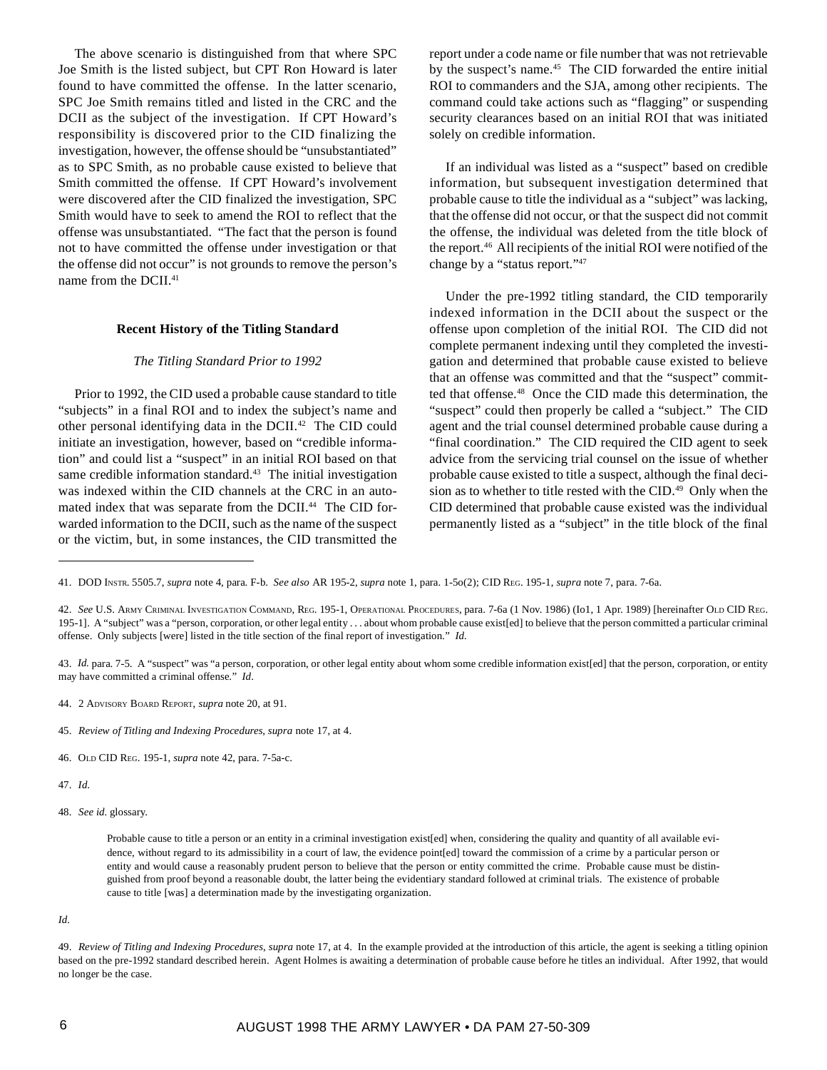The above scenario is distinguished from that where SPC Joe Smith is the listed subject, but CPT Ron Howard is later found to have committed the offense. In the latter scenario, SPC Joe Smith remains titled and listed in the CRC and the DCII as the subject of the investigation. If CPT Howard's responsibility is discovered prior to the CID finalizing the investigation, however, the offense should be "unsubstantiated" as to SPC Smith, as no probable cause existed to believe that Smith committed the offense. If CPT Howard's involvement were discovered after the CID finalized the investigation, SPC Smith would have to seek to amend the ROI to reflect that the offense was unsubstantiated. "The fact that the person is found not to have committed the offense under investigation or that the offense did not occur" is not grounds to remove the person's name from the DCII.[41]

### Recent History of the Titling Standard

#### *The Titling Standard Prior to 1992*

Prior to 1992, the CID used a probable cause standard to title "subjects" in a final ROI and to index the subject's name and other personal identifying data in the DCII.[42] The CID could initiate an investigation, however, based on "credible information" and could list a "suspect" in an initial ROI based on that same credible information standard.[43] The initial investigation was indexed within the CID channels at the CRC in an automated index that was separate from the DCII.[44] The CID forwarded information to the DCII, such as the name of the suspect or the victim, but, in some instances, the CID transmitted the report under a code name or file number that was not retrievable by the suspect's name.[45] The CID forwarded the entire initial ROI to commanders and the SJA, among other recipients. The command could take actions such as "flagging" or suspending security clearances based on an initial ROI that was initiated solely on credible information.

If an individual was listed as a "suspect" based on credible information, but subsequent investigation determined that probable cause to title the individual as a "subject" was lacking, that the offense did not occur, or that the suspect did not commit the offense, the individual was deleted from the title block of the report.[46] All recipients of the initial ROI were notified of the change by a "status report."[47]

Under the pre-1992 titling standard, the CID temporarily indexed information in the DCII about the suspect or the offense upon completion of the initial ROI. The CID did not complete permanent indexing until they completed the investigation and determined that probable cause existed to believe that an offense was committed and that the "suspect" committed that offense.[48] Once the CID made this determination, the "suspect" could then properly be called a "subject." The CID agent and the trial counsel determined probable cause during a "final coordination." The CID required the CID agent to seek advice from the servicing trial counsel on the issue of whether probable cause existed to title a suspect, although the final decision as to whether to title rested with the CID.[49] Only when the CID determined that probable cause existed was the individual permanently listed as a "subject" in the title block of the final

---

41. DOD INSTR. 5505.7, *supra* note 4, para. F-b. *See also* AR 195-2, *supra* note 1, para. 1-5o(2); CID REG. 195-1, *supra* note 7, para. 7-6a.

42. *See* U.S. ARMY CRIMINAL INVESTIGATION COMMAND, REG. 195-1, OPERATIONAL PROCEDURES, para. 7-6a (1 Nov. 1986) (Io1, 1 Apr. 1989) [hereinafter OLD CID REG. 195-1]. A "subject" was a "person, corporation, or other legal entity . . . about whom probable cause exist[ed] to believe that the person committed a particular criminal offense. Only subjects [were] listed in the title section of the final report of investigation." *Id.*

43. *Id.* para. 7-5. A "suspect" was "a person, corporation, or other legal entity about whom some credible information exist[ed] that the person, corporation, or entity may have committed a criminal offense." *Id.*

44. 2 ADVISORY BOARD REPORT, *supra* note 20, at 91.

45. *Review of Titling and Indexing Procedures*, *supra* note 17, at 4.

46. OLD CID REG. 195-1, *supra* note 42, para. 7-5a-c.

47. *Id.*

48. *See id.* glossary.

> Probable cause to title a person or an entity in a criminal investigation exist[ed] when, considering the quality and quantity of all available evidence, without regard to its admissibility in a court of law, the evidence point[ed] toward the commission of a crime by a particular person or entity and would cause a reasonably prudent person to believe that the person or entity committed the crime. Probable cause must be distinguished from proof beyond a reasonable doubt, the latter being the evidentiary standard followed at criminal trials. The existence of probable cause to title [was] a determination made by the investigating organization.

*Id.*

49. *Review of Titling and Indexing Procedures, supra* note 17, at 4. In the example provided at the introduction of this article, the agent is seeking a titling opinion based on the pre-1992 standard described herein. Agent Holmes is awaiting a determination of probable cause before he titles an individual. After 1992, that would no longer be the case.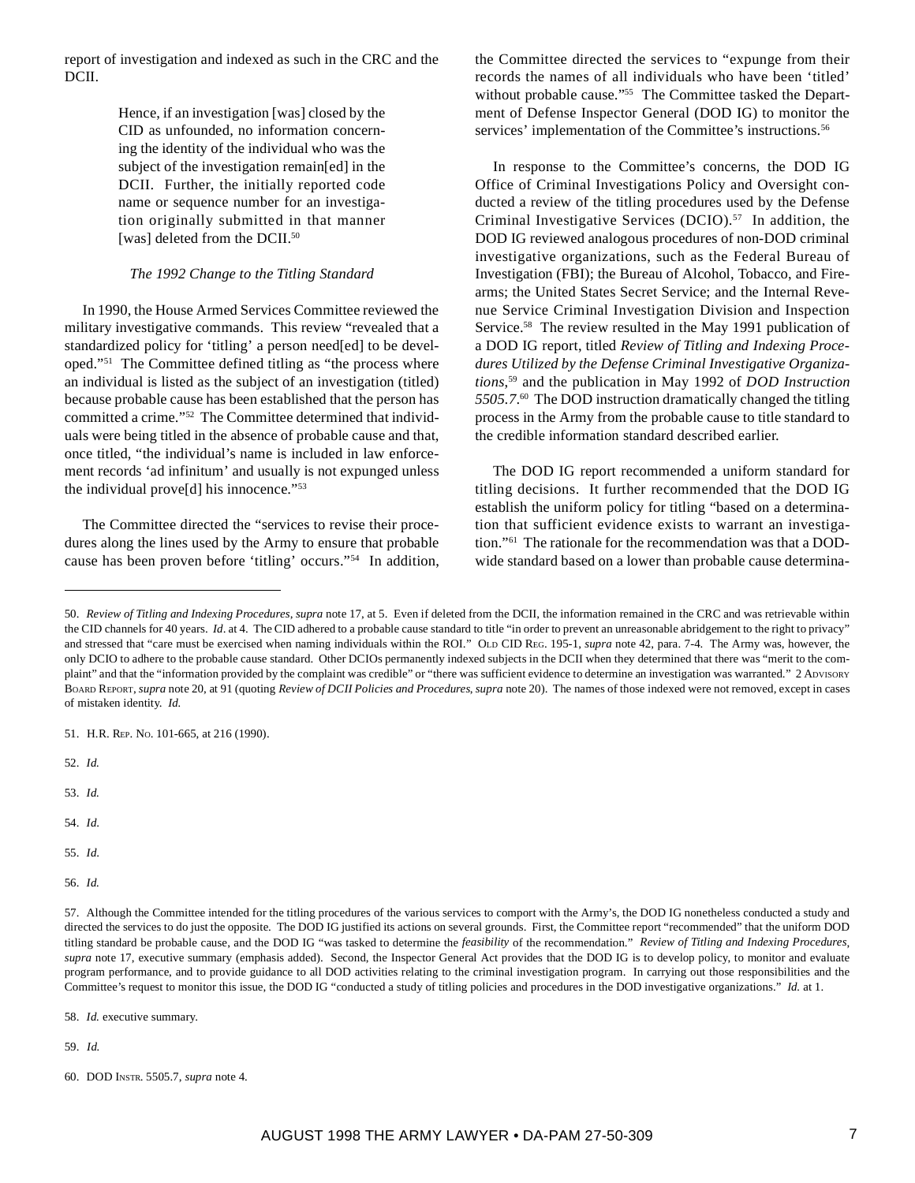report of investigation and indexed as such in the CRC and the DCII.

> Hence, if an investigation [was] closed by the CID as unfounded, no information concerning the identity of the individual who was the subject of the investigation remain[ed] in the DCII. Further, the initially reported code name or sequence number for an investigation originally submitted in that manner [was] deleted from the DCII.[50]

*The 1992 Change to the Titling Standard*

In 1990, the House Armed Services Committee reviewed the military investigative commands. This review "revealed that a standardized policy for 'titling' a person need[ed] to be developed."[51] The Committee defined titling as "the process where an individual is listed as the subject of an investigation (titled) because probable cause has been established that the person has committed a crime."[52] The Committee determined that individuals were being titled in the absence of probable cause and that, once titled, "the individual's name is included in law enforcement records 'ad infinitum' and usually is not expunged unless the individual prove[d] his innocence."[53]

The Committee directed the "services to revise their procedures along the lines used by the Army to ensure that probable cause has been proven before 'titling' occurs."[54] In addition, the Committee directed the services to "expunge from their records the names of all individuals who have been 'titled' without probable cause."[55] The Committee tasked the Department of Defense Inspector General (DOD IG) to monitor the services' implementation of the Committee's instructions.[56]

In response to the Committee's concerns, the DOD IG Office of Criminal Investigations Policy and Oversight conducted a review of the titling procedures used by the Defense Criminal Investigative Services (DCIO).[57] In addition, the DOD IG reviewed analogous procedures of non-DOD criminal investigative organizations, such as the Federal Bureau of Investigation (FBI); the Bureau of Alcohol, Tobacco, and Firearms; the United States Secret Service; and the Internal Revenue Service Criminal Investigation Division and Inspection Service.[58] The review resulted in the May 1991 publication of a DOD IG report, titled *Review of Titling and Indexing Procedures Utilized by the Defense Criminal Investigative Organizations*,[59] and the publication in May 1992 of *DOD Instruction 5505.7*.[60] The DOD instruction dramatically changed the titling process in the Army from the probable cause to title standard to the credible information standard described earlier.

The DOD IG report recommended a uniform standard for titling decisions. It further recommended that the DOD IG establish the uniform policy for titling "based on a determination that sufficient evidence exists to warrant an investigation."[61] The rationale for the recommendation was that a DOD-wide standard based on a lower than probable cause determina-

---

50. *Review of Titling and Indexing Procedures*, *supra* note 17, at 5. Even if deleted from the DCII, the information remained in the CRC and was retrievable within the CID channels for 40 years. *Id*. at 4. The CID adhered to a probable cause standard to title "in order to prevent an unreasonable abridgement to the right to privacy" and stressed that "care must be exercised when naming individuals within the ROI." OLD CID REG. 195-1, *supra* note 42, para. 7-4. The Army was, however, the only DCIO to adhere to the probable cause standard. Other DCIOs permanently indexed subjects in the DCII when they determined that there was "merit to the complaint" and that the "information provided by the complaint was credible" or "there was sufficient evidence to determine an investigation was warranted." 2 ADVISORY BOARD REPORT, *supra* note 20, at 91 (quoting *Review of DCII Policies and Procedures*, *supra* note 20). The names of those indexed were not removed, except in cases of mistaken identity. *Id.*

51. H.R. REP. NO. 101-665, at 216 (1990).

52. *Id.*

53. *Id.*

54. *Id.*

55. *Id.*

56. *Id.*

57. Although the Committee intended for the titling procedures of the various services to comport with the Army's, the DOD IG nonetheless conducted a study and directed the services to do just the opposite. The DOD IG justified its actions on several grounds. First, the Committee report "recommended" that the uniform DOD titling standard be probable cause, and the DOD IG "was tasked to determine the *feasibility* of the recommendation." *Review of Titling and Indexing Procedures*, *supra* note 17, executive summary (emphasis added). Second, the Inspector General Act provides that the DOD IG is to develop policy, to monitor and evaluate program performance, and to provide guidance to all DOD activities relating to the criminal investigation program. In carrying out those responsibilities and the Committee's request to monitor this issue, the DOD IG "conducted a study of titling policies and procedures in the DOD investigative organizations." *Id.* at 1.

58. *Id.* executive summary.

59. *Id.*

60. DOD INSTR. 5505.7, *supra* note 4.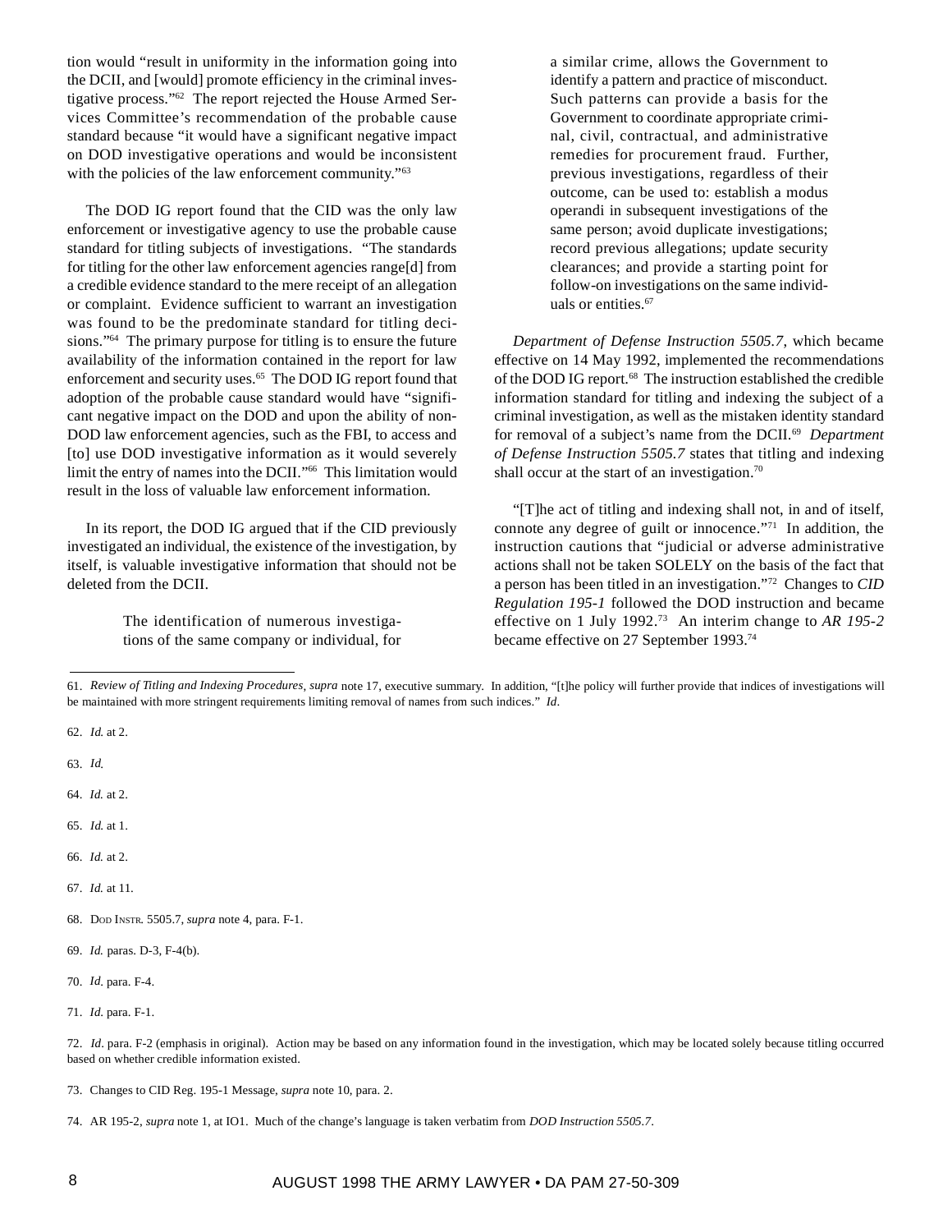tion would "result in uniformity in the information going into the DCII, and [would] promote efficiency in the criminal investigative process."[62] The report rejected the House Armed Services Committee's recommendation of the probable cause standard because "it would have a significant negative impact on DOD investigative operations and would be inconsistent with the policies of the law enforcement community."[63]

The DOD IG report found that the CID was the only law enforcement or investigative agency to use the probable cause standard for titling subjects of investigations. "The standards for titling for the other law enforcement agencies range[d] from a credible evidence standard to the mere receipt of an allegation or complaint. Evidence sufficient to warrant an investigation was found to be the predominate standard for titling decisions."[64] The primary purpose for titling is to ensure the future availability of the information contained in the report for law enforcement and security uses.[65] The DOD IG report found that adoption of the probable cause standard would have "significant negative impact on the DOD and upon the ability of non-DOD law enforcement agencies, such as the FBI, to access and [to] use DOD investigative information as it would severely limit the entry of names into the DCII."[66] This limitation would result in the loss of valuable law enforcement information.

In its report, the DOD IG argued that if the CID previously investigated an individual, the existence of the investigation, by itself, is valuable investigative information that should not be deleted from the DCII.

> The identification of numerous investigations of the same company or individual, for a similar crime, allows the Government to identify a pattern and practice of misconduct. Such patterns can provide a basis for the Government to coordinate appropriate criminal, civil, contractual, and administrative remedies for procurement fraud. Further, previous investigations, regardless of their outcome, can be used to: establish a modus operandi in subsequent investigations of the same person; avoid duplicate investigations; record previous allegations; update security clearances; and provide a starting point for follow-on investigations on the same individuals or entities.[67]

*Department of Defense Instruction 5505.7*, which became effective on 14 May 1992, implemented the recommendations of the DOD IG report.[68] The instruction established the credible information standard for titling and indexing the subject of a criminal investigation, as well as the mistaken identity standard for removal of a subject's name from the DCII.[69] *Department of Defense Instruction 5505.7* states that titling and indexing shall occur at the start of an investigation.[70]

"[T]he act of titling and indexing shall not, in and of itself, connote any degree of guilt or innocence."[71] In addition, the instruction cautions that "judicial or adverse administrative actions shall not be taken SOLELY on the basis of the fact that a person has been titled in an investigation."[72] Changes to *CID Regulation 195-1* followed the DOD instruction and became effective on 1 July 1992.[73] An interim change to *AR 195-2* became effective on 27 September 1993.[74]

---

61. *Review of Titling and Indexing Procedures*, *supra* note 17, executive summary. In addition, "[t]he policy will further provide that indices of investigations will be maintained with more stringent requirements limiting removal of names from such indices." *Id*.

62. *Id.* at 2.

63. *Id.*

64. *Id.* at 2.

65. *Id.* at 1.

66. *Id.* at 2.

67. *Id.* at 11.

68. DOD INSTR. 5505.7, *supra* note 4, para. F-1.

69. *Id.* paras. D-3, F-4(b).

70. *Id*. para. F-4.

71. *Id*. para. F-1.

72. *Id*. para. F-2 (emphasis in original). Action may be based on any information found in the investigation, which may be located solely because titling occurred based on whether credible information existed.

73. Changes to CID Reg. 195-1 Message, *supra* note 10, para. 2.

74. AR 195-2, *supra* note 1, at IO1. Much of the change's language is taken verbatim from *DOD Instruction 5505.7*.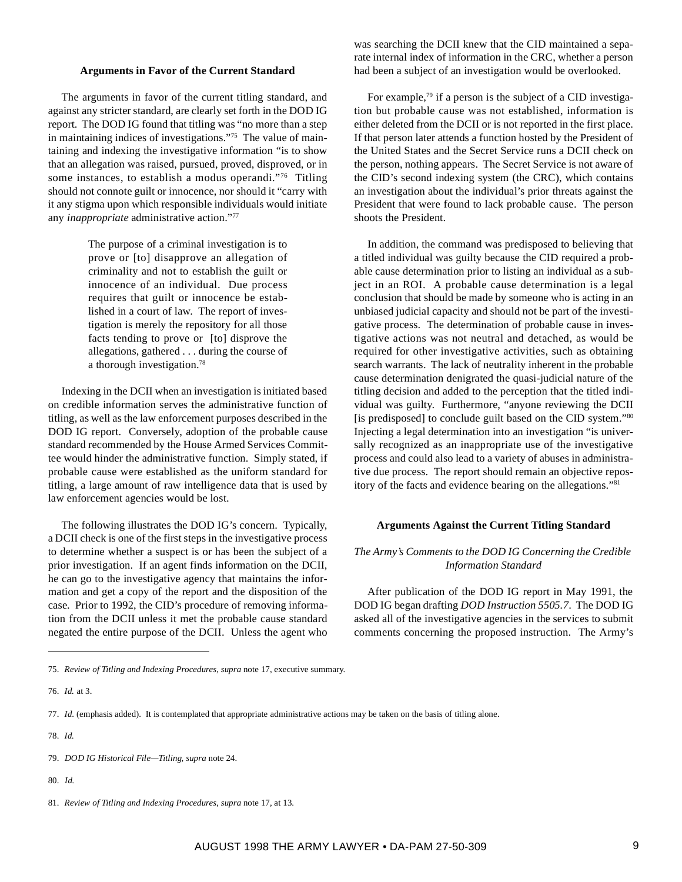### Arguments in Favor of the Current Standard

The arguments in favor of the current titling standard, and against any stricter standard, are clearly set forth in the DOD IG report. The DOD IG found that titling was "no more than a step in maintaining indices of investigations."[75] The value of maintaining and indexing the investigative information "is to show that an allegation was raised, pursued, proved, disproved, or in some instances, to establish a modus operandi."[76] Titling should not connote guilt or innocence, nor should it "carry with it any stigma upon which responsible individuals would initiate any *inappropriate* administrative action."[77]

> The purpose of a criminal investigation is to prove or [to] disapprove an allegation of criminality and not to establish the guilt or innocence of an individual. Due process requires that guilt or innocence be established in a court of law. The report of investigation is merely the repository for all those facts tending to prove or [to] disprove the allegations, gathered . . . during the course of a thorough investigation.[78]

Indexing in the DCII when an investigation is initiated based on credible information serves the administrative function of titling, as well as the law enforcement purposes described in the DOD IG report. Conversely, adoption of the probable cause standard recommended by the House Armed Services Committee would hinder the administrative function. Simply stated, if probable cause were established as the uniform standard for titling, a large amount of raw intelligence data that is used by law enforcement agencies would be lost.

The following illustrates the DOD IG's concern. Typically, a DCII check is one of the first steps in the investigative process to determine whether a suspect is or has been the subject of a prior investigation. If an agent finds information on the DCII, he can go to the investigative agency that maintains the information and get a copy of the report and the disposition of the case. Prior to 1992, the CID's procedure of removing information from the DCII unless it met the probable cause standard negated the entire purpose of the DCII. Unless the agent who was searching the DCII knew that the CID maintained a separate internal index of information in the CRC, whether a person had been a subject of an investigation would be overlooked.

For example,[79] if a person is the subject of a CID investigation but probable cause was not established, information is either deleted from the DCII or is not reported in the first place. If that person later attends a function hosted by the President of the United States and the Secret Service runs a DCII check on the person, nothing appears. The Secret Service is not aware of the CID's second indexing system (the CRC), which contains an investigation about the individual's prior threats against the President that were found to lack probable cause. The person shoots the President.

In addition, the command was predisposed to believing that a titled individual was guilty because the CID required a probable cause determination prior to listing an individual as a subject in an ROI. A probable cause determination is a legal conclusion that should be made by someone who is acting in an unbiased judicial capacity and should not be part of the investigative process. The determination of probable cause in investigative actions was not neutral and detached, as would be required for other investigative activities, such as obtaining search warrants. The lack of neutrality inherent in the probable cause determination denigrated the quasi-judicial nature of the titling decision and added to the perception that the titled individual was guilty. Furthermore, "anyone reviewing the DCII [is predisposed] to conclude guilt based on the CID system."[80] Injecting a legal determination into an investigation "is universally recognized as an inappropriate use of the investigative process and could also lead to a variety of abuses in administrative due process. The report should remain an objective repository of the facts and evidence bearing on the allegations."[81]

### Arguments Against the Current Titling Standard

#### *The Army's Comments to the DOD IG Concerning the Credible Information Standard*

After publication of the DOD IG report in May 1991, the DOD IG began drafting *DOD Instruction 5505.7*. The DOD IG asked all of the investigative agencies in the services to submit comments concerning the proposed instruction. The Army's

---

75. *Review of Titling and Indexing Procedures*, *supra* note 17, executive summary.

76. *Id.* at 3.

77. *Id.* (emphasis added). It is contemplated that appropriate administrative actions may be taken on the basis of titling alone.

78. *Id.*

79. *DOD IG Historical File—Titling*, *supra* note 24.

80. *Id.*

81. *Review of Titling and Indexing Procedures*, *supra* note 17, at 13.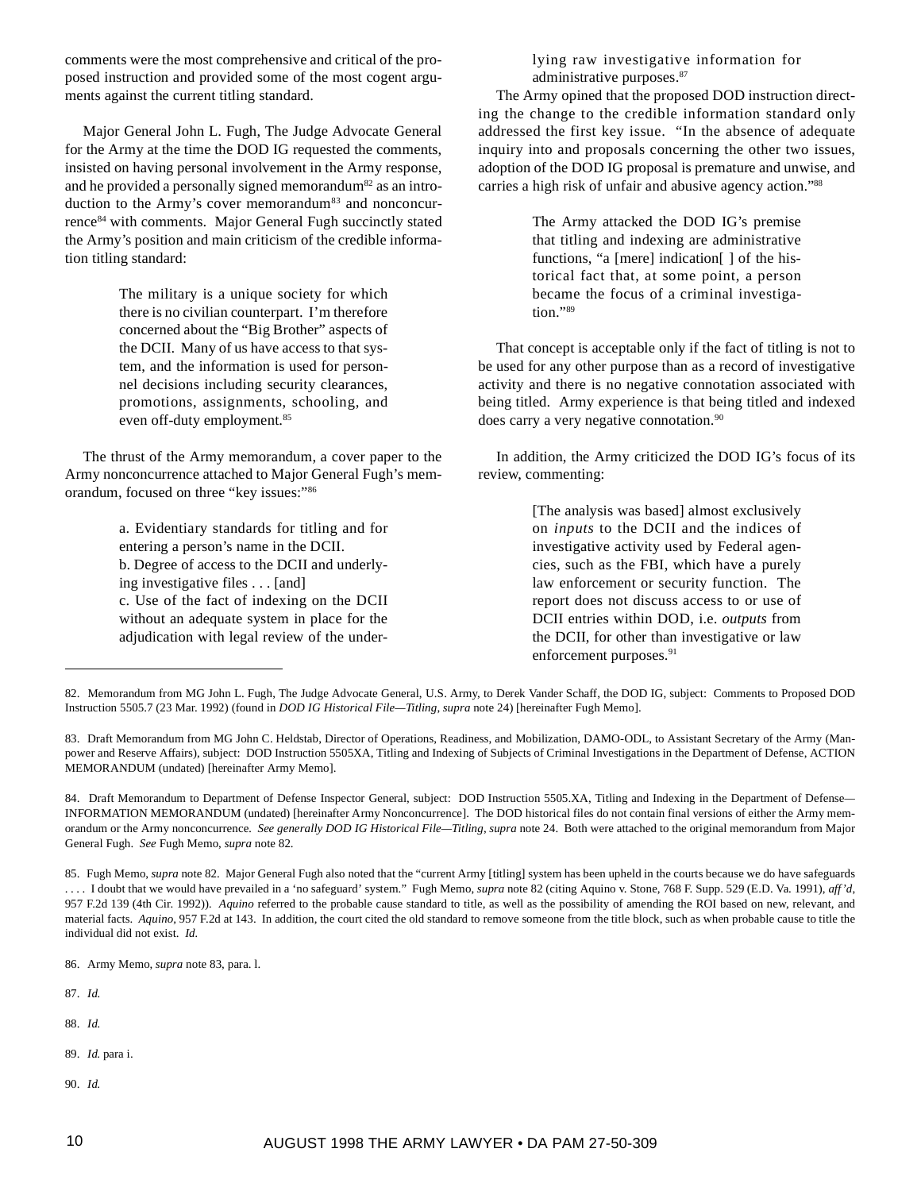comments were the most comprehensive and critical of the proposed instruction and provided some of the most cogent arguments against the current titling standard.

Major General John L. Fugh, The Judge Advocate General for the Army at the time the DOD IG requested the comments, insisted on having personal involvement in the Army response, and he provided a personally signed memorandum[82] as an introduction to the Army's cover memorandum[83] and nonconcurrence[84] with comments. Major General Fugh succinctly stated the Army's position and main criticism of the credible information titling standard:

> The military is a unique society for which there is no civilian counterpart. I'm therefore concerned about the "Big Brother" aspects of the DCII. Many of us have access to that system, and the information is used for personnel decisions including security clearances, promotions, assignments, schooling, and even off-duty employment.[85]

The thrust of the Army memorandum, a cover paper to the Army nonconcurrence attached to Major General Fugh's memorandum, focused on three "key issues:"[86]

> a. Evidentiary standards for titling and for entering a person's name in the DCII.
> b. Degree of access to the DCII and underlying investigative files . . . [and]
> c. Use of the fact of indexing on the DCII without an adequate system in place for the adjudication with legal review of the underlying raw investigative information for administrative purposes.[87]

The Army opined that the proposed DOD instruction directing the change to the credible information standard only addressed the first key issue. "In the absence of adequate inquiry into and proposals concerning the other two issues, adoption of the DOD IG proposal is premature and unwise, and carries a high risk of unfair and abusive agency action."[88]

> The Army attacked the DOD IG's premise that titling and indexing are administrative functions, "a [mere] indication[ ] of the historical fact that, at some point, a person became the focus of a criminal investigation."[89]

That concept is acceptable only if the fact of titling is not to be used for any other purpose than as a record of investigative activity and there is no negative connotation associated with being titled. Army experience is that being titled and indexed does carry a very negative connotation.[90]

In addition, the Army criticized the DOD IG's focus of its review, commenting:

> [The analysis was based] almost exclusively on *inputs* to the DCII and the indices of investigative activity used by Federal agencies, such as the FBI, which have a purely law enforcement or security function. The report does not discuss access to or use of DCII entries within DOD, i.e. *outputs* from the DCII, for other than investigative or law enforcement purposes.[91]

---

82. Memorandum from MG John L. Fugh, The Judge Advocate General, U.S. Army, to Derek Vander Schaff, the DOD IG, subject: Comments to Proposed DOD Instruction 5505.7 (23 Mar. 1992) (found in *DOD IG Historical File—Titling*, *supra* note 24) [hereinafter Fugh Memo].

83. Draft Memorandum from MG John C. Heldstab, Director of Operations, Readiness, and Mobilization, DAMO-ODL, to Assistant Secretary of the Army (Manpower and Reserve Affairs), subject: DOD Instruction 5505XA, Titling and Indexing of Subjects of Criminal Investigations in the Department of Defense, ACTION MEMORANDUM (undated) [hereinafter Army Memo].

84. Draft Memorandum to Department of Defense Inspector General, subject: DOD Instruction 5505.XA, Titling and Indexing in the Department of Defense—INFORMATION MEMORANDUM (undated) [hereinafter Army Nonconcurrence]. The DOD historical files do not contain final versions of either the Army memorandum or the Army nonconcurrence. *See generally DOD IG Historical File—Titling*, *supra* note 24. Both were attached to the original memorandum from Major General Fugh. *See* Fugh Memo, *supra* note 82.

85. Fugh Memo, *supra* note 82. Major General Fugh also noted that the "current Army [titling] system has been upheld in the courts because we do have safeguards . . . . I doubt that we would have prevailed in a 'no safeguard' system." Fugh Memo, *supra* note 82 (citing Aquino v. Stone, 768 F. Supp. 529 (E.D. Va. 1991), *aff'd*, 957 F.2d 139 (4th Cir. 1992)). *Aquino* referred to the probable cause standard to title, as well as the possibility of amending the ROI based on new, relevant, and material facts. *Aquino*, 957 F.2d at 143. In addition, the court cited the old standard to remove someone from the title block, such as when probable cause to title the individual did not exist. *Id.*

86. Army Memo, *supra* note 83, para. l.

87. *Id.*

88. *Id.*

89. *Id.* para i.

90. *Id.*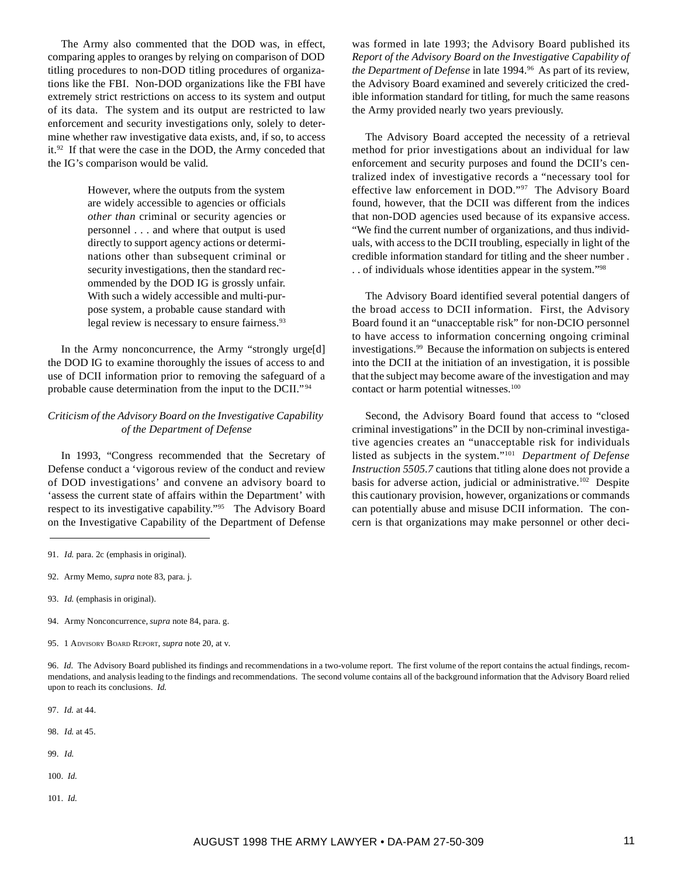The Army also commented that the DOD was, in effect, comparing apples to oranges by relying on comparison of DOD titling procedures to non-DOD titling procedures of organizations like the FBI. Non-DOD organizations like the FBI have extremely strict restrictions on access to its system and output of its data. The system and its output are restricted to law enforcement and security investigations only, solely to determine whether raw investigative data exists, and, if so, to access it.[92] If that were the case in the DOD, the Army conceded that the IG's comparison would be valid.

> However, where the outputs from the system are widely accessible to agencies or officials *other than* criminal or security agencies or personnel . . . and where that output is used directly to support agency actions or determinations other than subsequent criminal or security investigations, then the standard recommended by the DOD IG is grossly unfair. With such a widely accessible and multi-purpose system, a probable cause standard with legal review is necessary to ensure fairness.[93]

In the Army nonconcurrence, the Army "strongly urge[d] the DOD IG to examine thoroughly the issues of access to and use of DCII information prior to removing the safeguard of a probable cause determination from the input to the DCII."[94]

*Criticism of the Advisory Board on the Investigative Capability of the Department of Defense*

In 1993, "Congress recommended that the Secretary of Defense conduct a 'vigorous review of the conduct and review of DOD investigations' and convene an advisory board to 'assess the current state of affairs within the Department' with respect to its investigative capability."[95] The Advisory Board on the Investigative Capability of the Department of Defense was formed in late 1993; the Advisory Board published its *Report of the Advisory Board on the Investigative Capability of the Department of Defense* in late 1994.[96] As part of its review, the Advisory Board examined and severely criticized the credible information standard for titling, for much the same reasons the Army provided nearly two years previously.

The Advisory Board accepted the necessity of a retrieval method for prior investigations about an individual for law enforcement and security purposes and found the DCII's centralized index of investigative records a "necessary tool for effective law enforcement in DOD."[97] The Advisory Board found, however, that the DCII was different from the indices that non-DOD agencies used because of its expansive access. "We find the current number of organizations, and thus individuals, with access to the DCII troubling, especially in light of the credible information standard for titling and the sheer number . . . of individuals whose identities appear in the system."[98]

The Advisory Board identified several potential dangers of the broad access to DCII information. First, the Advisory Board found it an "unacceptable risk" for non-DCIO personnel to have access to information concerning ongoing criminal investigations.[99] Because the information on subjects is entered into the DCII at the initiation of an investigation, it is possible that the subject may become aware of the investigation and may contact or harm potential witnesses.[100]

Second, the Advisory Board found that access to "closed criminal investigations" in the DCII by non-criminal investigative agencies creates an "unacceptable risk for individuals listed as subjects in the system."[101] *Department of Defense Instruction 5505.7* cautions that titling alone does not provide a basis for adverse action, judicial or administrative.[102] Despite this cautionary provision, however, organizations or commands can potentially abuse and misuse DCII information. The concern is that organizations may make personnel or other deci-

---

91. *Id.* para. 2c (emphasis in original).

92. Army Memo, *supra* note 83, para. j.

93. *Id.* (emphasis in original).

94. Army Nonconcurrence, *supra* note 84, para. g.

95. 1 Advisory Board Report, *supra* note 20, at v.

96. *Id*. The Advisory Board published its findings and recommendations in a two-volume report. The first volume of the report contains the actual findings, recommendations, and analysis leading to the findings and recommendations. The second volume contains all of the background information that the Advisory Board relied upon to reach its conclusions. *Id.*

97. *Id.* at 44.

98. *Id.* at 45.

99. *Id.*

100. *Id.*

101. *Id.*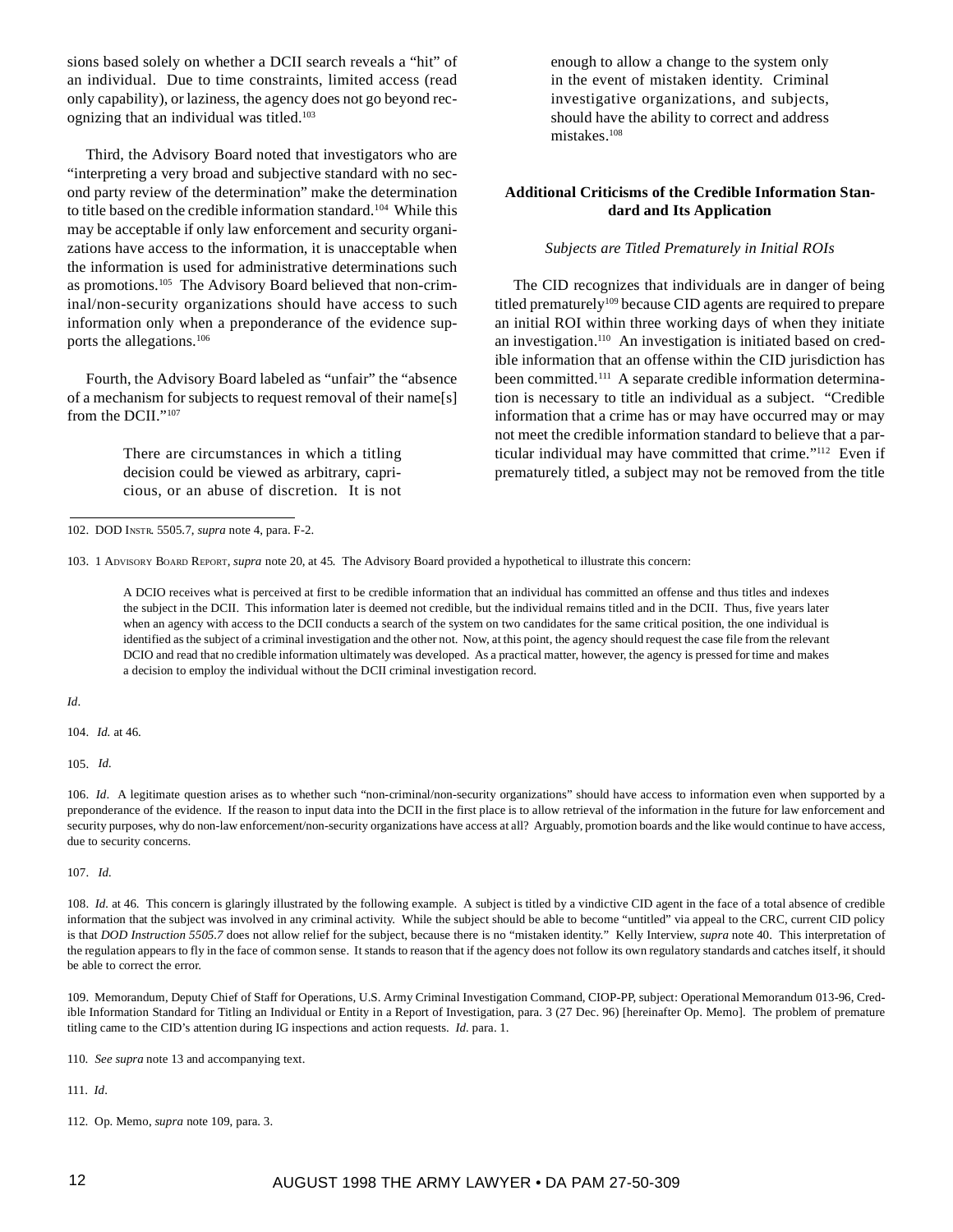sions based solely on whether a DCII search reveals a "hit" of an individual. Due to time constraints, limited access (read only capability), or laziness, the agency does not go beyond recognizing that an individual was titled.[103]

Third, the Advisory Board noted that investigators who are "interpreting a very broad and subjective standard with no second party review of the determination" make the determination to title based on the credible information standard.[104] While this may be acceptable if only law enforcement and security organizations have access to the information, it is unacceptable when the information is used for administrative determinations such as promotions.[105] The Advisory Board believed that non-criminal/non-security organizations should have access to such information only when a preponderance of the evidence supports the allegations.[106]

Fourth, the Advisory Board labeled as "unfair" the "absence of a mechanism for subjects to request removal of their name[s] from the DCII."[107]

> There are circumstances in which a titling decision could be viewed as arbitrary, capricious, or an abuse of discretion. It is not enough to allow a change to the system only in the event of mistaken identity. Criminal investigative organizations, and subjects, should have the ability to correct and address mistakes.[108]

**Additional Criticisms of the Credible Information Standard and Its Application**

*Subjects are Titled Prematurely in Initial ROIs*

The CID recognizes that individuals are in danger of being titled prematurely[109] because CID agents are required to prepare an initial ROI within three working days of when they initiate an investigation.[110] An investigation is initiated based on credible information that an offense within the CID jurisdiction has been committed.[111] A separate credible information determination is necessary to title an individual as a subject. "Credible information that a crime has or may have occurred may or may not meet the credible information standard to believe that a particular individual may have committed that crime."[112] Even if prematurely titled, a subject may not be removed from the title

---

102. DOD INSTR. 5505.7, *supra* note 4, para. F-2.

103. 1 ADVISORY BOARD REPORT, *supra* note 20, at 45. The Advisory Board provided a hypothetical to illustrate this concern:

> A DCIO receives what is perceived at first to be credible information that an individual has committed an offense and thus titles and indexes the subject in the DCII. This information later is deemed not credible, but the individual remains titled and in the DCII. Thus, five years later when an agency with access to the DCII conducts a search of the system on two candidates for the same critical position, the one individual is identified as the subject of a criminal investigation and the other not. Now, at this point, the agency should request the case file from the relevant DCIO and read that no credible information ultimately was developed. As a practical matter, however, the agency is pressed for time and makes a decision to employ the individual without the DCII criminal investigation record.

*Id*.

104. *Id.* at 46.

105. *Id*.

106. *Id*. A legitimate question arises as to whether such "non-criminal/non-security organizations" should have access to information even when supported by a preponderance of the evidence. If the reason to input data into the DCII in the first place is to allow retrieval of the information in the future for law enforcement and security purposes, why do non-law enforcement/non-security organizations have access at all? Arguably, promotion boards and the like would continue to have access, due to security concerns.

107. *Id*.

108. *Id.* at 46. This concern is glaringly illustrated by the following example. A subject is titled by a vindictive CID agent in the face of a total absence of credible information that the subject was involved in any criminal activity. While the subject should be able to become "untitled" via appeal to the CRC, current CID policy is that *DOD Instruction 5505.7* does not allow relief for the subject, because there is no "mistaken identity." Kelly Interview, *supra* note 40. This interpretation of the regulation appears to fly in the face of common sense. It stands to reason that if the agency does not follow its own regulatory standards and catches itself, it should be able to correct the error.

109. Memorandum, Deputy Chief of Staff for Operations, U.S. Army Criminal Investigation Command, CIOP-PP, subject: Operational Memorandum 013-96, Credible Information Standard for Titling an Individual or Entity in a Report of Investigation, para. 3 (27 Dec. 96) [hereinafter Op. Memo]. The problem of premature titling came to the CID's attention during IG inspections and action requests. *Id.* para. 1.

110. *See supra* note 13 and accompanying text.

111. *Id*.

112. Op. Memo, *supra* note 109, para. 3.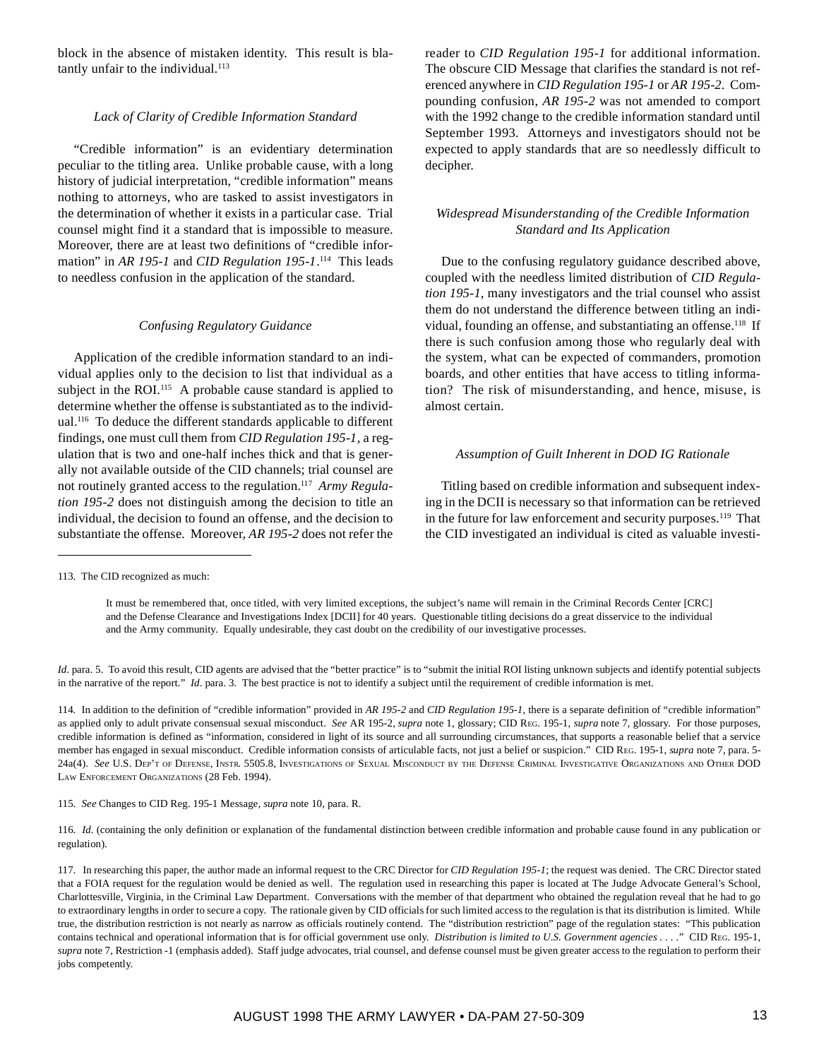block in the absence of mistaken identity. This result is blatantly unfair to the individual.[113]

*Lack of Clarity of Credible Information Standard*

"Credible information" is an evidentiary determination peculiar to the titling area. Unlike probable cause, with a long history of judicial interpretation, "credible information" means nothing to attorneys, who are tasked to assist investigators in the determination of whether it exists in a particular case. Trial counsel might find it a standard that is impossible to measure. Moreover, there are at least two definitions of "credible information" in *AR 195-1* and *CID Regulation 195-1*.[114] This leads to needless confusion in the application of the standard.

*Confusing Regulatory Guidance*

Application of the credible information standard to an individual applies only to the decision to list that individual as a subject in the ROI.[115] A probable cause standard is applied to determine whether the offense is substantiated as to the individual.[116] To deduce the different standards applicable to different findings, one must cull them from *CID Regulation 195-1*, a regulation that is two and one-half inches thick and that is generally not available outside of the CID channels; trial counsel are not routinely granted access to the regulation.[117] *Army Regulation 195-2* does not distinguish among the decision to title an individual, the decision to found an offense, and the decision to substantiate the offense. Moreover, *AR 195-2* does not refer the reader to *CID Regulation 195-1* for additional information. The obscure CID Message that clarifies the standard is not referenced anywhere in *CID Regulation 195-1* or *AR 195-2*. Compounding confusion, *AR 195-2* was not amended to comport with the 1992 change to the credible information standard until September 1993. Attorneys and investigators should not be expected to apply standards that are so needlessly difficult to decipher.

*Widespread Misunderstanding of the Credible Information Standard and Its Application*

Due to the confusing regulatory guidance described above, coupled with the needless limited distribution of *CID Regulation 195-1*, many investigators and the trial counsel who assist them do not understand the difference between titling an individual, founding an offense, and substantiating an offense.[118] If there is such confusion among those who regularly deal with the system, what can be expected of commanders, promotion boards, and other entities that have access to titling information? The risk of misunderstanding, and hence, misuse, is almost certain.

*Assumption of Guilt Inherent in DOD IG Rationale*

Titling based on credible information and subsequent indexing in the DCII is necessary so that information can be retrieved in the future for law enforcement and security purposes.[119] That the CID investigated an individual is cited as valuable investi-

---

113. The CID recognized as much:

> It must be remembered that, once titled, with very limited exceptions, the subject's name will remain in the Criminal Records Center [CRC] and the Defense Clearance and Investigations Index [DCII] for 40 years. Questionable titling decisions do a great disservice to the individual and the Army community. Equally undesirable, they cast doubt on the credibility of our investigative processes.

*Id*. para. 5. To avoid this result, CID agents are advised that the "better practice" is to "submit the initial ROI listing unknown subjects and identify potential subjects in the narrative of the report." *Id*. para. 3. The best practice is not to identify a subject until the requirement of credible information is met.

114. In addition to the definition of "credible information" provided in *AR 195-2* and *CID Regulation 195-1*, there is a separate definition of "credible information" as applied only to adult private consensual sexual misconduct. *See* AR 195-2, *supra* note 1, glossary; CID Reg. 195-1, *supra* note 7, glossary. For those purposes, credible information is defined as "information, considered in light of its source and all surrounding circumstances, that supports a reasonable belief that a service member has engaged in sexual misconduct. Credible information consists of articulable facts, not just a belief or suspicion." CID Reg. 195-1, *supra* note 7, para. 5-24a(4). *See* U.S. Dep't of Defense, Instr. 5505.8, Investigations of Sexual Misconduct by the Defense Criminal Investigative Organizations and Other DOD Law Enforcement Organizations (28 Feb. 1994).

115. *See* Changes to CID Reg. 195-1 Message, *supra* note 10, para. R.

116. *Id*. (containing the only definition or explanation of the fundamental distinction between credible information and probable cause found in any publication or regulation).

117. In researching this paper, the author made an informal request to the CRC Director for *CID Regulation 195-1*; the request was denied. The CRC Director stated that a FOIA request for the regulation would be denied as well. The regulation used in researching this paper is located at The Judge Advocate General's School, Charlottesville, Virginia, in the Criminal Law Department. Conversations with the member of that department who obtained the regulation reveal that he had to go to extraordinary lengths in order to secure a copy. The rationale given by CID officials for such limited access to the regulation is that its distribution is limited. While true, the distribution restriction is not nearly as narrow as officials routinely contend. The "distribution restriction" page of the regulation states: "This publication contains technical and operational information that is for official government use only. *Distribution is limited to U.S. Government agencies* . . . ." CID Reg. 195-1, *supra* note 7, Restriction -1 (emphasis added). Staff judge advocates, trial counsel, and defense counsel must be given greater access to the regulation to perform their jobs competently.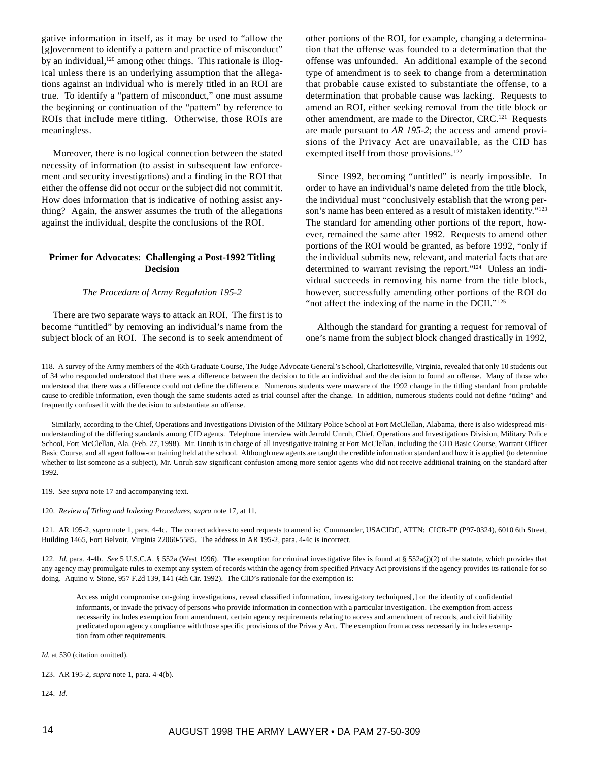gative information in itself, as it may be used to "allow the [g]overnment to identify a pattern and practice of misconduct" by an individual,[120] among other things. This rationale is illogical unless there is an underlying assumption that the allegations against an individual who is merely titled in an ROI are true. To identify a "pattern of misconduct," one must assume the beginning or continuation of the "pattern" by reference to ROIs that include mere titling. Otherwise, those ROIs are meaningless.

Moreover, there is no logical connection between the stated necessity of information (to assist in subsequent law enforcement and security investigations) and a finding in the ROI that either the offense did not occur or the subject did not commit it. How does information that is indicative of nothing assist anything? Again, the answer assumes the truth of the allegations against the individual, despite the conclusions of the ROI.

**Primer for Advocates: Challenging a Post-1992 Titling Decision**

*The Procedure of Army Regulation 195-2*

There are two separate ways to attack an ROI. The first is to become "untitled" by removing an individual's name from the subject block of an ROI. The second is to seek amendment of other portions of the ROI, for example, changing a determination that the offense was founded to a determination that the offense was unfounded. An additional example of the second type of amendment is to seek to change from a determination that probable cause existed to substantiate the offense, to a determination that probable cause was lacking. Requests to amend an ROI, either seeking removal from the title block or other amendment, are made to the Director, CRC.[121] Requests are made pursuant to *AR 195-2*; the access and amend provisions of the Privacy Act are unavailable, as the CID has exempted itself from those provisions.[122]

Since 1992, becoming "untitled" is nearly impossible. In order to have an individual's name deleted from the title block, the individual must "conclusively establish that the wrong person's name has been entered as a result of mistaken identity."[123] The standard for amending other portions of the report, however, remained the same after 1992. Requests to amend other portions of the ROI would be granted, as before 1992, "only if the individual submits new, relevant, and material facts that are determined to warrant revising the report."[124] Unless an individual succeeds in removing his name from the title block, however, successfully amending other portions of the ROI do "not affect the indexing of the name in the DCII."[125]

Although the standard for granting a request for removal of one's name from the subject block changed drastically in 1992,

---

118. A survey of the Army members of the 46th Graduate Course, The Judge Advocate General's School, Charlottesville, Virginia, revealed that only 10 students out of 34 who responded understood that there was a difference between the decision to title an individual and the decision to found an offense. Many of those who understood that there was a difference could not define the difference. Numerous students were unaware of the 1992 change in the titling standard from probable cause to credible information, even though the same students acted as trial counsel after the change. In addition, numerous students could not define "titling" and frequently confused it with the decision to substantiate an offense.

Similarly, according to the Chief, Operations and Investigations Division of the Military Police School at Fort McClellan, Alabama, there is also widespread misunderstanding of the differing standards among CID agents. Telephone interview with Jerrold Unruh, Chief, Operations and Investigations Division, Military Police School, Fort McClellan, Ala. (Feb. 27, 1998). Mr. Unruh is in charge of all investigative training at Fort McClellan, including the CID Basic Course, Warrant Officer Basic Course, and all agent follow-on training held at the school. Although new agents are taught the credible information standard and how it is applied (to determine whether to list someone as a subject), Mr. Unruh saw significant confusion among more senior agents who did not receive additional training on the standard after 1992.

119. *See supra* note 17 and accompanying text.

120. *Review of Titling and Indexing Procedures, supra* note 17, at 11.

121. AR 195-2, *supra* note 1, para. 4-4c. The correct address to send requests to amend is: Commander, USACIDC, ATTN: CICR-FP (P97-0324), 6010 6th Street, Building 1465, Fort Belvoir, Virginia 22060-5585. The address in AR 195-2, para. 4-4c is incorrect.

122. *Id.* para. 4-4b. *See* 5 U.S.C.A. § 552a (West 1996). The exemption for criminal investigative files is found at § 552a(j)(2) of the statute, which provides that any agency may promulgate rules to exempt any system of records within the agency from specified Privacy Act provisions if the agency provides its rationale for so doing. Aquino v. Stone, 957 F.2d 139, 141 (4th Cir. 1992). The CID's rationale for the exemption is:

> Access might compromise on-going investigations, reveal classified information, investigatory techniques[,] or the identity of confidential informants, or invade the privacy of persons who provide information in connection with a particular investigation. The exemption from access necessarily includes exemption from amendment, certain agency requirements relating to access and amendment of records, and civil liability predicated upon agency compliance with those specific provisions of the Privacy Act. The exemption from access necessarily includes exemption from other requirements.

*Id.* at 530 (citation omitted).

123. AR 195-2, *supra* note 1, para. 4-4(b).

124. *Id.*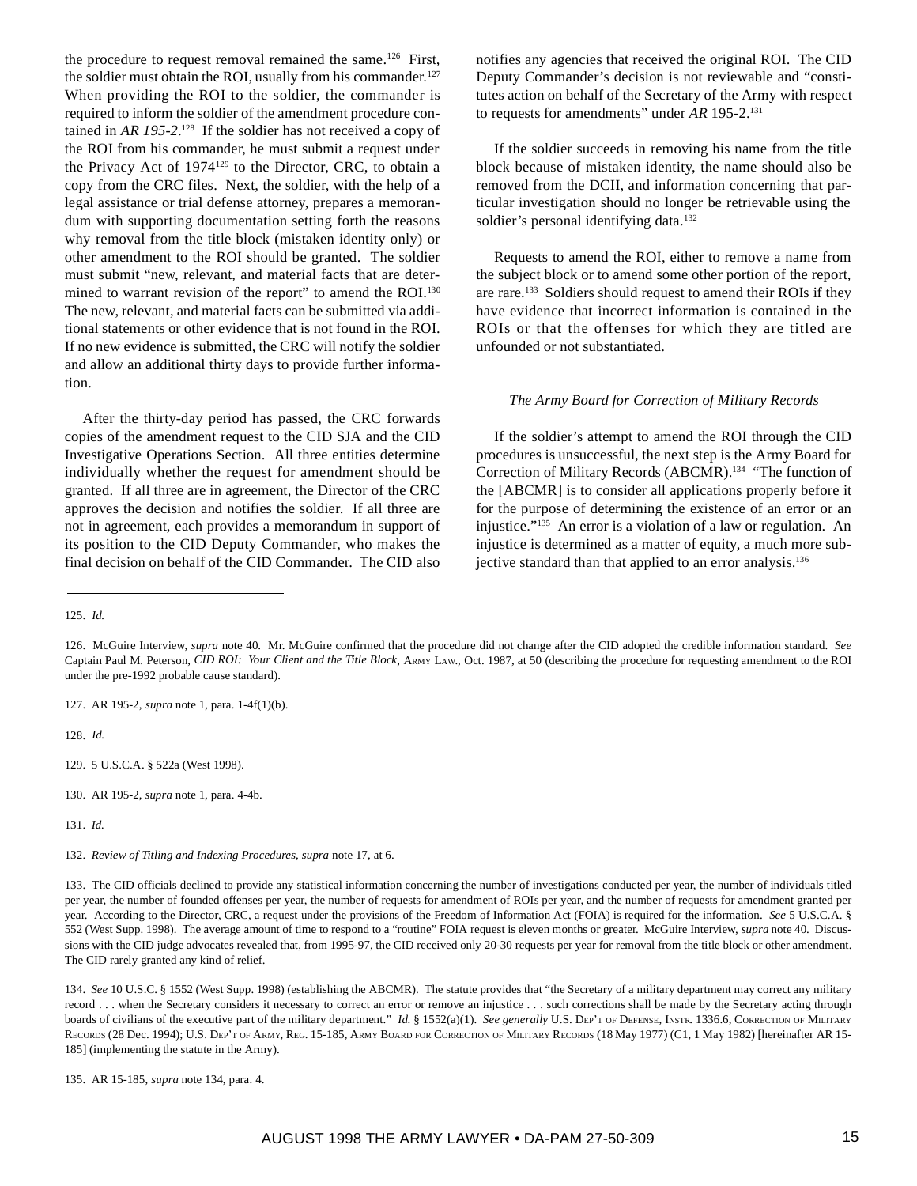the procedure to request removal remained the same.[126] First, the soldier must obtain the ROI, usually from his commander.[127] When providing the ROI to the soldier, the commander is required to inform the soldier of the amendment procedure contained in *AR 195-2*.[128] If the soldier has not received a copy of the ROI from his commander, he must submit a request under the Privacy Act of 1974[129] to the Director, CRC, to obtain a copy from the CRC files. Next, the soldier, with the help of a legal assistance or trial defense attorney, prepares a memorandum with supporting documentation setting forth the reasons why removal from the title block (mistaken identity only) or other amendment to the ROI should be granted. The soldier must submit "new, relevant, and material facts that are determined to warrant revision of the report" to amend the ROI.[130] The new, relevant, and material facts can be submitted via additional statements or other evidence that is not found in the ROI. If no new evidence is submitted, the CRC will notify the soldier and allow an additional thirty days to provide further information.

After the thirty-day period has passed, the CRC forwards copies of the amendment request to the CID SJA and the CID Investigative Operations Section. All three entities determine individually whether the request for amendment should be granted. If all three are in agreement, the Director of the CRC approves the decision and notifies the soldier. If all three are not in agreement, each provides a memorandum in support of its position to the CID Deputy Commander, who makes the final decision on behalf of the CID Commander. The CID also notifies any agencies that received the original ROI. The CID Deputy Commander's decision is not reviewable and "constitutes action on behalf of the Secretary of the Army with respect to requests for amendments" under *AR* 195-2.[131]

If the soldier succeeds in removing his name from the title block because of mistaken identity, the name should also be removed from the DCII, and information concerning that particular investigation should no longer be retrievable using the soldier's personal identifying data.[132]

Requests to amend the ROI, either to remove a name from the subject block or to amend some other portion of the report, are rare.[133] Soldiers should request to amend their ROIs if they have evidence that incorrect information is contained in the ROIs or that the offenses for which they are titled are unfounded or not substantiated.

*The Army Board for Correction of Military Records*

If the soldier's attempt to amend the ROI through the CID procedures is unsuccessful, the next step is the Army Board for Correction of Military Records (ABCMR).[134] "The function of the [ABCMR] is to consider all applications properly before it for the purpose of determining the existence of an error or an injustice."[135] An error is a violation of a law or regulation. An injustice is determined as a matter of equity, a much more subjective standard than that applied to an error analysis.[136]

---

125. *Id.*

126. McGuire Interview, *supra* note 40. Mr. McGuire confirmed that the procedure did not change after the CID adopted the credible information standard. *See* Captain Paul M. Peterson, *CID ROI: Your Client and the Title Block*, ARMY LAW., Oct. 1987, at 50 (describing the procedure for requesting amendment to the ROI under the pre-1992 probable cause standard).

127. AR 195-2, *supra* note 1, para. 1-4f(1)(b).

128. *Id.*

129. 5 U.S.C.A. § 522a (West 1998).

130. AR 195-2, *supra* note 1, para. 4-4b.

131. *Id.*

132. *Review of Titling and Indexing Procedures*, *supra* note 17, at 6.

133. The CID officials declined to provide any statistical information concerning the number of investigations conducted per year, the number of individuals titled per year, the number of founded offenses per year, the number of requests for amendment of ROIs per year, and the number of requests for amendment granted per year. According to the Director, CRC, a request under the provisions of the Freedom of Information Act (FOIA) is required for the information. *See* 5 U.S.C.A. § 552 (West Supp. 1998). The average amount of time to respond to a "routine" FOIA request is eleven months or greater. McGuire Interview, *supra* note 40. Discussions with the CID judge advocates revealed that, from 1995-97, the CID received only 20-30 requests per year for removal from the title block or other amendment. The CID rarely granted any kind of relief.

134. *See* 10 U.S.C. § 1552 (West Supp. 1998) (establishing the ABCMR). The statute provides that "the Secretary of a military department may correct any military record . . . when the Secretary considers it necessary to correct an error or remove an injustice . . . such corrections shall be made by the Secretary acting through boards of civilians of the executive part of the military department." *Id.* § 1552(a)(1). *See generally* U.S. DEP'T OF DEFENSE, INSTR. 1336.6, CORRECTION OF MILITARY RECORDS (28 Dec. 1994); U.S. DEP'T OF ARMY, REG. 15-185, ARMY BOARD FOR CORRECTION OF MILITARY RECORDS (18 May 1977) (C1, 1 May 1982) [hereinafter AR 15-185] (implementing the statute in the Army).

135. AR 15-185, *supra* note 134, para. 4.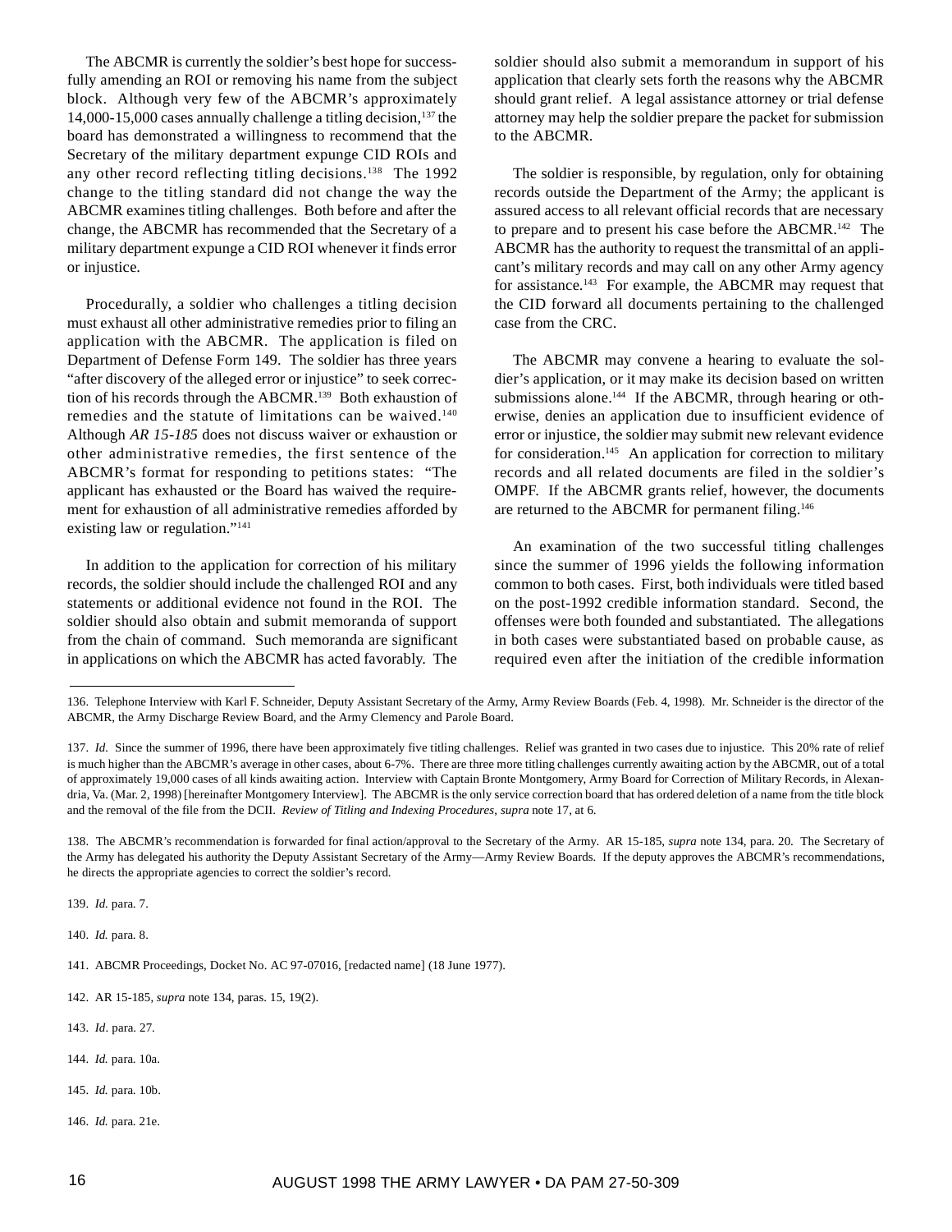The ABCMR is currently the soldier's best hope for successfully amending an ROI or removing his name from the subject block. Although very few of the ABCMR's approximately 14,000-15,000 cases annually challenge a titling decision,[137] the board has demonstrated a willingness to recommend that the Secretary of the military department expunge CID ROIs and any other record reflecting titling decisions.[138] The 1992 change to the titling standard did not change the way the ABCMR examines titling challenges. Both before and after the change, the ABCMR has recommended that the Secretary of a military department expunge a CID ROI whenever it finds error or injustice.

Procedurally, a soldier who challenges a titling decision must exhaust all other administrative remedies prior to filing an application with the ABCMR. The application is filed on Department of Defense Form 149. The soldier has three years "after discovery of the alleged error or injustice" to seek correction of his records through the ABCMR.[139] Both exhaustion of remedies and the statute of limitations can be waived.[140] Although *AR 15-185* does not discuss waiver or exhaustion or other administrative remedies, the first sentence of the ABCMR's format for responding to petitions states: "The applicant has exhausted or the Board has waived the requirement for exhaustion of all administrative remedies afforded by existing law or regulation."[141]

In addition to the application for correction of his military records, the soldier should include the challenged ROI and any statements or additional evidence not found in the ROI. The soldier should also obtain and submit memoranda of support from the chain of command. Such memoranda are significant in applications on which the ABCMR has acted favorably. The soldier should also submit a memorandum in support of his application that clearly sets forth the reasons why the ABCMR should grant relief. A legal assistance attorney or trial defense attorney may help the soldier prepare the packet for submission to the ABCMR.

The soldier is responsible, by regulation, only for obtaining records outside the Department of the Army; the applicant is assured access to all relevant official records that are necessary to prepare and to present his case before the ABCMR.[142] The ABCMR has the authority to request the transmittal of an applicant's military records and may call on any other Army agency for assistance.[143] For example, the ABCMR may request that the CID forward all documents pertaining to the challenged case from the CRC.

The ABCMR may convene a hearing to evaluate the soldier's application, or it may make its decision based on written submissions alone.[144] If the ABCMR, through hearing or otherwise, denies an application due to insufficient evidence of error or injustice, the soldier may submit new relevant evidence for consideration.[145] An application for correction to military records and all related documents are filed in the soldier's OMPF. If the ABCMR grants relief, however, the documents are returned to the ABCMR for permanent filing.[146]

An examination of the two successful titling challenges since the summer of 1996 yields the following information common to both cases. First, both individuals were titled based on the post-1992 credible information standard. Second, the offenses were both founded and substantiated. The allegations in both cases were substantiated based on probable cause, as required even after the initiation of the credible information

---

136. Telephone Interview with Karl F. Schneider, Deputy Assistant Secretary of the Army, Army Review Boards (Feb. 4, 1998). Mr. Schneider is the director of the ABCMR, the Army Discharge Review Board, and the Army Clemency and Parole Board.

137. *Id*. Since the summer of 1996, there have been approximately five titling challenges. Relief was granted in two cases due to injustice. This 20% rate of relief is much higher than the ABCMR's average in other cases, about 6-7%. There are three more titling challenges currently awaiting action by the ABCMR, out of a total of approximately 19,000 cases of all kinds awaiting action. Interview with Captain Bronte Montgomery, Army Board for Correction of Military Records, in Alexandria, Va. (Mar. 2, 1998) [hereinafter Montgomery Interview]. The ABCMR is the only service correction board that has ordered deletion of a name from the title block and the removal of the file from the DCII. *Review of Titling and Indexing Procedures*, *supra* note 17, at 6.

138. The ABCMR's recommendation is forwarded for final action/approval to the Secretary of the Army. AR 15-185, *supra* note 134, para. 20. The Secretary of the Army has delegated his authority the Deputy Assistant Secretary of the Army—Army Review Boards. If the deputy approves the ABCMR's recommendations, he directs the appropriate agencies to correct the soldier's record.

139. *Id.* para. 7.

140. *Id.* para. 8.

141. ABCMR Proceedings, Docket No. AC 97-07016, [redacted name] (18 June 1977).

142. AR 15-185, *supra* note 134, paras. 15, 19(2).

143. *Id*. para. 27.

144. *Id.* para. 10a.

145. *Id.* para. 10b.

146. *Id.* para. 21e.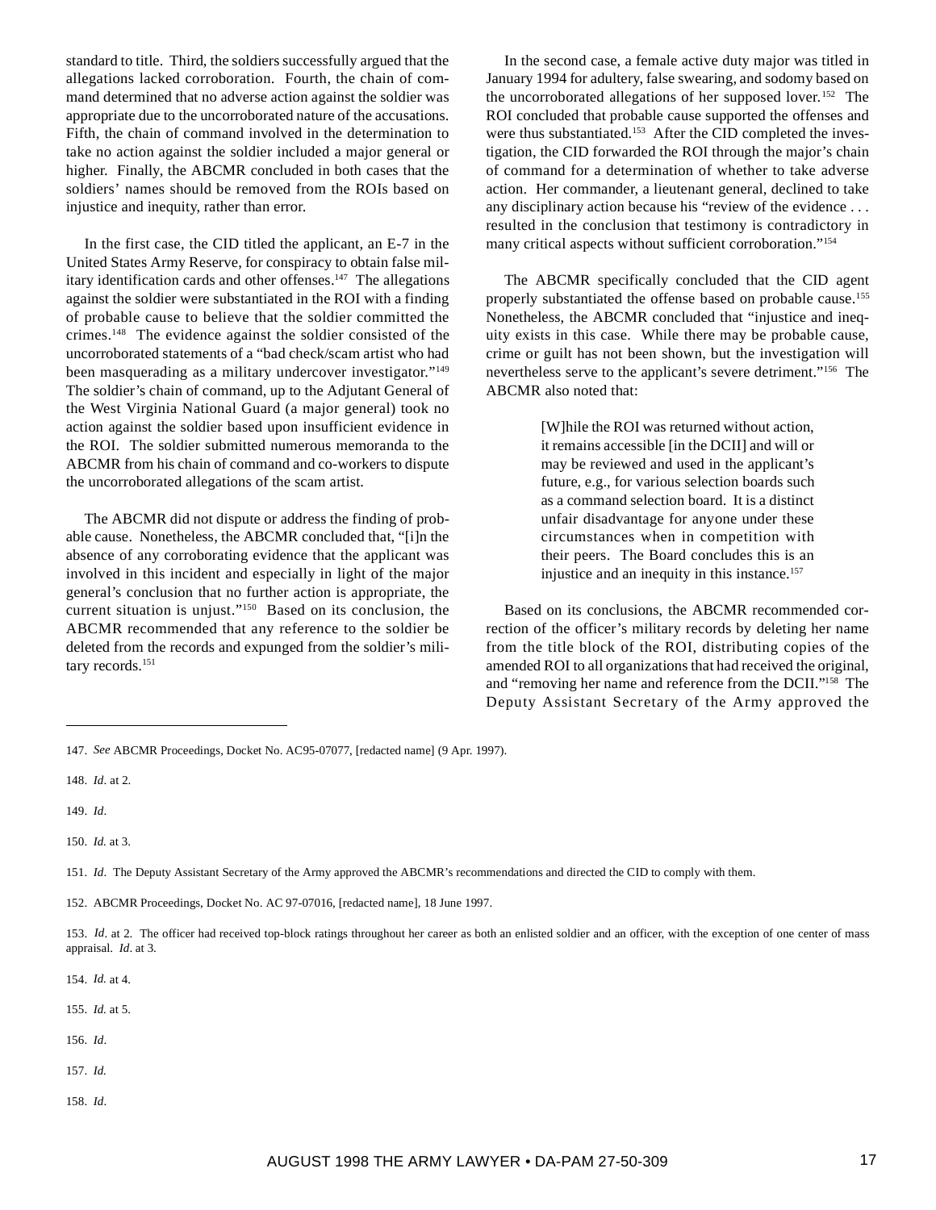standard to title. Third, the soldiers successfully argued that the allegations lacked corroboration. Fourth, the chain of command determined that no adverse action against the soldier was appropriate due to the uncorroborated nature of the accusations. Fifth, the chain of command involved in the determination to take no action against the soldier included a major general or higher. Finally, the ABCMR concluded in both cases that the soldiers' names should be removed from the ROIs based on injustice and inequity, rather than error.

In the first case, the CID titled the applicant, an E-7 in the United States Army Reserve, for conspiracy to obtain false military identification cards and other offenses.[147] The allegations against the soldier were substantiated in the ROI with a finding of probable cause to believe that the soldier committed the crimes.[148] The evidence against the soldier consisted of the uncorroborated statements of a "bad check/scam artist who had been masquerading as a military undercover investigator."[149] The soldier's chain of command, up to the Adjutant General of the West Virginia National Guard (a major general) took no action against the soldier based upon insufficient evidence in the ROI. The soldier submitted numerous memoranda to the ABCMR from his chain of command and co-workers to dispute the uncorroborated allegations of the scam artist.

The ABCMR did not dispute or address the finding of probable cause. Nonetheless, the ABCMR concluded that, "[i]n the absence of any corroborating evidence that the applicant was involved in this incident and especially in light of the major general's conclusion that no further action is appropriate, the current situation is unjust."[150] Based on its conclusion, the ABCMR recommended that any reference to the soldier be deleted from the records and expunged from the soldier's military records.[151]

In the second case, a female active duty major was titled in January 1994 for adultery, false swearing, and sodomy based on the uncorroborated allegations of her supposed lover.[152] The ROI concluded that probable cause supported the offenses and were thus substantiated.[153] After the CID completed the investigation, the CID forwarded the ROI through the major's chain of command for a determination of whether to take adverse action. Her commander, a lieutenant general, declined to take any disciplinary action because his "review of the evidence . . . resulted in the conclusion that testimony is contradictory in many critical aspects without sufficient corroboration."[154]

The ABCMR specifically concluded that the CID agent properly substantiated the offense based on probable cause.[155] Nonetheless, the ABCMR concluded that "injustice and inequity exists in this case. While there may be probable cause, crime or guilt has not been shown, but the investigation will nevertheless serve to the applicant's severe detriment."[156] The ABCMR also noted that:

> [W]hile the ROI was returned without action, it remains accessible [in the DCII] and will or may be reviewed and used in the applicant's future, e.g., for various selection boards such as a command selection board. It is a distinct unfair disadvantage for anyone under these circumstances when in competition with their peers. The Board concludes this is an injustice and an inequity in this instance.[157]

Based on its conclusions, the ABCMR recommended correction of the officer's military records by deleting her name from the title block of the ROI, distributing copies of the amended ROI to all organizations that had received the original, and "removing her name and reference from the DCII."[158] The Deputy Assistant Secretary of the Army approved the

---

147. *See* ABCMR Proceedings, Docket No. AC95-07077, [redacted name] (9 Apr. 1997).

148. *Id*. at 2.

149. *Id*.

150. *Id.* at 3.

151. *Id*. The Deputy Assistant Secretary of the Army approved the ABCMR's recommendations and directed the CID to comply with them.

152. ABCMR Proceedings, Docket No. AC 97-07016, [redacted name], 18 June 1997.

153. *Id*. at 2. The officer had received top-block ratings throughout her career as both an enlisted soldier and an officer, with the exception of one center of mass appraisal. *Id*. at 3.

154. *Id.* at 4.

155. *Id.* at 5.

156. *Id*.

157. *Id.*

158. *Id*.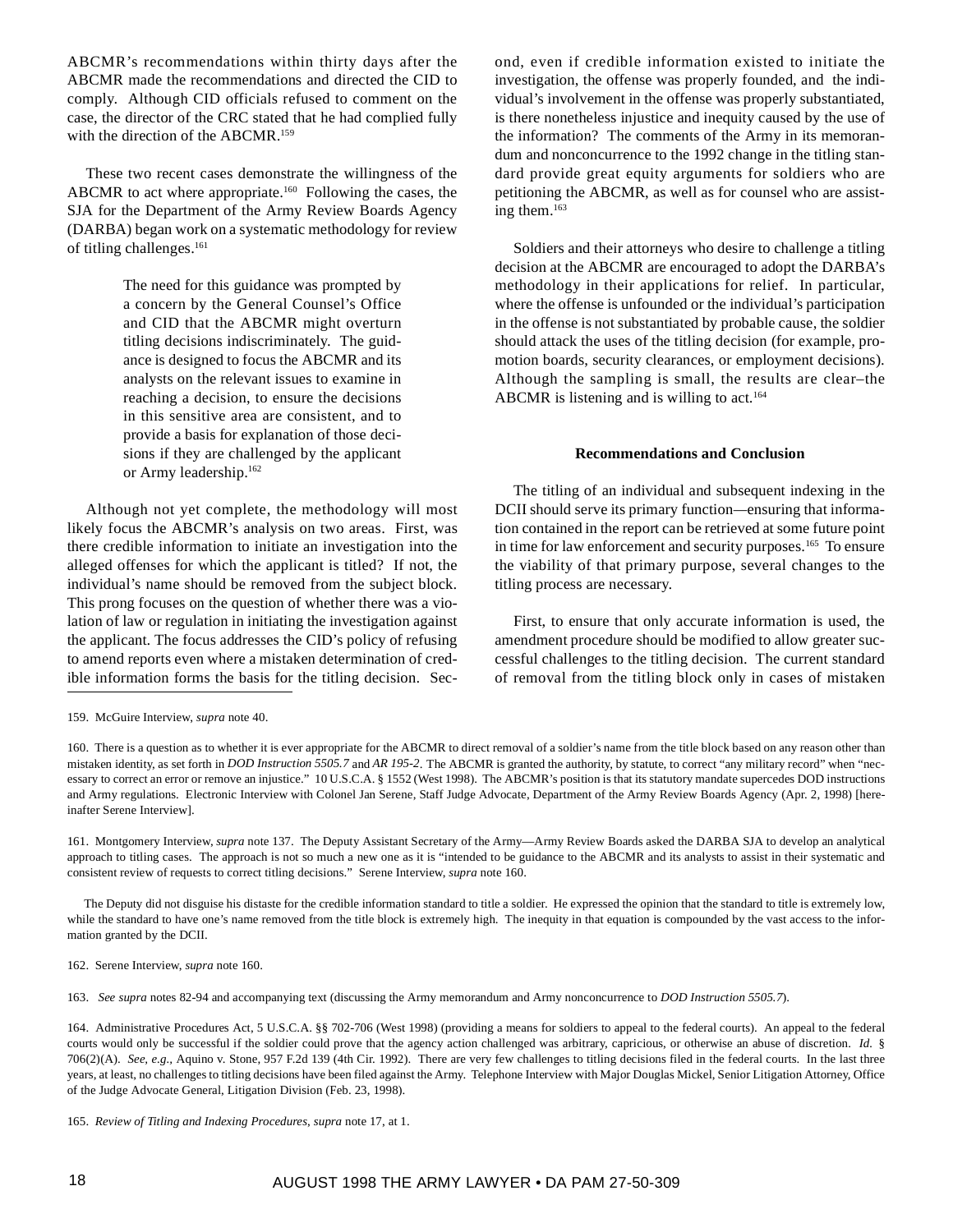ABCMR's recommendations within thirty days after the ABCMR made the recommendations and directed the CID to comply. Although CID officials refused to comment on the case, the director of the CRC stated that he had complied fully with the direction of the ABCMR.[159]

These two recent cases demonstrate the willingness of the ABCMR to act where appropriate.[160] Following the cases, the SJA for the Department of the Army Review Boards Agency (DARBA) began work on a systematic methodology for review of titling challenges.[161]

> The need for this guidance was prompted by a concern by the General Counsel's Office and CID that the ABCMR might overturn titling decisions indiscriminately. The guidance is designed to focus the ABCMR and its analysts on the relevant issues to examine in reaching a decision, to ensure the decisions in this sensitive area are consistent, and to provide a basis for explanation of those decisions if they are challenged by the applicant or Army leadership.[162]

Although not yet complete, the methodology will most likely focus the ABCMR's analysis on two areas. First, was there credible information to initiate an investigation into the alleged offenses for which the applicant is titled? If not, the individual's name should be removed from the subject block. This prong focuses on the question of whether there was a violation of law or regulation in initiating the investigation against the applicant. The focus addresses the CID's policy of refusing to amend reports even where a mistaken determination of credible information forms the basis for the titling decision. Second, even if credible information existed to initiate the investigation, the offense was properly founded, and the individual's involvement in the offense was properly substantiated, is there nonetheless injustice and inequity caused by the use of the information? The comments of the Army in its memorandum and nonconcurrence to the 1992 change in the titling standard provide great equity arguments for soldiers who are petitioning the ABCMR, as well as for counsel who are assisting them.[163]

Soldiers and their attorneys who desire to challenge a titling decision at the ABCMR are encouraged to adopt the DARBA's methodology in their applications for relief. In particular, where the offense is unfounded or the individual's participation in the offense is not substantiated by probable cause, the soldier should attack the uses of the titling decision (for example, promotion boards, security clearances, or employment decisions). Although the sampling is small, the results are clear–the ABCMR is listening and is willing to act.[164]

### Recommendations and Conclusion

The titling of an individual and subsequent indexing in the DCII should serve its primary function—ensuring that information contained in the report can be retrieved at some future point in time for law enforcement and security purposes.[165] To ensure the viability of that primary purpose, several changes to the titling process are necessary.

First, to ensure that only accurate information is used, the amendment procedure should be modified to allow greater successful challenges to the titling decision. The current standard of removal from the titling block only in cases of mistaken

---

159. McGuire Interview, *supra* note 40.

160. There is a question as to whether it is ever appropriate for the ABCMR to direct removal of a soldier's name from the title block based on any reason other than mistaken identity, as set forth in *DOD Instruction 5505.7* and *AR 195-2*. The ABCMR is granted the authority, by statute, to correct "any military record" when "necessary to correct an error or remove an injustice." 10 U.S.C.A. § 1552 (West 1998). The ABCMR's position is that its statutory mandate supercedes DOD instructions and Army regulations. Electronic Interview with Colonel Jan Serene, Staff Judge Advocate, Department of the Army Review Boards Agency (Apr. 2, 1998) [hereinafter Serene Interview].

161. Montgomery Interview, *supra* note 137. The Deputy Assistant Secretary of the Army—Army Review Boards asked the DARBA SJA to develop an analytical approach to titling cases. The approach is not so much a new one as it is "intended to be guidance to the ABCMR and its analysts to assist in their systematic and consistent review of requests to correct titling decisions." Serene Interview, *supra* note 160.

The Deputy did not disguise his distaste for the credible information standard to title a soldier. He expressed the opinion that the standard to title is extremely low, while the standard to have one's name removed from the title block is extremely high. The inequity in that equation is compounded by the vast access to the information granted by the DCII.

162. Serene Interview, *supra* note 160.

163. *See supra* notes 82-94 and accompanying text (discussing the Army memorandum and Army nonconcurrence to *DOD Instruction 5505.7*).

164. Administrative Procedures Act, 5 U.S.C.A. §§ 702-706 (West 1998) (providing a means for soldiers to appeal to the federal courts). An appeal to the federal courts would only be successful if the soldier could prove that the agency action challenged was arbitrary, capricious, or otherwise an abuse of discretion. *Id.* § 706(2)(A). *See, e.g.*, Aquino v. Stone, 957 F.2d 139 (4th Cir. 1992). There are very few challenges to titling decisions filed in the federal courts. In the last three years, at least, no challenges to titling decisions have been filed against the Army. Telephone Interview with Major Douglas Mickel, Senior Litigation Attorney, Office of the Judge Advocate General, Litigation Division (Feb. 23, 1998).

165. *Review of Titling and Indexing Procedures*, *supra* note 17, at 1.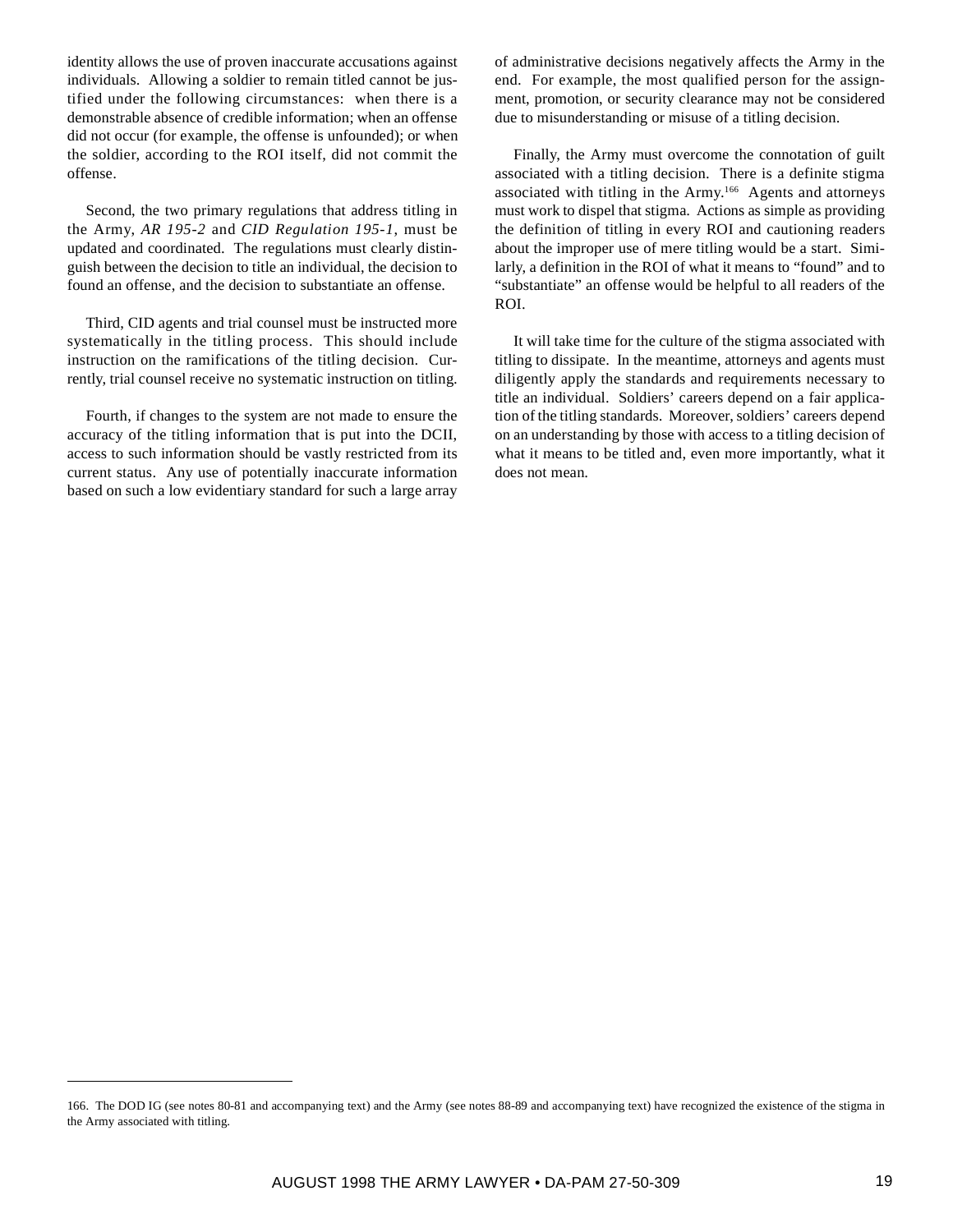identity allows the use of proven inaccurate accusations against individuals. Allowing a soldier to remain titled cannot be justified under the following circumstances: when there is a demonstrable absence of credible information; when an offense did not occur (for example, the offense is unfounded); or when the soldier, according to the ROI itself, did not commit the offense.

Second, the two primary regulations that address titling in the Army, *AR 195-2* and *CID Regulation 195-1*, must be updated and coordinated. The regulations must clearly distinguish between the decision to title an individual, the decision to found an offense, and the decision to substantiate an offense.

Third, CID agents and trial counsel must be instructed more systematically in the titling process. This should include instruction on the ramifications of the titling decision. Currently, trial counsel receive no systematic instruction on titling.

Fourth, if changes to the system are not made to ensure the accuracy of the titling information that is put into the DCII, access to such information should be vastly restricted from its current status. Any use of potentially inaccurate information based on such a low evidentiary standard for such a large array of administrative decisions negatively affects the Army in the end. For example, the most qualified person for the assignment, promotion, or security clearance may not be considered due to misunderstanding or misuse of a titling decision.

Finally, the Army must overcome the connotation of guilt associated with a titling decision. There is a definite stigma associated with titling in the Army.[166] Agents and attorneys must work to dispel that stigma. Actions as simple as providing the definition of titling in every ROI and cautioning readers about the improper use of mere titling would be a start. Similarly, a definition in the ROI of what it means to "found" and to "substantiate" an offense would be helpful to all readers of the ROI.

It will take time for the culture of the stigma associated with titling to dissipate. In the meantime, attorneys and agents must diligently apply the standards and requirements necessary to title an individual. Soldiers' careers depend on a fair application of the titling standards. Moreover, soldiers' careers depend on an understanding by those with access to a titling decision of what it means to be titled and, even more importantly, what it does not mean.

---

166. The DOD IG (see notes 80-81 and accompanying text) and the Army (see notes 88-89 and accompanying text) have recognized the existence of the stigma in the Army associated with titling.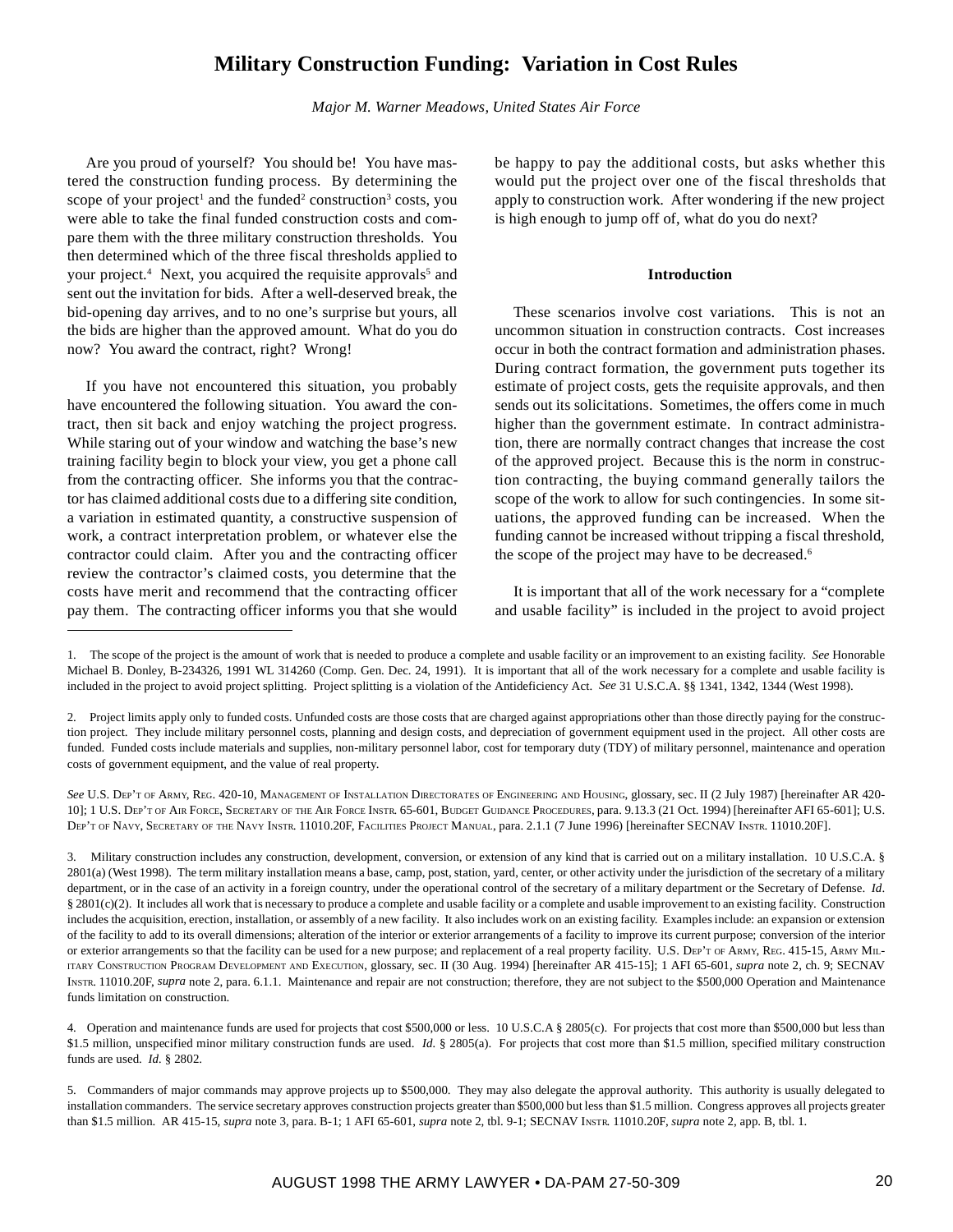# Military Construction Funding: Variation in Cost Rules

*Major M. Warner Meadows, United States Air Force*

Are you proud of yourself? You should be! You have mastered the construction funding process. By determining the scope of your project[1] and the funded[2] construction[3] costs, you were able to take the final funded construction costs and compare them with the three military construction thresholds. You then determined which of the three fiscal thresholds applied to your project.[4] Next, you acquired the requisite approvals[5] and sent out the invitation for bids. After a well-deserved break, the bid-opening day arrives, and to no one's surprise but yours, all the bids are higher than the approved amount. What do you do now? You award the contract, right? Wrong!

If you have not encountered this situation, you probably have encountered the following situation. You award the contract, then sit back and enjoy watching the project progress. While staring out of your window and watching the base's new training facility begin to block your view, you get a phone call from the contracting officer. She informs you that the contractor has claimed additional costs due to a differing site condition, a variation in estimated quantity, a constructive suspension of work, a contract interpretation problem, or whatever else the contractor could claim. After you and the contracting officer review the contractor's claimed costs, you determine that the costs have merit and recommend that the contracting officer pay them. The contracting officer informs you that she would be happy to pay the additional costs, but asks whether this would put the project over one of the fiscal thresholds that apply to construction work. After wondering if the new project is high enough to jump off of, what do you do next?

## Introduction

These scenarios involve cost variations. This is not an uncommon situation in construction contracts. Cost increases occur in both the contract formation and administration phases. During contract formation, the government puts together its estimate of project costs, gets the requisite approvals, and then sends out its solicitations. Sometimes, the offers come in much higher than the government estimate. In contract administration, there are normally contract changes that increase the cost of the approved project. Because this is the norm in construction contracting, the buying command generally tailors the scope of the work to allow for such contingencies. In some situations, the approved funding can be increased. When the funding cannot be increased without tripping a fiscal threshold, the scope of the project may have to be decreased.[6]

It is important that all of the work necessary for a "complete and usable facility" is included in the project to avoid project

---

1. The scope of the project is the amount of work that is needed to produce a complete and usable facility or an improvement to an existing facility. *See* Honorable Michael B. Donley, B-234326, 1991 WL 314260 (Comp. Gen. Dec. 24, 1991). It is important that all of the work necessary for a complete and usable facility is included in the project to avoid project splitting. Project splitting is a violation of the Antideficiency Act. *See* 31 U.S.C.A. §§ 1341, 1342, 1344 (West 1998).

2. Project limits apply only to funded costs. Unfunded costs are those costs that are charged against appropriations other than those directly paying for the construction project. They include military personnel costs, planning and design costs, and depreciation of government equipment used in the project. All other costs are funded. Funded costs include materials and supplies, non-military personnel labor, cost for temporary duty (TDY) of military personnel, maintenance and operation costs of government equipment, and the value of real property.

*See* U.S. Dep't of Army, Reg. 420-10, Management of Installation Directorates of Engineering and Housing, glossary, sec. II (2 July 1987) [hereinafter AR 420-10]; 1 U.S. Dep't of Air Force, Secretary of the Air Force Instr. 65-601, Budget Guidance Procedures, para. 9.13.3 (21 Oct. 1994) [hereinafter AFI 65-601]; U.S. Dep't of Navy, Secretary of the Navy Instr. 11010.20F, Facilities Project Manual, para. 2.1.1 (7 June 1996) [hereinafter SECNAV Instr. 11010.20F].

3. Military construction includes any construction, development, conversion, or extension of any kind that is carried out on a military installation. 10 U.S.C.A. § 2801(a) (West 1998). The term military installation means a base, camp, post, station, yard, center, or other activity under the jurisdiction of the secretary of a military department, or in the case of an activity in a foreign country, under the operational control of the secretary of a military department or the Secretary of Defense. *Id.* § 2801(c)(2). It includes all work that is necessary to produce a complete and usable facility or a complete and usable improvement to an existing facility. Construction includes the acquisition, erection, installation, or assembly of a new facility. It also includes work on an existing facility. Examples include: an expansion or extension of the facility to add to its overall dimensions; alteration of the interior or exterior arrangements of a facility to improve its current purpose; conversion of the interior or exterior arrangements so that the facility can be used for a new purpose; and replacement of a real property facility. U.S. Dep't of Army, Reg. 415-15, Army Military Construction Program Development and Execution, glossary, sec. II (30 Aug. 1994) [hereinafter AR 415-15]; 1 AFI 65-601, *supra* note 2, ch. 9; SECNAV Instr. 11010.20F, *supra* note 2, para. 6.1.1. Maintenance and repair are not construction; therefore, they are not subject to the $500,000 Operation and Maintenance funds limitation on construction.

4. Operation and maintenance funds are used for projects that cost $500,000 or less. 10 U.S.C.A § 2805(c). For projects that cost more than $500,000 but less than $1.5 million, unspecified minor military construction funds are used. *Id.* § 2805(a). For projects that cost more than $1.5 million, specified military construction funds are used. *Id.* § 2802.

5. Commanders of major commands may approve projects up to $500,000. They may also delegate the approval authority. This authority is usually delegated to installation commanders. The service secretary approves construction projects greater than $500,000 but less than $1.5 million. Congress approves all projects greater than $1.5 million. AR 415-15, *supra* note 3, para. B-1; 1 AFI 65-601, *supra* note 2, tbl. 9-1; SECNAV Instr. 11010.20F, *supra* note 2, app. B, tbl. 1.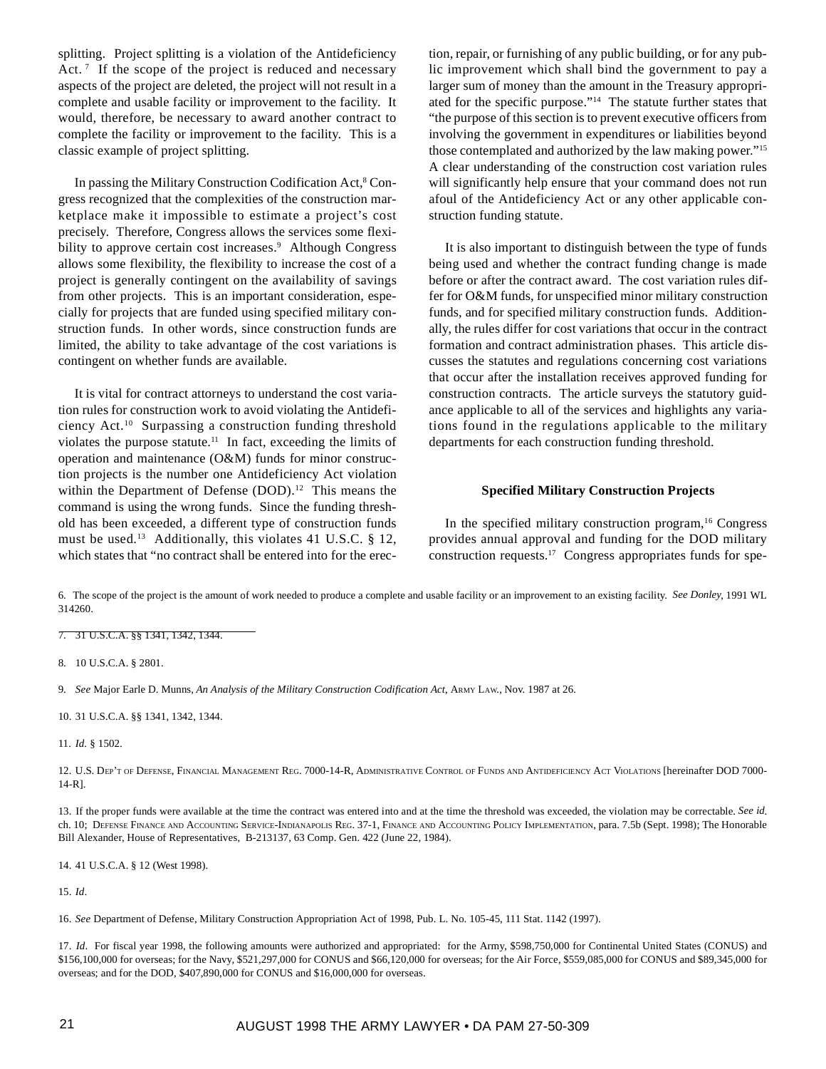splitting. Project splitting is a violation of the Antideficiency Act.[7] If the scope of the project is reduced and necessary aspects of the project are deleted, the project will not result in a complete and usable facility or improvement to the facility. It would, therefore, be necessary to award another contract to complete the facility or improvement to the facility. This is a classic example of project splitting.

In passing the Military Construction Codification Act,[8] Congress recognized that the complexities of the construction marketplace make it impossible to estimate a project's cost precisely. Therefore, Congress allows the services some flexibility to approve certain cost increases.[9] Although Congress allows some flexibility, the flexibility to increase the cost of a project is generally contingent on the availability of savings from other projects. This is an important consideration, especially for projects that are funded using specified military construction funds. In other words, since construction funds are limited, the ability to take advantage of the cost variations is contingent on whether funds are available.

It is vital for contract attorneys to understand the cost variation rules for construction work to avoid violating the Antideficiency Act.[10] Surpassing a construction funding threshold violates the purpose statute.[11] In fact, exceeding the limits of operation and maintenance (O&M) funds for minor construction projects is the number one Antideficiency Act violation within the Department of Defense (DOD).[12] This means the command is using the wrong funds. Since the funding threshold has been exceeded, a different type of construction funds must be used.[13] Additionally, this violates 41 U.S.C. § 12, which states that "no contract shall be entered into for the erection, repair, or furnishing of any public building, or for any public improvement which shall bind the government to pay a larger sum of money than the amount in the Treasury appropriated for the specific purpose."[14] The statute further states that "the purpose of this section is to prevent executive officers from involving the government in expenditures or liabilities beyond those contemplated and authorized by the law making power."[15] A clear understanding of the construction cost variation rules will significantly help ensure that your command does not run afoul of the Antideficiency Act or any other applicable construction funding statute.

It is also important to distinguish between the type of funds being used and whether the contract funding change is made before or after the contract award. The cost variation rules differ for O&M funds, for unspecified minor military construction funds, and for specified military construction funds. Additionally, the rules differ for cost variations that occur in the contract formation and contract administration phases. This article discusses the statutes and regulations concerning cost variations that occur after the installation receives approved funding for construction contracts. The article surveys the statutory guidance applicable to all of the services and highlights any variations found in the regulations applicable to the military departments for each construction funding threshold.

### Specified Military Construction Projects

In the specified military construction program,[16] Congress provides annual approval and funding for the DOD military construction requests.[17] Congress appropriates funds for spe-

---

6. The scope of the project is the amount of work needed to produce a complete and usable facility or an improvement to an existing facility. *See Donley*, 1991 WL 314260.

7. 31 U.S.C.A. §§ 1341, 1342, 1344.

8. 10 U.S.C.A. § 2801.

9. *See* Major Earle D. Munns, *An Analysis of the Military Construction Codification Act*, ARMY LAW., Nov. 1987 at 26.

10. 31 U.S.C.A. §§ 1341, 1342, 1344.

11. *Id.* § 1502.

12. U.S. DEP'T OF DEFENSE, FINANCIAL MANAGEMENT REG. 7000-14-R, ADMINISTRATIVE CONTROL OF FUNDS AND ANTIDEFICIENCY ACT VIOLATIONS [hereinafter DOD 7000-14-R].

13. If the proper funds were available at the time the contract was entered into and at the time the threshold was exceeded, the violation may be correctable. *See id.* ch. 10; DEFENSE FINANCE AND ACCOUNTING SERVICE-INDIANAPOLIS REG. 37-1, FINANCE AND ACCOUNTING POLICY IMPLEMENTATION, para. 7.5b (Sept. 1998); The Honorable Bill Alexander, House of Representatives, B-213137, 63 Comp. Gen. 422 (June 22, 1984).

14. 41 U.S.C.A. § 12 (West 1998).

15. *Id*.

16. *See* Department of Defense, Military Construction Appropriation Act of 1998, Pub. L. No. 105-45, 111 Stat. 1142 (1997).

17. *Id*. For fiscal year 1998, the following amounts were authorized and appropriated: for the Army, $598,750,000 for Continental United States (CONUS) and $156,100,000 for overseas; for the Navy, $521,297,000 for CONUS and $66,120,000 for overseas; for the Air Force, $559,085,000 for CONUS and $89,345,000 for overseas; and for the DOD, $407,890,000 for CONUS and $16,000,000 for overseas.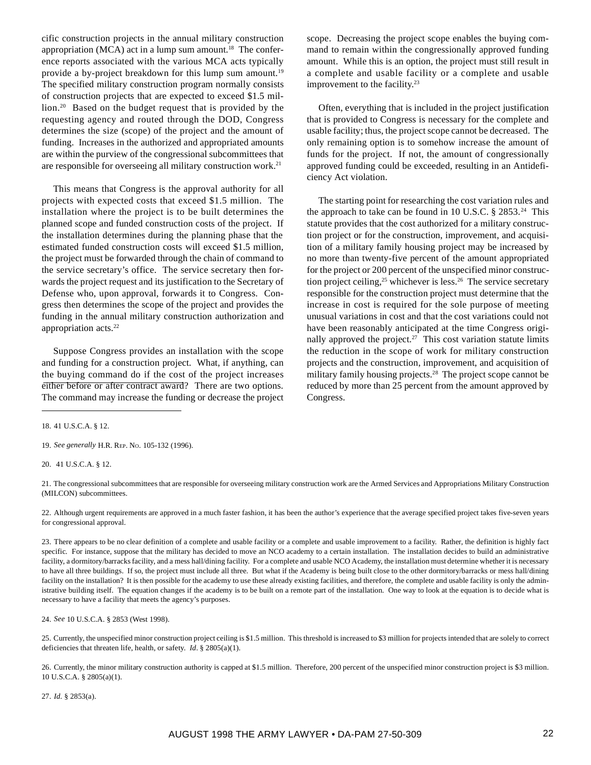cific construction projects in the annual military construction appropriation (MCA) act in a lump sum amount.[18] The conference reports associated with the various MCA acts typically provide a by-project breakdown for this lump sum amount.[19] The specified military construction program normally consists of construction projects that are expected to exceed $1.5 million.[20] Based on the budget request that is provided by the requesting agency and routed through the DOD, Congress determines the size (scope) of the project and the amount of funding. Increases in the authorized and appropriated amounts are within the purview of the congressional subcommittees that are responsible for overseeing all military construction work.[21]

This means that Congress is the approval authority for all projects with expected costs that exceed $1.5 million. The installation where the project is to be built determines the planned scope and funded construction costs of the project. If the installation determines during the planning phase that the estimated funded construction costs will exceed $1.5 million, the project must be forwarded through the chain of command to the service secretary's office. The service secretary then forwards the project request and its justification to the Secretary of Defense who, upon approval, forwards it to Congress. Congress then determines the scope of the project and provides the funding in the annual military construction authorization and appropriation acts.[22]

Suppose Congress provides an installation with the scope and funding for a construction project. What, if anything, can the buying command do if the cost of the project increases either before or after contract award? There are two options. The command may increase the funding or decrease the project scope. Decreasing the project scope enables the buying command to remain within the congressionally approved funding amount. While this is an option, the project must still result in a complete and usable facility or a complete and usable improvement to the facility.[23]

Often, everything that is included in the project justification that is provided to Congress is necessary for the complete and usable facility; thus, the project scope cannot be decreased. The only remaining option is to somehow increase the amount of funds for the project. If not, the amount of congressionally approved funding could be exceeded, resulting in an Antideficiency Act violation.

The starting point for researching the cost variation rules and the approach to take can be found in 10 U.S.C. § 2853.[24] This statute provides that the cost authorized for a military construction project or for the construction, improvement, and acquisition of a military family housing project may be increased by no more than twenty-five percent of the amount appropriated for the project or 200 percent of the unspecified minor construction project ceiling,[25] whichever is less.[26] The service secretary responsible for the construction project must determine that the increase in cost is required for the sole purpose of meeting unusual variations in cost and that the cost variations could not have been reasonably anticipated at the time Congress originally approved the project.[27] This cost variation statute limits the reduction in the scope of work for military construction projects and the construction, improvement, and acquisition of military family housing projects.[28] The project scope cannot be reduced by more than 25 percent from the amount approved by Congress.

---

18. 41 U.S.C.A. § 12.

19. *See generally* H.R. REP. NO. 105-132 (1996).

20. 41 U.S.C.A. § 12.

21. The congressional subcommittees that are responsible for overseeing military construction work are the Armed Services and Appropriations Military Construction (MILCON) subcommittees.

22. Although urgent requirements are approved in a much faster fashion, it has been the author's experience that the average specified project takes five-seven years for congressional approval.

23. There appears to be no clear definition of a complete and usable facility or a complete and usable improvement to a facility. Rather, the definition is highly fact specific. For instance, suppose that the military has decided to move an NCO academy to a certain installation. The installation decides to build an administrative facility, a dormitory/barracks facility, and a mess hall/dining facility. For a complete and usable NCO Academy, the installation must determine whether it is necessary to have all three buildings. If so, the project must include all three. But what if the Academy is being built close to the other dormitory/barracks or mess hall/dining facility on the installation? It is then possible for the academy to use these already existing facilities, and therefore, the complete and usable facility is only the administrative building itself. The equation changes if the academy is to be built on a remote part of the installation. One way to look at the equation is to decide what is necessary to have a facility that meets the agency's purposes.

24. *See* 10 U.S.C.A. § 2853 (West 1998).

25. Currently, the unspecified minor construction project ceiling is $1.5 million. This threshold is increased to $3 million for projects intended that are solely to correct deficiencies that threaten life, health, or safety. *Id*. § 2805(a)(1).

26. Currently, the minor military construction authority is capped at $1.5 million. Therefore, 200 percent of the unspecified minor construction project is $3 million. 10 U.S.C.A. § 2805(a)(1).

27. *Id*. § 2853(a).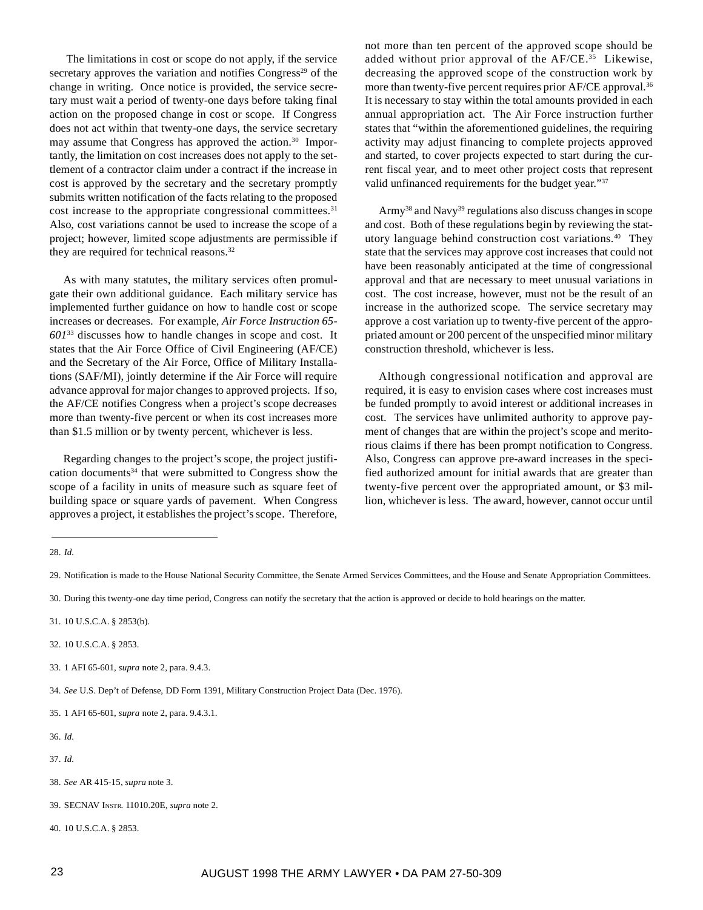The limitations in cost or scope do not apply, if the service secretary approves the variation and notifies Congress[29] of the change in writing. Once notice is provided, the service secretary must wait a period of twenty-one days before taking final action on the proposed change in cost or scope. If Congress does not act within that twenty-one days, the service secretary may assume that Congress has approved the action.[30] Importantly, the limitation on cost increases does not apply to the settlement of a contractor claim under a contract if the increase in cost is approved by the secretary and the secretary promptly submits written notification of the facts relating to the proposed cost increase to the appropriate congressional committees.[31] Also, cost variations cannot be used to increase the scope of a project; however, limited scope adjustments are permissible if they are required for technical reasons.[32]

As with many statutes, the military services often promulgate their own additional guidance. Each military service has implemented further guidance on how to handle cost or scope increases or decreases. For example, *Air Force Instruction 65-601*[33] discusses how to handle changes in scope and cost. It states that the Air Force Office of Civil Engineering (AF/CE) and the Secretary of the Air Force, Office of Military Installations (SAF/MI), jointly determine if the Air Force will require advance approval for major changes to approved projects. If so, the AF/CE notifies Congress when a project's scope decreases more than twenty-five percent or when its cost increases more than $1.5 million or by twenty percent, whichever is less.

Regarding changes to the project's scope, the project justification documents[34] that were submitted to Congress show the scope of a facility in units of measure such as square feet of building space or square yards of pavement. When Congress approves a project, it establishes the project's scope. Therefore, not more than ten percent of the approved scope should be added without prior approval of the AF/CE.[35] Likewise, decreasing the approved scope of the construction work by more than twenty-five percent requires prior AF/CE approval.[36] It is necessary to stay within the total amounts provided in each annual appropriation act. The Air Force instruction further states that "within the aforementioned guidelines, the requiring activity may adjust financing to complete projects approved and started, to cover projects expected to start during the current fiscal year, and to meet other project costs that represent valid unfinanced requirements for the budget year."[37]

Army[38] and Navy[39] regulations also discuss changes in scope and cost. Both of these regulations begin by reviewing the statutory language behind construction cost variations.[40] They state that the services may approve cost increases that could not have been reasonably anticipated at the time of congressional approval and that are necessary to meet unusual variations in cost. The cost increase, however, must not be the result of an increase in the authorized scope. The service secretary may approve a cost variation up to twenty-five percent of the appropriated amount or 200 percent of the unspecified minor military construction threshold, whichever is less.

Although congressional notification and approval are required, it is easy to envision cases where cost increases must be funded promptly to avoid interest or additional increases in cost. The services have unlimited authority to approve payment of changes that are within the project's scope and meritorious claims if there has been prompt notification to Congress. Also, Congress can approve pre-award increases in the specified authorized amount for initial awards that are greater than twenty-five percent over the appropriated amount, or $3 million, whichever is less. The award, however, cannot occur until

---

28. *Id.*

29. Notification is made to the House National Security Committee, the Senate Armed Services Committees, and the House and Senate Appropriation Committees.

30. During this twenty-one day time period, Congress can notify the secretary that the action is approved or decide to hold hearings on the matter.

31. 10 U.S.C.A. § 2853(b).

32. 10 U.S.C.A. § 2853.

33. 1 AFI 65-601, *supra* note 2, para. 9.4.3.

34. *See* U.S. Dep't of Defense, DD Form 1391, Military Construction Project Data (Dec. 1976).

35. 1 AFI 65-601, *supra* note 2, para. 9.4.3.1.

36. *Id.*

37. *Id.*

38. *See* AR 415-15, *supra* note 3.

39. SECNAV INSTR. 11010.20E, *supra* note 2.

40. 10 U.S.C.A. § 2853.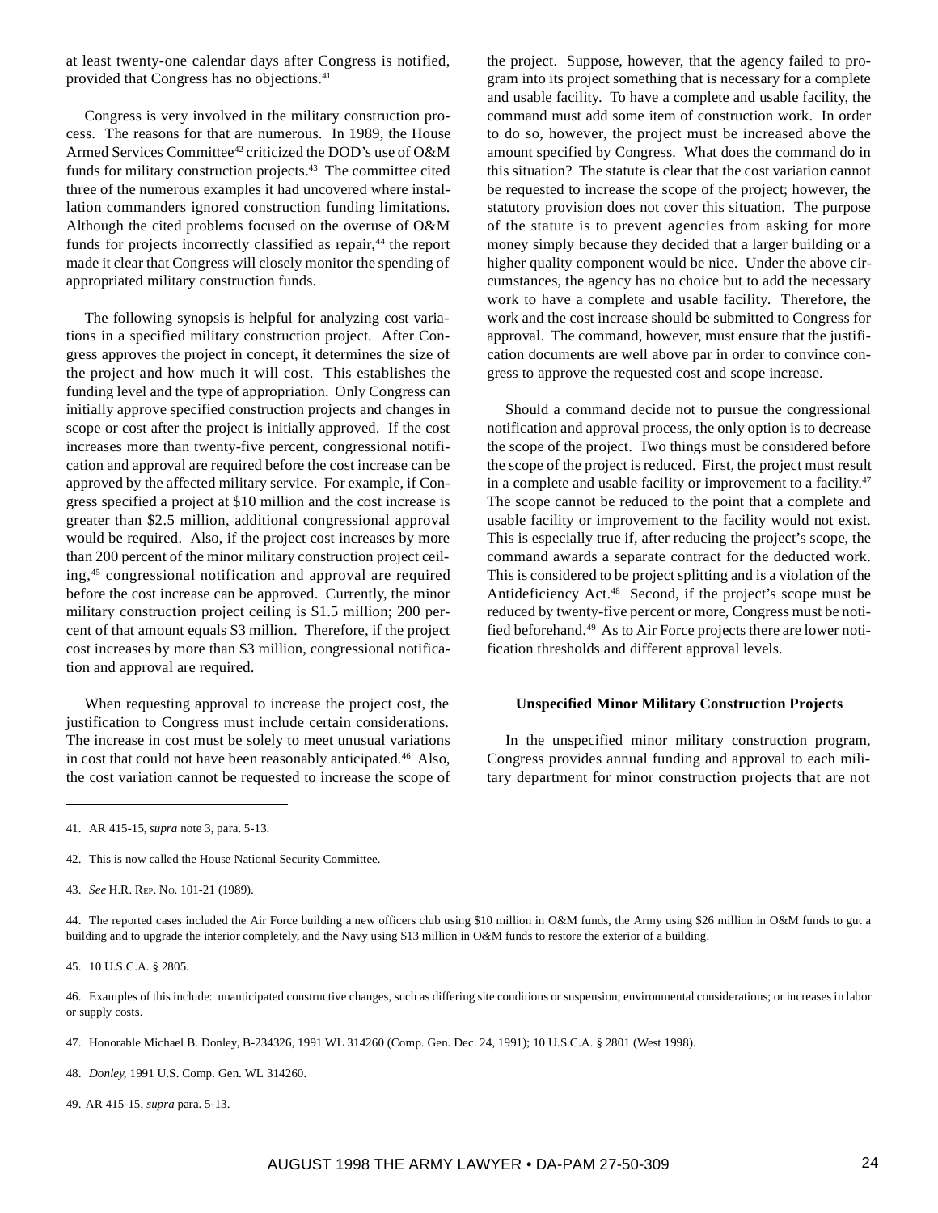at least twenty-one calendar days after Congress is notified, provided that Congress has no objections.[41]

Congress is very involved in the military construction process. The reasons for that are numerous. In 1989, the House Armed Services Committee[42] criticized the DOD's use of O&M funds for military construction projects.[43] The committee cited three of the numerous examples it had uncovered where installation commanders ignored construction funding limitations. Although the cited problems focused on the overuse of O&M funds for projects incorrectly classified as repair,[44] the report made it clear that Congress will closely monitor the spending of appropriated military construction funds.

The following synopsis is helpful for analyzing cost variations in a specified military construction project. After Congress approves the project in concept, it determines the size of the project and how much it will cost. This establishes the funding level and the type of appropriation. Only Congress can initially approve specified construction projects and changes in scope or cost after the project is initially approved. If the cost increases more than twenty-five percent, congressional notification and approval are required before the cost increase can be approved by the affected military service. For example, if Congress specified a project at $10 million and the cost increase is greater than $2.5 million, additional congressional approval would be required. Also, if the project cost increases by more than 200 percent of the minor military construction project ceiling,[45] congressional notification and approval are required before the cost increase can be approved. Currently, the minor military construction project ceiling is $1.5 million; 200 percent of that amount equals $3 million. Therefore, if the project cost increases by more than $3 million, congressional notification and approval are required.

When requesting approval to increase the project cost, the justification to Congress must include certain considerations. The increase in cost must be solely to meet unusual variations in cost that could not have been reasonably anticipated.[46] Also, the cost variation cannot be requested to increase the scope of the project. Suppose, however, that the agency failed to program into its project something that is necessary for a complete and usable facility. To have a complete and usable facility, the command must add some item of construction work. In order to do so, however, the project must be increased above the amount specified by Congress. What does the command do in this situation? The statute is clear that the cost variation cannot be requested to increase the scope of the project; however, the statutory provision does not cover this situation. The purpose of the statute is to prevent agencies from asking for more money simply because they decided that a larger building or a higher quality component would be nice. Under the above circumstances, the agency has no choice but to add the necessary work to have a complete and usable facility. Therefore, the work and the cost increase should be submitted to Congress for approval. The command, however, must ensure that the justification documents are well above par in order to convince congress to approve the requested cost and scope increase.

Should a command decide not to pursue the congressional notification and approval process, the only option is to decrease the scope of the project. Two things must be considered before the scope of the project is reduced. First, the project must result in a complete and usable facility or improvement to a facility.[47] The scope cannot be reduced to the point that a complete and usable facility or improvement to the facility would not exist. This is especially true if, after reducing the project's scope, the command awards a separate contract for the deducted work. This is considered to be project splitting and is a violation of the Antideficiency Act.[48] Second, if the project's scope must be reduced by twenty-five percent or more, Congress must be notified beforehand.[49] As to Air Force projects there are lower notification thresholds and different approval levels.

**Unspecified Minor Military Construction Projects**

In the unspecified minor military construction program, Congress provides annual funding and approval to each military department for minor construction projects that are not

---

41. AR 415-15, *supra* note 3, para. 5-13.

42. This is now called the House National Security Committee.

43. *See* H.R. Rep. No. 101-21 (1989).

44. The reported cases included the Air Force building a new officers club using $10 million in O&M funds, the Army using $26 million in O&M funds to gut a building and to upgrade the interior completely, and the Navy using $13 million in O&M funds to restore the exterior of a building.

45. 10 U.S.C.A. § 2805.

46. Examples of this include: unanticipated constructive changes, such as differing site conditions or suspension; environmental considerations; or increases in labor or supply costs.

47. Honorable Michael B. Donley, B-234326, 1991 WL 314260 (Comp. Gen. Dec. 24, 1991); 10 U.S.C.A. § 2801 (West 1998).

48. *Donley*, 1991 U.S. Comp. Gen. WL 314260.

49. AR 415-15, *supra* para. 5-13.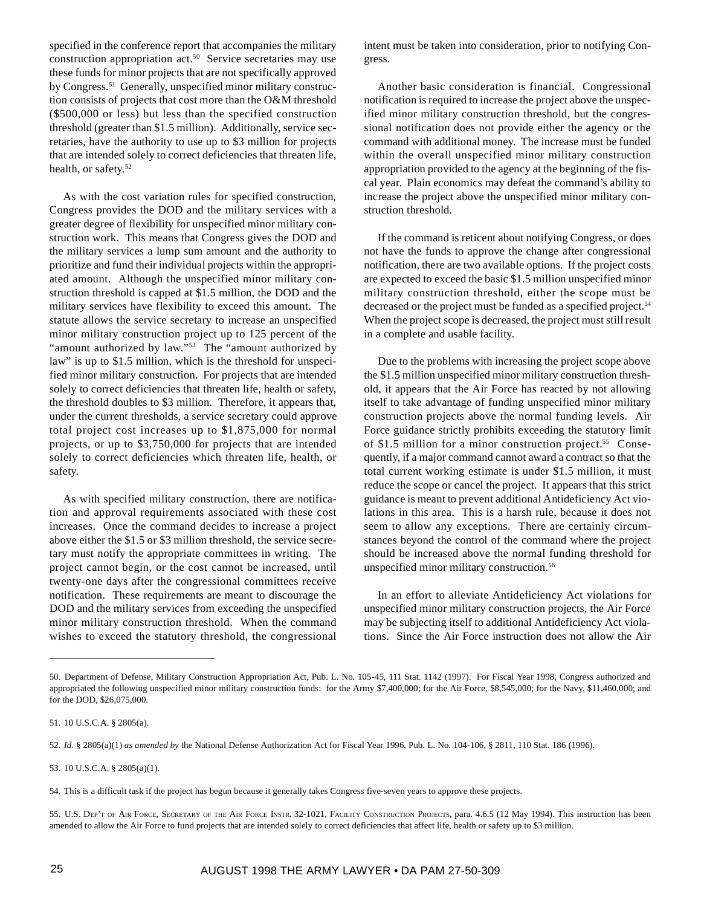specified in the conference report that accompanies the military construction appropriation act.[50] Service secretaries may use these funds for minor projects that are not specifically approved by Congress.[51] Generally, unspecified minor military construction consists of projects that cost more than the O&M threshold ($500,000 or less) but less than the specified construction threshold (greater than $1.5 million). Additionally, service secretaries, have the authority to use up to $3 million for projects that are intended solely to correct deficiencies that threaten life, health, or safety.[52]

As with the cost variation rules for specified construction, Congress provides the DOD and the military services with a greater degree of flexibility for unspecified minor military construction work. This means that Congress gives the DOD and the military services a lump sum amount and the authority to prioritize and fund their individual projects within the appropriated amount. Although the unspecified minor military construction threshold is capped at $1.5 million, the DOD and the military services have flexibility to exceed this amount. The statute allows the service secretary to increase an unspecified minor military construction project up to 125 percent of the "amount authorized by law."[53] The "amount authorized by law" is up to $1.5 million, which is the threshold for unspecified minor military construction. For projects that are intended solely to correct deficiencies that threaten life, health or safety, the threshold doubles to $3 million. Therefore, it appears that, under the current thresholds, a service secretary could approve total project cost increases up to $1,875,000 for normal projects, or up to $3,750,000 for projects that are intended solely to correct deficiencies which threaten life, health, or safety.

As with specified military construction, there are notification and approval requirements associated with these cost increases. Once the command decides to increase a project above either the $1.5 or $3 million threshold, the service secretary must notify the appropriate committees in writing. The project cannot begin, or the cost cannot be increased, until twenty-one days after the congressional committees receive notification. These requirements are meant to discourage the DOD and the military services from exceeding the unspecified minor military construction threshold. When the command wishes to exceed the statutory threshold, the congressional intent must be taken into consideration, prior to notifying Congress.

Another basic consideration is financial. Congressional notification is required to increase the project above the unspecified minor military construction threshold, but the congressional notification does not provide either the agency or the command with additional money. The increase must be funded within the overall unspecified minor military construction appropriation provided to the agency at the beginning of the fiscal year. Plain economics may defeat the command's ability to increase the project above the unspecified minor military construction threshold.

If the command is reticent about notifying Congress, or does not have the funds to approve the change after congressional notification, there are two available options. If the project costs are expected to exceed the basic $1.5 million unspecified minor military construction threshold, either the scope must be decreased or the project must be funded as a specified project.[54] When the project scope is decreased, the project must still result in a complete and usable facility.

Due to the problems with increasing the project scope above the $1.5 million unspecified minor military construction threshold, it appears that the Air Force has reacted by not allowing itself to take advantage of funding unspecified minor military construction projects above the normal funding levels. Air Force guidance strictly prohibits exceeding the statutory limit of $1.5 million for a minor construction project.[55] Consequently, if a major command cannot award a contract so that the total current working estimate is under $1.5 million, it must reduce the scope or cancel the project. It appears that this strict guidance is meant to prevent additional Antideficiency Act violations in this area. This is a harsh rule, because it does not seem to allow any exceptions. There are certainly circumstances beyond the control of the command where the project should be increased above the normal funding threshold for unspecified minor military construction.[56]

In an effort to alleviate Antideficiency Act violations for unspecified minor military construction projects, the Air Force may be subjecting itself to additional Antideficiency Act violations. Since the Air Force instruction does not allow the Air

---

50. Department of Defense, Military Construction Appropriation Act, Pub. L. No. 105-45, 111 Stat. 1142 (1997). For Fiscal Year 1998, Congress authorized and appropriated the following unspecified minor military construction funds: for the Army $7,400,000; for the Air Force, $8,545,000; for the Navy, $11,460,000; and for the DOD, $26,075,000.

51. 10 U.S.C.A. § 2805(a).

52. *Id.* § 2805(a)(1) *as amended by* the National Defense Authorization Act for Fiscal Year 1996, Pub. L. No. 104-106, § 2811, 110 Stat. 186 (1996).

53. 10 U.S.C.A. § 2805(a)(1).

54. This is a difficult task if the project has begun because it generally takes Congress five-seven years to approve these projects.

55. U.S. Dep't of Air Force, Secretary of the Air Force Instr. 32-1021, Facility Construction Projects, para. 4.6.5 (12 May 1994). This instruction has been amended to allow the Air Force to fund projects that are intended solely to correct deficiencies that affect life, health or safety up to $3 million.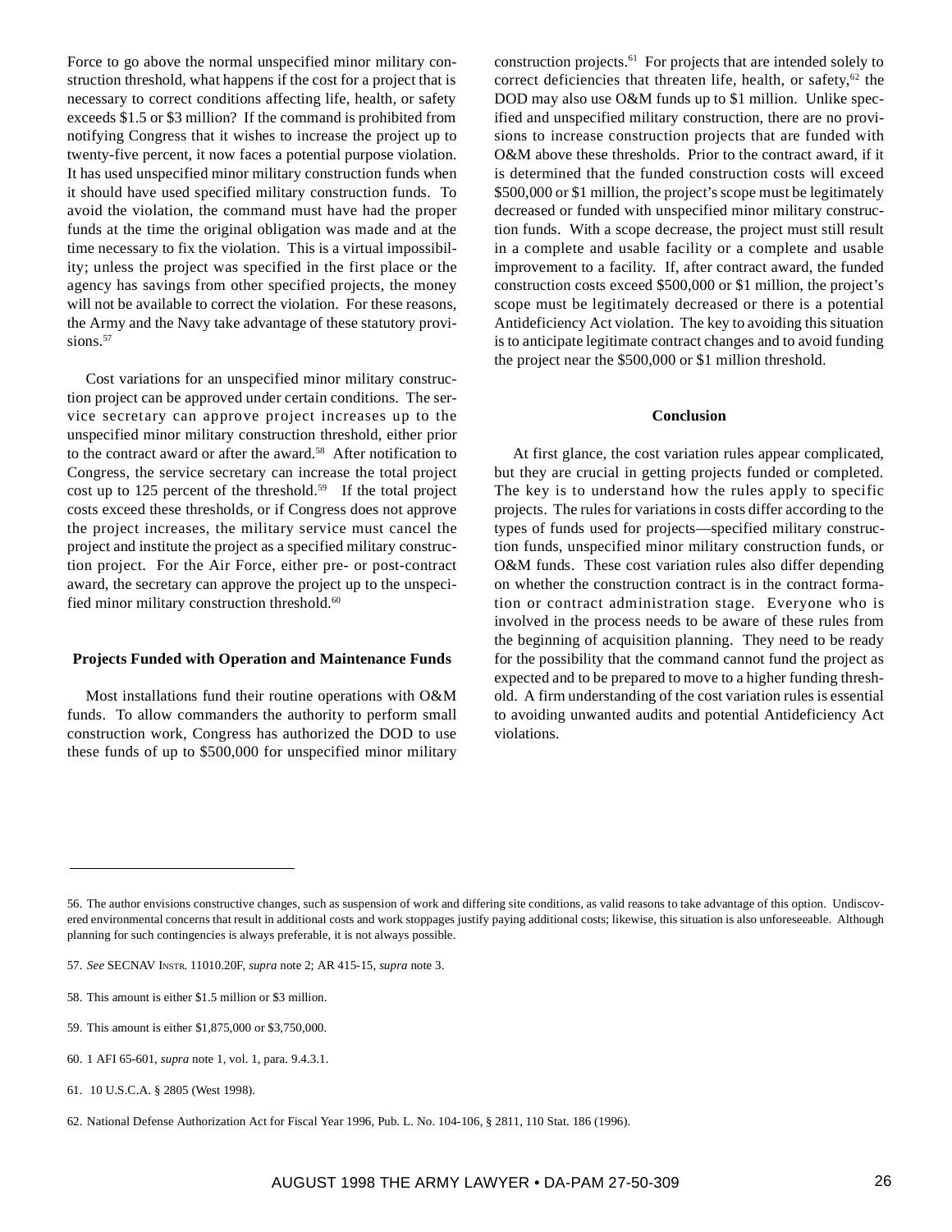Force to go above the normal unspecified minor military construction threshold, what happens if the cost for a project that is necessary to correct conditions affecting life, health, or safety exceeds $1.5 or $3 million? If the command is prohibited from notifying Congress that it wishes to increase the project up to twenty-five percent, it now faces a potential purpose violation. It has used unspecified minor military construction funds when it should have used specified military construction funds. To avoid the violation, the command must have had the proper funds at the time the original obligation was made and at the time necessary to fix the violation. This is a virtual impossibility; unless the project was specified in the first place or the agency has savings from other specified projects, the money will not be available to correct the violation. For these reasons, the Army and the Navy take advantage of these statutory provisions.[57]

Cost variations for an unspecified minor military construction project can be approved under certain conditions. The service secretary can approve project increases up to the unspecified minor military construction threshold, either prior to the contract award or after the award.[58] After notification to Congress, the service secretary can increase the total project cost up to 125 percent of the threshold.[59] If the total project costs exceed these thresholds, or if Congress does not approve the project increases, the military service must cancel the project and institute the project as a specified military construction project. For the Air Force, either pre- or post-contract award, the secretary can approve the project up to the unspecified minor military construction threshold.[60]

### Projects Funded with Operation and Maintenance Funds

Most installations fund their routine operations with O&M funds. To allow commanders the authority to perform small construction work, Congress has authorized the DOD to use these funds of up to $500,000 for unspecified minor military construction projects.[61] For projects that are intended solely to correct deficiencies that threaten life, health, or safety,[62] the DOD may also use O&M funds up to $1 million. Unlike specified and unspecified military construction, there are no provisions to increase construction projects that are funded with O&M above these thresholds. Prior to the contract award, if it is determined that the funded construction costs will exceed $500,000 or $1 million, the project's scope must be legitimately decreased or funded with unspecified minor military construction funds. With a scope decrease, the project must still result in a complete and usable facility or a complete and usable improvement to a facility. If, after contract award, the funded construction costs exceed $500,000 or $1 million, the project's scope must be legitimately decreased or there is a potential Antideficiency Act violation. The key to avoiding this situation is to anticipate legitimate contract changes and to avoid funding the project near the $500,000 or $1 million threshold.

### Conclusion

At first glance, the cost variation rules appear complicated, but they are crucial in getting projects funded or completed. The key is to understand how the rules apply to specific projects. The rules for variations in costs differ according to the types of funds used for projects—specified military construction funds, unspecified minor military construction funds, or O&M funds. These cost variation rules also differ depending on whether the construction contract is in the contract formation or contract administration stage. Everyone who is involved in the process needs to be aware of these rules from the beginning of acquisition planning. They need to be ready for the possibility that the command cannot fund the project as expected and to be prepared to move to a higher funding threshold. A firm understanding of the cost variation rules is essential to avoiding unwanted audits and potential Antideficiency Act violations.

---

56. The author envisions constructive changes, such as suspension of work and differing site conditions, as valid reasons to take advantage of this option. Undiscovered environmental concerns that result in additional costs and work stoppages justify paying additional costs; likewise, this situation is also unforeseeable. Although planning for such contingencies is always preferable, it is not always possible.

57. *See* SECNAV INSTR. 11010.20F, *supra* note 2; AR 415-15, *supra* note 3.

58. This amount is either $1.5 million or $3 million.

59. This amount is either $1,875,000 or $3,750,000.

60. 1 AFI 65-601, *supra* note 1, vol. 1, para. 9.4.3.1.

61. 10 U.S.C.A. § 2805 (West 1998).

62. National Defense Authorization Act for Fiscal Year 1996, Pub. L. No. 104-106, § 2811, 110 Stat. 186 (1996).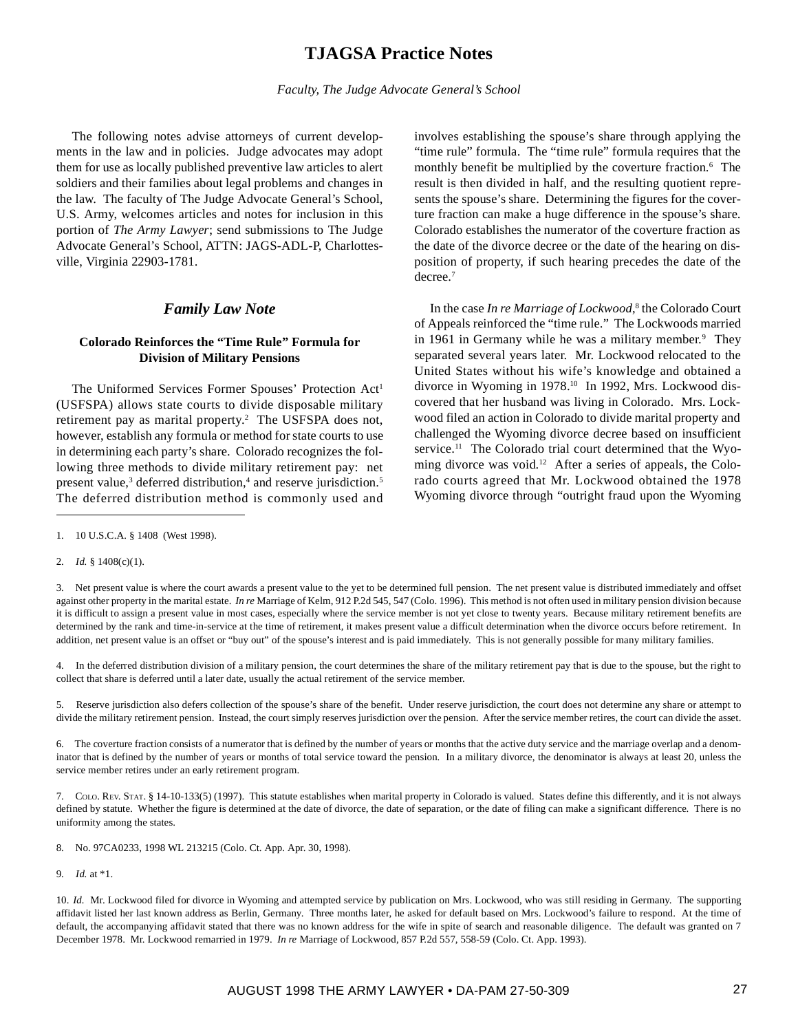# TJAGSA Practice Notes

*Faculty, The Judge Advocate General's School*

The following notes advise attorneys of current developments in the law and in policies. Judge advocates may adopt them for use as locally published preventive law articles to alert soldiers and their families about legal problems and changes in the law. The faculty of The Judge Advocate General's School, U.S. Army, welcomes articles and notes for inclusion in this portion of *The Army Lawyer*; send submissions to The Judge Advocate General's School, ATTN: JAGS-ADL-P, Charlottesville, Virginia 22903-1781.

## *Family Law Note*

### Colorado Reinforces the "Time Rule" Formula for Division of Military Pensions

The Uniformed Services Former Spouses' Protection Act[1] (USFSPA) allows state courts to divide disposable military retirement pay as marital property.[2] The USFSPA does not, however, establish any formula or method for state courts to use in determining each party's share. Colorado recognizes the following three methods to divide military retirement pay: net present value,[3] deferred distribution,[4] and reserve jurisdiction.[5] The deferred distribution method is commonly used and involves establishing the spouse's share through applying the "time rule" formula. The "time rule" formula requires that the monthly benefit be multiplied by the coverture fraction.[6] The result is then divided in half, and the resulting quotient represents the spouse's share. Determining the figures for the coverture fraction can make a huge difference in the spouse's share. Colorado establishes the numerator of the coverture fraction as the date of the divorce decree or the date of the hearing on disposition of property, if such hearing precedes the date of the decree.[7]

In the case *In re Marriage of Lockwood*,[8] the Colorado Court of Appeals reinforced the "time rule." The Lockwoods married in 1961 in Germany while he was a military member.[9] They separated several years later. Mr. Lockwood relocated to the United States without his wife's knowledge and obtained a divorce in Wyoming in 1978.[10] In 1992, Mrs. Lockwood discovered that her husband was living in Colorado. Mrs. Lockwood filed an action in Colorado to divide marital property and challenged the Wyoming divorce decree based on insufficient service.[11] The Colorado trial court determined that the Wyoming divorce was void.[12] After a series of appeals, the Colorado courts agreed that Mr. Lockwood obtained the 1978 Wyoming divorce through "outright fraud upon the Wyoming

---

1. 10 U.S.C.A. § 1408 (West 1998).

2. *Id.* § 1408(c)(1).

3. Net present value is where the court awards a present value to the yet to be determined full pension. The net present value is distributed immediately and offset against other property in the marital estate. *In re* Marriage of Kelm, 912 P.2d 545, 547 (Colo. 1996). This method is not often used in military pension division because it is difficult to assign a present value in most cases, especially where the service member is not yet close to twenty years. Because military retirement benefits are determined by the rank and time-in-service at the time of retirement, it makes present value a difficult determination when the divorce occurs before retirement. In addition, net present value is an offset or "buy out" of the spouse's interest and is paid immediately. This is not generally possible for many military families.

4. In the deferred distribution division of a military pension, the court determines the share of the military retirement pay that is due to the spouse, but the right to collect that share is deferred until a later date, usually the actual retirement of the service member.

5. Reserve jurisdiction also defers collection of the spouse's share of the benefit. Under reserve jurisdiction, the court does not determine any share or attempt to divide the military retirement pension. Instead, the court simply reserves jurisdiction over the pension. After the service member retires, the court can divide the asset.

6. The coverture fraction consists of a numerator that is defined by the number of years or months that the active duty service and the marriage overlap and a denominator that is defined by the number of years or months of total service toward the pension. In a military divorce, the denominator is always at least 20, unless the service member retires under an early retirement program.

7. Colo. Rev. Stat. § 14-10-133(5) (1997). This statute establishes when marital property in Colorado is valued. States define this differently, and it is not always defined by statute. Whether the figure is determined at the date of divorce, the date of separation, or the date of filing can make a significant difference. There is no uniformity among the states.

8. No. 97CA0233, 1998 WL 213215 (Colo. Ct. App. Apr. 30, 1998).

9. *Id.* at *1.

10. *Id.* Mr. Lockwood filed for divorce in Wyoming and attempted service by publication on Mrs. Lockwood, who was still residing in Germany. The supporting affidavit listed her last known address as Berlin, Germany. Three months later, he asked for default based on Mrs. Lockwood's failure to respond. At the time of default, the accompanying affidavit stated that there was no known address for the wife in spite of search and reasonable diligence. The default was granted on 7 December 1978. Mr. Lockwood remarried in 1979. *In re* Marriage of Lockwood, 857 P.2d 557, 558-59 (Colo. Ct. App. 1993).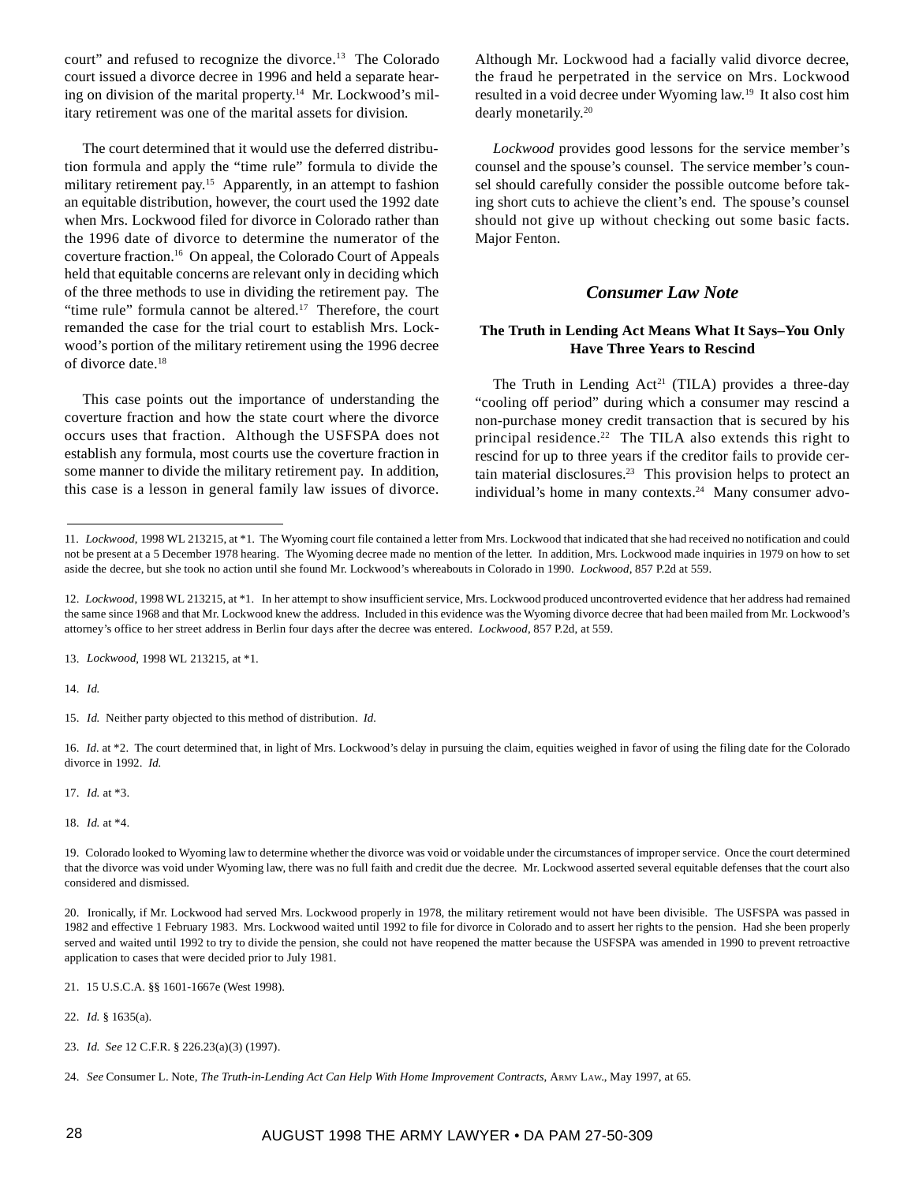court" and refused to recognize the divorce.[13] The Colorado court issued a divorce decree in 1996 and held a separate hearing on division of the marital property.[14] Mr. Lockwood's military retirement was one of the marital assets for division.

The court determined that it would use the deferred distribution formula and apply the "time rule" formula to divide the military retirement pay.[15] Apparently, in an attempt to fashion an equitable distribution, however, the court used the 1992 date when Mrs. Lockwood filed for divorce in Colorado rather than the 1996 date of divorce to determine the numerator of the coverture fraction.[16] On appeal, the Colorado Court of Appeals held that equitable concerns are relevant only in deciding which of the three methods to use in dividing the retirement pay. The "time rule" formula cannot be altered.[17] Therefore, the court remanded the case for the trial court to establish Mrs. Lockwood's portion of the military retirement using the 1996 decree of divorce date.[18]

This case points out the importance of understanding the coverture fraction and how the state court where the divorce occurs uses that fraction. Although the USFSPA does not establish any formula, most courts use the coverture fraction in some manner to divide the military retirement pay. In addition, this case is a lesson in general family law issues of divorce. Although Mr. Lockwood had a facially valid divorce decree, the fraud he perpetrated in the service on Mrs. Lockwood resulted in a void decree under Wyoming law.[19] It also cost him dearly monetarily.[20]

*Lockwood* provides good lessons for the service member's counsel and the spouse's counsel. The service member's counsel should carefully consider the possible outcome before taking short cuts to achieve the client's end. The spouse's counsel should not give up without checking out some basic facts. Major Fenton.

## *Consumer Law Note*

### The Truth in Lending Act Means What It Says–You Only Have Three Years to Rescind

The Truth in Lending Act[21] (TILA) provides a three-day "cooling off period" during which a consumer may rescind a non-purchase money credit transaction that is secured by his principal residence.[22] The TILA also extends this right to rescind for up to three years if the creditor fails to provide certain material disclosures.[23] This provision helps to protect an individual's home in many contexts.[24] Many consumer advo-

---

11. *Lockwood*, 1998 WL 213215, at *1. The Wyoming court file contained a letter from Mrs. Lockwood that indicated that she had received no notification and could not be present at a 5 December 1978 hearing. The Wyoming decree made no mention of the letter. In addition, Mrs. Lockwood made inquiries in 1979 on how to set aside the decree, but she took no action until she found Mr. Lockwood's whereabouts in Colorado in 1990. *Lockwood*, 857 P.2d at 559.

12. *Lockwood*, 1998 WL 213215, at *1. In her attempt to show insufficient service, Mrs. Lockwood produced uncontroverted evidence that her address had remained the same since 1968 and that Mr. Lockwood knew the address. Included in this evidence was the Wyoming divorce decree that had been mailed from Mr. Lockwood's attorney's office to her street address in Berlin four days after the decree was entered. *Lockwood*, 857 P.2d, at 559.

13. *Lockwood*, 1998 WL 213215, at *1.

14. *Id.*

15. *Id.* Neither party objected to this method of distribution. *Id.*

16. *Id.* at *2. The court determined that, in light of Mrs. Lockwood's delay in pursuing the claim, equities weighed in favor of using the filing date for the Colorado divorce in 1992. *Id.*

17. *Id.* at *3.

18. *Id.* at *4.

19. Colorado looked to Wyoming law to determine whether the divorce was void or voidable under the circumstances of improper service. Once the court determined that the divorce was void under Wyoming law, there was no full faith and credit due the decree. Mr. Lockwood asserted several equitable defenses that the court also considered and dismissed.

20. Ironically, if Mr. Lockwood had served Mrs. Lockwood properly in 1978, the military retirement would not have been divisible. The USFSPA was passed in 1982 and effective 1 February 1983. Mrs. Lockwood waited until 1992 to file for divorce in Colorado and to assert her rights to the pension. Had she been properly served and waited until 1992 to try to divide the pension, she could not have reopened the matter because the USFSPA was amended in 1990 to prevent retroactive application to cases that were decided prior to July 1981.

21. 15 U.S.C.A. §§ 1601-1667e (West 1998).

22. *Id.* § 1635(a).

23. *Id. See* 12 C.F.R. § 226.23(a)(3) (1997).

24. *See* Consumer L. Note, *The Truth-in-Lending Act Can Help With Home Improvement Contracts*, ARMY LAW., May 1997, at 65.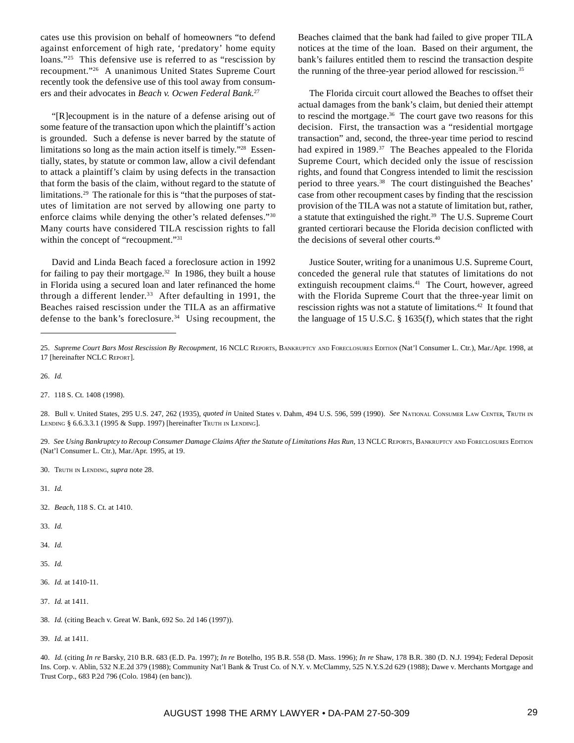cates use this provision on behalf of homeowners "to defend against enforcement of high rate, 'predatory' home equity loans."[25] This defensive use is referred to as "rescission by recoupment."[26] A unanimous United States Supreme Court recently took the defensive use of this tool away from consumers and their advocates in *Beach v. Ocwen Federal Bank*.[27]

"[R]ecoupment is in the nature of a defense arising out of some feature of the transaction upon which the plaintiff's action is grounded. Such a defense is never barred by the statute of limitations so long as the main action itself is timely."[28] Essentially, states, by statute or common law, allow a civil defendant to attack a plaintiff's claim by using defects in the transaction that form the basis of the claim, without regard to the statute of limitations.[29] The rationale for this is "that the purposes of statutes of limitation are not served by allowing one party to enforce claims while denying the other's related defenses."[30] Many courts have considered TILA rescission rights to fall within the concept of "recoupment."[31]

David and Linda Beach faced a foreclosure action in 1992 for failing to pay their mortgage.[32] In 1986, they built a house in Florida using a secured loan and later refinanced the home through a different lender.[33] After defaulting in 1991, the Beaches raised rescission under the TILA as an affirmative defense to the bank's foreclosure.[34] Using recoupment, the Beaches claimed that the bank had failed to give proper TILA notices at the time of the loan. Based on their argument, the bank's failures entitled them to rescind the transaction despite the running of the three-year period allowed for rescission.[35]

The Florida circuit court allowed the Beaches to offset their actual damages from the bank's claim, but denied their attempt to rescind the mortgage.[36] The court gave two reasons for this decision. First, the transaction was a "residential mortgage transaction" and, second, the three-year time period to rescind had expired in 1989.[37] The Beaches appealed to the Florida Supreme Court, which decided only the issue of rescission rights, and found that Congress intended to limit the rescission period to three years.[38] The court distinguished the Beaches' case from other recoupment cases by finding that the rescission provision of the TILA was not a statute of limitation but, rather, a statute that extinguished the right.[39] The U.S. Supreme Court granted certiorari because the Florida decision conflicted with the decisions of several other courts.[40]

Justice Souter, writing for a unanimous U.S. Supreme Court, conceded the general rule that statutes of limitations do not extinguish recoupment claims.[41] The Court, however, agreed with the Florida Supreme Court that the three-year limit on rescission rights was not a statute of limitations.[42] It found that the language of 15 U.S.C. § 1635(f), which states that the right

---

25. *Supreme Court Bars Most Rescission By Recoupment*, 16 NCLC Reports, Bankruptcy and Foreclosures Edition (Nat'l Consumer L. Ctr.), Mar./Apr. 1998, at 17 [hereinafter NCLC Report].

26. *Id.*

27. 118 S. Ct. 1408 (1998).

28. Bull v. United States, 295 U.S. 247, 262 (1935), *quoted in* United States v. Dahm, 494 U.S. 596, 599 (1990). *See* National Consumer Law Center, Truth in Lending § 6.6.3.3.1 (1995 & Supp. 1997) [hereinafter Truth in Lending].

29. *See Using Bankruptcy to Recoup Consumer Damage Claims After the Statute of Limitations Has Run*, 13 NCLC Reports, Bankruptcy and Foreclosures Edition (Nat'l Consumer L. Ctr.), Mar./Apr. 1995, at 19.

30. Truth in Lending, *supra* note 28.

31. *Id.*

32. *Beach*, 118 S. Ct. at 1410.

33. *Id.*

34. *Id.*

35. *Id.*

36. *Id.* at 1410-11.

37. *Id.* at 1411.

38. *Id.* (citing Beach v. Great W. Bank, 692 So. 2d 146 (1997)).

39. *Id.* at 1411.

40. *Id.* (citing *In re* Barsky, 210 B.R. 683 (E.D. Pa. 1997); *In re* Botelho, 195 B.R. 558 (D. Mass. 1996); *In re* Shaw, 178 B.R. 380 (D. N.J. 1994); Federal Deposit Ins. Corp. v. Ablin, 532 N.E.2d 379 (1988); Community Nat'l Bank & Trust Co. of N.Y. v. McClammy, 525 N.Y.S.2d 629 (1988); Dawe v. Merchants Mortgage and Trust Corp., 683 P.2d 796 (Colo. 1984) (en banc)).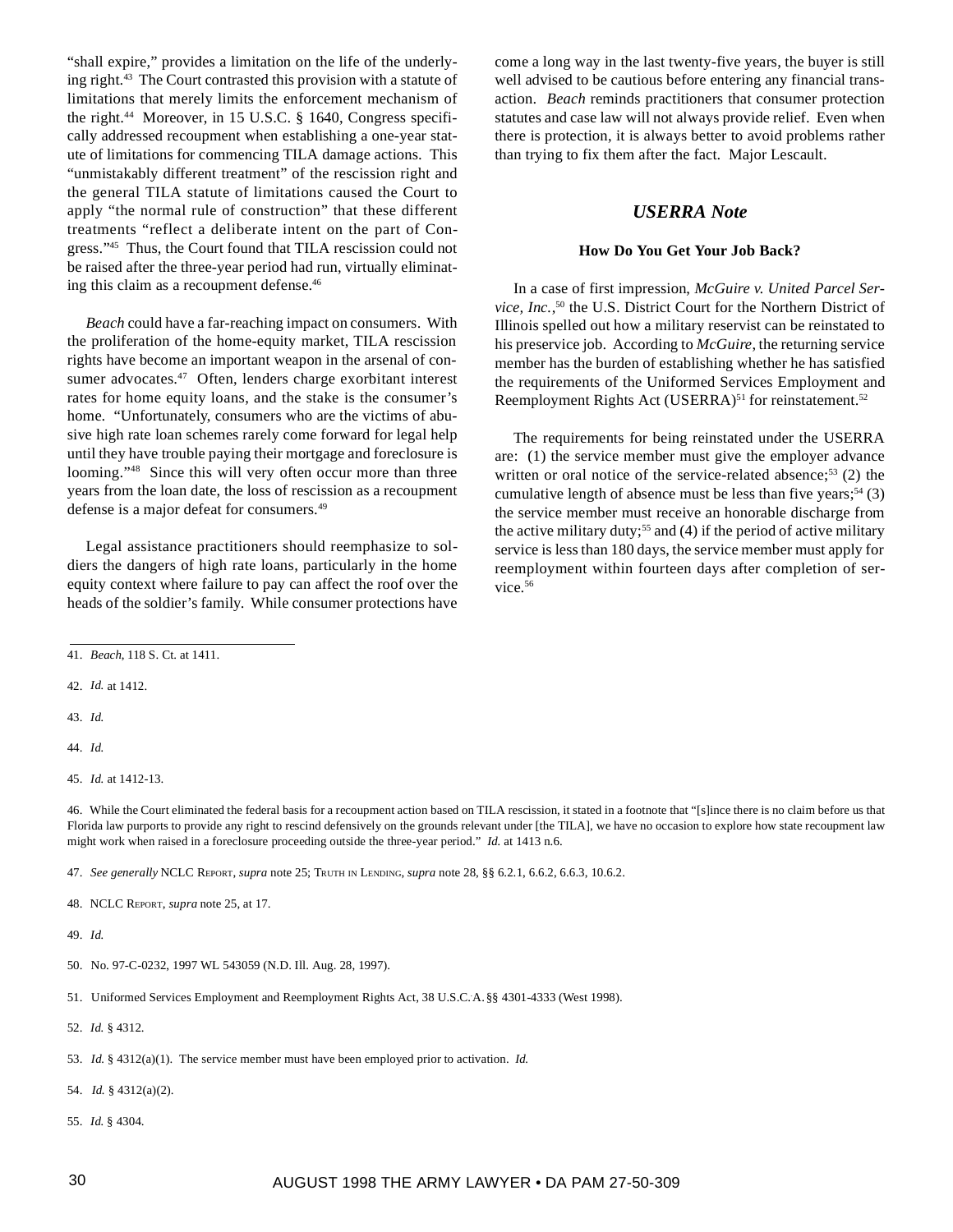"shall expire," provides a limitation on the life of the underlying right.[43] The Court contrasted this provision with a statute of limitations that merely limits the enforcement mechanism of the right.[44] Moreover, in 15 U.S.C. § 1640, Congress specifically addressed recoupment when establishing a one-year statute of limitations for commencing TILA damage actions. This "unmistakably different treatment" of the rescission right and the general TILA statute of limitations caused the Court to apply "the normal rule of construction" that these different treatments "reflect a deliberate intent on the part of Congress."[45] Thus, the Court found that TILA rescission could not be raised after the three-year period had run, virtually eliminating this claim as a recoupment defense.[46]

*Beach* could have a far-reaching impact on consumers. With the proliferation of the home-equity market, TILA rescission rights have become an important weapon in the arsenal of consumer advocates.[47] Often, lenders charge exorbitant interest rates for home equity loans, and the stake is the consumer's home. "Unfortunately, consumers who are the victims of abusive high rate loan schemes rarely come forward for legal help until they have trouble paying their mortgage and foreclosure is looming."[48] Since this will very often occur more than three years from the loan date, the loss of rescission as a recoupment defense is a major defeat for consumers.[49]

Legal assistance practitioners should reemphasize to soldiers the dangers of high rate loans, particularly in the home equity context where failure to pay can affect the roof over the heads of the soldier's family. While consumer protections have come a long way in the last twenty-five years, the buyer is still well advised to be cautious before entering any financial transaction. *Beach* reminds practitioners that consumer protection statutes and case law will not always provide relief. Even when there is protection, it is always better to avoid problems rather than trying to fix them after the fact. Major Lescault.

## *USERRA Note*

### How Do You Get Your Job Back?

In a case of first impression, *McGuire v. United Parcel Service, Inc.*,[50] the U.S. District Court for the Northern District of Illinois spelled out how a military reservist can be reinstated to his preservice job. According to *McGuire*, the returning service member has the burden of establishing whether he has satisfied the requirements of the Uniformed Services Employment and Reemployment Rights Act (USERRA)[51] for reinstatement.[52]

The requirements for being reinstated under the USERRA are: (1) the service member must give the employer advance written or oral notice of the service-related absence;[53] (2) the cumulative length of absence must be less than five years;[54] (3) the service member must receive an honorable discharge from the active military duty;[55] and (4) if the period of active military service is less than 180 days, the service member must apply for reemployment within fourteen days after completion of service.[56]

---

41. *Beach*, 118 S. Ct. at 1411.

42. *Id.* at 1412.

43. *Id.*

44. *Id.*

45. *Id.* at 1412-13.

46. While the Court eliminated the federal basis for a recoupment action based on TILA rescission, it stated in a footnote that "[s]ince there is no claim before us that Florida law purports to provide any right to rescind defensively on the grounds relevant under [the TILA], we have no occasion to explore how state recoupment law might work when raised in a foreclosure proceeding outside the three-year period." *Id.* at 1413 n.6.

47. *See generally* NCLC Report, *supra* note 25; Truth in Lending, *supra* note 28, §§ 6.2.1, 6.6.2, 6.6.3, 10.6.2.

48. NCLC Report, *supra* note 25, at 17.

49. *Id.*

50. No. 97-C-0232, 1997 WL 543059 (N.D. Ill. Aug. 28, 1997).

51. Uniformed Services Employment and Reemployment Rights Act, 38 U.S.C.A. §§ 4301-4333 (West 1998).

52. *Id.* § 4312.

53. *Id.* § 4312(a)(1). The service member must have been employed prior to activation. *Id.*

54. *Id.* § 4312(a)(2).

55. *Id.* § 4304.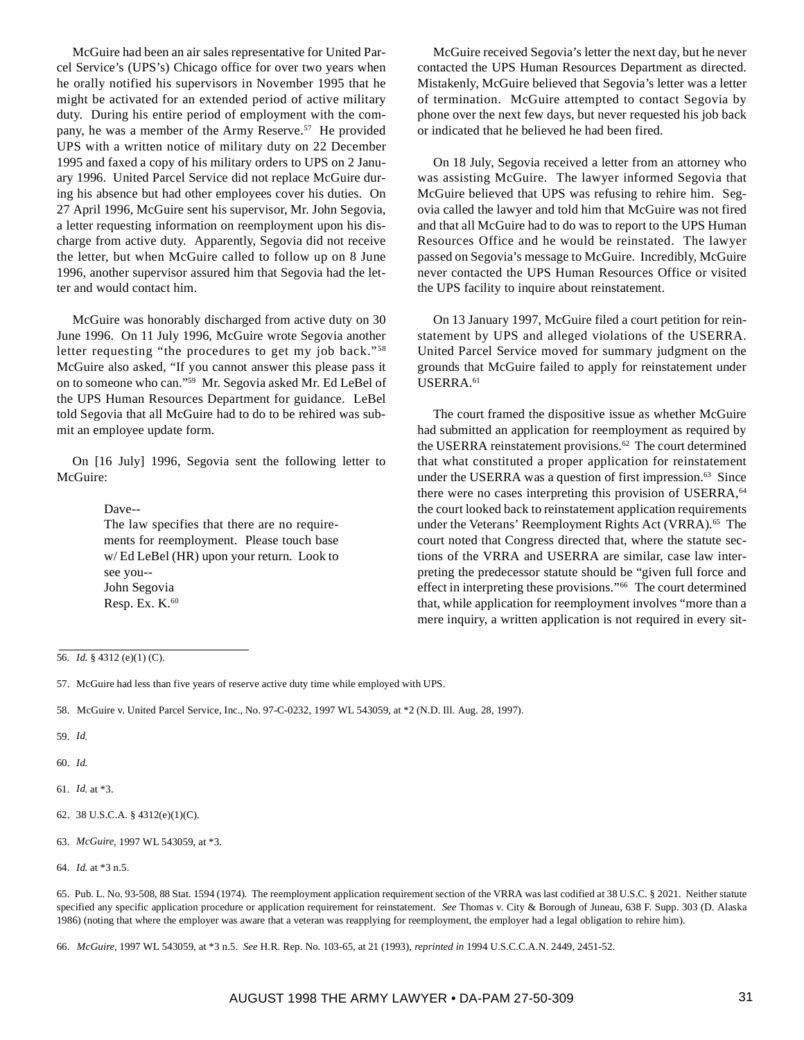McGuire had been an air sales representative for United Parcel Service's (UPS's) Chicago office for over two years when he orally notified his supervisors in November 1995 that he might be activated for an extended period of active military duty. During his entire period of employment with the company, he was a member of the Army Reserve.[57] He provided UPS with a written notice of military duty on 22 December 1995 and faxed a copy of his military orders to UPS on 2 January 1996. United Parcel Service did not replace McGuire during his absence but had other employees cover his duties. On 27 April 1996, McGuire sent his supervisor, Mr. John Segovia, a letter requesting information on reemployment upon his discharge from active duty. Apparently, Segovia did not receive the letter, but when McGuire called to follow up on 8 June 1996, another supervisor assured him that Segovia had the letter and would contact him.

McGuire was honorably discharged from active duty on 30 June 1996. On 11 July 1996, McGuire wrote Segovia another letter requesting "the procedures to get my job back."[58] McGuire also asked, "If you cannot answer this please pass it on to someone who can."[59] Mr. Segovia asked Mr. Ed LeBel of the UPS Human Resources Department for guidance. LeBel told Segovia that all McGuire had to do to be rehired was submit an employee update form.

On [16 July] 1996, Segovia sent the following letter to McGuire:

> Dave--
> The law specifies that there are no requirements for reemployment. Please touch base w/ Ed LeBel (HR) upon your return. Look to see you--
> John Segovia
> Resp. Ex. K.[60]

McGuire received Segovia's letter the next day, but he never contacted the UPS Human Resources Department as directed. Mistakenly, McGuire believed that Segovia's letter was a letter of termination. McGuire attempted to contact Segovia by phone over the next few days, but never requested his job back or indicated that he believed he had been fired.

On 18 July, Segovia received a letter from an attorney who was assisting McGuire. The lawyer informed Segovia that McGuire believed that UPS was refusing to rehire him. Segovia called the lawyer and told him that McGuire was not fired and that all McGuire had to do was to report to the UPS Human Resources Office and he would be reinstated. The lawyer passed on Segovia's message to McGuire. Incredibly, McGuire never contacted the UPS Human Resources Office or visited the UPS facility to inquire about reinstatement.

On 13 January 1997, McGuire filed a court petition for reinstatement by UPS and alleged violations of the USERRA. United Parcel Service moved for summary judgment on the grounds that McGuire failed to apply for reinstatement under USERRA.[61]

The court framed the dispositive issue as whether McGuire had submitted an application for reemployment as required by the USERRA reinstatement provisions.[62] The court determined that what constituted a proper application for reinstatement under the USERRA was a question of first impression.[63] Since there were no cases interpreting this provision of USERRA,[64] the court looked back to reinstatement application requirements under the Veterans' Reemployment Rights Act (VRRA).[65] The court noted that Congress directed that, where the statute sections of the VRRA and USERRA are similar, case law interpreting the predecessor statute should be "given full force and effect in interpreting these provisions."[66] The court determined that, while application for reemployment involves "more than a mere inquiry, a written application is not required in every sit-

---

56. *Id.* § 4312 (e)(1) (C).

57. McGuire had less than five years of reserve active duty time while employed with UPS.

58. McGuire v. United Parcel Service, Inc., No. 97-C-0232, 1997 WL 543059, at *2 (N.D. Ill. Aug. 28, 1997).

59. *Id.*

60. *Id.*

61. *Id.* at *3.

62. 38 U.S.C.A. § 4312(e)(1)(C).

63. *McGuire*, 1997 WL 543059, at *3.

64. *Id.* at *3 n.5.

65. Pub. L. No. 93-508, 88 Stat. 1594 (1974). The reemployment application requirement section of the VRRA was last codified at 38 U.S.C. § 2021. Neither statute specified any specific application procedure or application requirement for reinstatement. *See* Thomas v. City & Borough of Juneau, 638 F. Supp. 303 (D. Alaska 1986) (noting that where the employer was aware that a veteran was reapplying for reemployment, the employer had a legal obligation to rehire him).

66. *McGuire*, 1997 WL 543059, at *3 n.5. *See* H.R. Rep. No. 103-65, at 21 (1993), *reprinted in* 1994 U.S.C.C.A.N. 2449, 2451-52.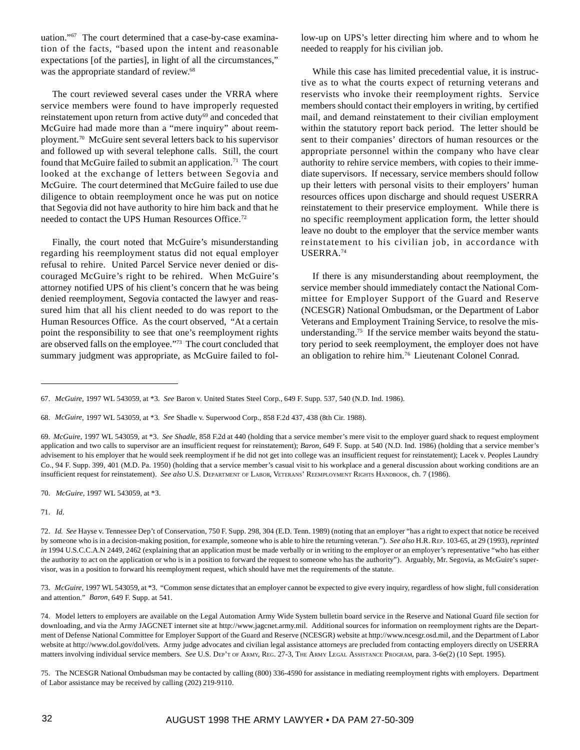uation."[67] The court determined that a case-by-case examination of the facts, "based upon the intent and reasonable expectations [of the parties], in light of all the circumstances," was the appropriate standard of review.[68]

The court reviewed several cases under the VRRA where service members were found to have improperly requested reinstatement upon return from active duty[69] and conceded that McGuire had made more than a "mere inquiry" about reemployment.[70] McGuire sent several letters back to his supervisor and followed up with several telephone calls. Still, the court found that McGuire failed to submit an application.[71] The court looked at the exchange of letters between Segovia and McGuire. The court determined that McGuire failed to use due diligence to obtain reemployment once he was put on notice that Segovia did not have authority to hire him back and that he needed to contact the UPS Human Resources Office.[72]

Finally, the court noted that McGuire's misunderstanding regarding his reemployment status did not equal employer refusal to rehire. United Parcel Service never denied or discouraged McGuire's right to be rehired. When McGuire's attorney notified UPS of his client's concern that he was being denied reemployment, Segovia contacted the lawyer and reassured him that all his client needed to do was report to the Human Resources Office. As the court observed, "At a certain point the responsibility to see that one's reemployment rights are observed falls on the employee."[73] The court concluded that summary judgment was appropriate, as McGuire failed to follow-up on UPS's letter directing him where and to whom he needed to reapply for his civilian job.

While this case has limited precedential value, it is instructive as to what the courts expect of returning veterans and reservists who invoke their reemployment rights. Service members should contact their employers in writing, by certified mail, and demand reinstatement to their civilian employment within the statutory report back period. The letter should be sent to their companies' directors of human resources or the appropriate personnel within the company who have clear authority to rehire service members, with copies to their immediate supervisors. If necessary, service members should follow up their letters with personal visits to their employers' human resources offices upon discharge and should request USERRA reinstatement to their preservice employment. While there is no specific reemployment application form, the letter should leave no doubt to the employer that the service member wants reinstatement to his civilian job, in accordance with USERRA.[74]

If there is any misunderstanding about reemployment, the service member should immediately contact the National Committee for Employer Support of the Guard and Reserve (NCESGR) National Ombudsman, or the Department of Labor Veterans and Employment Training Service, to resolve the misunderstanding.[75] If the service member waits beyond the statutory period to seek reemployment, the employer does not have an obligation to rehire him.[76] Lieutenant Colonel Conrad.

---

67. *McGuire*, 1997 WL 543059, at *3. *See* Baron v. United States Steel Corp., 649 F. Supp. 537, 540 (N.D. Ind. 1986).

68. *McGuire*, 1997 WL 543059, at *3. *See* Shadle v. Superwood Corp., 858 F.2d 437, 438 (8th Cir. 1988).

69. *McGuire*, 1997 WL 543059, at *3. *See Shadle*, 858 F.2d at 440 (holding that a service member's mere visit to the employer guard shack to request employment application and two calls to supervisor are an insufficient request for reinstatement); *Baron*, 649 F. Supp. at 540 (N.D. Ind. 1986) (holding that a service member's advisement to his employer that he would seek reemployment if he did not get into college was an insufficient request for reinstatement); Lacek v. Peoples Laundry Co., 94 F. Supp. 399, 401 (M.D. Pa. 1950) (holding that a service member's casual visit to his workplace and a general discussion about working conditions are an insufficient request for reinstatement). *See also* U.S. Department of Labor, Veterans' Reemployment Rights Handbook, ch. 7 (1986).

70. *McGuire*, 1997 WL 543059, at *3.

71. *Id*.

72. *Id. See* Hayse v. Tennessee Dep't of Conservation, 750 F. Supp. 298, 304 (E.D. Tenn. 1989) (noting that an employer "has a right to expect that notice be received by someone who is in a decision-making position, for example, someone who is able to hire the returning veteran."). *See also* H.R. Rep. 103-65, at 29 (1993), *reprinted in* 1994 U.S.C.C.A.N 2449, 2462 (explaining that an application must be made verbally or in writing to the employer or an employer's representative "who has either the authority to act on the application or who is in a position to forward the request to someone who has the authority"). Arguably, Mr. Segovia, as McGuire's supervisor, was in a position to forward his reemployment request, which should have met the requirements of the statute.

73. *McGuire*, 1997 WL 543059, at *3. "Common sense dictates that an employer cannot be expected to give every inquiry, regardless of how slight, full consideration and attention." *Baron*, 649 F. Supp. at 541.

74. Model letters to employers are available on the Legal Automation Army Wide System bulletin board service in the Reserve and National Guard file section for downloading, and via the Army JAGCNET internet site at http://www.jagcnet.army.mil. Additional sources for information on reemployment rights are the Department of Defense National Committee for Employer Support of the Guard and Reserve (NCESGR) website at http://www.ncesgr.osd.mil, and the Department of Labor website at http://www.dol.gov/dol/vets. Army judge advocates and civilian legal assistance attorneys are precluded from contacting employers directly on USERRA matters involving individual service members. *See* U.S. Dep't of Army, Reg. 27-3, The Army Legal Assistance Program, para. 3-6e(2) (10 Sept. 1995).

75. The NCESGR National Ombudsman may be contacted by calling (800) 336-4590 for assistance in mediating reemployment rights with employers. Department of Labor assistance may be received by calling (202) 219-9110.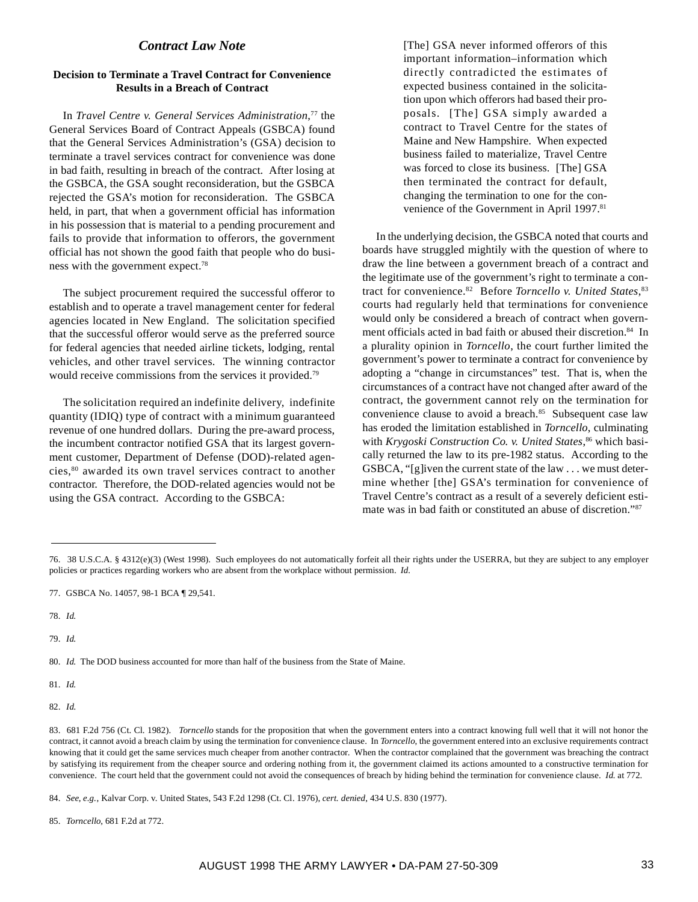## *Contract Law Note*

### Decision to Terminate a Travel Contract for Convenience Results in a Breach of Contract

In *Travel Centre v. General Services Administration*,[77] the General Services Board of Contract Appeals (GSBCA) found that the General Services Administration's (GSA) decision to terminate a travel services contract for convenience was done in bad faith, resulting in breach of the contract. After losing at the GSBCA, the GSA sought reconsideration, but the GSBCA rejected the GSA's motion for reconsideration. The GSBCA held, in part, that when a government official has information in his possession that is material to a pending procurement and fails to provide that information to offerors, the government official has not shown the good faith that people who do business with the government expect.[78]

The subject procurement required the successful offeror to establish and to operate a travel management center for federal agencies located in New England. The solicitation specified that the successful offeror would serve as the preferred source for federal agencies that needed airline tickets, lodging, rental vehicles, and other travel services. The winning contractor would receive commissions from the services it provided.[79]

The solicitation required an indefinite delivery, indefinite quantity (IDIQ) type of contract with a minimum guaranteed revenue of one hundred dollars. During the pre-award process, the incumbent contractor notified GSA that its largest government customer, Department of Defense (DOD)-related agencies,[80] awarded its own travel services contract to another contractor. Therefore, the DOD-related agencies would not be using the GSA contract. According to the GSBCA:

> [The] GSA never informed offerors of this important information–information which directly contradicted the estimates of expected business contained in the solicitation upon which offerors had based their proposals. [The] GSA simply awarded a contract to Travel Centre for the states of Maine and New Hampshire. When expected business failed to materialize, Travel Centre was forced to close its business. [The] GSA then terminated the contract for default, changing the termination to one for the convenience of the Government in April 1997.[81]

In the underlying decision, the GSBCA noted that courts and boards have struggled mightily with the question of where to draw the line between a government breach of a contract and the legitimate use of the government's right to terminate a contract for convenience.[82] Before *Torncello v. United States*,[83] courts had regularly held that terminations for convenience would only be considered a breach of contract when government officials acted in bad faith or abused their discretion.[84] In a plurality opinion in *Torncello*, the court further limited the government's power to terminate a contract for convenience by adopting a "change in circumstances" test. That is, when the circumstances of a contract have not changed after award of the contract, the government cannot rely on the termination for convenience clause to avoid a breach.[85] Subsequent case law has eroded the limitation established in *Torncello*, culminating with *Krygoski Construction Co. v. United States*,[86] which basically returned the law to its pre-1982 status. According to the GSBCA, "[g]iven the current state of the law . . . we must determine whether [the] GSA's termination for convenience of Travel Centre's contract as a result of a severely deficient estimate was in bad faith or constituted an abuse of discretion."[87]

---

76. 38 U.S.C.A. § 4312(e)(3) (West 1998). Such employees do not automatically forfeit all their rights under the USERRA, but they are subject to any employer policies or practices regarding workers who are absent from the workplace without permission. *Id.*

77. GSBCA No. 14057, 98-1 BCA ¶ 29,541.

78. *Id.*

79. *Id.*

80. *Id.* The DOD business accounted for more than half of the business from the State of Maine.

81. *Id.*

82. *Id.*

83. 681 F.2d 756 (Ct. Cl. 1982). *Torncello* stands for the proposition that when the government enters into a contract knowing full well that it will not honor the contract, it cannot avoid a breach claim by using the termination for convenience clause. In *Torncello*, the government entered into an exclusive requirements contract knowing that it could get the same services much cheaper from another contractor. When the contractor complained that the government was breaching the contract by satisfying its requirement from the cheaper source and ordering nothing from it, the government claimed its actions amounted to a constructive termination for convenience. The court held that the government could not avoid the consequences of breach by hiding behind the termination for convenience clause. *Id.* at 772.

84. *See, e.g.*, Kalvar Corp. v. United States, 543 F.2d 1298 (Ct. Cl. 1976), *cert. denied*, 434 U.S. 830 (1977).

85. *Torncello*, 681 F.2d at 772.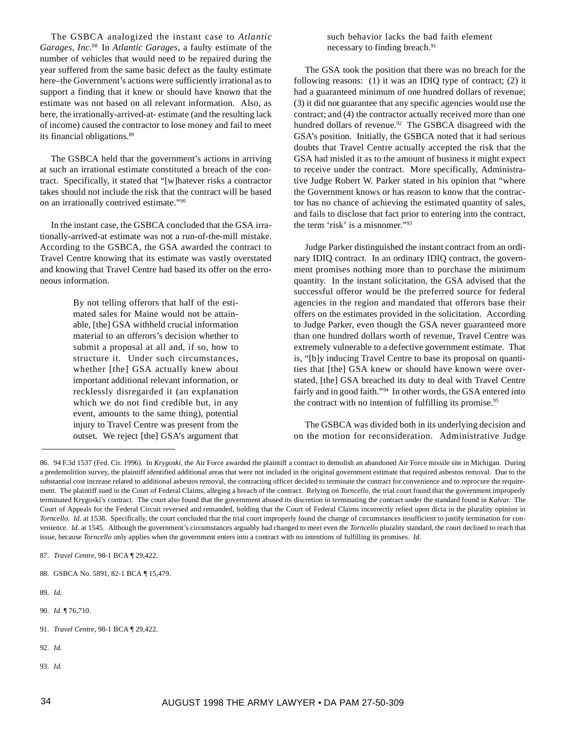The GSBCA analogized the instant case to *Atlantic Garages, Inc.*[88] In *Atlantic Garages*, a faulty estimate of the number of vehicles that would need to be repaired during the year suffered from the same basic defect as the faulty estimate here–the Government's actions were sufficiently irrational as to support a finding that it knew or should have known that the estimate was not based on all relevant information. Also, as here, the irrationally-arrived-at- estimate (and the resulting lack of income) caused the contractor to lose money and fail to meet its financial obligations.[89]

The GSBCA held that the government's actions in arriving at such an irrational estimate constituted a breach of the contract. Specifically, it stated that "[w]hatever risks a contractor takes should not include the risk that the contract will be based on an irrationally contrived estimate."[90]

In the instant case, the GSBCA concluded that the GSA irrationally-arrived-at estimate was not a run-of-the-mill mistake. According to the GSBCA, the GSA awarded the contract to Travel Centre knowing that its estimate was vastly overstated and knowing that Travel Centre had based its offer on the erroneous information.

> By not telling offerors that half of the estimated sales for Maine would not be attainable, [the] GSA withheld crucial information material to an offerors's decision whether to submit a proposal at all and, if so, how to structure it. Under such circumstances, whether [the] GSA actually knew about important additional relevant information, or recklessly disregarded it (an explanation which we do not find credible but, in any event, amounts to the same thing), potential injury to Travel Centre was present from the outset. We reject [the] GSA's argument that such behavior lacks the bad faith element necessary to finding breach.[91]

The GSA took the position that there was no breach for the following reasons: (1) it was an IDIQ type of contract; (2) it had a guaranteed minimum of one hundred dollars of revenue; (3) it did not guarantee that any specific agencies would use the contract; and (4) the contractor actually received more than one hundred dollars of revenue.[92] The GSBCA disagreed with the GSA's position. Initially, the GSBCA noted that it had serious doubts that Travel Centre actually accepted the risk that the GSA had misled it as to the amount of business it might expect to receive under the contract. More specifically, Administrative Judge Robert W. Parker stated in his opinion that "where the Government knows or has reason to know that the contractor has no chance of achieving the estimated quantity of sales, and fails to disclose that fact prior to entering into the contract, the term 'risk' is a misnomer."[93]

Judge Parker distinguished the instant contract from an ordinary IDIQ contract. In an ordinary IDIQ contract, the government promises nothing more than to purchase the minimum quantity. In the instant solicitation, the GSA advised that the successful offeror would be the preferred source for federal agencies in the region and mandated that offerors base their offers on the estimates provided in the solicitation. According to Judge Parker, even though the GSA never guaranteed more than one hundred dollars worth of revenue, Travel Centre was extremely vulnerable to a defective government estimate. That is, "[b]y inducing Travel Centre to base its proposal on quantities that [the] GSA knew or should have known were overstated, [the] GSA breached its duty to deal with Travel Centre fairly and in good faith."[94] In other words, the GSA entered into the contract with no intention of fulfilling its promise.[95]

The GSBCA was divided both in its underlying decision and on the motion for reconsideration. Administrative Judge

---

86. 94 F.3d 1537 (Fed. Cir. 1996). In *Krygoski*, the Air Force awarded the plaintiff a contract to demolish an abandoned Air Force missile site in Michigan. During a predemolition survey, the plaintiff identified additional areas that were not included in the original government estimate that required asbestos removal. Due to the substantial cost increase related to additional asbestos removal, the contracting officer decided to terminate the contract for convenience and to reprocure the requirement. The plaintiff sued in the Court of Federal Claims, alleging a breach of the contract. Relying on *Torncello*, the trial court found that the government improperly terminated Krygoski's contract. The court also found that the government abused its discretion in terminating the contract under the standard found in *Kalvar.* The Court of Appeals for the Federal Circuit reversed and remanded, holding that the Court of Federal Claims incorrectly relied upon dicta in the plurality opinion in *Torncello. Id.* at 1538. Specifically, the court concluded that the trial court improperly found the change of circumstances insufficient to justify termination for convenience. *Id.* at 1545. Although the government's circumstances arguably had changed to meet even the *Torncello* plurality standard, the court declined to reach that issue, because *Torncello* only applies when the government enters into a contract with no intentions of fulfilling its promises. *Id.*

87. *Travel Centre*, 98-1 BCA ¶ 29,422.

88. GSBCA No. 5891, 82-1 BCA ¶ 15,479.

89. *Id.*

90. *Id.* ¶ 76,710.

91. *Travel Centre*, 98-1 BCA ¶ 29,422.

92. *Id.*

93. *Id.*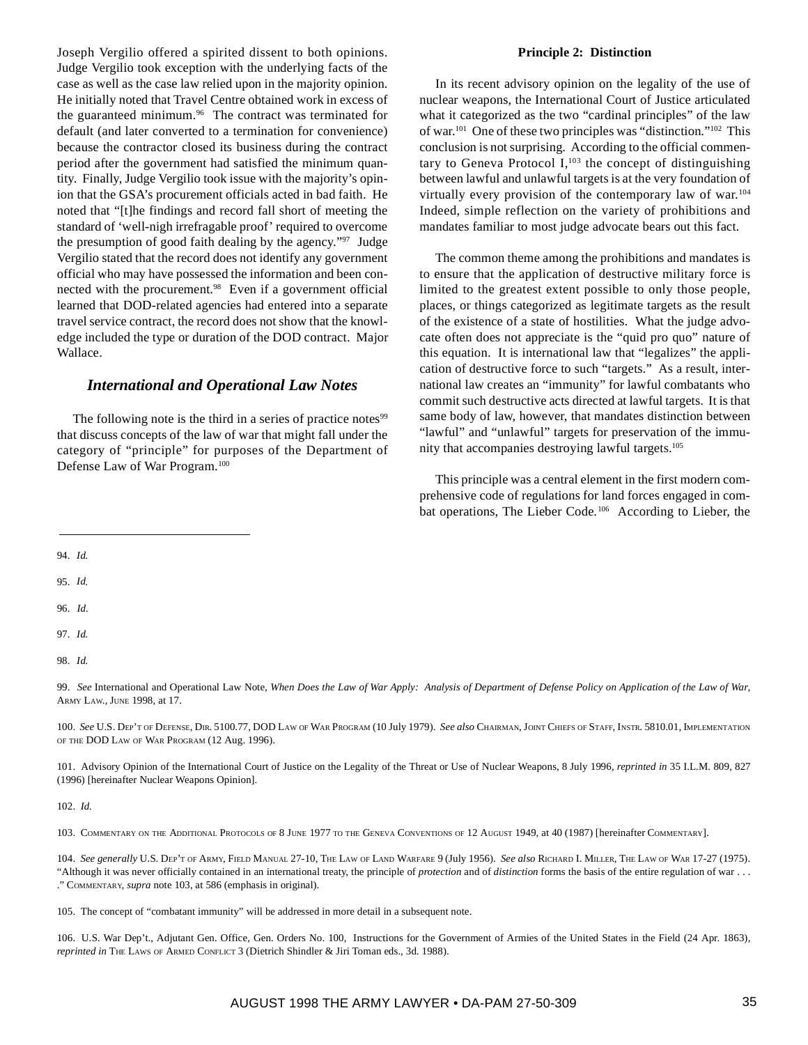Joseph Vergilio offered a spirited dissent to both opinions. Judge Vergilio took exception with the underlying facts of the case as well as the case law relied upon in the majority opinion. He initially noted that Travel Centre obtained work in excess of the guaranteed minimum.[96] The contract was terminated for default (and later converted to a termination for convenience) because the contractor closed its business during the contract period after the government had satisfied the minimum quantity. Finally, Judge Vergilio took issue with the majority's opinion that the GSA's procurement officials acted in bad faith. He noted that "[t]he findings and record fall short of meeting the standard of 'well-nigh irrefragable proof' required to overcome the presumption of good faith dealing by the agency."[97] Judge Vergilio stated that the record does not identify any government official who may have possessed the information and been connected with the procurement.[98] Even if a government official learned that DOD-related agencies had entered into a separate travel service contract, the record does not show that the knowledge included the type or duration of the DOD contract. Major Wallace.

## International and Operational Law Notes

The following note is the third in a series of practice notes[99] that discuss concepts of the law of war that might fall under the category of "principle" for purposes of the Department of Defense Law of War Program.[100]

**Principle 2: Distinction**

In its recent advisory opinion on the legality of the use of nuclear weapons, the International Court of Justice articulated what it categorized as the two "cardinal principles" of the law of war.[101] One of these two principles was "distinction."[102] This conclusion is not surprising. According to the official commentary to Geneva Protocol I,[103] the concept of distinguishing between lawful and unlawful targets is at the very foundation of virtually every provision of the contemporary law of war.[104] Indeed, simple reflection on the variety of prohibitions and mandates familiar to most judge advocate bears out this fact.

The common theme among the prohibitions and mandates is to ensure that the application of destructive military force is limited to the greatest extent possible to only those people, places, or things categorized as legitimate targets as the result of the existence of a state of hostilities. What the judge advocate often does not appreciate is the "quid pro quo" nature of this equation. It is international law that "legalizes" the application of destructive force to such "targets." As a result, international law creates an "immunity" for lawful combatants who commit such destructive acts directed at lawful targets. It is that same body of law, however, that mandates distinction between "lawful" and "unlawful" targets for preservation of the immunity that accompanies destroying lawful targets.[105]

This principle was a central element in the first modern comprehensive code of regulations for land forces engaged in combat operations, The Lieber Code.[106] According to Lieber, the

---

94. *Id.*

95. *Id.*

96. *Id.*

97. *Id.*

98. *Id.*

99. *See* International and Operational Law Note, *When Does the Law of War Apply: Analysis of Department of Defense Policy on Application of the Law of War*, Army Law., June 1998, at 17.

100. *See* U.S. Dep't of Defense, Dir. 5100.77, DOD Law of War Program (10 July 1979). *See also* Chairman, Joint Chiefs of Staff, Instr. 5810.01, Implementation of the DOD Law of War Program (12 Aug. 1996).

101. Advisory Opinion of the International Court of Justice on the Legality of the Threat or Use of Nuclear Weapons, 8 July 1996, *reprinted in* 35 I.L.M. 809, 827 (1996) [hereinafter Nuclear Weapons Opinion].

102. *Id.*

103. Commentary on the Additional Protocols of 8 June 1977 to the Geneva Conventions of 12 August 1949, at 40 (1987) [hereinafter Commentary].

104. *See generally* U.S. Dep't of Army, Field Manual 27-10, The Law of Land Warfare 9 (July 1956). *See also* Richard I. Miller, The Law of War 17-27 (1975). "Although it was never officially contained in an international treaty, the principle of *protection* and of *distinction* forms the basis of the entire regulation of war . . . ." Commentary, *supra* note 103, at 586 (emphasis in original).

105. The concept of "combatant immunity" will be addressed in more detail in a subsequent note.

106. U.S. War Dep't., Adjutant Gen. Office, Gen. Orders No. 100, Instructions for the Government of Armies of the United States in the Field (24 Apr. 1863), *reprinted in* The Laws of Armed Conflict 3 (Dietrich Shindler & Jiri Toman eds., 3d. 1988).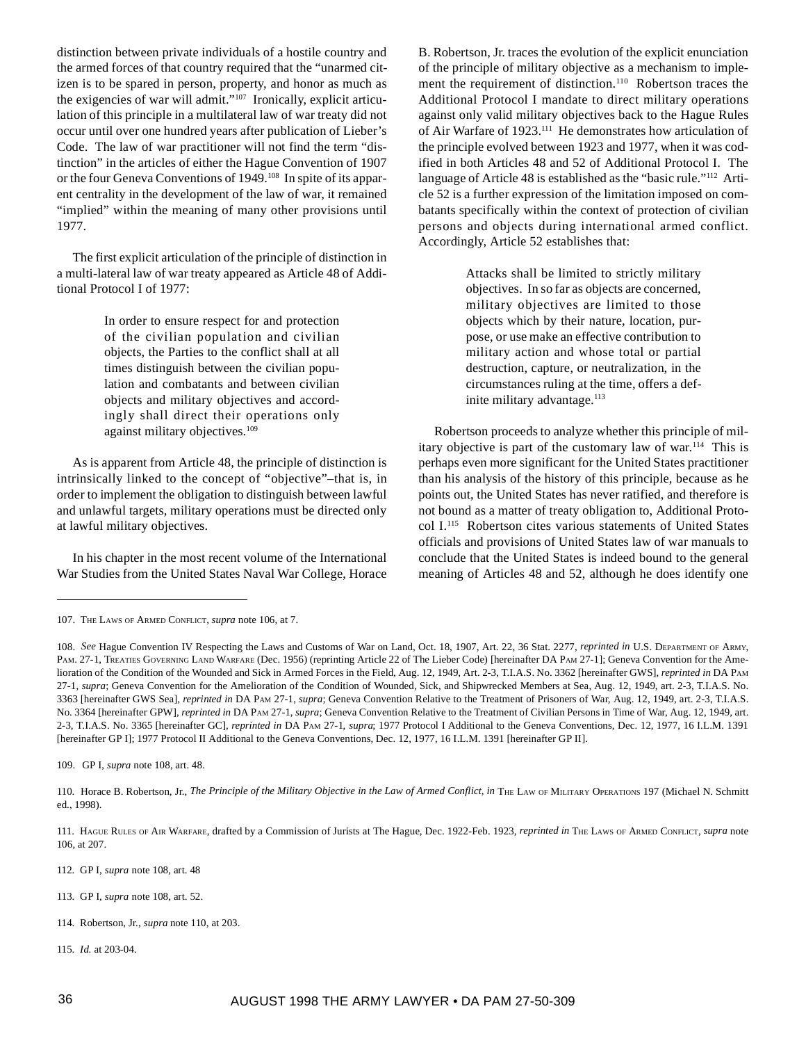distinction between private individuals of a hostile country and the armed forces of that country required that the "unarmed citizen is to be spared in person, property, and honor as much as the exigencies of war will admit."[107] Ironically, explicit articulation of this principle in a multilateral law of war treaty did not occur until over one hundred years after publication of Lieber's Code. The law of war practitioner will not find the term "distinction" in the articles of either the Hague Convention of 1907 or the four Geneva Conventions of 1949.[108] In spite of its apparent centrality in the development of the law of war, it remained "implied" within the meaning of many other provisions until 1977.

The first explicit articulation of the principle of distinction in a multi-lateral law of war treaty appeared as Article 48 of Additional Protocol I of 1977:

> In order to ensure respect for and protection of the civilian population and civilian objects, the Parties to the conflict shall at all times distinguish between the civilian population and combatants and between civilian objects and military objectives and accordingly shall direct their operations only against military objectives.[109]

As is apparent from Article 48, the principle of distinction is intrinsically linked to the concept of "objective"–that is, in order to implement the obligation to distinguish between lawful and unlawful targets, military operations must be directed only at lawful military objectives.

In his chapter in the most recent volume of the International War Studies from the United States Naval War College, Horace B. Robertson, Jr. traces the evolution of the explicit enunciation of the principle of military objective as a mechanism to implement the requirement of distinction.[110] Robertson traces the Additional Protocol I mandate to direct military operations against only valid military objectives back to the Hague Rules of Air Warfare of 1923.[111] He demonstrates how articulation of the principle evolved between 1923 and 1977, when it was codified in both Articles 48 and 52 of Additional Protocol I. The language of Article 48 is established as the "basic rule."[112] Article 52 is a further expression of the limitation imposed on combatants specifically within the context of protection of civilian persons and objects during international armed conflict. Accordingly, Article 52 establishes that:

> Attacks shall be limited to strictly military objectives. In so far as objects are concerned, military objectives are limited to those objects which by their nature, location, purpose, or use make an effective contribution to military action and whose total or partial destruction, capture, or neutralization, in the circumstances ruling at the time, offers a definite military advantage.[113]

Robertson proceeds to analyze whether this principle of military objective is part of the customary law of war.[114] This is perhaps even more significant for the United States practitioner than his analysis of the history of this principle, because as he points out, the United States has never ratified, and therefore is not bound as a matter of treaty obligation to, Additional Protocol I.[115] Robertson cites various statements of United States officials and provisions of United States law of war manuals to conclude that the United States is indeed bound to the general meaning of Articles 48 and 52, although he does identify one

---

107. The Laws of Armed Conflict, *supra* note 106, at 7.

108. *See* Hague Convention IV Respecting the Laws and Customs of War on Land, Oct. 18, 1907, Art. 22, 36 Stat. 2277, *reprinted in* U.S. Department of Army, Pam. 27-1, Treaties Governing Land Warfare (Dec. 1956) (reprinting Article 22 of The Lieber Code) [hereinafter DA Pam 27-1]; Geneva Convention for the Amelioration of the Condition of the Wounded and Sick in Armed Forces in the Field, Aug. 12, 1949, Art. 2-3, T.I.A.S. No. 3362 [hereinafter GWS], *reprinted in* DA Pam 27-1, *supra*; Geneva Convention for the Amelioration of the Condition of Wounded, Sick, and Shipwrecked Members at Sea, Aug. 12, 1949, art. 2-3, T.I.A.S. No. 3363 [hereinafter GWS Sea], *reprinted in* DA Pam 27-1, *supra*; Geneva Convention Relative to the Treatment of Prisoners of War, Aug. 12, 1949, art. 2-3, T.I.A.S. No. 3364 [hereinafter GPW], *reprinted in* DA Pam 27-1, *supra*; Geneva Convention Relative to the Treatment of Civilian Persons in Time of War, Aug. 12, 1949, art. 2-3, T.I.A.S. No. 3365 [hereinafter GC], *reprinted in* DA Pam 27-1, *supra*; 1977 Protocol I Additional to the Geneva Conventions, Dec. 12, 1977, 16 I.L.M. 1391 [hereinafter GP I]; 1977 Protocol II Additional to the Geneva Conventions, Dec. 12, 1977, 16 I.L.M. 1391 [hereinafter GP II].

109. GP I, *supra* note 108, art. 48.

110. Horace B. Robertson, Jr., *The Principle of the Military Objective in the Law of Armed Conflict*, *in* The Law of Military Operations 197 (Michael N. Schmitt ed., 1998).

111. Hague Rules of Air Warfare, drafted by a Commission of Jurists at The Hague, Dec. 1922-Feb. 1923, *reprinted in* The Laws of Armed Conflict, *supra* note 106, at 207.

112. GP I, *supra* note 108, art. 48

113. GP I, *supra* note 108, art. 52.

114. Robertson, Jr., *supra* note 110, at 203.

115. *Id.* at 203-04.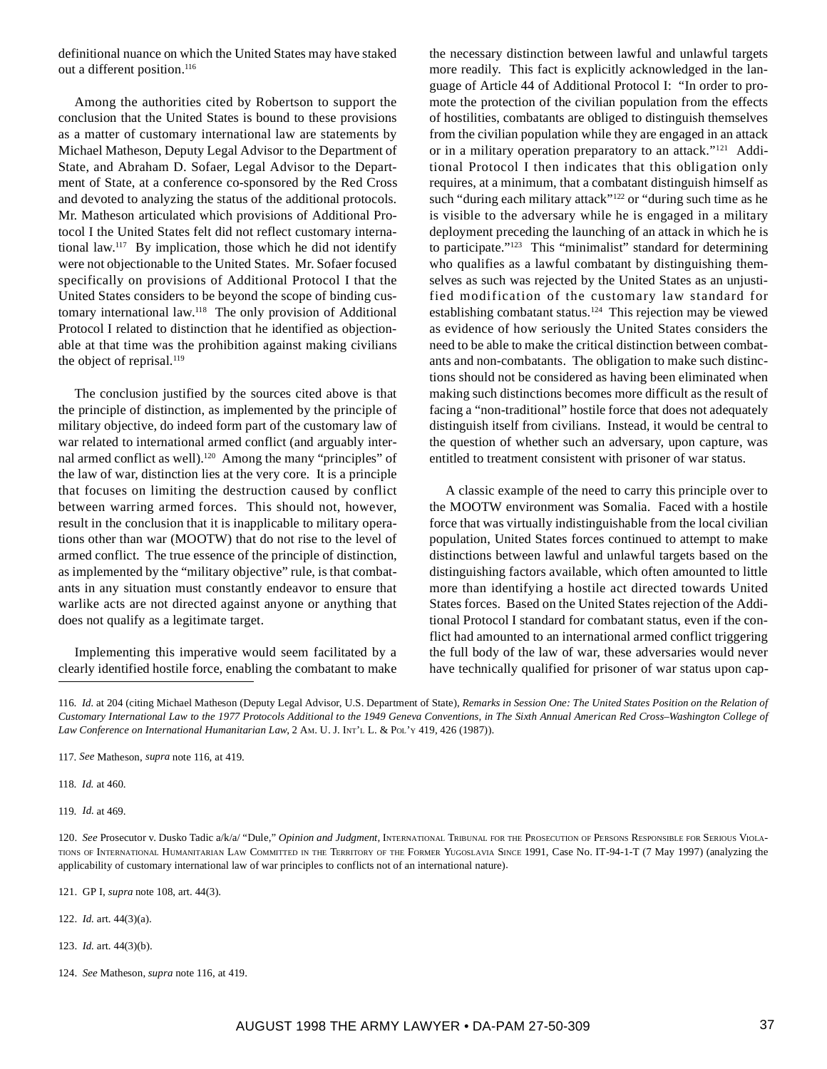definitional nuance on which the United States may have staked out a different position.[116]

Among the authorities cited by Robertson to support the conclusion that the United States is bound to these provisions as a matter of customary international law are statements by Michael Matheson, Deputy Legal Advisor to the Department of State, and Abraham D. Sofaer, Legal Advisor to the Department of State, at a conference co-sponsored by the Red Cross and devoted to analyzing the status of the additional protocols. Mr. Matheson articulated which provisions of Additional Protocol I the United States felt did not reflect customary international law.[117] By implication, those which he did not identify were not objectionable to the United States. Mr. Sofaer focused specifically on provisions of Additional Protocol I that the United States considers to be beyond the scope of binding customary international law.[118] The only provision of Additional Protocol I related to distinction that he identified as objectionable at that time was the prohibition against making civilians the object of reprisal.[119]

The conclusion justified by the sources cited above is that the principle of distinction, as implemented by the principle of military objective, do indeed form part of the customary law of war related to international armed conflict (and arguably internal armed conflict as well).[120] Among the many "principles" of the law of war, distinction lies at the very core. It is a principle that focuses on limiting the destruction caused by conflict between warring armed forces. This should not, however, result in the conclusion that it is inapplicable to military operations other than war (MOOTW) that do not rise to the level of armed conflict. The true essence of the principle of distinction, as implemented by the "military objective" rule, is that combatants in any situation must constantly endeavor to ensure that warlike acts are not directed against anyone or anything that does not qualify as a legitimate target.

Implementing this imperative would seem facilitated by a clearly identified hostile force, enabling the combatant to make the necessary distinction between lawful and unlawful targets more readily. This fact is explicitly acknowledged in the language of Article 44 of Additional Protocol I: "In order to promote the protection of the civilian population from the effects of hostilities, combatants are obliged to distinguish themselves from the civilian population while they are engaged in an attack or in a military operation preparatory to an attack."[121] Additional Protocol I then indicates that this obligation only requires, at a minimum, that a combatant distinguish himself as such "during each military attack"[122] or "during such time as he is visible to the adversary while he is engaged in a military deployment preceding the launching of an attack in which he is to participate."[123] This "minimalist" standard for determining who qualifies as a lawful combatant by distinguishing themselves as such was rejected by the United States as an unjustified modification of the customary law standard for establishing combatant status.[124] This rejection may be viewed as evidence of how seriously the United States considers the need to be able to make the critical distinction between combatants and non-combatants. The obligation to make such distinctions should not be considered as having been eliminated when making such distinctions becomes more difficult as the result of facing a "non-traditional" hostile force that does not adequately distinguish itself from civilians. Instead, it would be central to the question of whether such an adversary, upon capture, was entitled to treatment consistent with prisoner of war status.

A classic example of the need to carry this principle over to the MOOTW environment was Somalia. Faced with a hostile force that was virtually indistinguishable from the local civilian population, United States forces continued to attempt to make distinctions between lawful and unlawful targets based on the distinguishing factors available, which often amounted to little more than identifying a hostile act directed towards United States forces. Based on the United States rejection of the Additional Protocol I standard for combatant status, even if the conflict had amounted to an international armed conflict triggering the full body of the law of war, these adversaries would never have technically qualified for prisoner of war status upon cap-

---

116. *Id.* at 204 (citing Michael Matheson (Deputy Legal Advisor, U.S. Department of State), *Remarks in Session One: The United States Position on the Relation of Customary International Law to the 1977 Protocols Additional to the 1949 Geneva Conventions, in The Sixth Annual American Red Cross–Washington College of Law Conference on International Humanitarian Law*, 2 AM. U. J. INT'L L. & POL'Y 419, 426 (1987)).

117. *See* Matheson, *supra* note 116, at 419.

118. *Id.* at 460.

119. *Id.* at 469.

120. *See* Prosecutor v. Dusko Tadic a/k/a/ "Dule," *Opinion and Judgment*, INTERNATIONAL TRIBUNAL FOR THE PROSECUTION OF PERSONS RESPONSIBLE FOR SERIOUS VIOLATIONS OF INTERNATIONAL HUMANITARIAN LAW COMMITTED IN THE TERRITORY OF THE FORMER YUGOSLAVIA SINCE 1991, Case No. IT-94-1-T (7 May 1997) (analyzing the applicability of customary international law of war principles to conflicts not of an international nature).

121. GP I, *supra* note 108, art. 44(3).

122. *Id.* art. 44(3)(a).

123. *Id.* art. 44(3)(b).

124. *See* Matheson, *supra* note 116, at 419.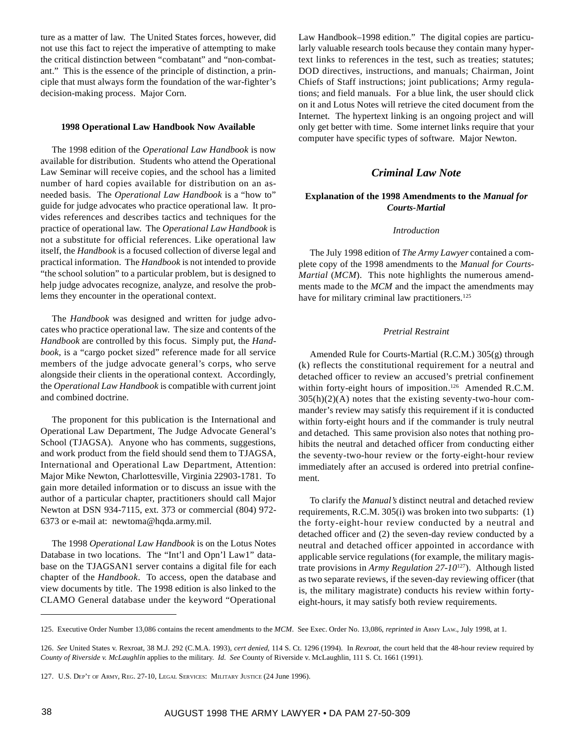ture as a matter of law. The United States forces, however, did not use this fact to reject the imperative of attempting to make the critical distinction between "combatant" and "non-combatant." This is the essence of the principle of distinction, a principle that must always form the foundation of the war-fighter's decision-making process. Major Corn.

**1998 Operational Law Handbook Now Available**

The 1998 edition of the *Operational Law Handbook* is now available for distribution. Students who attend the Operational Law Seminar will receive copies, and the school has a limited number of hard copies available for distribution on an as-needed basis. The *Operational Law Handbook* is a "how to" guide for judge advocates who practice operational law. It provides references and describes tactics and techniques for the practice of operational law. The *Operational Law Handbook* is not a substitute for official references. Like operational law itself, the *Handbook* is a focused collection of diverse legal and practical information. The *Handbook* is not intended to provide "the school solution" to a particular problem, but is designed to help judge advocates recognize, analyze, and resolve the problems they encounter in the operational context.

The *Handbook* was designed and written for judge advocates who practice operational law. The size and contents of the *Handbook* are controlled by this focus. Simply put, the *Handbook*, is a "cargo pocket sized" reference made for all service members of the judge advocate general's corps, who serve alongside their clients in the operational context. Accordingly, the *Operational Law Handbook* is compatible with current joint and combined doctrine.

The proponent for this publication is the International and Operational Law Department, The Judge Advocate General's School (TJAGSA). Anyone who has comments, suggestions, and work product from the field should send them to TJAGSA, International and Operational Law Department, Attention: Major Mike Newton, Charlottesville, Virginia 22903-1781. To gain more detailed information or to discuss an issue with the author of a particular chapter, practitioners should call Major Newton at DSN 934-7115, ext. 373 or commercial (804) 972-6373 or e-mail at: newtoma@hqda.army.mil.

The 1998 *Operational Law Handbook* is on the Lotus Notes Database in two locations. The "Int'l and Opn'l Law1" database on the TJAGSAN1 server contains a digital file for each chapter of the *Handbook*. To access, open the database and view documents by title. The 1998 edition is also linked to the CLAMO General database under the keyword "Operational Law Handbook–1998 edition." The digital copies are particularly valuable research tools because they contain many hypertext links to references in the test, such as treaties; statutes; DOD directives, instructions, and manuals; Chairman, Joint Chiefs of Staff instructions; joint publications; Army regulations; and field manuals. For a blue link, the user should click on it and Lotus Notes will retrieve the cited document from the Internet. The hypertext linking is an ongoing project and will only get better with time. Some internet links require that your computer have specific types of software. Major Newton.

## *Criminal Law Note*

### Explanation of the 1998 Amendments to the *Manual for Courts-Martial*

*Introduction*

The July 1998 edition of *The Army Lawyer* contained a complete copy of the 1998 amendments to the *Manual for Courts-Martial* (*MCM*). This note highlights the numerous amendments made to the *MCM* and the impact the amendments may have for military criminal law practitioners.[125]

*Pretrial Restraint*

Amended Rule for Courts-Martial (R.C.M.) 305(g) through (k) reflects the constitutional requirement for a neutral and detached officer to review an accused's pretrial confinement within forty-eight hours of imposition.[126] Amended R.C.M. 305(h)(2)(A) notes that the existing seventy-two-hour commander's review may satisfy this requirement if it is conducted within forty-eight hours and if the commander is truly neutral and detached. This same provision also notes that nothing prohibits the neutral and detached officer from conducting either the seventy-two-hour review or the forty-eight-hour review immediately after an accused is ordered into pretrial confinement.

To clarify the *Manual's* distinct neutral and detached review requirements, R.C.M. 305(i) was broken into two subparts: (1) the forty-eight-hour review conducted by a neutral and detached officer and (2) the seven-day review conducted by a neutral and detached officer appointed in accordance with applicable service regulations (for example, the military magistrate provisions in *Army Regulation 27-10*[127]). Although listed as two separate reviews, if the seven-day reviewing officer (that is, the military magistrate) conducts his review within forty-eight-hours, it may satisfy both review requirements.

---

125. Executive Order Number 13,086 contains the recent amendments to the *MCM*. See Exec. Order No. 13,086, *reprinted in* ARMY LAW., July 1998, at 1.

126. *See* United States v. Rexroat, 38 M.J. 292 (C.M.A. 1993), *cert denied*, 114 S. Ct. 1296 (1994). In *Rexroat*, the court held that the 48-hour review required by *County of Riverside v. McLaughlin* applies to the military. *Id. See* County of Riverside v. McLaughlin, 111 S. Ct. 1661 (1991).

127. U.S. DEP'T OF ARMY, REG. 27-10, LEGAL SERVICES: MILITARY JUSTICE (24 June 1996).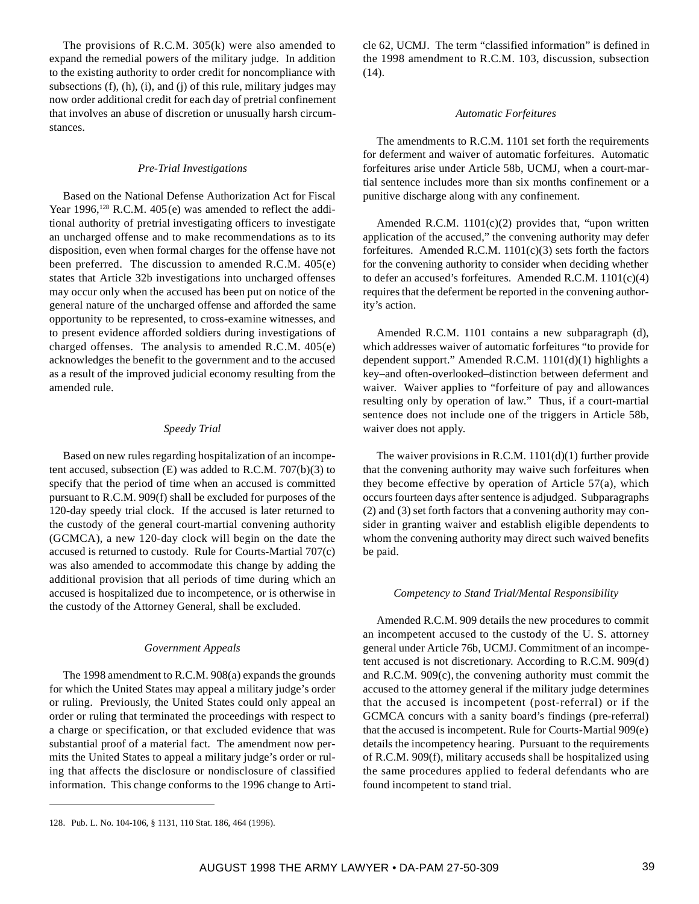The provisions of R.C.M. 305(k) were also amended to expand the remedial powers of the military judge. In addition to the existing authority to order credit for noncompliance with subsections (f), (h), (i), and (j) of this rule, military judges may now order additional credit for each day of pretrial confinement that involves an abuse of discretion or unusually harsh circumstances.

*Pre-Trial Investigations*

Based on the National Defense Authorization Act for Fiscal Year 1996,[128] R.C.M. 405(e) was amended to reflect the additional authority of pretrial investigating officers to investigate an uncharged offense and to make recommendations as to its disposition, even when formal charges for the offense have not been preferred. The discussion to amended R.C.M. 405(e) states that Article 32b investigations into uncharged offenses may occur only when the accused has been put on notice of the general nature of the uncharged offense and afforded the same opportunity to be represented, to cross-examine witnesses, and to present evidence afforded soldiers during investigations of charged offenses. The analysis to amended R.C.M. 405(e) acknowledges the benefit to the government and to the accused as a result of the improved judicial economy resulting from the amended rule.

*Speedy Trial*

Based on new rules regarding hospitalization of an incompetent accused, subsection (E) was added to R.C.M. 707(b)(3) to specify that the period of time when an accused is committed pursuant to R.C.M. 909(f) shall be excluded for purposes of the 120-day speedy trial clock. If the accused is later returned to the custody of the general court-martial convening authority (GCMCA), a new 120-day clock will begin on the date the accused is returned to custody. Rule for Courts-Martial 707(c) was also amended to accommodate this change by adding the additional provision that all periods of time during which an accused is hospitalized due to incompetence, or is otherwise in the custody of the Attorney General, shall be excluded.

*Government Appeals*

The 1998 amendment to R.C.M. 908(a) expands the grounds for which the United States may appeal a military judge's order or ruling. Previously, the United States could only appeal an order or ruling that terminated the proceedings with respect to a charge or specification, or that excluded evidence that was substantial proof of a material fact. The amendment now permits the United States to appeal a military judge's order or ruling that affects the disclosure or nondisclosure of classified information. This change conforms to the 1996 change to Article 62, UCMJ. The term "classified information" is defined in the 1998 amendment to R.C.M. 103, discussion, subsection (14).

*Automatic Forfeitures*

The amendments to R.C.M. 1101 set forth the requirements for deferment and waiver of automatic forfeitures. Automatic forfeitures arise under Article 58b, UCMJ, when a court-martial sentence includes more than six months confinement or a punitive discharge along with any confinement.

Amended R.C.M. 1101(c)(2) provides that, "upon written application of the accused," the convening authority may defer forfeitures. Amended R.C.M. 1101(c)(3) sets forth the factors for the convening authority to consider when deciding whether to defer an accused's forfeitures. Amended R.C.M. 1101(c)(4) requires that the deferment be reported in the convening authority's action.

Amended R.C.M. 1101 contains a new subparagraph (d), which addresses waiver of automatic forfeitures "to provide for dependent support." Amended R.C.M. 1101(d)(1) highlights a key–and often-overlooked–distinction between deferment and waiver. Waiver applies to "forfeiture of pay and allowances resulting only by operation of law." Thus, if a court-martial sentence does not include one of the triggers in Article 58b, waiver does not apply.

The waiver provisions in R.C.M. 1101(d)(1) further provide that the convening authority may waive such forfeitures when they become effective by operation of Article 57(a), which occurs fourteen days after sentence is adjudged. Subparagraphs (2) and (3) set forth factors that a convening authority may consider in granting waiver and establish eligible dependents to whom the convening authority may direct such waived benefits be paid.

*Competency to Stand Trial/Mental Responsibility*

Amended R.C.M. 909 details the new procedures to commit an incompetent accused to the custody of the U. S. attorney general under Article 76b, UCMJ. Commitment of an incompetent accused is not discretionary. According to R.C.M. 909(d) and R.C.M. 909(c), the convening authority must commit the accused to the attorney general if the military judge determines that the accused is incompetent (post-referral) or if the GCMCA concurs with a sanity board's findings (pre-referral) that the accused is incompetent. Rule for Courts-Martial 909(e) details the incompetency hearing. Pursuant to the requirements of R.C.M. 909(f), military accuseds shall be hospitalized using the same procedures applied to federal defendants who are found incompetent to stand trial.

---

128. Pub. L. No. 104-106, § 1131, 110 Stat. 186, 464 (1996).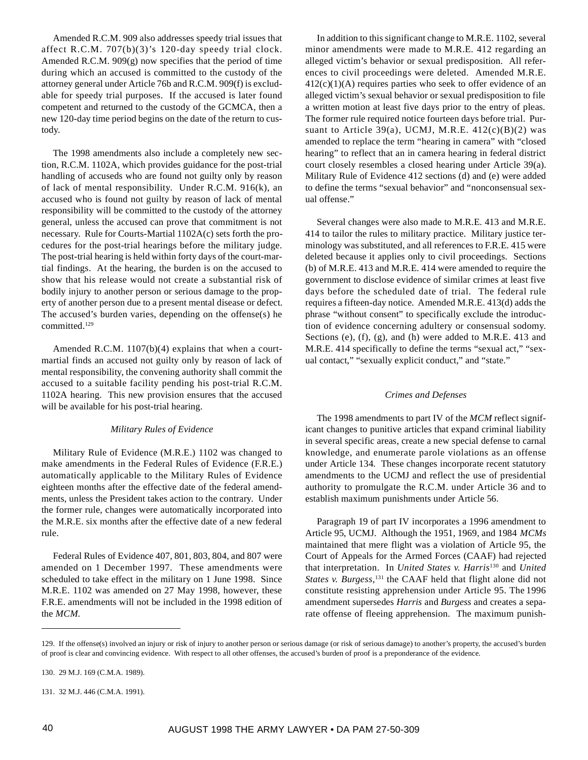Amended R.C.M. 909 also addresses speedy trial issues that affect R.C.M. 707(b)(3)'s 120-day speedy trial clock. Amended R.C.M. 909(g) now specifies that the period of time during which an accused is committed to the custody of the attorney general under Article 76b and R.C.M. 909(f) is excludable for speedy trial purposes. If the accused is later found competent and returned to the custody of the GCMCA, then a new 120-day time period begins on the date of the return to custody.

The 1998 amendments also include a completely new section, R.C.M. 1102A, which provides guidance for the post-trial handling of accuseds who are found not guilty only by reason of lack of mental responsibility. Under R.C.M. 916(k), an accused who is found not guilty by reason of lack of mental responsibility will be committed to the custody of the attorney general, unless the accused can prove that commitment is not necessary. Rule for Courts-Martial 1102A(c) sets forth the procedures for the post-trial hearings before the military judge. The post-trial hearing is held within forty days of the court-martial findings. At the hearing, the burden is on the accused to show that his release would not create a substantial risk of bodily injury to another person or serious damage to the property of another person due to a present mental disease or defect. The accused's burden varies, depending on the offense(s) he committed.[129]

Amended R.C.M. 1107(b)(4) explains that when a court-martial finds an accused not guilty only by reason of lack of mental responsibility, the convening authority shall commit the accused to a suitable facility pending his post-trial R.C.M. 1102A hearing. This new provision ensures that the accused will be available for his post-trial hearing.

### *Military Rules of Evidence*

Military Rule of Evidence (M.R.E.) 1102 was changed to make amendments in the Federal Rules of Evidence (F.R.E.) automatically applicable to the Military Rules of Evidence eighteen months after the effective date of the federal amendments, unless the President takes action to the contrary. Under the former rule, changes were automatically incorporated into the M.R.E. six months after the effective date of a new federal rule.

Federal Rules of Evidence 407, 801, 803, 804, and 807 were amended on 1 December 1997. These amendments were scheduled to take effect in the military on 1 June 1998. Since M.R.E. 1102 was amended on 27 May 1998, however, these F.R.E. amendments will not be included in the 1998 edition of the *MCM*.

In addition to this significant change to M.R.E. 1102, several minor amendments were made to M.R.E. 412 regarding an alleged victim's behavior or sexual predisposition. All references to civil proceedings were deleted. Amended M.R.E. 412(c)(1)(A) requires parties who seek to offer evidence of an alleged victim's sexual behavior or sexual predisposition to file a written motion at least five days prior to the entry of pleas. The former rule required notice fourteen days before trial. Pursuant to Article 39(a), UCMJ, M.R.E. 412(c)(B)(2) was amended to replace the term "hearing in camera" with "closed hearing" to reflect that an in camera hearing in federal district court closely resembles a closed hearing under Article 39(a). Military Rule of Evidence 412 sections (d) and (e) were added to define the terms "sexual behavior" and "nonconsensual sexual offense."

Several changes were also made to M.R.E. 413 and M.R.E. 414 to tailor the rules to military practice. Military justice terminology was substituted, and all references to F.R.E. 415 were deleted because it applies only to civil proceedings. Sections (b) of M.R.E. 413 and M.R.E. 414 were amended to require the government to disclose evidence of similar crimes at least five days before the scheduled date of trial. The federal rule requires a fifteen-day notice. Amended M.R.E. 413(d) adds the phrase "without consent" to specifically exclude the introduction of evidence concerning adultery or consensual sodomy. Sections (e), (f), (g), and (h) were added to M.R.E. 413 and M.R.E. 414 specifically to define the terms "sexual act," "sexual contact," "sexually explicit conduct," and "state."

### *Crimes and Defenses*

The 1998 amendments to part IV of the *MCM* reflect significant changes to punitive articles that expand criminal liability in several specific areas, create a new special defense to carnal knowledge, and enumerate parole violations as an offense under Article 134. These changes incorporate recent statutory amendments to the UCMJ and reflect the use of presidential authority to promulgate the R.C.M. under Article 36 and to establish maximum punishments under Article 56.

Paragraph 19 of part IV incorporates a 1996 amendment to Article 95, UCMJ. Although the 1951, 1969, and 1984 *MCMs* maintained that mere flight was a violation of Article 95, the Court of Appeals for the Armed Forces (CAAF) had rejected that interpretation. In *United States v. Harris*[130] and *United States v. Burgess*,[131] the CAAF held that flight alone did not constitute resisting apprehension under Article 95. The 1996 amendment supersedes *Harris* and *Burgess* and creates a separate offense of fleeing apprehension. The maximum punish-

---

129. If the offense(s) involved an injury or risk of injury to another person or serious damage (or risk of serious damage) to another's property, the accused's burden of proof is clear and convincing evidence. With respect to all other offenses, the accused's burden of proof is a preponderance of the evidence.

130. 29 M.J. 169 (C.M.A. 1989).

131. 32 M.J. 446 (C.M.A. 1991).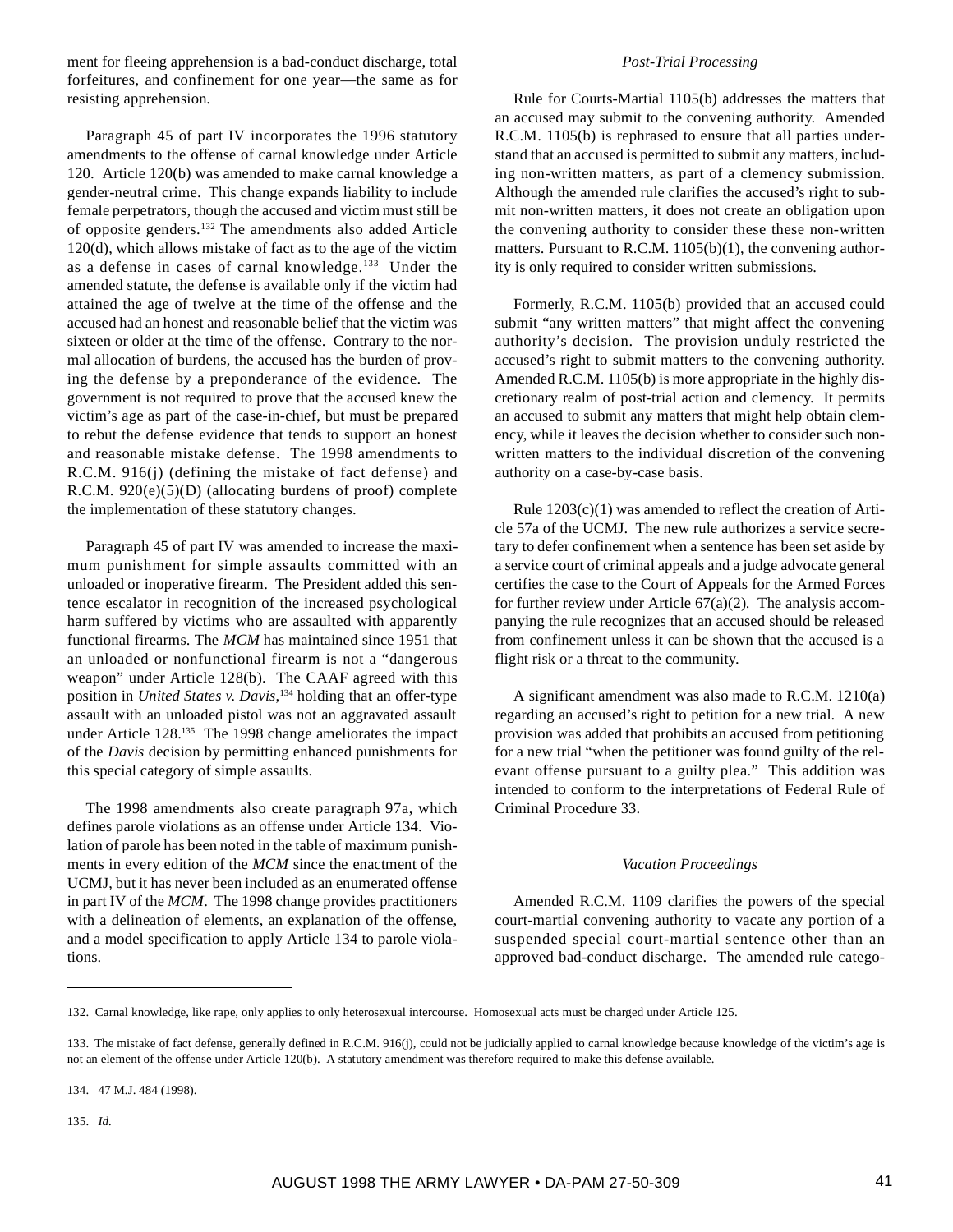ment for fleeing apprehension is a bad-conduct discharge, total forfeitures, and confinement for one year—the same as for resisting apprehension.

Paragraph 45 of part IV incorporates the 1996 statutory amendments to the offense of carnal knowledge under Article 120. Article 120(b) was amended to make carnal knowledge a gender-neutral crime. This change expands liability to include female perpetrators, though the accused and victim must still be of opposite genders.[132] The amendments also added Article 120(d), which allows mistake of fact as to the age of the victim as a defense in cases of carnal knowledge.[133] Under the amended statute, the defense is available only if the victim had attained the age of twelve at the time of the offense and the accused had an honest and reasonable belief that the victim was sixteen or older at the time of the offense. Contrary to the normal allocation of burdens, the accused has the burden of proving the defense by a preponderance of the evidence. The government is not required to prove that the accused knew the victim's age as part of the case-in-chief, but must be prepared to rebut the defense evidence that tends to support an honest and reasonable mistake defense. The 1998 amendments to R.C.M. 916(j) (defining the mistake of fact defense) and R.C.M. 920(e)(5)(D) (allocating burdens of proof) complete the implementation of these statutory changes.

Paragraph 45 of part IV was amended to increase the maximum punishment for simple assaults committed with an unloaded or inoperative firearm. The President added this sentence escalator in recognition of the increased psychological harm suffered by victims who are assaulted with apparently functional firearms. The *MCM* has maintained since 1951 that an unloaded or nonfunctional firearm is not a "dangerous weapon" under Article 128(b). The CAAF agreed with this position in *United States v. Davis*,[134] holding that an offer-type assault with an unloaded pistol was not an aggravated assault under Article 128.[135] The 1998 change ameliorates the impact of the *Davis* decision by permitting enhanced punishments for this special category of simple assaults.

The 1998 amendments also create paragraph 97a, which defines parole violations as an offense under Article 134. Violation of parole has been noted in the table of maximum punishments in every edition of the *MCM* since the enactment of the UCMJ, but it has never been included as an enumerated offense in part IV of the *MCM*. The 1998 change provides practitioners with a delineation of elements, an explanation of the offense, and a model specification to apply Article 134 to parole violations.

*Post-Trial Processing*

Rule for Courts-Martial 1105(b) addresses the matters that an accused may submit to the convening authority. Amended R.C.M. 1105(b) is rephrased to ensure that all parties understand that an accused is permitted to submit any matters, including non-written matters, as part of a clemency submission. Although the amended rule clarifies the accused's right to submit non-written matters, it does not create an obligation upon the convening authority to consider these these non-written matters. Pursuant to R.C.M. 1105(b)(1), the convening authority is only required to consider written submissions.

Formerly, R.C.M. 1105(b) provided that an accused could submit "any written matters" that might affect the convening authority's decision. The provision unduly restricted the accused's right to submit matters to the convening authority. Amended R.C.M. 1105(b) is more appropriate in the highly discretionary realm of post-trial action and clemency. It permits an accused to submit any matters that might help obtain clemency, while it leaves the decision whether to consider such non-written matters to the individual discretion of the convening authority on a case-by-case basis.

Rule 1203(c)(1) was amended to reflect the creation of Article 57a of the UCMJ. The new rule authorizes a service secretary to defer confinement when a sentence has been set aside by a service court of criminal appeals and a judge advocate general certifies the case to the Court of Appeals for the Armed Forces for further review under Article 67(a)(2). The analysis accompanying the rule recognizes that an accused should be released from confinement unless it can be shown that the accused is a flight risk or a threat to the community.

A significant amendment was also made to R.C.M. 1210(a) regarding an accused's right to petition for a new trial. A new provision was added that prohibits an accused from petitioning for a new trial "when the petitioner was found guilty of the relevant offense pursuant to a guilty plea." This addition was intended to conform to the interpretations of Federal Rule of Criminal Procedure 33.

*Vacation Proceedings*

Amended R.C.M. 1109 clarifies the powers of the special court-martial convening authority to vacate any portion of a suspended special court-martial sentence other than an approved bad-conduct discharge. The amended rule catego-

---

132. Carnal knowledge, like rape, only applies to only heterosexual intercourse. Homosexual acts must be charged under Article 125.

133. The mistake of fact defense, generally defined in R.C.M. 916(j), could not be judicially applied to carnal knowledge because knowledge of the victim's age is not an element of the offense under Article 120(b). A statutory amendment was therefore required to make this defense available.

134. 47 M.J. 484 (1998).

135. *Id.*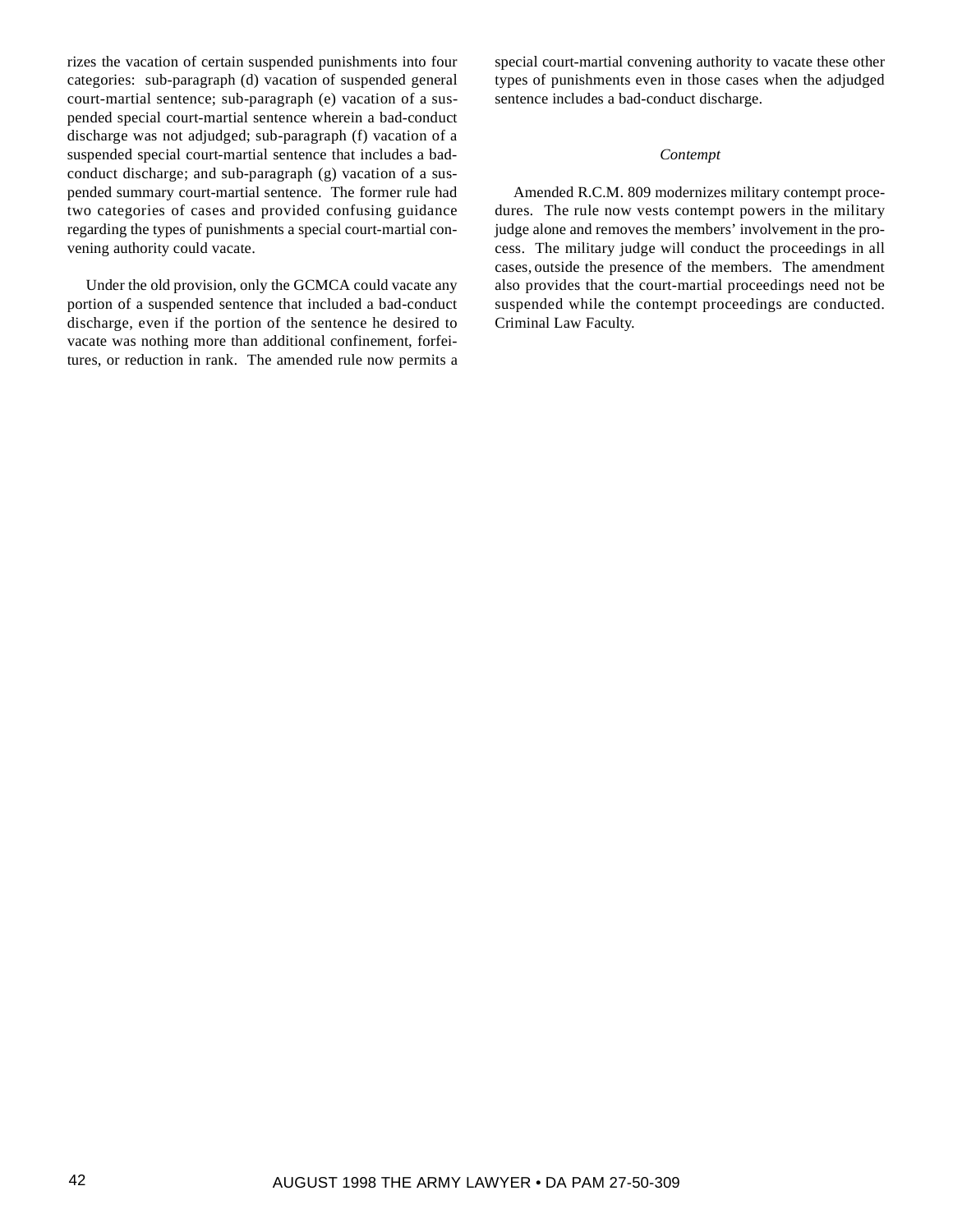rizes the vacation of certain suspended punishments into four categories: sub-paragraph (d) vacation of suspended general court-martial sentence; sub-paragraph (e) vacation of a suspended special court-martial sentence wherein a bad-conduct discharge was not adjudged; sub-paragraph (f) vacation of a suspended special court-martial sentence that includes a bad-conduct discharge; and sub-paragraph (g) vacation of a suspended summary court-martial sentence. The former rule had two categories of cases and provided confusing guidance regarding the types of punishments a special court-martial convening authority could vacate.

Under the old provision, only the GCMCA could vacate any portion of a suspended sentence that included a bad-conduct discharge, even if the portion of the sentence he desired to vacate was nothing more than additional confinement, forfeitures, or reduction in rank. The amended rule now permits a special court-martial convening authority to vacate these other types of punishments even in those cases when the adjudged sentence includes a bad-conduct discharge.

*Contempt*

Amended R.C.M. 809 modernizes military contempt procedures. The rule now vests contempt powers in the military judge alone and removes the members' involvement in the process. The military judge will conduct the proceedings in all cases, outside the presence of the members. The amendment also provides that the court-martial proceedings need not be suspended while the contempt proceedings are conducted. Criminal Law Faculty.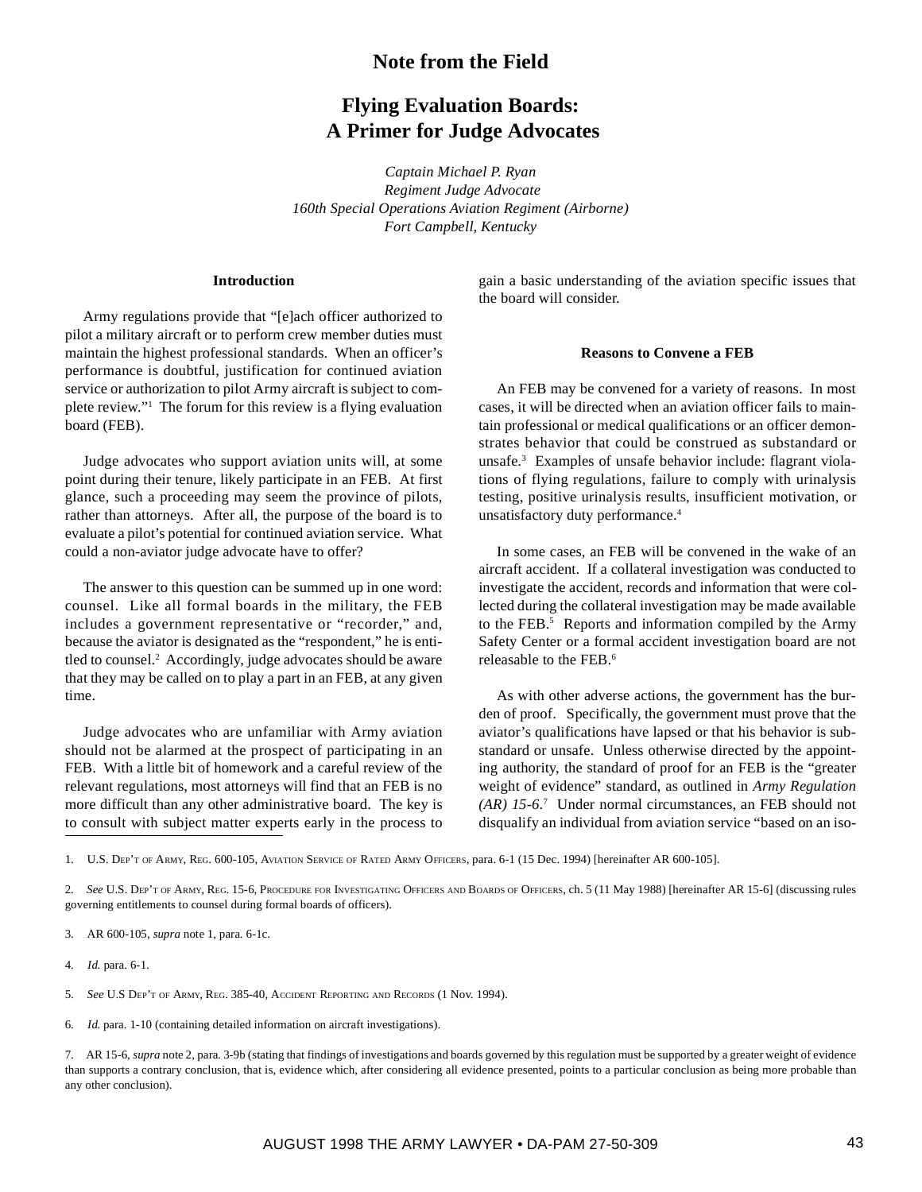# Note from the Field

## Flying Evaluation Boards: A Primer for Judge Advocates

*Captain Michael P. Ryan*
*Regiment Judge Advocate*
*160th Special Operations Aviation Regiment (Airborne)*
*Fort Campbell, Kentucky*

### Introduction

Army regulations provide that "[e]ach officer authorized to pilot a military aircraft or to perform crew member duties must maintain the highest professional standards. When an officer's performance is doubtful, justification for continued aviation service or authorization to pilot Army aircraft is subject to complete review."[1] The forum for this review is a flying evaluation board (FEB).

Judge advocates who support aviation units will, at some point during their tenure, likely participate in an FEB. At first glance, such a proceeding may seem the province of pilots, rather than attorneys. After all, the purpose of the board is to evaluate a pilot's potential for continued aviation service. What could a non-aviator judge advocate have to offer?

The answer to this question can be summed up in one word: counsel. Like all formal boards in the military, the FEB includes a government representative or "recorder," and, because the aviator is designated as the "respondent," he is entitled to counsel.[2] Accordingly, judge advocates should be aware that they may be called on to play a part in an FEB, at any given time.

Judge advocates who are unfamiliar with Army aviation should not be alarmed at the prospect of participating in an FEB. With a little bit of homework and a careful review of the relevant regulations, most attorneys will find that an FEB is no more difficult than any other administrative board. The key is to consult with subject matter experts early in the process to gain a basic understanding of the aviation specific issues that the board will consider.

### Reasons to Convene a FEB

An FEB may be convened for a variety of reasons. In most cases, it will be directed when an aviation officer fails to maintain professional or medical qualifications or an officer demonstrates behavior that could be construed as substandard or unsafe.[3] Examples of unsafe behavior include: flagrant violations of flying regulations, failure to comply with urinalysis testing, positive urinalysis results, insufficient motivation, or unsatisfactory duty performance.[4]

In some cases, an FEB will be convened in the wake of an aircraft accident. If a collateral investigation was conducted to investigate the accident, records and information that were collected during the collateral investigation may be made available to the FEB.[5] Reports and information compiled by the Army Safety Center or a formal accident investigation board are not releasable to the FEB.[6]

As with other adverse actions, the government has the burden of proof. Specifically, the government must prove that the aviator's qualifications have lapsed or that his behavior is substandard or unsafe. Unless otherwise directed by the appointing authority, the standard of proof for an FEB is the "greater weight of evidence" standard, as outlined in *Army Regulation (AR) 15-6*.[7] Under normal circumstances, an FEB should not disqualify an individual from aviation service "based on an iso-

---

1. U.S. Dep't of Army, Reg. 600-105, Aviation Service of Rated Army Officers, para. 6-1 (15 Dec. 1994) [hereinafter AR 600-105].

2. *See* U.S. Dep't of Army, Reg. 15-6, Procedure for Investigating Officers and Boards of Officers, ch. 5 (11 May 1988) [hereinafter AR 15-6] (discussing rules governing entitlements to counsel during formal boards of officers).

3. AR 600-105, *supra* note 1, para. 6-1c.

4. *Id.* para. 6-1.

5. *See* U.S Dep't of Army, Reg. 385-40, Accident Reporting and Records (1 Nov. 1994).

6. *Id.* para. 1-10 (containing detailed information on aircraft investigations).

7. AR 15-6, *supra* note 2, para. 3-9b (stating that findings of investigations and boards governed by this regulation must be supported by a greater weight of evidence than supports a contrary conclusion, that is, evidence which, after considering all evidence presented, points to a particular conclusion as being more probable than any other conclusion).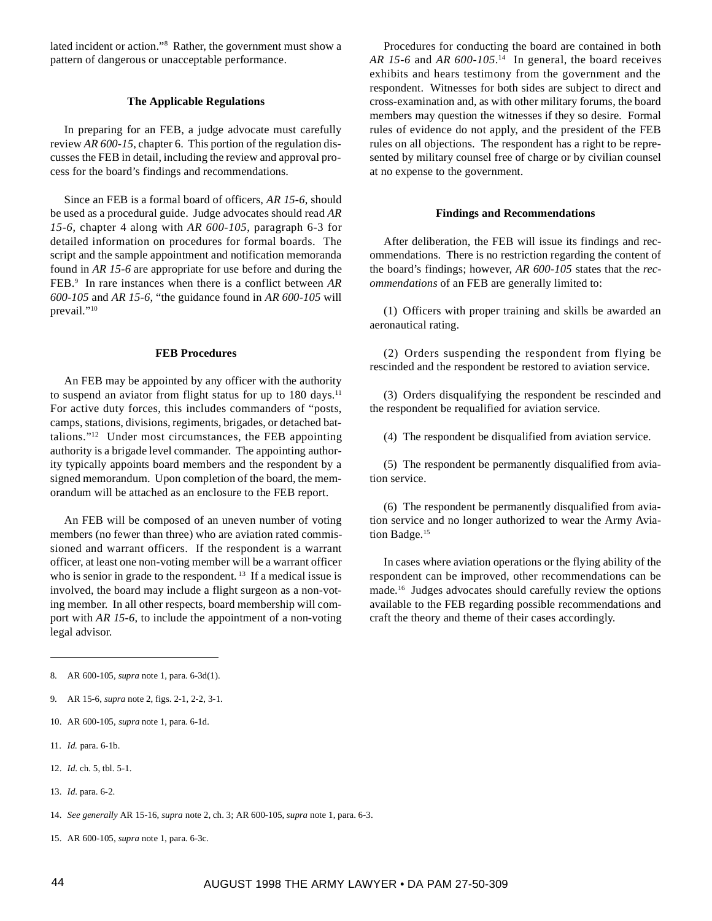lated incident or action."[8] Rather, the government must show a pattern of dangerous or unacceptable performance.

### The Applicable Regulations

In preparing for an FEB, a judge advocate must carefully review *AR 600-15*, chapter 6. This portion of the regulation discusses the FEB in detail, including the review and approval process for the board's findings and recommendations.

Since an FEB is a formal board of officers, *AR 15-6*, should be used as a procedural guide. Judge advocates should read *AR 15-6*, chapter 4 along with *AR 600-105*, paragraph 6-3 for detailed information on procedures for formal boards. The script and the sample appointment and notification memoranda found in *AR 15-6* are appropriate for use before and during the FEB.[9] In rare instances when there is a conflict between *AR 600-105* and *AR 15-6*, "the guidance found in *AR 600-105* will prevail."[10]

### FEB Procedures

An FEB may be appointed by any officer with the authority to suspend an aviator from flight status for up to 180 days.[11] For active duty forces, this includes commanders of "posts, camps, stations, divisions, regiments, brigades, or detached battalions."[12] Under most circumstances, the FEB appointing authority is a brigade level commander. The appointing authority typically appoints board members and the respondent by a signed memorandum. Upon completion of the board, the memorandum will be attached as an enclosure to the FEB report.

An FEB will be composed of an uneven number of voting members (no fewer than three) who are aviation rated commissioned and warrant officers. If the respondent is a warrant officer, at least one non-voting member will be a warrant officer who is senior in grade to the respondent.[13] If a medical issue is involved, the board may include a flight surgeon as a non-voting member. In all other respects, board membership will comport with *AR 15-6*, to include the appointment of a non-voting legal advisor.

Procedures for conducting the board are contained in both *AR 15-6* and *AR 600-105*.[14] In general, the board receives exhibits and hears testimony from the government and the respondent. Witnesses for both sides are subject to direct and cross-examination and, as with other military forums, the board members may question the witnesses if they so desire. Formal rules of evidence do not apply, and the president of the FEB rules on all objections. The respondent has a right to be represented by military counsel free of charge or by civilian counsel at no expense to the government.

### Findings and Recommendations

After deliberation, the FEB will issue its findings and recommendations. There is no restriction regarding the content of the board's findings; however, *AR 600-105* states that the *recommendations* of an FEB are generally limited to:

(1) Officers with proper training and skills be awarded an aeronautical rating.

(2) Orders suspending the respondent from flying be rescinded and the respondent be restored to aviation service.

(3) Orders disqualifying the respondent be rescinded and the respondent be requalified for aviation service.

(4) The respondent be disqualified from aviation service.

(5) The respondent be permanently disqualified from aviation service.

(6) The respondent be permanently disqualified from aviation service and no longer authorized to wear the Army Aviation Badge.[15]

In cases where aviation operations or the flying ability of the respondent can be improved, other recommendations can be made.[16] Judges advocates should carefully review the options available to the FEB regarding possible recommendations and craft the theory and theme of their cases accordingly.

---

8. AR 600-105, *supra* note 1, para. 6-3d(1).

9. AR 15-6, *supra* note 2, figs. 2-1, 2-2, 3-1.

10. AR 600-105, *supra* note 1, para. 6-1d.

11. *Id.* para. 6-1b.

12. *Id.* ch. 5, tbl. 5-1.

13. *Id.* para. 6-2.

14. *See generally* AR 15-16, *supra* note 2, ch. 3; AR 600-105, *supra* note 1, para. 6-3.

15. AR 600-105, *supra* note 1, para. 6-3c.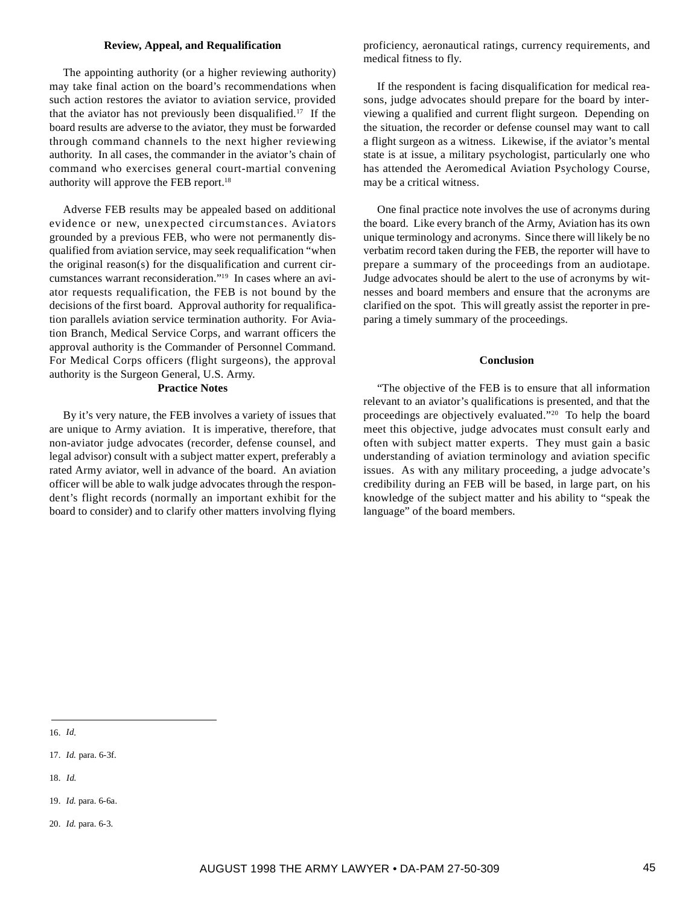### Review, Appeal, and Requalification

The appointing authority (or a higher reviewing authority) may take final action on the board's recommendations when such action restores the aviator to aviation service, provided that the aviator has not previously been disqualified.[17] If the board results are adverse to the aviator, they must be forwarded through command channels to the next higher reviewing authority. In all cases, the commander in the aviator's chain of command who exercises general court-martial convening authority will approve the FEB report.[18]

Adverse FEB results may be appealed based on additional evidence or new, unexpected circumstances. Aviators grounded by a previous FEB, who were not permanently disqualified from aviation service, may seek requalification "when the original reason(s) for the disqualification and current circumstances warrant reconsideration."[19] In cases where an aviator requests requalification, the FEB is not bound by the decisions of the first board. Approval authority for requalification parallels aviation service termination authority. For Aviation Branch, Medical Service Corps, and warrant officers the approval authority is the Commander of Personnel Command. For Medical Corps officers (flight surgeons), the approval authority is the Surgeon General, U.S. Army.

### Practice Notes

By it's very nature, the FEB involves a variety of issues that are unique to Army aviation. It is imperative, therefore, that non-aviator judge advocates (recorder, defense counsel, and legal advisor) consult with a subject matter expert, preferably a rated Army aviator, well in advance of the board. An aviation officer will be able to walk judge advocates through the respondent's flight records (normally an important exhibit for the board to consider) and to clarify other matters involving flying proficiency, aeronautical ratings, currency requirements, and medical fitness to fly.

If the respondent is facing disqualification for medical reasons, judge advocates should prepare for the board by interviewing a qualified and current flight surgeon. Depending on the situation, the recorder or defense counsel may want to call a flight surgeon as a witness. Likewise, if the aviator's mental state is at issue, a military psychologist, particularly one who has attended the Aeromedical Aviation Psychology Course, may be a critical witness.

One final practice note involves the use of acronyms during the board. Like every branch of the Army, Aviation has its own unique terminology and acronyms. Since there will likely be no verbatim record taken during the FEB, the reporter will have to prepare a summary of the proceedings from an audiotape. Judge advocates should be alert to the use of acronyms by witnesses and board members and ensure that the acronyms are clarified on the spot. This will greatly assist the reporter in preparing a timely summary of the proceedings.

### Conclusion

"The objective of the FEB is to ensure that all information relevant to an aviator's qualifications is presented, and that the proceedings are objectively evaluated."[20] To help the board meet this objective, judge advocates must consult early and often with subject matter experts. They must gain a basic understanding of aviation terminology and aviation specific issues. As with any military proceeding, a judge advocate's credibility during an FEB will be based, in large part, on his knowledge of the subject matter and his ability to "speak the language" of the board members.

---

16. *Id*.

17. *Id.* para. 6-3f.

18. *Id.*

19. *Id.* para. 6-6a.

20. *Id.* para. 6-3.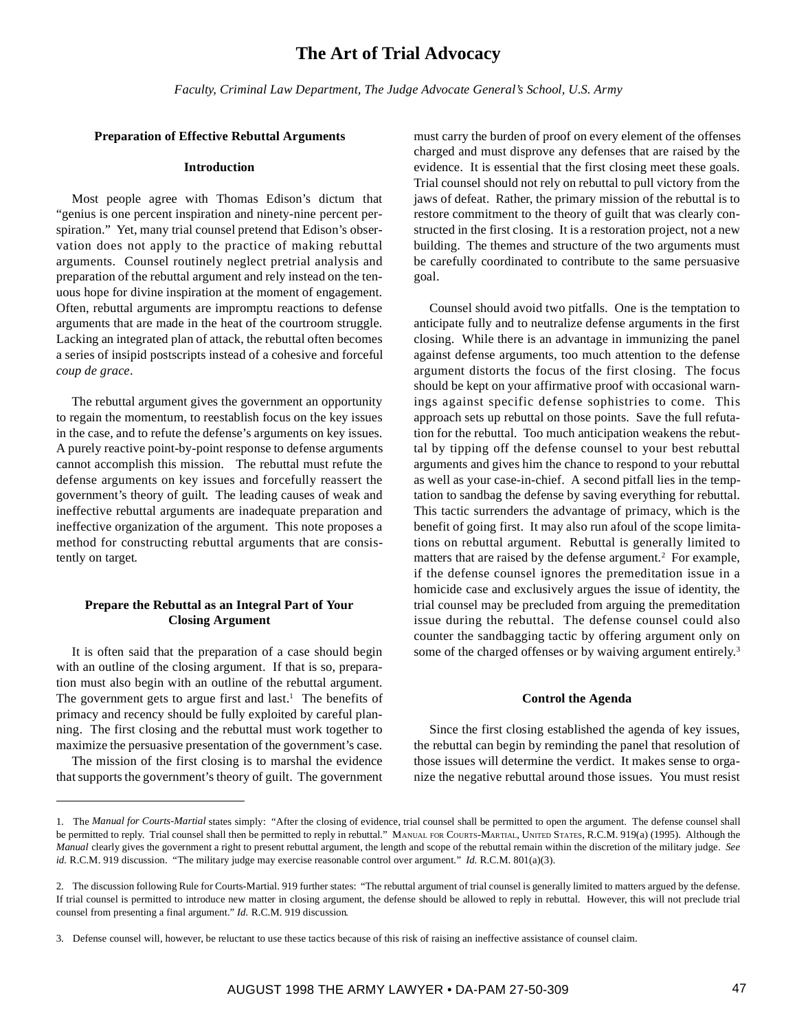# The Art of Trial Advocacy

*Faculty, Criminal Law Department, The Judge Advocate General's School, U.S. Army*

### Preparation of Effective Rebuttal Arguments

#### Introduction

Most people agree with Thomas Edison's dictum that "genius is one percent inspiration and ninety-nine percent perspiration." Yet, many trial counsel pretend that Edison's observation does not apply to the practice of making rebuttal arguments. Counsel routinely neglect pretrial analysis and preparation of the rebuttal argument and rely instead on the tenuous hope for divine inspiration at the moment of engagement. Often, rebuttal arguments are impromptu reactions to defense arguments that are made in the heat of the courtroom struggle. Lacking an integrated plan of attack, the rebuttal often becomes a series of insipid postscripts instead of a cohesive and forceful *coup de grace*.

The rebuttal argument gives the government an opportunity to regain the momentum, to reestablish focus on the key issues in the case, and to refute the defense's arguments on key issues. A purely reactive point-by-point response to defense arguments cannot accomplish this mission. The rebuttal must refute the defense arguments on key issues and forcefully reassert the government's theory of guilt. The leading causes of weak and ineffective rebuttal arguments are inadequate preparation and ineffective organization of the argument. This note proposes a method for constructing rebuttal arguments that are consistently on target.

#### Prepare the Rebuttal as an Integral Part of Your Closing Argument

It is often said that the preparation of a case should begin with an outline of the closing argument. If that is so, preparation must also begin with an outline of the rebuttal argument. The government gets to argue first and last.[1] The benefits of primacy and recency should be fully exploited by careful planning. The first closing and the rebuttal must work together to maximize the persuasive presentation of the government's case.

The mission of the first closing is to marshal the evidence that supports the government's theory of guilt. The government must carry the burden of proof on every element of the offenses charged and must disprove any defenses that are raised by the evidence. It is essential that the first closing meet these goals. Trial counsel should not rely on rebuttal to pull victory from the jaws of defeat. Rather, the primary mission of the rebuttal is to restore commitment to the theory of guilt that was clearly constructed in the first closing. It is a restoration project, not a new building. The themes and structure of the two arguments must be carefully coordinated to contribute to the same persuasive goal.

Counsel should avoid two pitfalls. One is the temptation to anticipate fully and to neutralize defense arguments in the first closing. While there is an advantage in immunizing the panel against defense arguments, too much attention to the defense argument distorts the focus of the first closing. The focus should be kept on your affirmative proof with occasional warnings against specific defense sophistries to come. This approach sets up rebuttal on those points. Save the full refutation for the rebuttal. Too much anticipation weakens the rebuttal by tipping off the defense counsel to your best rebuttal arguments and gives him the chance to respond to your rebuttal as well as your case-in-chief. A second pitfall lies in the temptation to sandbag the defense by saving everything for rebuttal. This tactic surrenders the advantage of primacy, which is the benefit of going first. It may also run afoul of the scope limitations on rebuttal argument. Rebuttal is generally limited to matters that are raised by the defense argument.[2] For example, if the defense counsel ignores the premeditation issue in a homicide case and exclusively argues the issue of identity, the trial counsel may be precluded from arguing the premeditation issue during the rebuttal. The defense counsel could also counter the sandbagging tactic by offering argument only on some of the charged offenses or by waiving argument entirely.[3]

#### Control the Agenda

Since the first closing established the agenda of key issues, the rebuttal can begin by reminding the panel that resolution of those issues will determine the verdict. It makes sense to organize the negative rebuttal around those issues. You must resist

---

1. The *Manual for Courts-Martial* states simply: "After the closing of evidence, trial counsel shall be permitted to open the argument. The defense counsel shall be permitted to reply. Trial counsel shall then be permitted to reply in rebuttal." Manual for Courts-Martial, United States, R.C.M. 919(a) (1995). Although the *Manual* clearly gives the government a right to present rebuttal argument, the length and scope of the rebuttal remain within the discretion of the military judge. *See id.* R.C.M. 919 discussion. "The military judge may exercise reasonable control over argument." *Id.* R.C.M. 801(a)(3).

2. The discussion following Rule for Courts-Martial. 919 further states: "The rebuttal argument of trial counsel is generally limited to matters argued by the defense. If trial counsel is permitted to introduce new matter in closing argument, the defense should be allowed to reply in rebuttal. However, this will not preclude trial counsel from presenting a final argument." *Id.* R.C.M. 919 discussion.

3. Defense counsel will, however, be reluctant to use these tactics because of this risk of raising an ineffective assistance of counsel claim.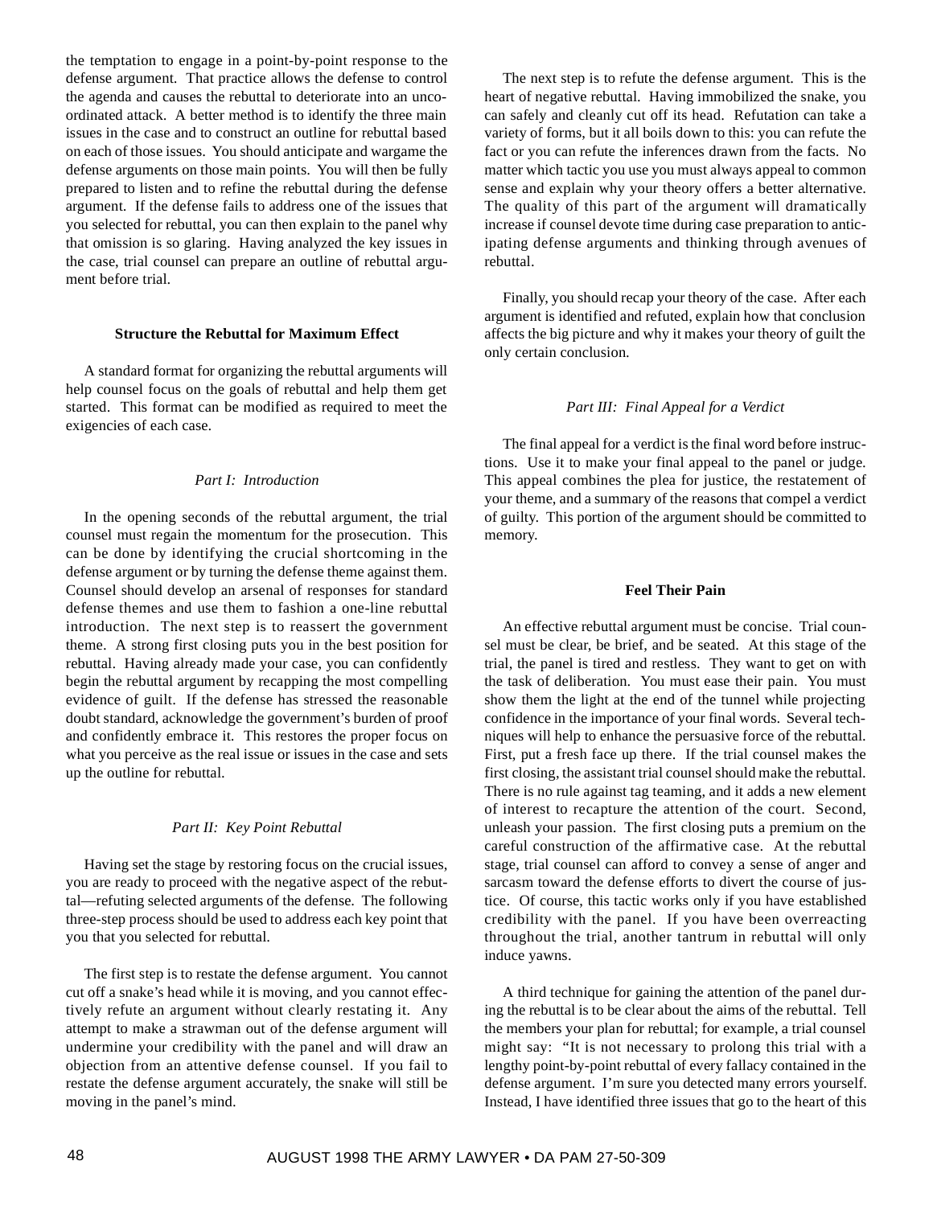the temptation to engage in a point-by-point response to the defense argument. That practice allows the defense to control the agenda and causes the rebuttal to deteriorate into an uncoordinated attack. A better method is to identify the three main issues in the case and to construct an outline for rebuttal based on each of those issues. You should anticipate and wargame the defense arguments on those main points. You will then be fully prepared to listen and to refine the rebuttal during the defense argument. If the defense fails to address one of the issues that you selected for rebuttal, you can then explain to the panel why that omission is so glaring. Having analyzed the key issues in the case, trial counsel can prepare an outline of rebuttal argument before trial.

**Structure the Rebuttal for Maximum Effect**

A standard format for organizing the rebuttal arguments will help counsel focus on the goals of rebuttal and help them get started. This format can be modified as required to meet the exigencies of each case.

*Part I: Introduction*

In the opening seconds of the rebuttal argument, the trial counsel must regain the momentum for the prosecution. This can be done by identifying the crucial shortcoming in the defense argument or by turning the defense theme against them. Counsel should develop an arsenal of responses for standard defense themes and use them to fashion a one-line rebuttal introduction. The next step is to reassert the government theme. A strong first closing puts you in the best position for rebuttal. Having already made your case, you can confidently begin the rebuttal argument by recapping the most compelling evidence of guilt. If the defense has stressed the reasonable doubt standard, acknowledge the government's burden of proof and confidently embrace it. This restores the proper focus on what you perceive as the real issue or issues in the case and sets up the outline for rebuttal.

*Part II: Key Point Rebuttal*

Having set the stage by restoring focus on the crucial issues, you are ready to proceed with the negative aspect of the rebuttal—refuting selected arguments of the defense. The following three-step process should be used to address each key point that you that you selected for rebuttal.

The first step is to restate the defense argument. You cannot cut off a snake's head while it is moving, and you cannot effectively refute an argument without clearly restating it. Any attempt to make a strawman out of the defense argument will undermine your credibility with the panel and will draw an objection from an attentive defense counsel. If you fail to restate the defense argument accurately, the snake will still be moving in the panel's mind.

The next step is to refute the defense argument. This is the heart of negative rebuttal. Having immobilized the snake, you can safely and cleanly cut off its head. Refutation can take a variety of forms, but it all boils down to this: you can refute the fact or you can refute the inferences drawn from the facts. No matter which tactic you use you must always appeal to common sense and explain why your theory offers a better alternative. The quality of this part of the argument will dramatically increase if counsel devote time during case preparation to anticipating defense arguments and thinking through avenues of rebuttal.

Finally, you should recap your theory of the case. After each argument is identified and refuted, explain how that conclusion affects the big picture and why it makes your theory of guilt the only certain conclusion.

*Part III: Final Appeal for a Verdict*

The final appeal for a verdict is the final word before instructions. Use it to make your final appeal to the panel or judge. This appeal combines the plea for justice, the restatement of your theme, and a summary of the reasons that compel a verdict of guilty. This portion of the argument should be committed to memory.

**Feel Their Pain**

An effective rebuttal argument must be concise. Trial counsel must be clear, be brief, and be seated. At this stage of the trial, the panel is tired and restless. They want to get on with the task of deliberation. You must ease their pain. You must show them the light at the end of the tunnel while projecting confidence in the importance of your final words. Several techniques will help to enhance the persuasive force of the rebuttal. First, put a fresh face up there. If the trial counsel makes the first closing, the assistant trial counsel should make the rebuttal. There is no rule against tag teaming, and it adds a new element of interest to recapture the attention of the court. Second, unleash your passion. The first closing puts a premium on the careful construction of the affirmative case. At the rebuttal stage, trial counsel can afford to convey a sense of anger and sarcasm toward the defense efforts to divert the course of justice. Of course, this tactic works only if you have established credibility with the panel. If you have been overreacting throughout the trial, another tantrum in rebuttal will only induce yawns.

A third technique for gaining the attention of the panel during the rebuttal is to be clear about the aims of the rebuttal. Tell the members your plan for rebuttal; for example, a trial counsel might say: "It is not necessary to prolong this trial with a lengthy point-by-point rebuttal of every fallacy contained in the defense argument. I'm sure you detected many errors yourself. Instead, I have identified three issues that go to the heart of this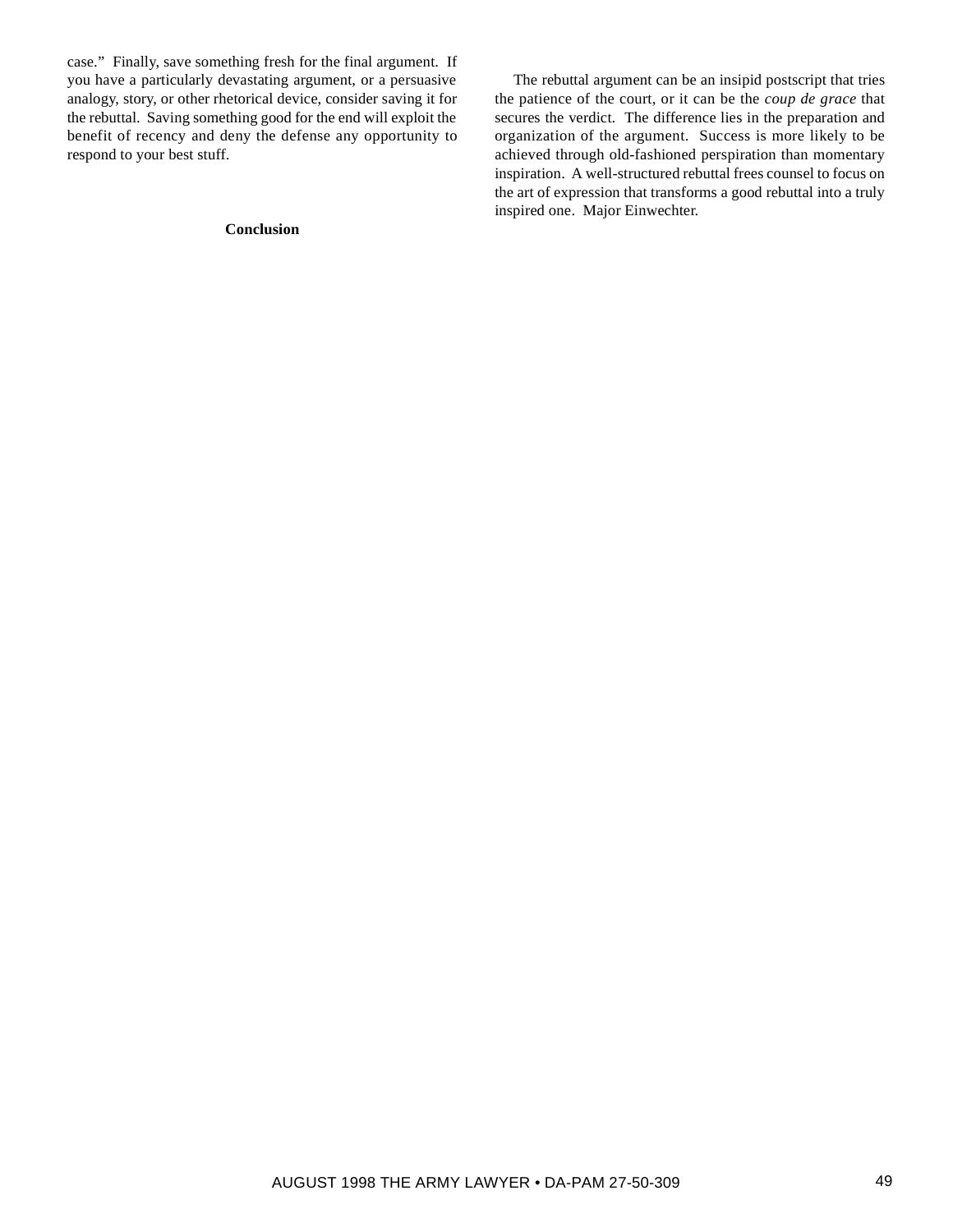case." Finally, save something fresh for the final argument. If you have a particularly devastating argument, or a persuasive analogy, story, or other rhetorical device, consider saving it for the rebuttal. Saving something good for the end will exploit the benefit of recency and deny the defense any opportunity to respond to your best stuff.

### Conclusion

The rebuttal argument can be an insipid postscript that tries the patience of the court, or it can be the *coup de grace* that secures the verdict. The difference lies in the preparation and organization of the argument. Success is more likely to be achieved through old-fashioned perspiration than momentary inspiration. A well-structured rebuttal frees counsel to focus on the art of expression that transforms a good rebuttal into a truly inspired one. Major Einwechter.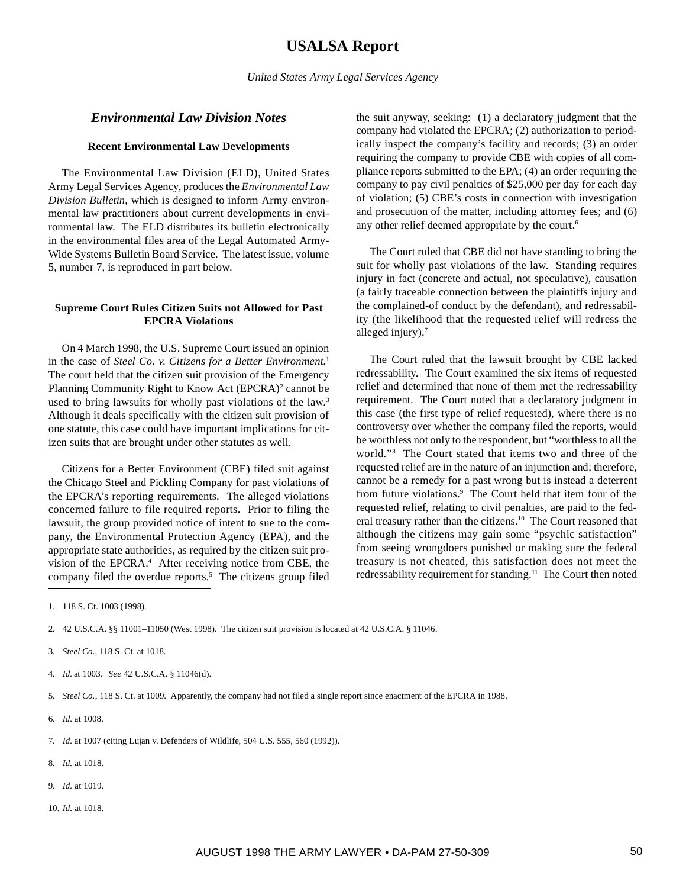# USALSA Report

*United States Army Legal Services Agency*

## *Environmental Law Division Notes*

### Recent Environmental Law Developments

The Environmental Law Division (ELD), United States Army Legal Services Agency, produces the *Environmental Law Division Bulletin*, which is designed to inform Army environmental law practitioners about current developments in environmental law. The ELD distributes its bulletin electronically in the environmental files area of the Legal Automated Army-Wide Systems Bulletin Board Service. The latest issue, volume 5, number 7, is reproduced in part below.

### Supreme Court Rules Citizen Suits not Allowed for Past EPCRA Violations

On 4 March 1998, the U.S. Supreme Court issued an opinion in the case of *Steel Co. v. Citizens for a Better Environment.*[1] The court held that the citizen suit provision of the Emergency Planning Community Right to Know Act (EPCRA)[2] cannot be used to bring lawsuits for wholly past violations of the law.[3] Although it deals specifically with the citizen suit provision of one statute, this case could have important implications for citizen suits that are brought under other statutes as well.

Citizens for a Better Environment (CBE) filed suit against the Chicago Steel and Pickling Company for past violations of the EPCRA's reporting requirements. The alleged violations concerned failure to file required reports. Prior to filing the lawsuit, the group provided notice of intent to sue to the company, the Environmental Protection Agency (EPA), and the appropriate state authorities, as required by the citizen suit provision of the EPCRA.[4] After receiving notice from CBE, the company filed the overdue reports.[5] The citizens group filed the suit anyway, seeking: (1) a declaratory judgment that the company had violated the EPCRA; (2) authorization to periodically inspect the company's facility and records; (3) an order requiring the company to provide CBE with copies of all compliance reports submitted to the EPA; (4) an order requiring the company to pay civil penalties of $25,000 per day for each day of violation; (5) CBE's costs in connection with investigation and prosecution of the matter, including attorney fees; and (6) any other relief deemed appropriate by the court.[6]

The Court ruled that CBE did not have standing to bring the suit for wholly past violations of the law. Standing requires injury in fact (concrete and actual, not speculative), causation (a fairly traceable connection between the plaintiffs injury and the complained-of conduct by the defendant), and redressability (the likelihood that the requested relief will redress the alleged injury).[7]

The Court ruled that the lawsuit brought by CBE lacked redressability. The Court examined the six items of requested relief and determined that none of them met the redressability requirement. The Court noted that a declaratory judgment in this case (the first type of relief requested), where there is no controversy over whether the company filed the reports, would be worthless not only to the respondent, but "worthless to all the world."[8] The Court stated that items two and three of the requested relief are in the nature of an injunction and; therefore, cannot be a remedy for a past wrong but is instead a deterrent from future violations.[9] The Court held that item four of the requested relief, relating to civil penalties, are paid to the federal treasury rather than the citizens.[10] The Court reasoned that although the citizens may gain some "psychic satisfaction" from seeing wrongdoers punished or making sure the federal treasury is not cheated, this satisfaction does not meet the redressability requirement for standing.[11] The Court then noted

---

1. 118 S. Ct. 1003 (1998).

2. 42 U.S.C.A. §§ 11001–11050 (West 1998). The citizen suit provision is located at 42 U.S.C.A. § 11046.

3. *Steel Co*., 118 S. Ct. at 1018.

4. *Id.* at 1003. *See* 42 U.S.C.A. § 11046(d).

5. *Steel Co.*, 118 S. Ct. at 1009. Apparently, the company had not filed a single report since enactment of the EPCRA in 1988.

6. *Id.* at 1008.

7. *Id.* at 1007 (citing Lujan v. Defenders of Wildlife, 504 U.S. 555, 560 (1992)).

8. *Id.* at 1018.

9. *Id.* at 1019.

10. *Id.* at 1018.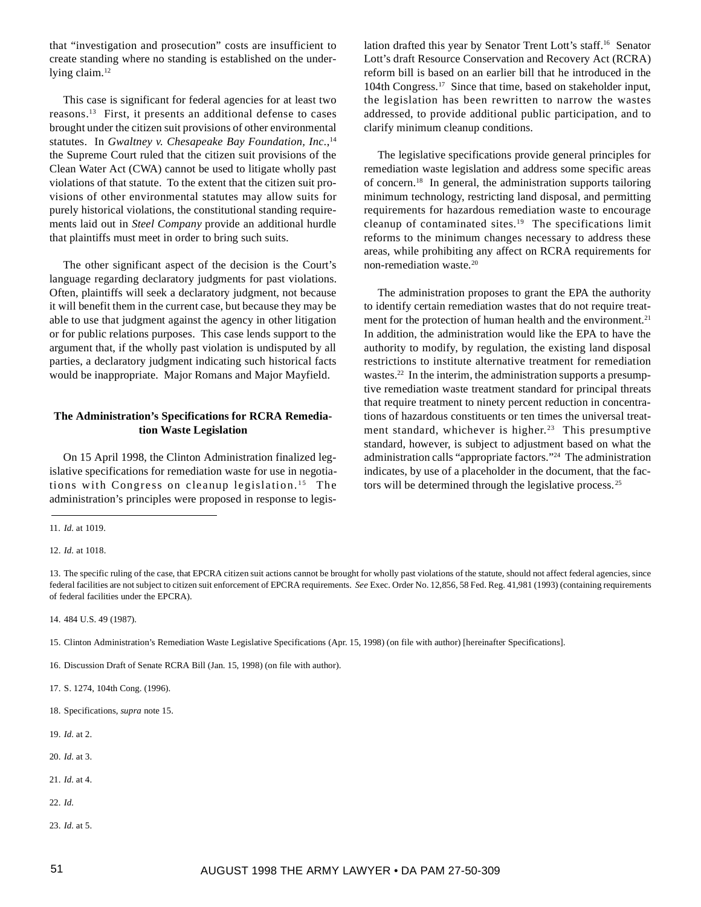that "investigation and prosecution" costs are insufficient to create standing where no standing is established on the underlying claim.[12]

This case is significant for federal agencies for at least two reasons.[13] First, it presents an additional defense to cases brought under the citizen suit provisions of other environmental statutes. In *Gwaltney v. Chesapeake Bay Foundation, Inc.*,[14] the Supreme Court ruled that the citizen suit provisions of the Clean Water Act (CWA) cannot be used to litigate wholly past violations of that statute. To the extent that the citizen suit provisions of other environmental statutes may allow suits for purely historical violations, the constitutional standing requirements laid out in *Steel Company* provide an additional hurdle that plaintiffs must meet in order to bring such suits.

The other significant aspect of the decision is the Court's language regarding declaratory judgments for past violations. Often, plaintiffs will seek a declaratory judgment, not because it will benefit them in the current case, but because they may be able to use that judgment against the agency in other litigation or for public relations purposes. This case lends support to the argument that, if the wholly past violation is undisputed by all parties, a declaratory judgment indicating such historical facts would be inappropriate. Major Romans and Major Mayfield.

### The Administration's Specifications for RCRA Remediation Waste Legislation

On 15 April 1998, the Clinton Administration finalized legislative specifications for remediation waste for use in negotiations with Congress on cleanup legislation.[15] The administration's principles were proposed in response to legislation drafted this year by Senator Trent Lott's staff.[16] Senator Lott's draft Resource Conservation and Recovery Act (RCRA) reform bill is based on an earlier bill that he introduced in the 104th Congress.[17] Since that time, based on stakeholder input, the legislation has been rewritten to narrow the wastes addressed, to provide additional public participation, and to clarify minimum cleanup conditions.

The legislative specifications provide general principles for remediation waste legislation and address some specific areas of concern.[18] In general, the administration supports tailoring minimum technology, restricting land disposal, and permitting requirements for hazardous remediation waste to encourage cleanup of contaminated sites.[19] The specifications limit reforms to the minimum changes necessary to address these areas, while prohibiting any affect on RCRA requirements for non-remediation waste.[20]

The administration proposes to grant the EPA the authority to identify certain remediation wastes that do not require treatment for the protection of human health and the environment.[21] In addition, the administration would like the EPA to have the authority to modify, by regulation, the existing land disposal restrictions to institute alternative treatment for remediation wastes.[22] In the interim, the administration supports a presumptive remediation waste treatment standard for principal threats that require treatment to ninety percent reduction in concentrations of hazardous constituents or ten times the universal treatment standard, whichever is higher.[23] This presumptive standard, however, is subject to adjustment based on what the administration calls "appropriate factors."[24] The administration indicates, by use of a placeholder in the document, that the factors will be determined through the legislative process.[25]

---

11. *Id.* at 1019.

12. *Id.* at 1018.

13. The specific ruling of the case, that EPCRA citizen suit actions cannot be brought for wholly past violations of the statute, should not affect federal agencies, since federal facilities are not subject to citizen suit enforcement of EPCRA requirements. *See* Exec. Order No. 12,856, 58 Fed. Reg. 41,981 (1993) (containing requirements of federal facilities under the EPCRA).

14. 484 U.S. 49 (1987).

15. Clinton Administration's Remediation Waste Legislative Specifications (Apr. 15, 1998) (on file with author) [hereinafter Specifications].

16. Discussion Draft of Senate RCRA Bill (Jan. 15, 1998) (on file with author).

17. S. 1274, 104th Cong. (1996).

18. Specifications, *supra* note 15.

19. *Id.* at 2.

20. *Id.* at 3.

21. *Id.* at 4.

22. *Id.*

23. *Id.* at 5.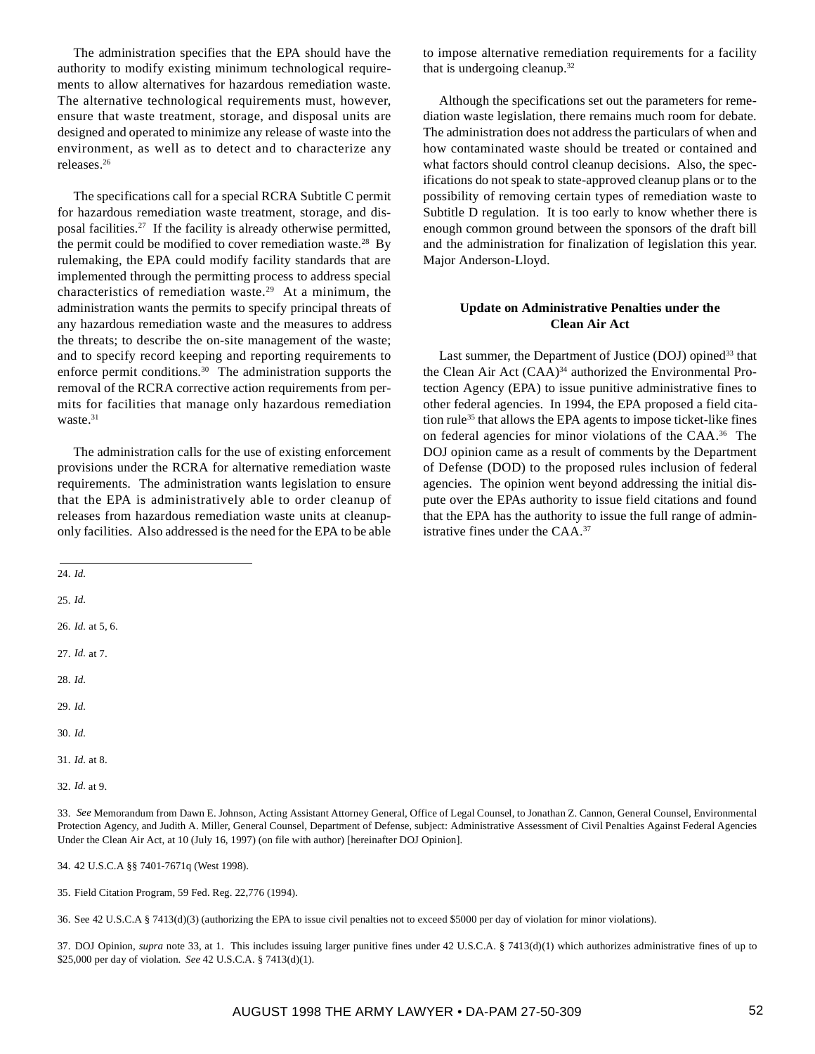The administration specifies that the EPA should have the authority to modify existing minimum technological requirements to allow alternatives for hazardous remediation waste. The alternative technological requirements must, however, ensure that waste treatment, storage, and disposal units are designed and operated to minimize any release of waste into the environment, as well as to detect and to characterize any releases.[26]

The specifications call for a special RCRA Subtitle C permit for hazardous remediation waste treatment, storage, and disposal facilities.[27] If the facility is already otherwise permitted, the permit could be modified to cover remediation waste.[28] By rulemaking, the EPA could modify facility standards that are implemented through the permitting process to address special characteristics of remediation waste.[29] At a minimum, the administration wants the permits to specify principal threats of any hazardous remediation waste and the measures to address the threats; to describe the on-site management of the waste; and to specify record keeping and reporting requirements to enforce permit conditions.[30] The administration supports the removal of the RCRA corrective action requirements from permits for facilities that manage only hazardous remediation waste.[31]

The administration calls for the use of existing enforcement provisions under the RCRA for alternative remediation waste requirements. The administration wants legislation to ensure that the EPA is administratively able to order cleanup of releases from hazardous remediation waste units at cleanup-only facilities. Also addressed is the need for the EPA to be able to impose alternative remediation requirements for a facility that is undergoing cleanup.[32]

Although the specifications set out the parameters for remediation waste legislation, there remains much room for debate. The administration does not address the particulars of when and how contaminated waste should be treated or contained and what factors should control cleanup decisions. Also, the specifications do not speak to state-approved cleanup plans or to the possibility of removing certain types of remediation waste to Subtitle D regulation. It is too early to know whether there is enough common ground between the sponsors of the draft bill and the administration for finalization of legislation this year. Major Anderson-Lloyd.

### Update on Administrative Penalties under the Clean Air Act

Last summer, the Department of Justice (DOJ) opined[33] that the Clean Air Act (CAA)[34] authorized the Environmental Protection Agency (EPA) to issue punitive administrative fines to other federal agencies. In 1994, the EPA proposed a field citation rule[35] that allows the EPA agents to impose ticket-like fines on federal agencies for minor violations of the CAA.[36] The DOJ opinion came as a result of comments by the Department of Defense (DOD) to the proposed rules inclusion of federal agencies. The opinion went beyond addressing the initial dispute over the EPAs authority to issue field citations and found that the EPA has the authority to issue the full range of administrative fines under the CAA.[37]

---

24. *Id.*

25. *Id.*

26. *Id.* at 5, 6.

27. *Id.* at 7.

28. *Id.*

29. *Id.*

30. *Id.*

31. *Id.* at 8.

32. *Id.* at 9.

33. *See* Memorandum from Dawn E. Johnson, Acting Assistant Attorney General, Office of Legal Counsel, to Jonathan Z. Cannon, General Counsel, Environmental Protection Agency, and Judith A. Miller, General Counsel, Department of Defense, subject: Administrative Assessment of Civil Penalties Against Federal Agencies Under the Clean Air Act, at 10 (July 16, 1997) (on file with author) [hereinafter DOJ Opinion].

34. 42 U.S.C.A §§ 7401-7671q (West 1998).

35. Field Citation Program, 59 Fed. Reg. 22,776 (1994).

36. See 42 U.S.C.A § 7413(d)(3) (authorizing the EPA to issue civil penalties not to exceed $5000 per day of violation for minor violations).

37. DOJ Opinion, *supra* note 33, at 1. This includes issuing larger punitive fines under 42 U.S.C.A. § 7413(d)(1) which authorizes administrative fines of up to $25,000 per day of violation. *See* 42 U.S.C.A. § 7413(d)(1).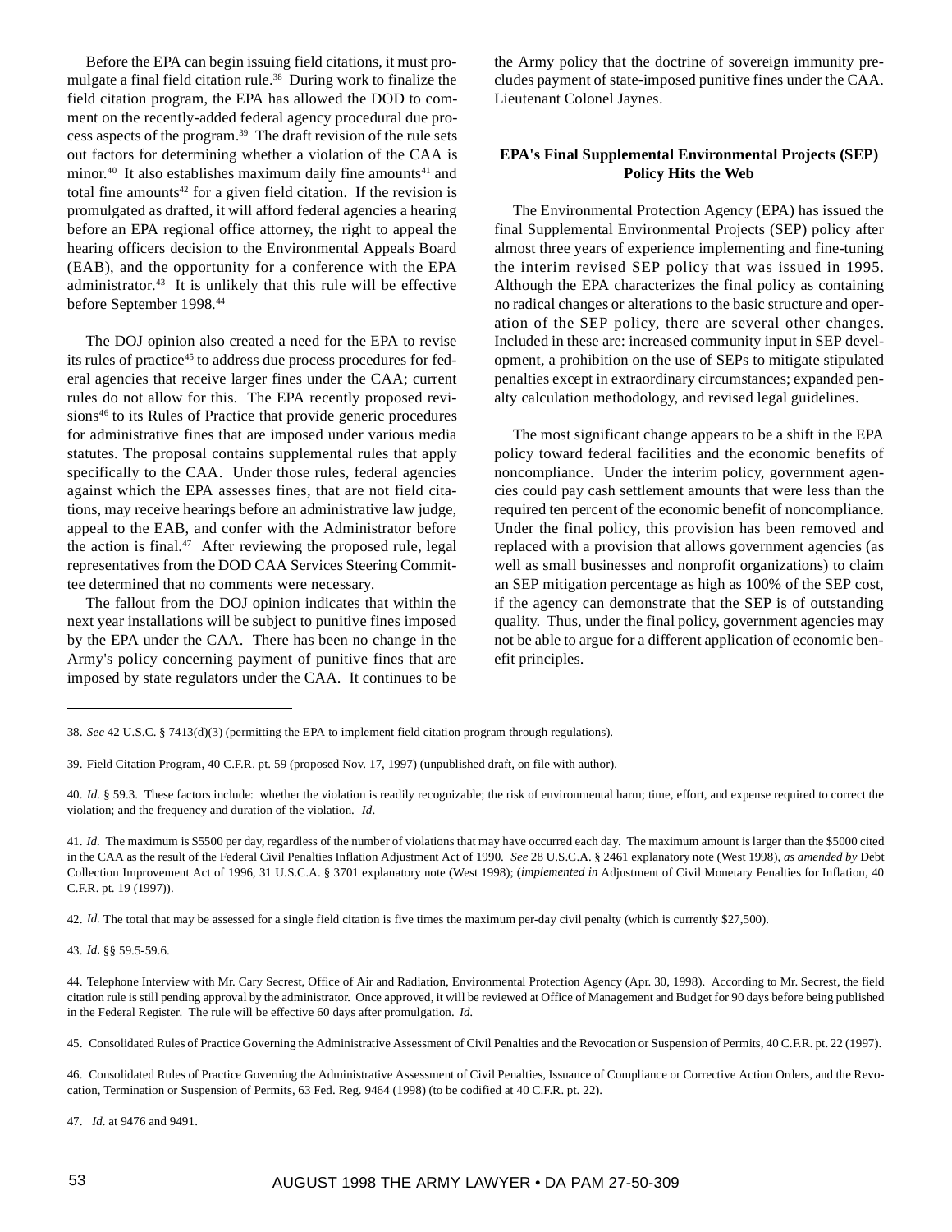Before the EPA can begin issuing field citations, it must promulgate a final field citation rule.[38] During work to finalize the field citation program, the EPA has allowed the DOD to comment on the recently-added federal agency procedural due process aspects of the program.[39] The draft revision of the rule sets out factors for determining whether a violation of the CAA is minor.[40] It also establishes maximum daily fine amounts[41] and total fine amounts[42] for a given field citation. If the revision is promulgated as drafted, it will afford federal agencies a hearing before an EPA regional office attorney, the right to appeal the hearing officers decision to the Environmental Appeals Board (EAB), and the opportunity for a conference with the EPA administrator.[43] It is unlikely that this rule will be effective before September 1998.[44]

The DOJ opinion also created a need for the EPA to revise its rules of practice[45] to address due process procedures for federal agencies that receive larger fines under the CAA; current rules do not allow for this. The EPA recently proposed revisions[46] to its Rules of Practice that provide generic procedures for administrative fines that are imposed under various media statutes. The proposal contains supplemental rules that apply specifically to the CAA. Under those rules, federal agencies against which the EPA assesses fines, that are not field citations, may receive hearings before an administrative law judge, appeal to the EAB, and confer with the Administrator before the action is final.[47] After reviewing the proposed rule, legal representatives from the DOD CAA Services Steering Committee determined that no comments were necessary.

The fallout from the DOJ opinion indicates that within the next year installations will be subject to punitive fines imposed by the EPA under the CAA. There has been no change in the Army's policy concerning payment of punitive fines that are imposed by state regulators under the CAA. It continues to be the Army policy that the doctrine of sovereign immunity precludes payment of state-imposed punitive fines under the CAA. Lieutenant Colonel Jaynes.

### EPA's Final Supplemental Environmental Projects (SEP) Policy Hits the Web

The Environmental Protection Agency (EPA) has issued the final Supplemental Environmental Projects (SEP) policy after almost three years of experience implementing and fine-tuning the interim revised SEP policy that was issued in 1995. Although the EPA characterizes the final policy as containing no radical changes or alterations to the basic structure and operation of the SEP policy, there are several other changes. Included in these are: increased community input in SEP development, a prohibition on the use of SEPs to mitigate stipulated penalties except in extraordinary circumstances; expanded penalty calculation methodology, and revised legal guidelines.

The most significant change appears to be a shift in the EPA policy toward federal facilities and the economic benefits of noncompliance. Under the interim policy, government agencies could pay cash settlement amounts that were less than the required ten percent of the economic benefit of noncompliance. Under the final policy, this provision has been removed and replaced with a provision that allows government agencies (as well as small businesses and nonprofit organizations) to claim an SEP mitigation percentage as high as 100% of the SEP cost, if the agency can demonstrate that the SEP is of outstanding quality. Thus, under the final policy, government agencies may not be able to argue for a different application of economic benefit principles.

---

38. *See* 42 U.S.C. § 7413(d)(3) (permitting the EPA to implement field citation program through regulations).

39. Field Citation Program, 40 C.F.R. pt. 59 (proposed Nov. 17, 1997) (unpublished draft, on file with author).

40. *Id.* § 59.3. These factors include: whether the violation is readily recognizable; the risk of environmental harm; time, effort, and expense required to correct the violation; and the frequency and duration of the violation. *Id*.

41. *Id.* The maximum is $5500 per day, regardless of the number of violations that may have occurred each day. The maximum amount is larger than the $5000 cited in the CAA as the result of the Federal Civil Penalties Inflation Adjustment Act of 1990. *See* 28 U.S.C.A. § 2461 explanatory note (West 1998), *as amended by* Debt Collection Improvement Act of 1996, 31 U.S.C.A. § 3701 explanatory note (West 1998); (*implemented in* Adjustment of Civil Monetary Penalties for Inflation, 40 C.F.R. pt. 19 (1997)).

42. *Id.* The total that may be assessed for a single field citation is five times the maximum per-day civil penalty (which is currently $27,500).

43. *Id.* §§ 59.5-59.6.

44. Telephone Interview with Mr. Cary Secrest, Office of Air and Radiation, Environmental Protection Agency (Apr. 30, 1998). According to Mr. Secrest, the field citation rule is still pending approval by the administrator. Once approved, it will be reviewed at Office of Management and Budget for 90 days before being published in the Federal Register. The rule will be effective 60 days after promulgation. *Id.*

45. Consolidated Rules of Practice Governing the Administrative Assessment of Civil Penalties and the Revocation or Suspension of Permits, 40 C.F.R. pt. 22 (1997).

46. Consolidated Rules of Practice Governing the Administrative Assessment of Civil Penalties, Issuance of Compliance or Corrective Action Orders, and the Revocation, Termination or Suspension of Permits, 63 Fed. Reg. 9464 (1998) (to be codified at 40 C.F.R. pt. 22).

47. *Id.* at 9476 and 9491.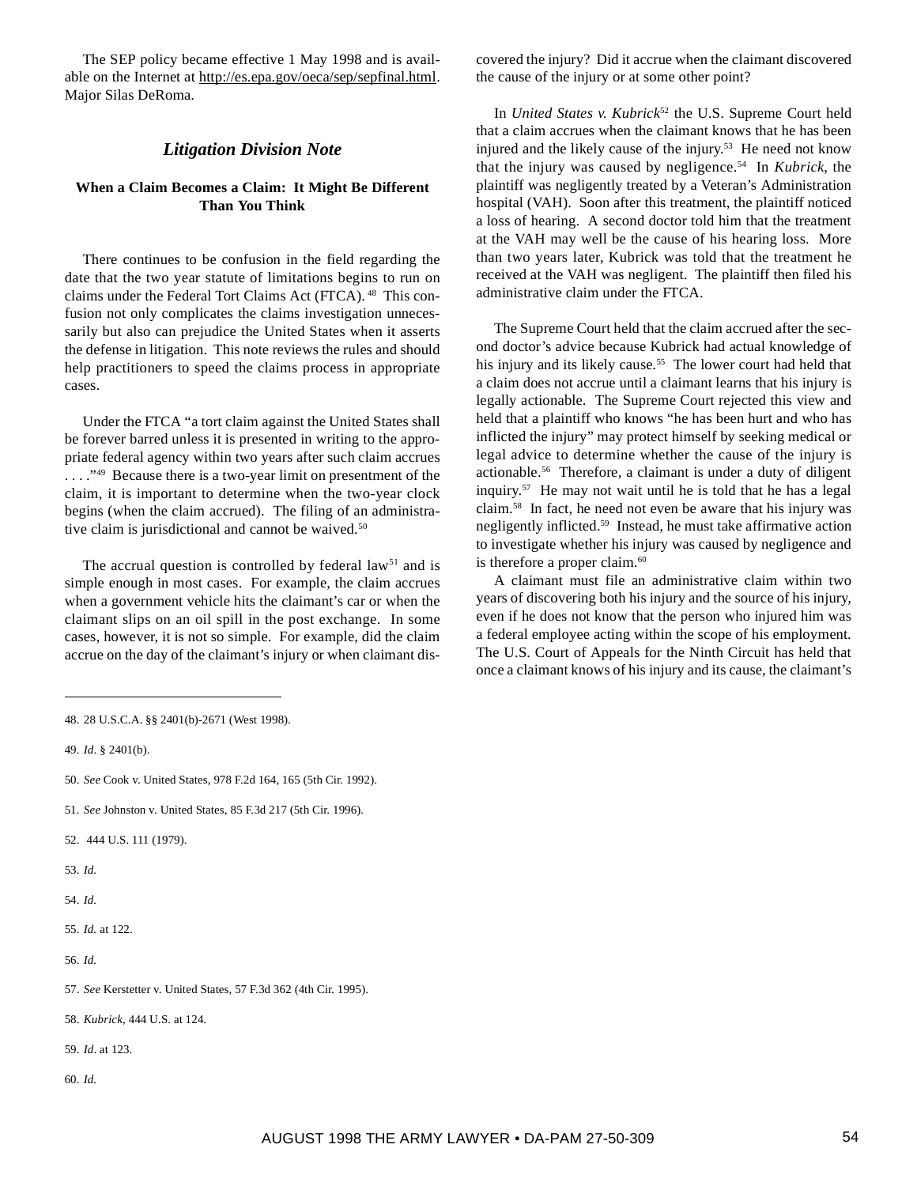The SEP policy became effective 1 May 1998 and is available on the Internet at http://es.epa.gov/oeca/sep/sepfinal.html. Major Silas DeRoma.

## *Litigation Division Note*

### When a Claim Becomes a Claim: It Might Be Different Than You Think

There continues to be confusion in the field regarding the date that the two year statute of limitations begins to run on claims under the Federal Tort Claims Act (FTCA).[48] This confusion not only complicates the claims investigation unnecessarily but also can prejudice the United States when it asserts the defense in litigation. This note reviews the rules and should help practitioners to speed the claims process in appropriate cases.

Under the FTCA "a tort claim against the United States shall be forever barred unless it is presented in writing to the appropriate federal agency within two years after such claim accrues . . . ."[49] Because there is a two-year limit on presentment of the claim, it is important to determine when the two-year clock begins (when the claim accrued). The filing of an administrative claim is jurisdictional and cannot be waived.[50]

The accrual question is controlled by federal law[51] and is simple enough in most cases. For example, the claim accrues when a government vehicle hits the claimant's car or when the claimant slips on an oil spill in the post exchange. In some cases, however, it is not so simple. For example, did the claim accrue on the day of the claimant's injury or when claimant discovered the injury? Did it accrue when the claimant discovered the cause of the injury or at some other point?

In *United States v. Kubrick*[52] the U.S. Supreme Court held that a claim accrues when the claimant knows that he has been injured and the likely cause of the injury.[53] He need not know that the injury was caused by negligence.[54] In *Kubrick*, the plaintiff was negligently treated by a Veteran's Administration hospital (VAH). Soon after this treatment, the plaintiff noticed a loss of hearing. A second doctor told him that the treatment at the VAH may well be the cause of his hearing loss. More than two years later, Kubrick was told that the treatment he received at the VAH was negligent. The plaintiff then filed his administrative claim under the FTCA.

The Supreme Court held that the claim accrued after the second doctor's advice because Kubrick had actual knowledge of his injury and its likely cause.[55] The lower court had held that a claim does not accrue until a claimant learns that his injury is legally actionable. The Supreme Court rejected this view and held that a plaintiff who knows "he has been hurt and who has inflicted the injury" may protect himself by seeking medical or legal advice to determine whether the cause of the injury is actionable.[56] Therefore, a claimant is under a duty of diligent inquiry.[57] He may not wait until he is told that he has a legal claim.[58] In fact, he need not even be aware that his injury was negligently inflicted.[59] Instead, he must take affirmative action to investigate whether his injury was caused by negligence and is therefore a proper claim.[60]

A claimant must file an administrative claim within two years of discovering both his injury and the source of his injury, even if he does not know that the person who injured him was a federal employee acting within the scope of his employment. The U.S. Court of Appeals for the Ninth Circuit has held that once a claimant knows of his injury and its cause, the claimant's

---

48. 28 U.S.C.A. §§ 2401(b)-2671 (West 1998).

49. *Id*. § 2401(b).

50. *See* Cook v. United States, 978 F.2d 164, 165 (5th Cir. 1992).

51. *See* Johnston v. United States, 85 F.3d 217 (5th Cir. 1996).

52. 444 U.S. 111 (1979).

53. *Id.*

54. *Id.*

55. *Id.* at 122.

56. *Id.*

57. *See* Kerstetter v. United States, 57 F.3d 362 (4th Cir. 1995).

58. *Kubrick*, 444 U.S. at 124.

59. *Id*. at 123.

60. *Id.*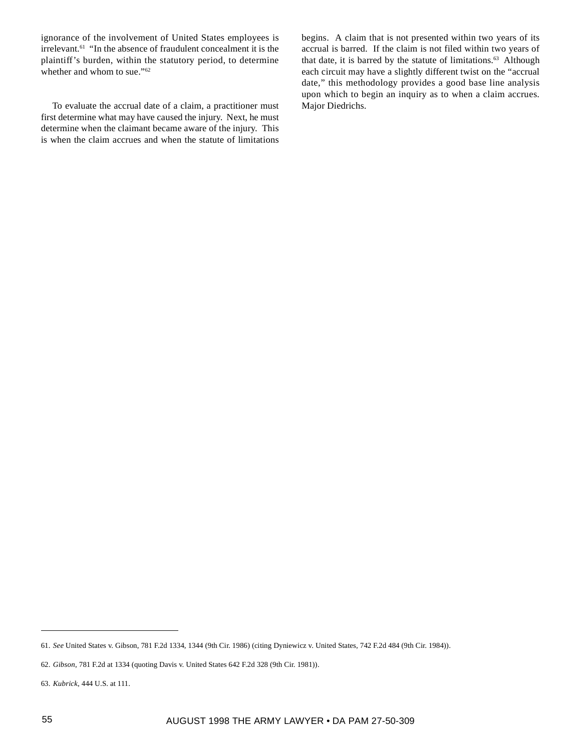ignorance of the involvement of United States employees is irrelevant.[61] "In the absence of fraudulent concealment it is the plaintiff's burden, within the statutory period, to determine whether and whom to sue."[62]

To evaluate the accrual date of a claim, a practitioner must first determine what may have caused the injury. Next, he must determine when the claimant became aware of the injury. This is when the claim accrues and when the statute of limitations begins. A claim that is not presented within two years of its accrual is barred. If the claim is not filed within two years of that date, it is barred by the statute of limitations.[63] Although each circuit may have a slightly different twist on the "accrual date," this methodology provides a good base line analysis upon which to begin an inquiry as to when a claim accrues. Major Diedrichs.

---

61. *See* United States v. Gibson, 781 F.2d 1334, 1344 (9th Cir. 1986) (citing Dyniewicz v. United States, 742 F.2d 484 (9th Cir. 1984)).

62. *Gibson*, 781 F.2d at 1334 (quoting Davis v. United States 642 F.2d 328 (9th Cir. 1981)).

63. *Kubrick*, 444 U.S. at 111.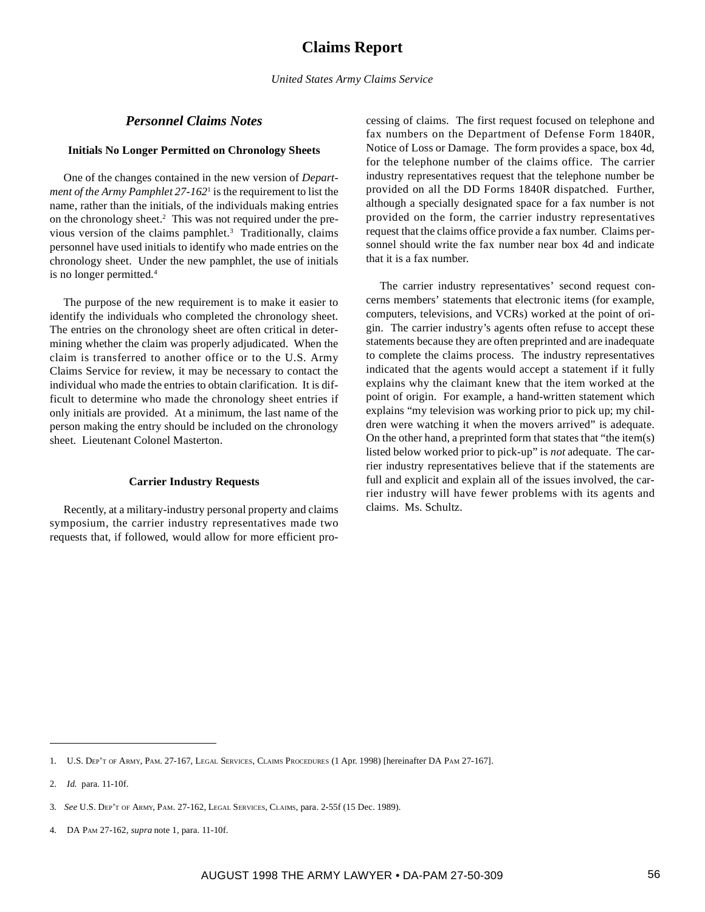# Claims Report

*United States Army Claims Service*

## *Personnel Claims Notes*

### Initials No Longer Permitted on Chronology Sheets

One of the changes contained in the new version of *Department of the Army Pamphlet 27-162*[1] is the requirement to list the name, rather than the initials, of the individuals making entries on the chronology sheet.[2] This was not required under the previous version of the claims pamphlet.[3] Traditionally, claims personnel have used initials to identify who made entries on the chronology sheet. Under the new pamphlet, the use of initials is no longer permitted.[4]

The purpose of the new requirement is to make it easier to identify the individuals who completed the chronology sheet. The entries on the chronology sheet are often critical in determining whether the claim was properly adjudicated. When the claim is transferred to another office or to the U.S. Army Claims Service for review, it may be necessary to contact the individual who made the entries to obtain clarification. It is difficult to determine who made the chronology sheet entries if only initials are provided. At a minimum, the last name of the person making the entry should be included on the chronology sheet. Lieutenant Colonel Masterton.

### Carrier Industry Requests

Recently, at a military-industry personal property and claims symposium, the carrier industry representatives made two requests that, if followed, would allow for more efficient processing of claims. The first request focused on telephone and fax numbers on the Department of Defense Form 1840R, Notice of Loss or Damage. The form provides a space, box 4d, for the telephone number of the claims office. The carrier industry representatives request that the telephone number be provided on all the DD Forms 1840R dispatched. Further, although a specially designated space for a fax number is not provided on the form, the carrier industry representatives request that the claims office provide a fax number. Claims personnel should write the fax number near box 4d and indicate that it is a fax number.

The carrier industry representatives' second request concerns members' statements that electronic items (for example, computers, televisions, and VCRs) worked at the point of origin. The carrier industry's agents often refuse to accept these statements because they are often preprinted and are inadequate to complete the claims process. The industry representatives indicated that the agents would accept a statement if it fully explains why the claimant knew that the item worked at the point of origin. For example, a hand-written statement which explains "my television was working prior to pick up; my children were watching it when the movers arrived" is adequate. On the other hand, a preprinted form that states that "the item(s) listed below worked prior to pick-up" is *not* adequate. The carrier industry representatives believe that if the statements are full and explicit and explain all of the issues involved, the carrier industry will have fewer problems with its agents and claims. Ms. Schultz.

---

1. U.S. Dep't of Army, Pam. 27-167, Legal Services, Claims Procedures (1 Apr. 1998) [hereinafter DA Pam 27-167].

2. *Id.* para. 11-10f.

3. *See* U.S. Dep't of Army, Pam. 27-162, Legal Services, Claims, para. 2-55f (15 Dec. 1989).

4. DA Pam 27-162, *supra* note 1, para. 11-10f.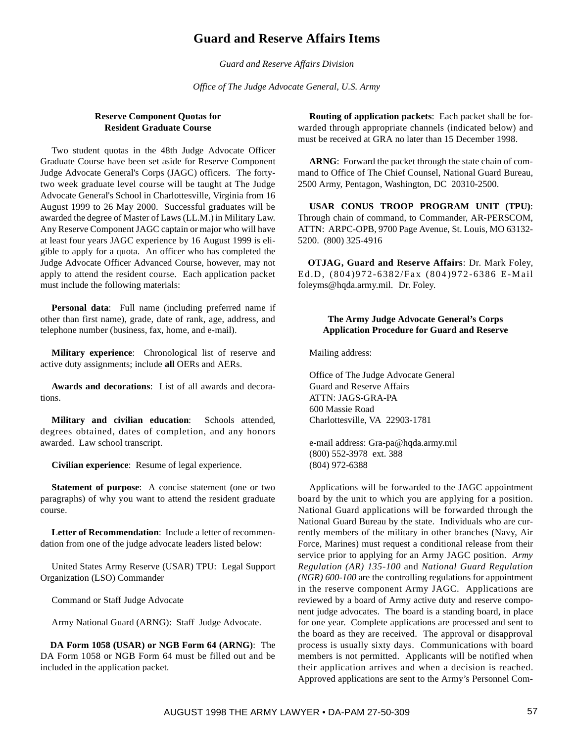# Guard and Reserve Affairs Items

*Guard and Reserve Affairs Division*

*Office of The Judge Advocate General, U.S. Army*

### Reserve Component Quotas for Resident Graduate Course

Two student quotas in the 48th Judge Advocate Officer Graduate Course have been set aside for Reserve Component Judge Advocate General's Corps (JAGC) officers. The forty-two week graduate level course will be taught at The Judge Advocate General's School in Charlottesville, Virginia from 16 August 1999 to 26 May 2000. Successful graduates will be awarded the degree of Master of Laws (LL.M.) in Military Law. Any Reserve Component JAGC captain or major who will have at least four years JAGC experience by 16 August 1999 is eligible to apply for a quota. An officer who has completed the Judge Advocate Officer Advanced Course, however, may not apply to attend the resident course. Each application packet must include the following materials:

**Personal data**: Full name (including preferred name if other than first name), grade, date of rank, age, address, and telephone number (business, fax, home, and e-mail).

**Military experience**: Chronological list of reserve and active duty assignments; include **all** OERs and AERs.

**Awards and decorations**: List of all awards and decorations.

**Military and civilian education**: Schools attended, degrees obtained, dates of completion, and any honors awarded. Law school transcript.

**Civilian experience**: Resume of legal experience.

**Statement of purpose**: A concise statement (one or two paragraphs) of why you want to attend the resident graduate course.

**Letter of Recommendation**: Include a letter of recommendation from one of the judge advocate leaders listed below:

United States Army Reserve (USAR) TPU: Legal Support Organization (LSO) Commander

Command or Staff Judge Advocate

Army National Guard (ARNG): Staff Judge Advocate.

**DA Form 1058 (USAR) or NGB Form 64 (ARNG)**: The DA Form 1058 or NGB Form 64 must be filled out and be included in the application packet.

**Routing of application packets**: Each packet shall be forwarded through appropriate channels (indicated below) and must be received at GRA no later than 15 December 1998.

**ARNG**: Forward the packet through the state chain of command to Office of The Chief Counsel, National Guard Bureau, 2500 Army, Pentagon, Washington, DC 20310-2500.

**USAR CONUS TROOP PROGRAM UNIT (TPU)**: Through chain of command, to Commander, AR-PERSCOM, ATTN: ARPC-OPB, 9700 Page Avenue, St. Louis, MO 63132-5200. (800) 325-4916

**OTJAG, Guard and Reserve Affairs**: Dr. Mark Foley, Ed.D, (804)972-6382/Fax (804)972-6386 E-Mail foleyms@hqda.army.mil. Dr. Foley.

### The Army Judge Advocate General's Corps Application Procedure for Guard and Reserve

Mailing address:

Office of The Judge Advocate General
Guard and Reserve Affairs
ATTN: JAGS-GRA-PA
600 Massie Road
Charlottesville, VA 22903-1781

e-mail address: Gra-pa@hqda.army.mil
(800) 552-3978 ext. 388
(804) 972-6388

Applications will be forwarded to the JAGC appointment board by the unit to which you are applying for a position. National Guard applications will be forwarded through the National Guard Bureau by the state. Individuals who are currently members of the military in other branches (Navy, Air Force, Marines) must request a conditional release from their service prior to applying for an Army JAGC position. *Army Regulation (AR) 135-100* and *National Guard Regulation (NGR) 600-100* are the controlling regulations for appointment in the reserve component Army JAGC. Applications are reviewed by a board of Army active duty and reserve component judge advocates. The board is a standing board, in place for one year. Complete applications are processed and sent to the board as they are received. The approval or disapproval process is usually sixty days. Communications with board members is not permitted. Applicants will be notified when their application arrives and when a decision is reached. Approved applications are sent to the Army's Personnel Com-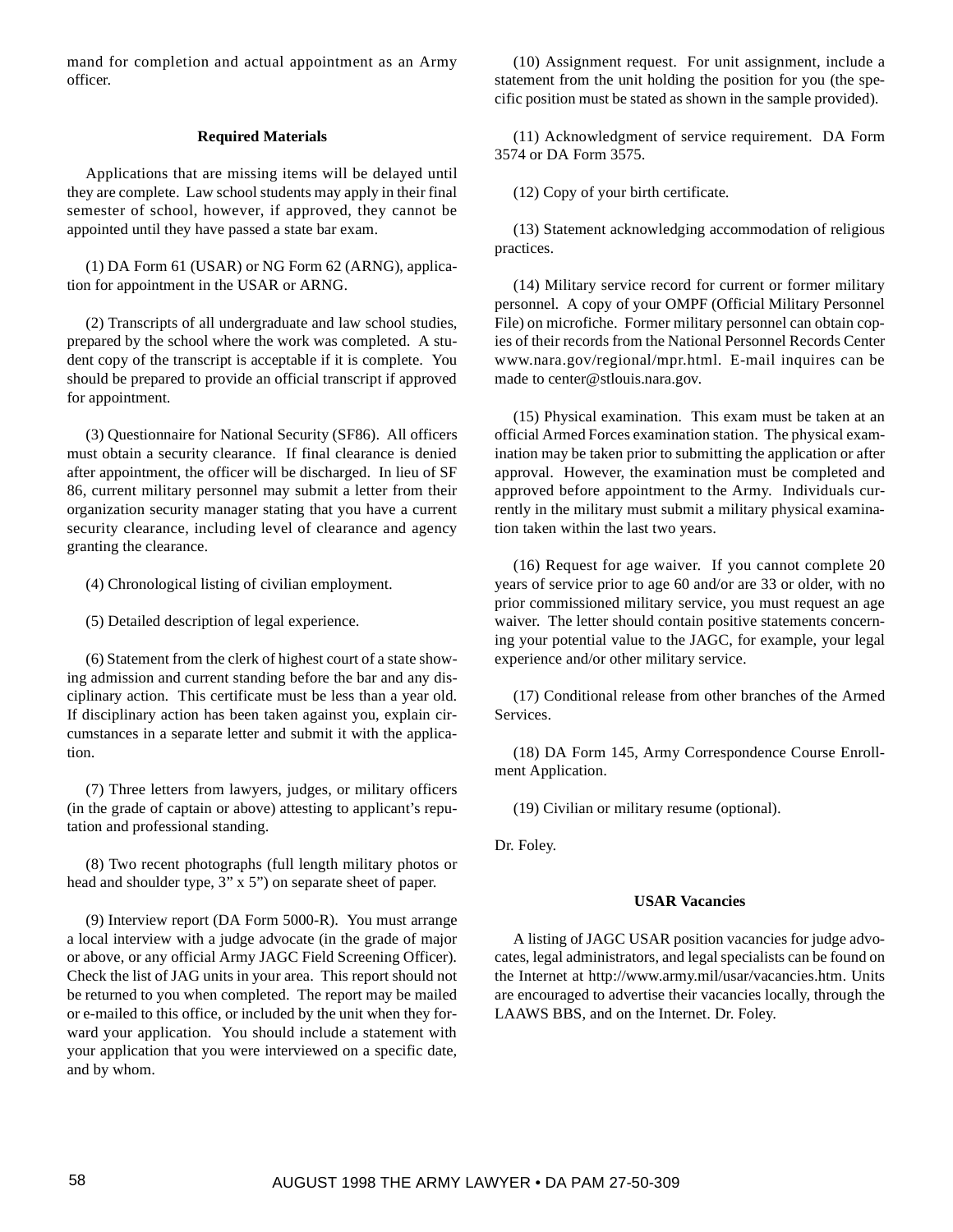mand for completion and actual appointment as an Army officer.

### Required Materials

Applications that are missing items will be delayed until they are complete. Law school students may apply in their final semester of school, however, if approved, they cannot be appointed until they have passed a state bar exam.

(1) DA Form 61 (USAR) or NG Form 62 (ARNG), application for appointment in the USAR or ARNG.

(2) Transcripts of all undergraduate and law school studies, prepared by the school where the work was completed. A student copy of the transcript is acceptable if it is complete. You should be prepared to provide an official transcript if approved for appointment.

(3) Questionnaire for National Security (SF86). All officers must obtain a security clearance. If final clearance is denied after appointment, the officer will be discharged. In lieu of SF 86, current military personnel may submit a letter from their organization security manager stating that you have a current security clearance, including level of clearance and agency granting the clearance.

(4) Chronological listing of civilian employment.

(5) Detailed description of legal experience.

(6) Statement from the clerk of highest court of a state showing admission and current standing before the bar and any disciplinary action. This certificate must be less than a year old. If disciplinary action has been taken against you, explain circumstances in a separate letter and submit it with the application.

(7) Three letters from lawyers, judges, or military officers (in the grade of captain or above) attesting to applicant's reputation and professional standing.

(8) Two recent photographs (full length military photos or head and shoulder type, 3" x 5") on separate sheet of paper.

(9) Interview report (DA Form 5000-R). You must arrange a local interview with a judge advocate (in the grade of major or above, or any official Army JAGC Field Screening Officer). Check the list of JAG units in your area. This report should not be returned to you when completed. The report may be mailed or e-mailed to this office, or included by the unit when they forward your application. You should include a statement with your application that you were interviewed on a specific date, and by whom.

(10) Assignment request. For unit assignment, include a statement from the unit holding the position for you (the specific position must be stated as shown in the sample provided).

(11) Acknowledgment of service requirement. DA Form 3574 or DA Form 3575.

(12) Copy of your birth certificate.

(13) Statement acknowledging accommodation of religious practices.

(14) Military service record for current or former military personnel. A copy of your OMPF (Official Military Personnel File) on microfiche. Former military personnel can obtain copies of their records from the National Personnel Records Center www.nara.gov/regional/mpr.html. E-mail inquires can be made to center@stlouis.nara.gov.

(15) Physical examination. This exam must be taken at an official Armed Forces examination station. The physical examination may be taken prior to submitting the application or after approval. However, the examination must be completed and approved before appointment to the Army. Individuals currently in the military must submit a military physical examination taken within the last two years.

(16) Request for age waiver. If you cannot complete 20 years of service prior to age 60 and/or are 33 or older, with no prior commissioned military service, you must request an age waiver. The letter should contain positive statements concerning your potential value to the JAGC, for example, your legal experience and/or other military service.

(17) Conditional release from other branches of the Armed Services.

(18) DA Form 145, Army Correspondence Course Enrollment Application.

(19) Civilian or military resume (optional).

Dr. Foley.

### USAR Vacancies

A listing of JAGC USAR position vacancies for judge advocates, legal administrators, and legal specialists can be found on the Internet at http://www.army.mil/usar/vacancies.htm. Units are encouraged to advertise their vacancies locally, through the LAAWS BBS, and on the Internet. Dr. Foley.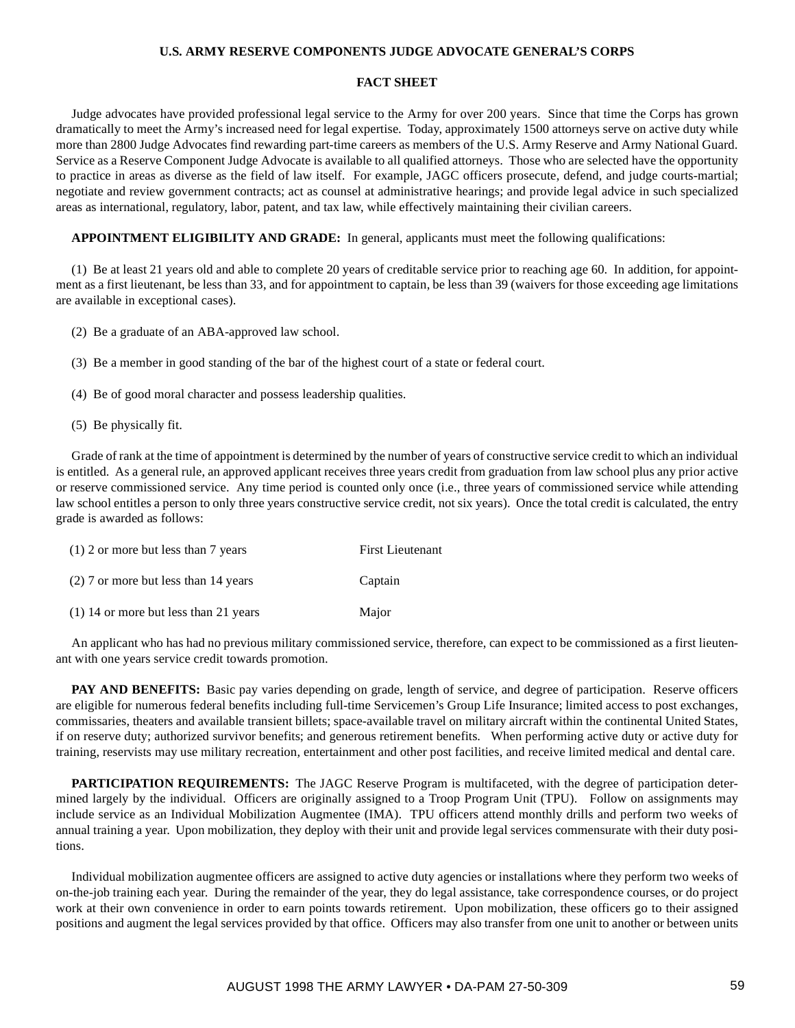**U.S. ARMY RESERVE COMPONENTS JUDGE ADVOCATE GENERAL'S CORPS**

**FACT SHEET**

Judge advocates have provided professional legal service to the Army for over 200 years. Since that time the Corps has grown dramatically to meet the Army's increased need for legal expertise. Today, approximately 1500 attorneys serve on active duty while more than 2800 Judge Advocates find rewarding part-time careers as members of the U.S. Army Reserve and Army National Guard. Service as a Reserve Component Judge Advocate is available to all qualified attorneys. Those who are selected have the opportunity to practice in areas as diverse as the field of law itself. For example, JAGC officers prosecute, defend, and judge courts-martial; negotiate and review government contracts; act as counsel at administrative hearings; and provide legal advice in such specialized areas as international, regulatory, labor, patent, and tax law, while effectively maintaining their civilian careers.

**APPOINTMENT ELIGIBILITY AND GRADE:** In general, applicants must meet the following qualifications:

(1) Be at least 21 years old and able to complete 20 years of creditable service prior to reaching age 60. In addition, for appointment as a first lieutenant, be less than 33, and for appointment to captain, be less than 39 (waivers for those exceeding age limitations are available in exceptional cases).

(2) Be a graduate of an ABA-approved law school.

(3) Be a member in good standing of the bar of the highest court of a state or federal court.

(4) Be of good moral character and possess leadership qualities.

(5) Be physically fit.

Grade of rank at the time of appointment is determined by the number of years of constructive service credit to which an individual is entitled. As a general rule, an approved applicant receives three years credit from graduation from law school plus any prior active or reserve commissioned service. Any time period is counted only once (i.e., three years of commissioned service while attending law school entitles a person to only three years constructive service credit, not six years). Once the total credit is calculated, the entry grade is awarded as follows:

| | |
|---|---|
| (1) 2 or more but less than 7 years | First Lieutenant |
| (2) 7 or more but less than 14 years | Captain |
| (1) 14 or more but less than 21 years | Major |

An applicant who has had no previous military commissioned service, therefore, can expect to be commissioned as a first lieutenant with one years service credit towards promotion.

**PAY AND BENEFITS:** Basic pay varies depending on grade, length of service, and degree of participation. Reserve officers are eligible for numerous federal benefits including full-time Servicemen's Group Life Insurance; limited access to post exchanges, commissaries, theaters and available transient billets; space-available travel on military aircraft within the continental United States, if on reserve duty; authorized survivor benefits; and generous retirement benefits. When performing active duty or active duty for training, reservists may use military recreation, entertainment and other post facilities, and receive limited medical and dental care.

**PARTICIPATION REQUIREMENTS:** The JAGC Reserve Program is multifaceted, with the degree of participation determined largely by the individual. Officers are originally assigned to a Troop Program Unit (TPU). Follow on assignments may include service as an Individual Mobilization Augmentee (IMA). TPU officers attend monthly drills and perform two weeks of annual training a year. Upon mobilization, they deploy with their unit and provide legal services commensurate with their duty positions.

Individual mobilization augmentee officers are assigned to active duty agencies or installations where they perform two weeks of on-the-job training each year. During the remainder of the year, they do legal assistance, take correspondence courses, or do project work at their own convenience in order to earn points towards retirement. Upon mobilization, these officers go to their assigned positions and augment the legal services provided by that office. Officers may also transfer from one unit to another or between units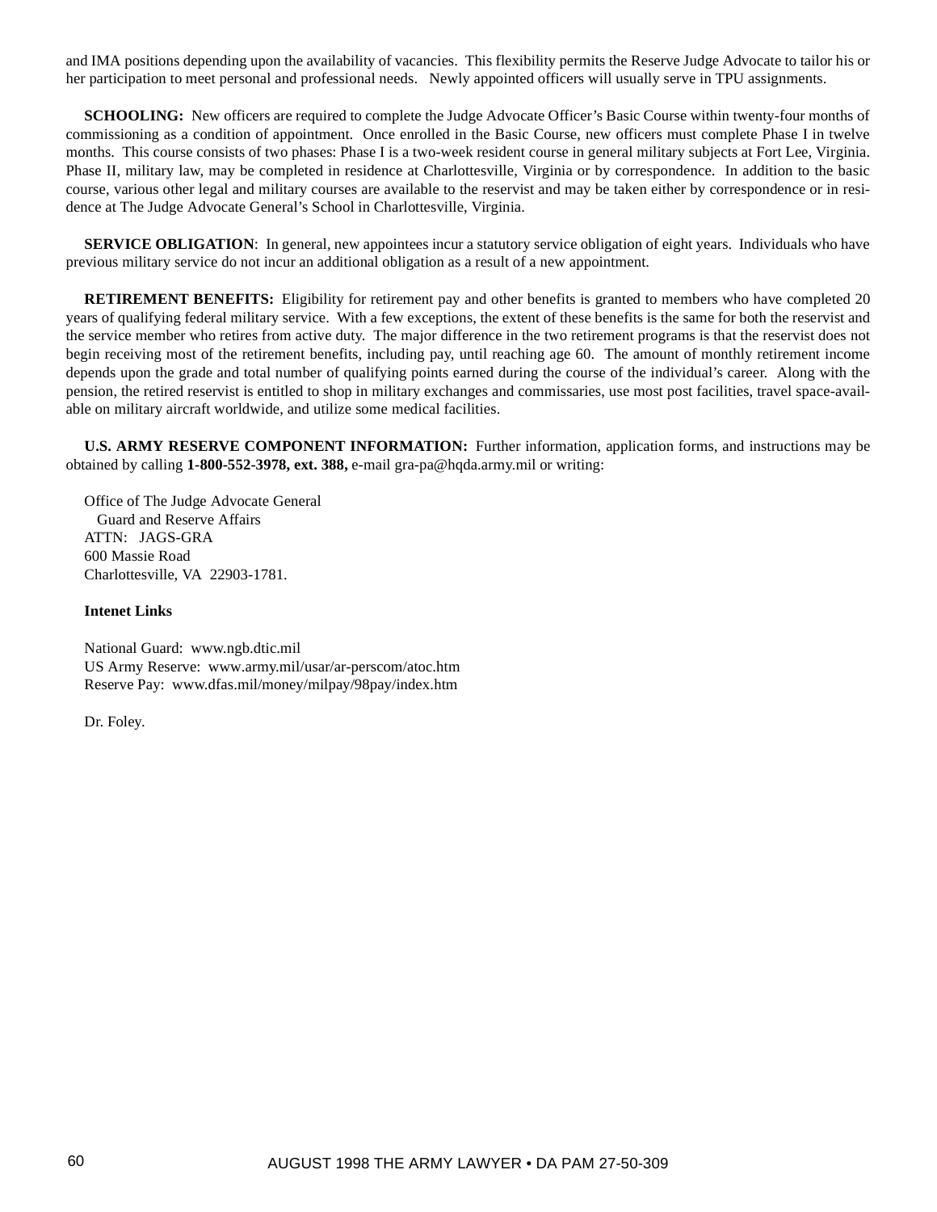and IMA positions depending upon the availability of vacancies. This flexibility permits the Reserve Judge Advocate to tailor his or her participation to meet personal and professional needs. Newly appointed officers will usually serve in TPU assignments.

**SCHOOLING:** New officers are required to complete the Judge Advocate Officer's Basic Course within twenty-four months of commissioning as a condition of appointment. Once enrolled in the Basic Course, new officers must complete Phase I in twelve months. This course consists of two phases: Phase I is a two-week resident course in general military subjects at Fort Lee, Virginia. Phase II, military law, may be completed in residence at Charlottesville, Virginia or by correspondence. In addition to the basic course, various other legal and military courses are available to the reservist and may be taken either by correspondence or in residence at The Judge Advocate General's School in Charlottesville, Virginia.

**SERVICE OBLIGATION**: In general, new appointees incur a statutory service obligation of eight years. Individuals who have previous military service do not incur an additional obligation as a result of a new appointment.

**RETIREMENT BENEFITS:** Eligibility for retirement pay and other benefits is granted to members who have completed 20 years of qualifying federal military service. With a few exceptions, the extent of these benefits is the same for both the reservist and the service member who retires from active duty. The major difference in the two retirement programs is that the reservist does not begin receiving most of the retirement benefits, including pay, until reaching age 60. The amount of monthly retirement income depends upon the grade and total number of qualifying points earned during the course of the individual's career. Along with the pension, the retired reservist is entitled to shop in military exchanges and commissaries, use most post facilities, travel space-available on military aircraft worldwide, and utilize some medical facilities.

**U.S. ARMY RESERVE COMPONENT INFORMATION:** Further information, application forms, and instructions may be obtained by calling **1-800-552-3978, ext. 388,** e-mail gra-pa@hqda.army.mil or writing:

Office of The Judge Advocate General
Guard and Reserve Affairs
ATTN: JAGS-GRA
600 Massie Road
Charlottesville, VA 22903-1781.

**Intenet Links**

National Guard: www.ngb.dtic.mil
US Army Reserve: www.army.mil/usar/ar-perscom/atoc.htm
Reserve Pay: www.dfas.mil/money/milpay/98pay/index.htm

Dr. Foley.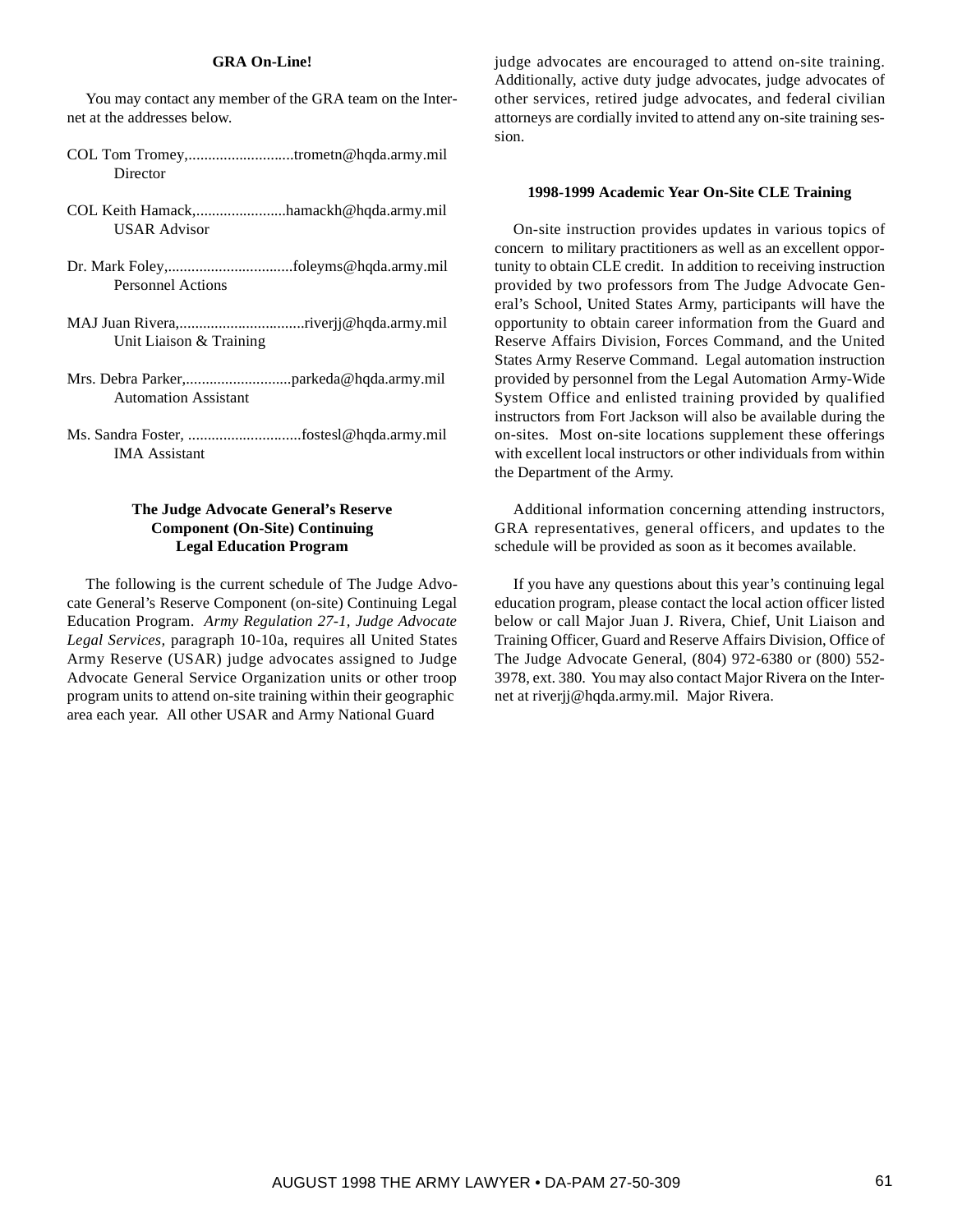### GRA On-Line!

You may contact any member of the GRA team on the Internet at the addresses below.

COL Tom Tromey,...........................trometn@hqda.army.mil
Director

COL Keith Hamack,.......................hamackh@hqda.army.mil
USAR Advisor

Dr. Mark Foley,................................foleyms@hqda.army.mil
Personnel Actions

MAJ Juan Rivera,................................riverjj@hqda.army.mil
Unit Liaison & Training

Mrs. Debra Parker,...........................parkeda@hqda.army.mil
Automation Assistant

Ms. Sandra Foster, .............................fostesl@hqda.army.mil
IMA Assistant

### The Judge Advocate General's Reserve Component (On-Site) Continuing Legal Education Program

The following is the current schedule of The Judge Advocate General's Reserve Component (on-site) Continuing Legal Education Program. *Army Regulation 27-1, Judge Advocate Legal Services,* paragraph 10-10a, requires all United States Army Reserve (USAR) judge advocates assigned to Judge Advocate General Service Organization units or other troop program units to attend on-site training within their geographic area each year. All other USAR and Army National Guard judge advocates are encouraged to attend on-site training. Additionally, active duty judge advocates, judge advocates of other services, retired judge advocates, and federal civilian attorneys are cordially invited to attend any on-site training session.

### 1998-1999 Academic Year On-Site CLE Training

On-site instruction provides updates in various topics of concern to military practitioners as well as an excellent opportunity to obtain CLE credit. In addition to receiving instruction provided by two professors from The Judge Advocate General's School, United States Army, participants will have the opportunity to obtain career information from the Guard and Reserve Affairs Division, Forces Command, and the United States Army Reserve Command. Legal automation instruction provided by personnel from the Legal Automation Army-Wide System Office and enlisted training provided by qualified instructors from Fort Jackson will also be available during the on-sites. Most on-site locations supplement these offerings with excellent local instructors or other individuals from within the Department of the Army.

Additional information concerning attending instructors, GRA representatives, general officers, and updates to the schedule will be provided as soon as it becomes available.

If you have any questions about this year's continuing legal education program, please contact the local action officer listed below or call Major Juan J. Rivera, Chief, Unit Liaison and Training Officer, Guard and Reserve Affairs Division, Office of The Judge Advocate General, (804) 972-6380 or (800) 552-3978, ext. 380. You may also contact Major Rivera on the Internet at riverjj@hqda.army.mil. Major Rivera.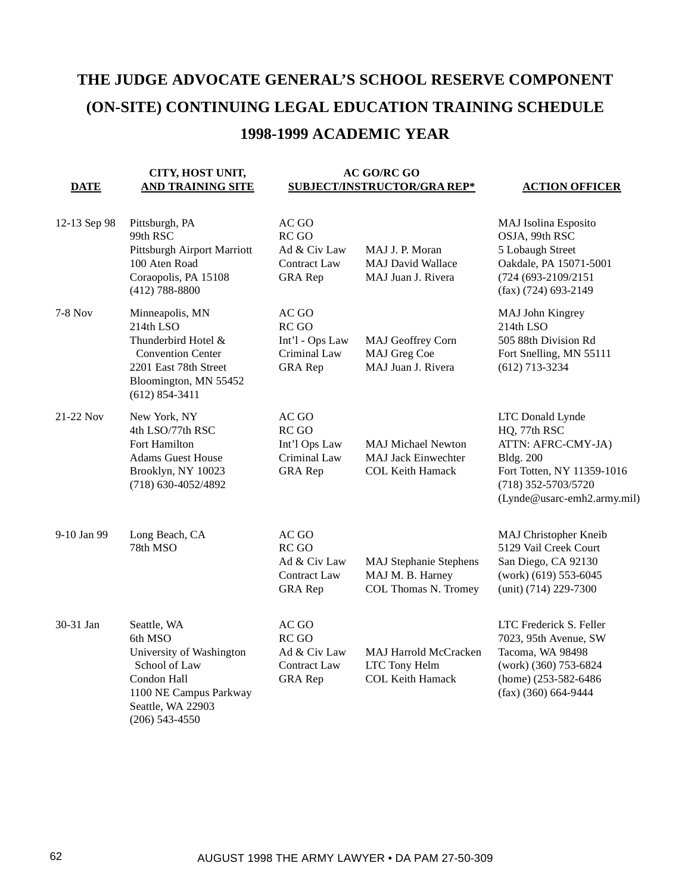# THE JUDGE ADVOCATE GENERAL'S SCHOOL RESERVE COMPONENT (ON-SITE) CONTINUING LEGAL EDUCATION TRAINING SCHEDULE 1998-1999 ACADEMIC YEAR

| DATE | CITY, HOST UNIT, AND TRAINING SITE | AC GO/RC GO SUBJECT/INSTRUCTOR/GRA REP* | | ACTION OFFICER |
|---|---|---|---|---|
| 12-13 Sep 98 | Pittsburgh, PA<br>99th RSC<br>Pittsburgh Airport Marriott<br>100 Aten Road<br>Coraopolis, PA 15108<br>(412) 788-8800 | AC GO<br>RC GO<br>Ad & Civ Law<br>Contract Law<br>GRA Rep | <br><br>MAJ J. P. Moran<br>MAJ David Wallace<br>MAJ Juan J. Rivera | MAJ Isolina Esposito<br>OSJA, 99th RSC<br>5 Lobaugh Street<br>Oakdale, PA 15071-5001<br>(724 (693-2109/2151<br>(fax) (724) 693-2149 |
| 7-8 Nov | Minneapolis, MN<br>214th LSO<br>Thunderbird Hotel & Convention Center<br>2201 East 78th Street<br>Bloomington, MN 55452<br>(612) 854-3411 | AC GO<br>RC GO<br>Int'l - Ops Law<br>Criminal Law<br>GRA Rep | <br><br>MAJ Geoffrey Corn<br>MAJ Greg Coe<br>MAJ Juan J. Rivera | MAJ John Kingrey<br>214th LSO<br>505 88th Division Rd<br>Fort Snelling, MN 55111<br>(612) 713-3234 |
| 21-22 Nov | New York, NY<br>4th LSO/77th RSC<br>Fort Hamilton<br>Adams Guest House<br>Brooklyn, NY 10023<br>(718) 630-4052/4892 | AC GO<br>RC GO<br>Int'l Ops Law<br>Criminal Law<br>GRA Rep | <br><br>MAJ Michael Newton<br>MAJ Jack Einwechter<br>COL Keith Hamack | LTC Donald Lynde<br>HQ, 77th RSC<br>ATTN: AFRC-CMY-JA)<br>Bldg. 200<br>Fort Totten, NY 11359-1016<br>(718) 352-5703/5720<br>(Lynde@usarc-emh2.army.mil) |
| 9-10 Jan 99 | Long Beach, CA<br>78th MSO | AC GO<br>RC GO<br>Ad & Civ Law<br>Contract Law<br>GRA Rep | <br><br>MAJ Stephanie Stephens<br>MAJ M. B. Harney<br>COL Thomas N. Tromey | MAJ Christopher Kneib<br>5129 Vail Creek Court<br>San Diego, CA 92130<br>(work) (619) 553-6045<br>(unit) (714) 229-7300 |
| 30-31 Jan | Seattle, WA<br>6th MSO<br>University of Washington School of Law<br>Condon Hall<br>1100 NE Campus Parkway<br>Seattle, WA 22903<br>(206) 543-4550 | AC GO<br>RC GO<br>Ad & Civ Law<br>Contract Law<br>GRA Rep | <br><br>MAJ Harrold McCracken<br>LTC Tony Helm<br>COL Keith Hamack | LTC Frederick S. Feller<br>7023, 95th Avenue, SW<br>Tacoma, WA 98498<br>(work) (360) 753-6824<br>(home) (253-582-6486<br>(fax) (360) 664-9444 |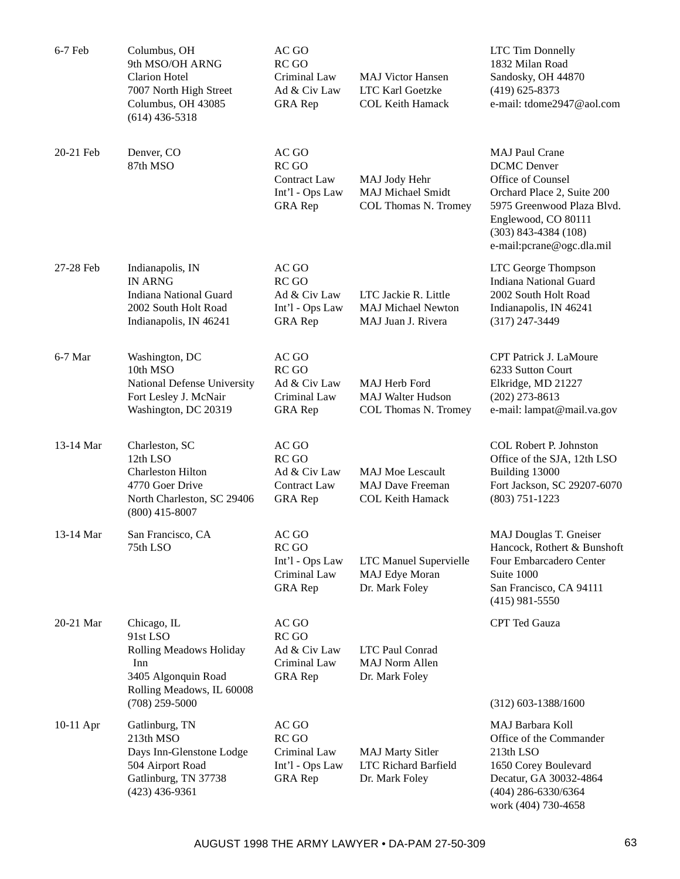| | | | | |
|---|---|---|---|---|
| 6-7 Feb | Columbus, OH<br>9th MSO/OH ARNG<br>Clarion Hotel<br>7007 North High Street<br>Columbus, OH 43085<br>(614) 436-5318 | AC GO<br>RC GO<br>Criminal Law<br>Ad & Civ Law<br>GRA Rep | <br><br>MAJ Victor Hansen<br>LTC Karl Goetzke<br>COL Keith Hamack | LTC Tim Donnelly<br>1832 Milan Road<br>Sandosky, OH 44870<br>(419) 625-8373<br>e-mail: tdome2947@aol.com |
| 20-21 Feb | Denver, CO<br>87th MSO | AC GO<br>RC GO<br>Contract Law<br>Int'l - Ops Law<br>GRA Rep | <br><br>MAJ Jody Hehr<br>MAJ Michael Smidt<br>COL Thomas N. Tromey | MAJ Paul Crane<br>DCMC Denver<br>Office of Counsel<br>Orchard Place 2, Suite 200<br>5975 Greenwood Plaza Blvd.<br>Englewood, CO 80111<br>(303) 843-4384 (108)<br>e-mail:pcrane@ogc.dla.mil |
| 27-28 Feb | Indianapolis, IN<br>IN ARNG<br>Indiana National Guard<br>2002 South Holt Road<br>Indianapolis, IN 46241 | AC GO<br>RC GO<br>Ad & Civ Law<br>Int'l - Ops Law<br>GRA Rep | <br><br>LTC Jackie R. Little<br>MAJ Michael Newton<br>MAJ Juan J. Rivera | LTC George Thompson<br>Indiana National Guard<br>2002 South Holt Road<br>Indianapolis, IN 46241<br>(317) 247-3449 |
| 6-7 Mar | Washington, DC<br>10th MSO<br>National Defense University<br>Fort Lesley J. McNair<br>Washington, DC 20319 | AC GO<br>RC GO<br>Ad & Civ Law<br>Criminal Law<br>GRA Rep | <br><br>MAJ Herb Ford<br>MAJ Walter Hudson<br>COL Thomas N. Tromey | CPT Patrick J. LaMoure<br>6233 Sutton Court<br>Elkridge, MD 21227<br>(202) 273-8613<br>e-mail: lampat@mail.va.gov |
| 13-14 Mar | Charleston, SC<br>12th LSO<br>Charleston Hilton<br>4770 Goer Drive<br>North Charleston, SC 29406<br>(800) 415-8007 | AC GO<br>RC GO<br>Ad & Civ Law<br>Contract Law<br>GRA Rep | <br><br>MAJ Moe Lescault<br>MAJ Dave Freeman<br>COL Keith Hamack | COL Robert P. Johnston<br>Office of the SJA, 12th LSO<br>Building 13000<br>Fort Jackson, SC 29207-6070<br>(803) 751-1223 |
| 13-14 Mar | San Francisco, CA<br>75th LSO | AC GO<br>RC GO<br>Int'l - Ops Law<br>Criminal Law<br>GRA Rep | <br><br>LTC Manuel Supervielle<br>MAJ Edye Moran<br>Dr. Mark Foley | MAJ Douglas T. Gneiser<br>Hancock, Rothert & Bunshoft<br>Four Embarcadero Center<br>Suite 1000<br>San Francisco, CA 94111<br>(415) 981-5550 |
| 20-21 Mar | Chicago, IL<br>91st LSO<br>Rolling Meadows Holiday Inn<br>3405 Algonquin Road<br>Rolling Meadows, IL 60008<br>(708) 259-5000 | AC GO<br>RC GO<br>Ad & Civ Law<br>Criminal Law<br>GRA Rep | <br><br>LTC Paul Conrad<br>MAJ Norm Allen<br>Dr. Mark Foley | CPT Ted Gauza<br>(312) 603-1388/1600 |
| 10-11 Apr | Gatlinburg, TN<br>213th MSO<br>Days Inn-Glenstone Lodge<br>504 Airport Road<br>Gatlinburg, TN 37738<br>(423) 436-9361 | AC GO<br>RC GO<br>Criminal Law<br>Int'l - Ops Law<br>GRA Rep | <br><br>MAJ Marty Sitler<br>LTC Richard Barfield<br>Dr. Mark Foley | MAJ Barbara Koll<br>Office of the Commander<br>213th LSO<br>1650 Corey Boulevard<br>Decatur, GA 30032-4864<br>(404) 286-6330/6364<br>work (404) 730-4658 |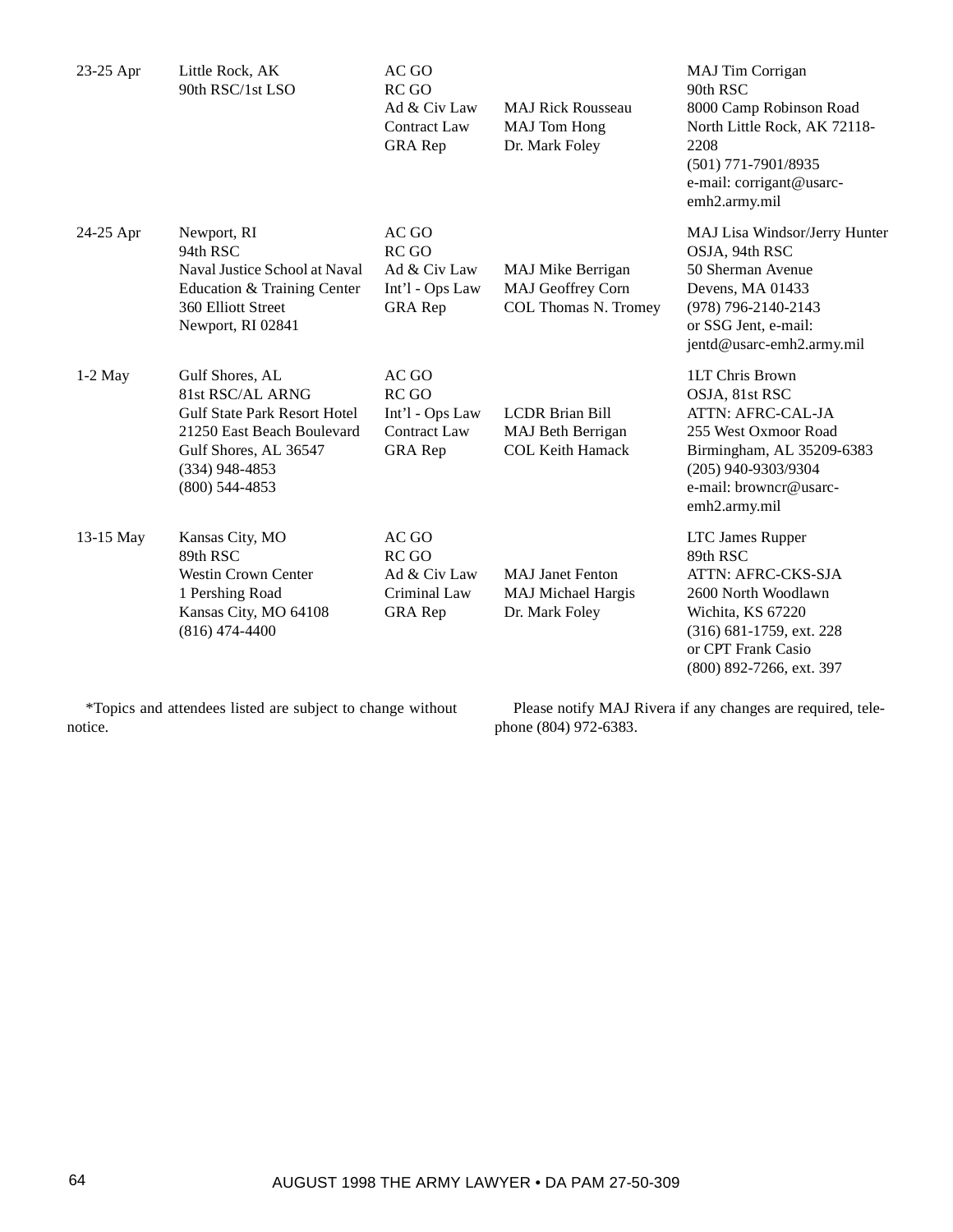| | | | | |
|---|---|---|---|---|
| 23-25 Apr | Little Rock, AK<br>90th RSC/1st LSO | AC GO<br>RC GO<br>Ad & Civ Law<br>Contract Law<br>GRA Rep | <br><br>MAJ Rick Rousseau<br>MAJ Tom Hong<br>Dr. Mark Foley | MAJ Tim Corrigan<br>90th RSC<br>8000 Camp Robinson Road<br>North Little Rock, AK 72118-2208<br>(501) 771-7901/8935<br>e-mail: corrigant@usarc-emh2.army.mil |
| 24-25 Apr | Newport, RI<br>94th RSC<br>Naval Justice School at Naval Education & Training Center<br>360 Elliott Street<br>Newport, RI 02841 | AC GO<br>RC GO<br>Ad & Civ Law<br>Int'l - Ops Law<br>GRA Rep | <br><br>MAJ Mike Berrigan<br>MAJ Geoffrey Corn<br>COL Thomas N. Tromey | MAJ Lisa Windsor/Jerry Hunter<br>OSJA, 94th RSC<br>50 Sherman Avenue<br>Devens, MA 01433<br>(978) 796-2140-2143<br>or SSG Jent, e-mail:<br>jentd@usarc-emh2.army.mil |
| 1-2 May | Gulf Shores, AL<br>81st RSC/AL ARNG<br>Gulf State Park Resort Hotel<br>21250 East Beach Boulevard<br>Gulf Shores, AL 36547<br>(334) 948-4853<br>(800) 544-4853 | AC GO<br>RC GO<br>Int'l - Ops Law<br>Contract Law<br>GRA Rep | <br><br>LCDR Brian Bill<br>MAJ Beth Berrigan<br>COL Keith Hamack | 1LT Chris Brown<br>OSJA, 81st RSC<br>ATTN: AFRC-CAL-JA<br>255 West Oxmoor Road<br>Birmingham, AL 35209-6383<br>(205) 940-9303/9304<br>e-mail: browncr@usarc-emh2.army.mil |
| 13-15 May | Kansas City, MO<br>89th RSC<br>Westin Crown Center<br>1 Pershing Road<br>Kansas City, MO 64108<br>(816) 474-4400 | AC GO<br>RC GO<br>Ad & Civ Law<br>Criminal Law<br>GRA Rep | <br><br>MAJ Janet Fenton<br>MAJ Michael Hargis<br>Dr. Mark Foley | LTC James Rupper<br>89th RSC<br>ATTN: AFRC-CKS-SJA<br>2600 North Woodlawn<br>Wichita, KS 67220<br>(316) 681-1759, ext. 228<br>or CPT Frank Casio<br>(800) 892-7266, ext. 397 |

*Topics and attendees listed are subject to change without notice.

Please notify MAJ Rivera if any changes are required, telephone (804) 972-6383.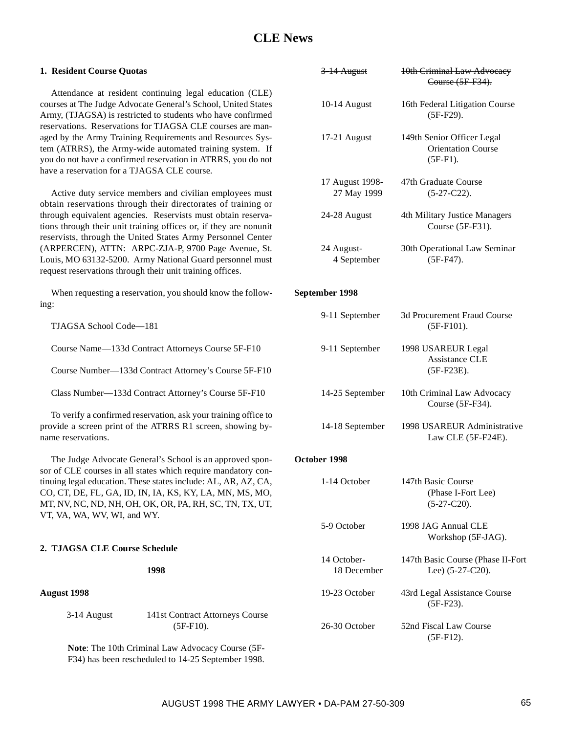# CLE News

**1. Resident Course Quotas**

Attendance at resident continuing legal education (CLE) courses at The Judge Advocate General's School, United States Army, (TJAGSA) is restricted to students who have confirmed reservations. Reservations for TJAGSA CLE courses are managed by the Army Training Requirements and Resources System (ATRRS), the Army-wide automated training system. If you do not have a confirmed reservation in ATRRS, you do not have a reservation for a TJAGSA CLE course.

Active duty service members and civilian employees must obtain reservations through their directorates of training or through equivalent agencies. Reservists must obtain reservations through their unit training offices or, if they are nonunit reservists, through the United States Army Personnel Center (ARPERCEN), ATTN: ARPC-ZJA-P, 9700 Page Avenue, St. Louis, MO 63132-5200. Army National Guard personnel must request reservations through their unit training offices.

When requesting a reservation, you should know the following:

TJAGSA School Code—181

Course Name—133d Contract Attorneys Course 5F-F10

Course Number—133d Contract Attorney's Course 5F-F10

Class Number—133d Contract Attorney's Course 5F-F10

To verify a confirmed reservation, ask your training office to provide a screen print of the ATRRS R1 screen, showing by-name reservations.

The Judge Advocate General's School is an approved sponsor of CLE courses in all states which require mandatory continuing legal education. These states include: AL, AR, AZ, CA, CO, CT, DE, FL, GA, ID, IN, IA, KS, KY, LA, MN, MS, MO, MT, NV, NC, ND, NH, OH, OK, OR, PA, RH, SC, TN, TX, UT, VT, VA, WA, WV, WI, and WY.

**2. TJAGSA CLE Course Schedule**

**1998**

**August 1998**

| | |
|---|---|
| 3-14 August | 141st Contract Attorneys Course (5F-F10). |

**Note**: The 10th Criminal Law Advocacy Course (5F-F34) has been rescheduled to 14-25 September 1998.

| | |
|---|---|
| ~~3-14 August~~ | ~~10th Criminal Law Advocacy Course (5F-F34).~~ |
| 10-14 August | 16th Federal Litigation Course (5F-F29). |
| 17-21 August | 149th Senior Officer Legal Orientation Course (5F-F1). |
| 17 August 1998-27 May 1999 | 47th Graduate Course (5-27-C22). |
| 24-28 August | 4th Military Justice Managers Course (5F-F31). |
| 24 August-4 September | 30th Operational Law Seminar (5F-F47). |

**September 1998**

| | |
|---|---|
| 9-11 September | 3d Procurement Fraud Course (5F-F101). |
| 9-11 September | 1998 USAREUR Legal Assistance CLE (5F-F23E). |
| 14-25 September | 10th Criminal Law Advocacy Course (5F-F34). |
| 14-18 September | 1998 USAREUR Administrative Law CLE (5F-F24E). |

**October 1998**

| | |
|---|---|
| 1-14 October | 147th Basic Course (Phase I-Fort Lee) (5-27-C20). |
| 5-9 October | 1998 JAG Annual CLE Workshop (5F-JAG). |
| 14 October-18 December | 147th Basic Course (Phase II-Fort Lee) (5-27-C20). |
| 19-23 October | 43rd Legal Assistance Course (5F-F23). |
| 26-30 October | 52nd Fiscal Law Course (5F-F12). |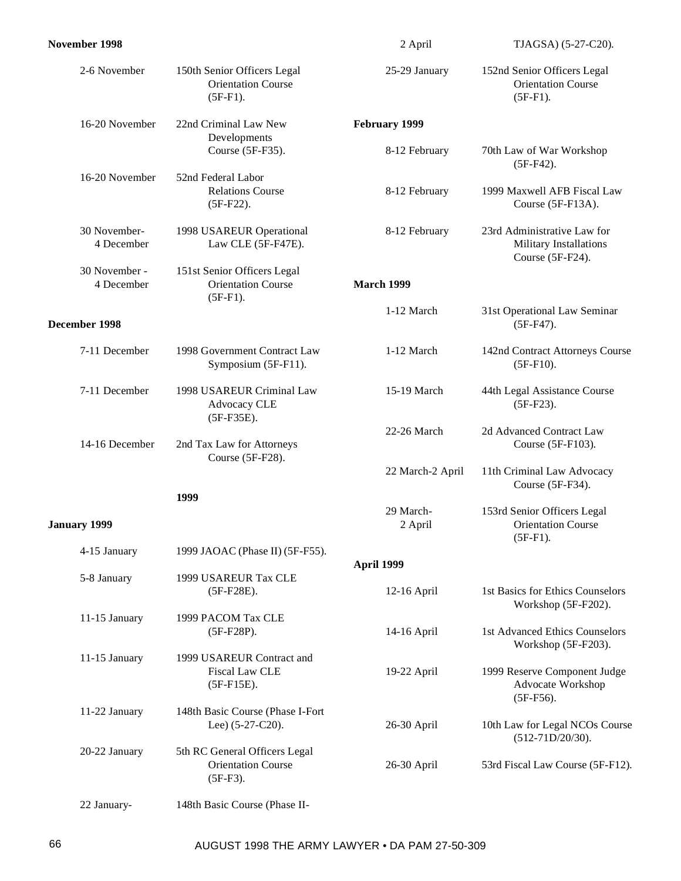**November 1998**

| | |
|---|---|
| 2-6 November | 150th Senior Officers Legal Orientation Course (5F-F1). |
| 16-20 November | 22nd Criminal Law New Developments Course (5F-F35). |
| 16-20 November | 52nd Federal Labor Relations Course (5F-F22). |
| 30 November-4 December | 1998 USAREUR Operational Law CLE (5F-F47E). |
| 30 November - 4 December | 151st Senior Officers Legal Orientation Course (5F-F1). |

**December 1998**

| | |
|---|---|
| 7-11 December | 1998 Government Contract Law Symposium (5F-F11). |
| 7-11 December | 1998 USAREUR Criminal Law Advocacy CLE (5F-F35E). |
| 14-16 December | 2nd Tax Law for Attorneys Course (5F-F28). |

**1999**

**January 1999**

| | |
|---|---|
| 4-15 January | 1999 JAOAC (Phase II) (5F-F55). |
| 5-8 January | 1999 USAREUR Tax CLE (5F-F28E). |
| 11-15 January | 1999 PACOM Tax CLE (5F-F28P). |
| 11-15 January | 1999 USAREUR Contract and Fiscal Law CLE (5F-F15E). |
| 11-22 January | 148th Basic Course (Phase I-Fort Lee) (5-27-C20). |
| 20-22 January | 5th RC General Officers Legal Orientation Course (5F-F3). |
| 22 January-2 April | 148th Basic Course (Phase II-TJAGSA) (5-27-C20). |
| 25-29 January | 152nd Senior Officers Legal Orientation Course (5F-F1). |

**February 1999**

| | |
|---|---|
| 8-12 February | 70th Law of War Workshop (5F-F42). |
| 8-12 February | 1999 Maxwell AFB Fiscal Law Course (5F-F13A). |
| 8-12 February | 23rd Administrative Law for Military Installations Course (5F-F24). |

**March 1999**

| | |
|---|---|
| 1-12 March | 31st Operational Law Seminar (5F-F47). |
| 1-12 March | 142nd Contract Attorneys Course (5F-F10). |
| 15-19 March | 44th Legal Assistance Course (5F-F23). |
| 22-26 March | 2d Advanced Contract Law Course (5F-F103). |
| 22 March-2 April | 11th Criminal Law Advocacy Course (5F-F34). |
| 29 March-2 April | 153rd Senior Officers Legal Orientation Course (5F-F1). |

**April 1999**

| | |
|---|---|
| 12-16 April | 1st Basics for Ethics Counselors Workshop (5F-F202). |
| 14-16 April | 1st Advanced Ethics Counselors Workshop (5F-F203). |
| 19-22 April | 1999 Reserve Component Judge Advocate Workshop (5F-F56). |
| 26-30 April | 10th Law for Legal NCOs Course (512-71D/20/30). |
| 26-30 April | 53rd Fiscal Law Course (5F-F12). |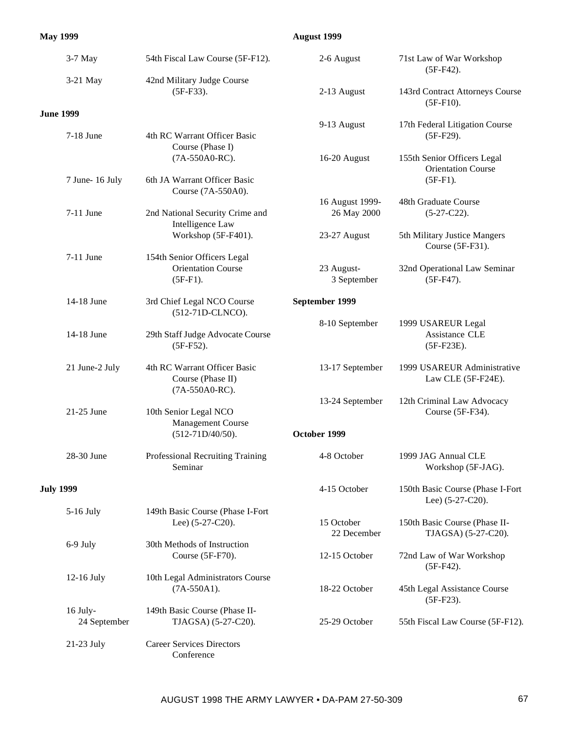**May 1999**

| | |
|---|---|
| 3-7 May | 54th Fiscal Law Course (5F-F12). |
| 3-21 May | 42nd Military Judge Course (5F-F33). |

**June 1999**

| | |
|---|---|
| 7-18 June | 4th RC Warrant Officer Basic Course (Phase I) (7A-550A0-RC). |
| 7 June- 16 July | 6th JA Warrant Officer Basic Course (7A-550A0). |
| 7-11 June | 2nd National Security Crime and Intelligence Law Workshop (5F-F401). |
| 7-11 June | 154th Senior Officers Legal Orientation Course (5F-F1). |
| 14-18 June | 3rd Chief Legal NCO Course (512-71D-CLNCO). |
| 14-18 June | 29th Staff Judge Advocate Course (5F-F52). |
| 21 June-2 July | 4th RC Warrant Officer Basic Course (Phase II) (7A-550A0-RC). |
| 21-25 June | 10th Senior Legal NCO Management Course (512-71D/40/50). |
| 28-30 June | Professional Recruiting Training Seminar |

**July 1999**

| | |
|---|---|
| 5-16 July | 149th Basic Course (Phase I-Fort Lee) (5-27-C20). |
| 6-9 July | 30th Methods of Instruction Course (5F-F70). |
| 12-16 July | 10th Legal Administrators Course (7A-550A1). |
| 16 July- 24 September | 149th Basic Course (Phase II-TJAGSA) (5-27-C20). |
| 21-23 July | Career Services Directors Conference |

**August 1999**

| | |
|---|---|
| 2-6 August | 71st Law of War Workshop (5F-F42). |
| 2-13 August | 143rd Contract Attorneys Course (5F-F10). |
| 9-13 August | 17th Federal Litigation Course (5F-F29). |
| 16-20 August | 155th Senior Officers Legal Orientation Course (5F-F1). |
| 16 August 1999- 26 May 2000 | 48th Graduate Course (5-27-C22). |
| 23-27 August | 5th Military Justice Mangers Course (5F-F31). |
| 23 August- 3 September | 32nd Operational Law Seminar (5F-F47). |

**September 1999**

| | |
|---|---|
| 8-10 September | 1999 USAREUR Legal Assistance CLE (5F-F23E). |
| 13-17 September | 1999 USAREUR Administrative Law CLE (5F-F24E). |
| 13-24 September | 12th Criminal Law Advocacy Course (5F-F34). |

**October 1999**

| | |
|---|---|
| 4-8 October | 1999 JAG Annual CLE Workshop (5F-JAG). |
| 4-15 October | 150th Basic Course (Phase I-Fort Lee) (5-27-C20). |
| 15 October 22 December | 150th Basic Course (Phase II-TJAGSA) (5-27-C20). |
| 12-15 October | 72nd Law of War Workshop (5F-F42). |
| 18-22 October | 45th Legal Assistance Course (5F-F23). |
| 25-29 October | 55th Fiscal Law Course (5F-F12). |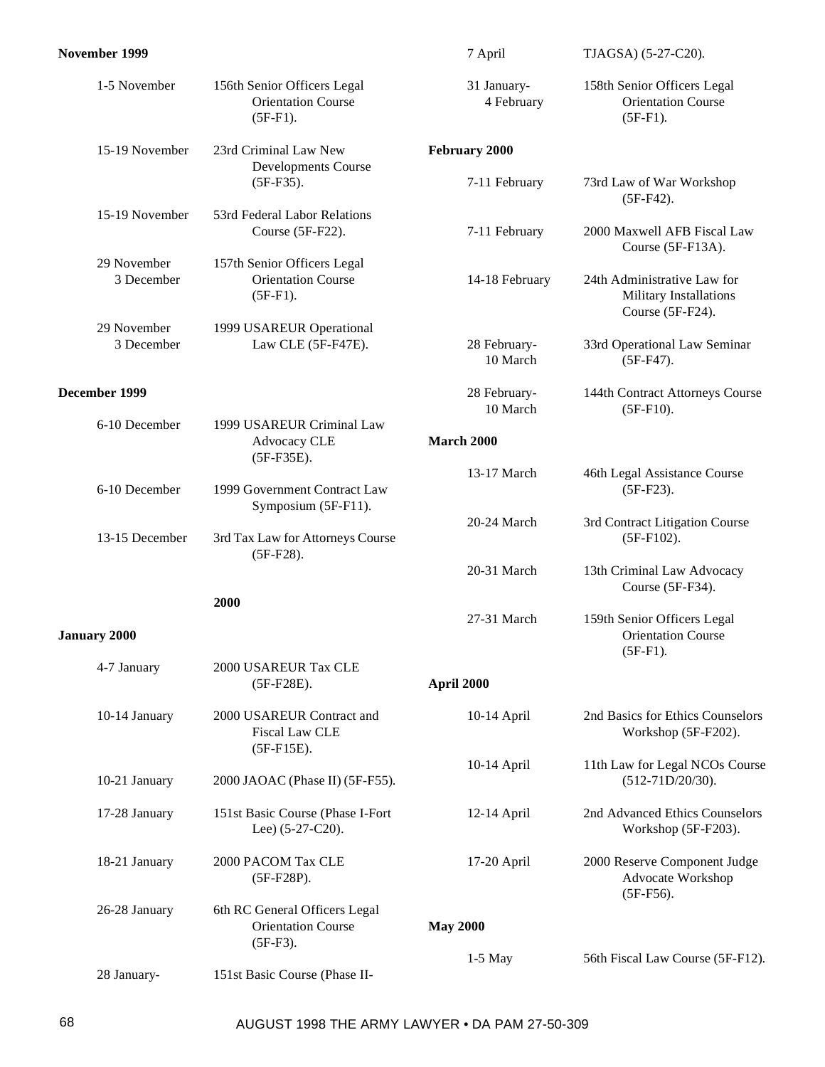**November 1999**

| | |
|---|---|
| 1-5 November | 156th Senior Officers Legal Orientation Course (5F-F1). |
| 15-19 November | 23rd Criminal Law New Developments Course (5F-F35). |
| 15-19 November | 53rd Federal Labor Relations Course (5F-F22). |
| 29 November 3 December | 157th Senior Officers Legal Orientation Course (5F-F1). |
| 29 November 3 December | 1999 USAREUR Operational Law CLE (5F-F47E). |

**December 1999**

| | |
|---|---|
| 6-10 December | 1999 USAREUR Criminal Law Advocacy CLE (5F-F35E). |
| 6-10 December | 1999 Government Contract Law Symposium (5F-F11). |
| 13-15 December | 3rd Tax Law for Attorneys Course (5F-F28). |

**2000**

**January 2000**

| | |
|---|---|
| 4-7 January | 2000 USAREUR Tax CLE (5F-F28E). |
| 10-14 January | 2000 USAREUR Contract and Fiscal Law CLE (5F-F15E). |
| 10-21 January | 2000 JAOAC (Phase II) (5F-F55). |
| 17-28 January | 151st Basic Course (Phase I-Fort Lee) (5-27-C20). |
| 18-21 January | 2000 PACOM Tax CLE (5F-F28P). |
| 26-28 January | 6th RC General Officers Legal Orientation Course (5F-F3). |
| 28 January-7 April | 151st Basic Course (Phase II-TJAGSA) (5-27-C20). |
| 31 January-4 February | 158th Senior Officers Legal Orientation Course (5F-F1). |

**February 2000**

| | |
|---|---|
| 7-11 February | 73rd Law of War Workshop (5F-F42). |
| 7-11 February | 2000 Maxwell AFB Fiscal Law Course (5F-F13A). |
| 14-18 February | 24th Administrative Law for Military Installations Course (5F-F24). |
| 28 February-10 March | 33rd Operational Law Seminar (5F-F47). |
| 28 February-10 March | 144th Contract Attorneys Course (5F-F10). |

**March 2000**

| | |
|---|---|
| 13-17 March | 46th Legal Assistance Course (5F-F23). |
| 20-24 March | 3rd Contract Litigation Course (5F-F102). |
| 20-31 March | 13th Criminal Law Advocacy Course (5F-F34). |
| 27-31 March | 159th Senior Officers Legal Orientation Course (5F-F1). |

**April 2000**

| | |
|---|---|
| 10-14 April | 2nd Basics for Ethics Counselors Workshop (5F-F202). |
| 10-14 April | 11th Law for Legal NCOs Course (512-71D/20/30). |
| 12-14 April | 2nd Advanced Ethics Counselors Workshop (5F-F203). |
| 17-20 April | 2000 Reserve Component Judge Advocate Workshop (5F-F56). |

**May 2000**

| | |
|---|---|
| 1-5 May | 56th Fiscal Law Course (5F-F12). |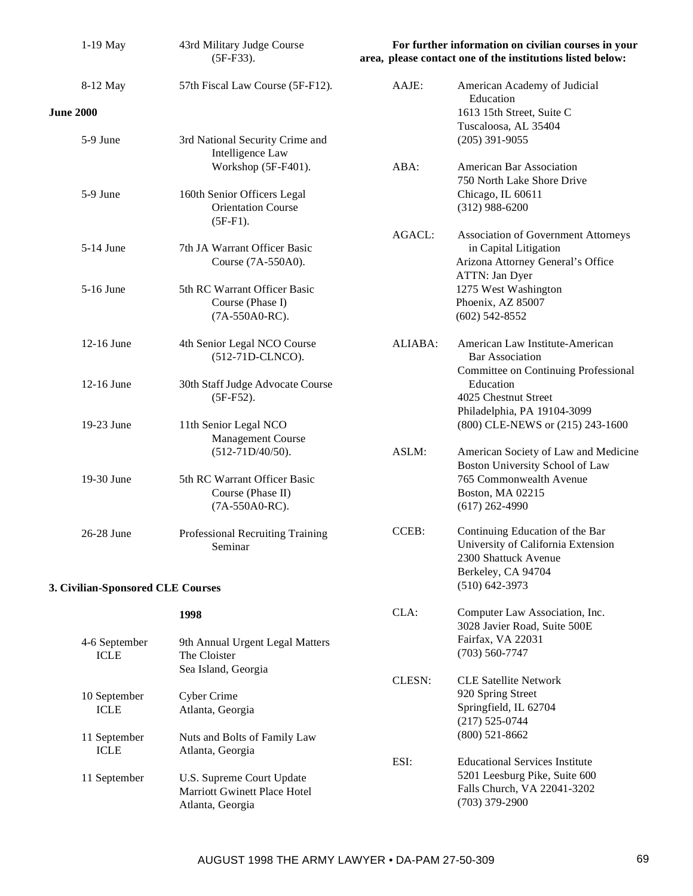| | |
|---|---|
| 1-19 May | 43rd Military Judge Course (5F-F33). |
| 8-12 May | 57th Fiscal Law Course (5F-F12). |

**June 2000**

| | |
|---|---|
| 5-9 June | 3rd National Security Crime and Intelligence Law Workshop (5F-F401). |
| 5-9 June | 160th Senior Officers Legal Orientation Course (5F-F1). |
| 5-14 June | 7th JA Warrant Officer Basic Course (7A-550A0). |
| 5-16 June | 5th RC Warrant Officer Basic Course (Phase I) (7A-550A0-RC). |
| 12-16 June | 4th Senior Legal NCO Course (512-71D-CLNCO). |
| 12-16 June | 30th Staff Judge Advocate Course (5F-F52). |
| 19-23 June | 11th Senior Legal NCO Management Course (512-71D/40/50). |
| 19-30 June | 5th RC Warrant Officer Basic Course (Phase II) (7A-550A0-RC). |
| 26-28 June | Professional Recruiting Training Seminar |

**3. Civilian-Sponsored CLE Courses**

**1998**

| | |
|---|---|
| 4-6 September ICLE | 9th Annual Urgent Legal Matters The Cloister Sea Island, Georgia |
| 10 September ICLE | Cyber Crime Atlanta, Georgia |
| 11 September ICLE | Nuts and Bolts of Family Law Atlanta, Georgia |
| 11 September | U.S. Supreme Court Update Marriott Gwinett Place Hotel Atlanta, Georgia |

**For further information on civilian courses in your area, please contact one of the institutions listed below:**

| | |
|---|---|
| AAJE: | American Academy of Judicial Education<br>1613 15th Street, Suite C<br>Tuscaloosa, AL 35404<br>(205) 391-9055 |
| ABA: | American Bar Association<br>750 North Lake Shore Drive<br>Chicago, IL 60611<br>(312) 988-6200 |
| AGACL: | Association of Government Attorneys in Capital Litigation<br>Arizona Attorney General's Office<br>ATTN: Jan Dyer<br>1275 West Washington<br>Phoenix, AZ 85007<br>(602) 542-8552 |
| ALIABA: | American Law Institute-American Bar Association<br>Committee on Continuing Professional Education<br>4025 Chestnut Street<br>Philadelphia, PA 19104-3099<br>(800) CLE-NEWS or (215) 243-1600 |
| ASLM: | American Society of Law and Medicine<br>Boston University School of Law<br>765 Commonwealth Avenue<br>Boston, MA 02215<br>(617) 262-4990 |
| CCEB: | Continuing Education of the Bar<br>University of California Extension<br>2300 Shattuck Avenue<br>Berkeley, CA 94704<br>(510) 642-3973 |
| CLA: | Computer Law Association, Inc.<br>3028 Javier Road, Suite 500E<br>Fairfax, VA 22031<br>(703) 560-7747 |
| CLESN: | CLE Satellite Network<br>920 Spring Street<br>Springfield, IL 62704<br>(217) 525-0744<br>(800) 521-8662 |
| ESI: | Educational Services Institute<br>5201 Leesburg Pike, Suite 600<br>Falls Church, VA 22041-3202<br>(703) 379-2900 |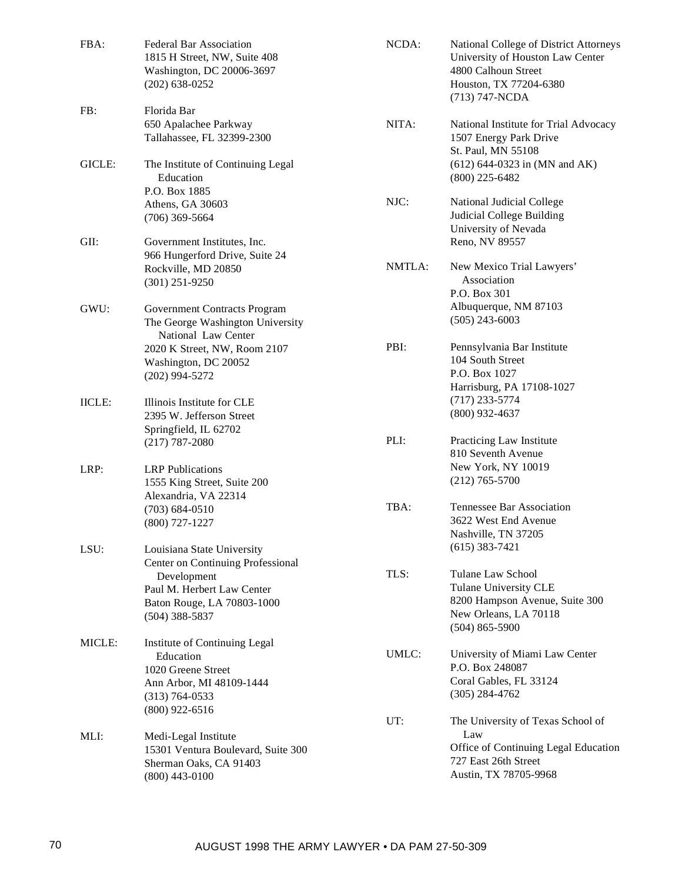FBA: Federal Bar Association
1815 H Street, NW, Suite 408
Washington, DC 20006-3697
(202) 638-0252

FB: Florida Bar
650 Apalachee Parkway
Tallahassee, FL 32399-2300

GICLE: The Institute of Continuing Legal Education
P.O. Box 1885
Athens, GA 30603
(706) 369-5664

GII: Government Institutes, Inc.
966 Hungerford Drive, Suite 24
Rockville, MD 20850
(301) 251-9250

GWU: Government Contracts Program
The George Washington University National Law Center
2020 K Street, NW, Room 2107
Washington, DC 20052
(202) 994-5272

IICLE: Illinois Institute for CLE
2395 W. Jefferson Street
Springfield, IL 62702
(217) 787-2080

LRP: LRP Publications
1555 King Street, Suite 200
Alexandria, VA 22314
(703) 684-0510
(800) 727-1227

LSU: Louisiana State University
Center on Continuing Professional Development
Paul M. Herbert Law Center
Baton Rouge, LA 70803-1000
(504) 388-5837

MICLE: Institute of Continuing Legal Education
1020 Greene Street
Ann Arbor, MI 48109-1444
(313) 764-0533
(800) 922-6516

MLI: Medi-Legal Institute
15301 Ventura Boulevard, Suite 300
Sherman Oaks, CA 91403
(800) 443-0100

NCDA: National College of District Attorneys
University of Houston Law Center
4800 Calhoun Street
Houston, TX 77204-6380
(713) 747-NCDA

NITA: National Institute for Trial Advocacy
1507 Energy Park Drive
St. Paul, MN 55108
(612) 644-0323 in (MN and AK)
(800) 225-6482

NJC: National Judicial College
Judicial College Building
University of Nevada
Reno, NV 89557

NMTLA: New Mexico Trial Lawyers' Association
P.O. Box 301
Albuquerque, NM 87103
(505) 243-6003

PBI: Pennsylvania Bar Institute
104 South Street
P.O. Box 1027
Harrisburg, PA 17108-1027
(717) 233-5774
(800) 932-4637

PLI: Practicing Law Institute
810 Seventh Avenue
New York, NY 10019
(212) 765-5700

TBA: Tennessee Bar Association
3622 West End Avenue
Nashville, TN 37205
(615) 383-7421

TLS: Tulane Law School
Tulane University CLE
8200 Hampson Avenue, Suite 300
New Orleans, LA 70118
(504) 865-5900

UMLC: University of Miami Law Center
P.O. Box 248087
Coral Gables, FL 33124
(305) 284-4762

UT: The University of Texas School of Law
Office of Continuing Legal Education
727 East 26th Street
Austin, TX 78705-9968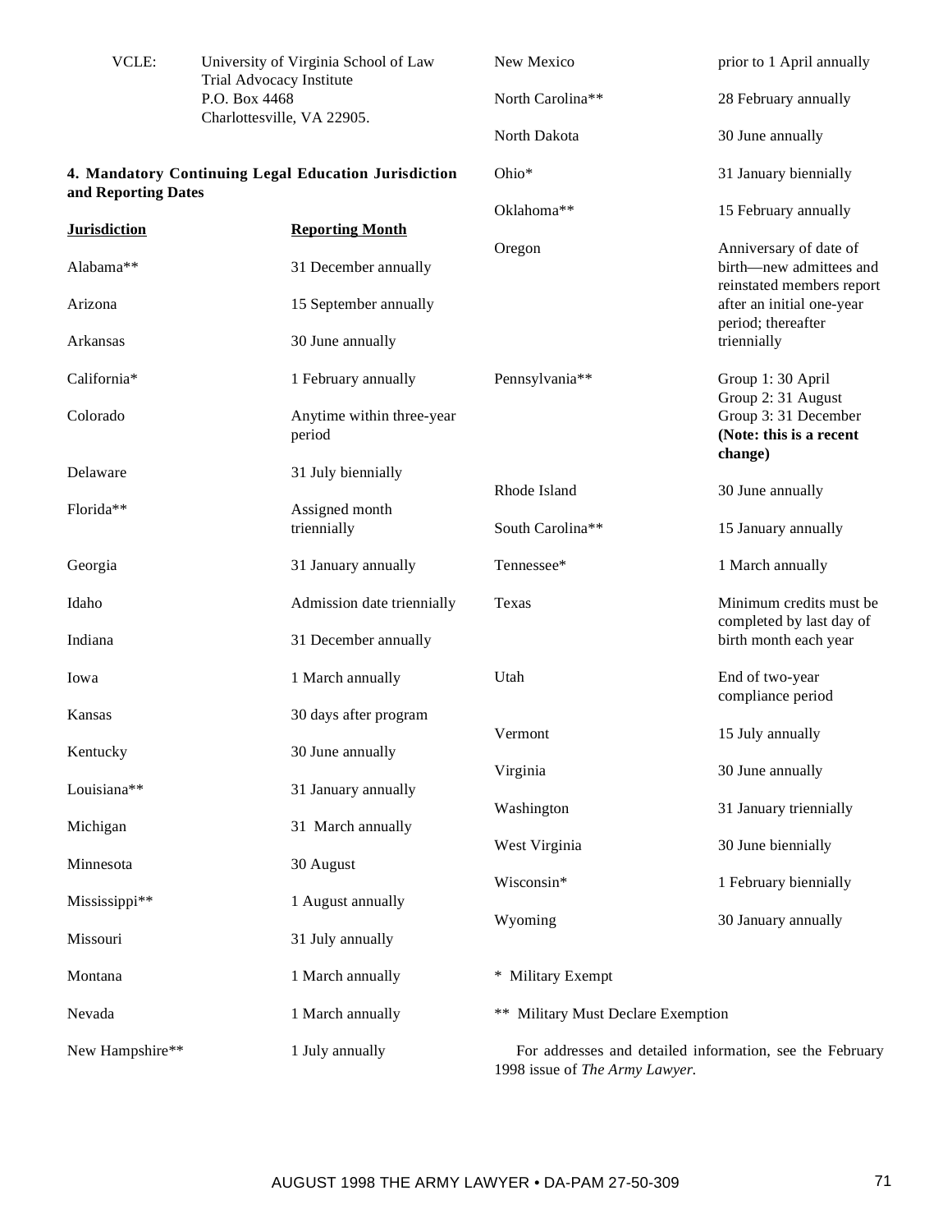VCLE: University of Virginia School of Law
Trial Advocacy Institute
P.O. Box 4468
Charlottesville, VA 22905.

**4. Mandatory Continuing Legal Education Jurisdiction and Reporting Dates**

| Jurisdiction | Reporting Month |
|---|---|
| Alabama** | 31 December annually |
| Arizona | 15 September annually |
| Arkansas | 30 June annually |
| California* | 1 February annually |
| Colorado | Anytime within three-year period |
| Delaware | 31 July biennially |
| Florida** | Assigned month triennially |
| Georgia | 31 January annually |
| Idaho | Admission date triennially |
| Indiana | 31 December annually |
| Iowa | 1 March annually |
| Kansas | 30 days after program |
| Kentucky | 30 June annually |
| Louisiana** | 31 January annually |
| Michigan | 31 March annually |
| Minnesota | 30 August |
| Mississippi** | 1 August annually |
| Missouri | 31 July annually |
| Montana | 1 March annually |
| Nevada | 1 March annually |
| New Hampshire** | 1 July annually |
| New Mexico | prior to 1 April annually |
| North Carolina** | 28 February annually |
| North Dakota | 30 June annually |
| Ohio* | 31 January biennially |
| Oklahoma** | 15 February annually |
| Oregon | Anniversary of date of birth—new admittees and reinstated members report after an initial one-year period; thereafter triennially |
| Pennsylvania** | Group 1: 30 April<br>Group 2: 31 August<br>Group 3: 31 December<br>**(Note: this is a recent change)** |
| Rhode Island | 30 June annually |
| South Carolina** | 15 January annually |
| Tennessee* | 1 March annually |
| Texas | Minimum credits must be completed by last day of birth month each year |
| Utah | End of two-year compliance period |
| Vermont | 15 July annually |
| Virginia | 30 June annually |
| Washington | 31 January triennially |
| West Virginia | 30 June biennially |
| Wisconsin* | 1 February biennially |
| Wyoming | 30 January annually |

\* Military Exempt

** Military Must Declare Exemption

For addresses and detailed information, see the February 1998 issue of *The Army Lawyer.*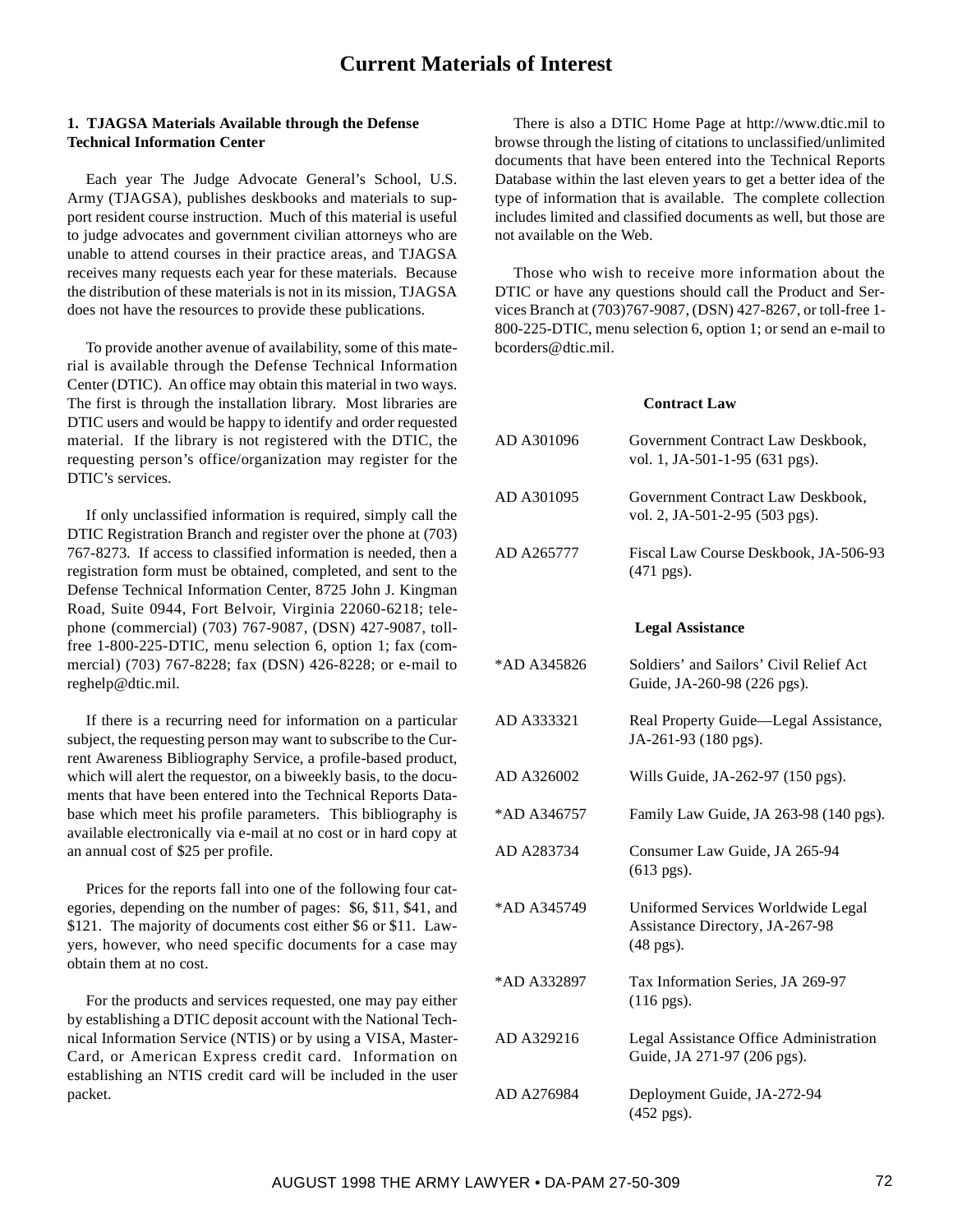# Current Materials of Interest

**1. TJAGSA Materials Available through the Defense Technical Information Center**

Each year The Judge Advocate General's School, U.S. Army (TJAGSA), publishes deskbooks and materials to support resident course instruction. Much of this material is useful to judge advocates and government civilian attorneys who are unable to attend courses in their practice areas, and TJAGSA receives many requests each year for these materials. Because the distribution of these materials is not in its mission, TJAGSA does not have the resources to provide these publications.

To provide another avenue of availability, some of this material is available through the Defense Technical Information Center (DTIC). An office may obtain this material in two ways. The first is through the installation library. Most libraries are DTIC users and would be happy to identify and order requested material. If the library is not registered with the DTIC, the requesting person's office/organization may register for the DTIC's services.

If only unclassified information is required, simply call the DTIC Registration Branch and register over the phone at (703) 767-8273. If access to classified information is needed, then a registration form must be obtained, completed, and sent to the Defense Technical Information Center, 8725 John J. Kingman Road, Suite 0944, Fort Belvoir, Virginia 22060-6218; telephone (commercial) (703) 767-9087, (DSN) 427-9087, toll-free 1-800-225-DTIC, menu selection 6, option 1; fax (commercial) (703) 767-8228; fax (DSN) 426-8228; or e-mail to reghelp@dtic.mil.

If there is a recurring need for information on a particular subject, the requesting person may want to subscribe to the Current Awareness Bibliography Service, a profile-based product, which will alert the requestor, on a biweekly basis, to the documents that have been entered into the Technical Reports Database which meet his profile parameters. This bibliography is available electronically via e-mail at no cost or in hard copy at an annual cost of $25 per profile.

Prices for the reports fall into one of the following four categories, depending on the number of pages: $6, $11, $41, and $121. The majority of documents cost either $6 or $11. Lawyers, however, who need specific documents for a case may obtain them at no cost.

For the products and services requested, one may pay either by establishing a DTIC deposit account with the National Technical Information Service (NTIS) or by using a VISA, MasterCard, or American Express credit card. Information on establishing an NTIS credit card will be included in the user packet.

There is also a DTIC Home Page at http://www.dtic.mil to browse through the listing of citations to unclassified/unlimited documents that have been entered into the Technical Reports Database within the last eleven years to get a better idea of the type of information that is available. The complete collection includes limited and classified documents as well, but those are not available on the Web.

Those who wish to receive more information about the DTIC or have any questions should call the Product and Services Branch at (703)767-9087, (DSN) 427-8267, or toll-free 1-800-225-DTIC, menu selection 6, option 1; or send an e-mail to bcorders@dtic.mil.

**Contract Law**

| | |
|---|---|
| AD A301096 | Government Contract Law Deskbook, vol. 1, JA-501-1-95 (631 pgs). |
| AD A301095 | Government Contract Law Deskbook, vol. 2, JA-501-2-95 (503 pgs). |
| AD A265777 | Fiscal Law Course Deskbook, JA-506-93 (471 pgs). |

**Legal Assistance**

| | |
|---|---|
| *AD A345826 | Soldiers' and Sailors' Civil Relief Act Guide, JA-260-98 (226 pgs). |
| AD A333321 | Real Property Guide—Legal Assistance, JA-261-93 (180 pgs). |
| AD A326002 | Wills Guide, JA-262-97 (150 pgs). |
| *AD A346757 | Family Law Guide, JA 263-98 (140 pgs). |
| AD A283734 | Consumer Law Guide, JA 265-94 (613 pgs). |
| *AD A345749 | Uniformed Services Worldwide Legal Assistance Directory, JA-267-98 (48 pgs). |
| *AD A332897 | Tax Information Series, JA 269-97 (116 pgs). |
| AD A329216 | Legal Assistance Office Administration Guide, JA 271-97 (206 pgs). |
| AD A276984 | Deployment Guide, JA-272-94 (452 pgs). |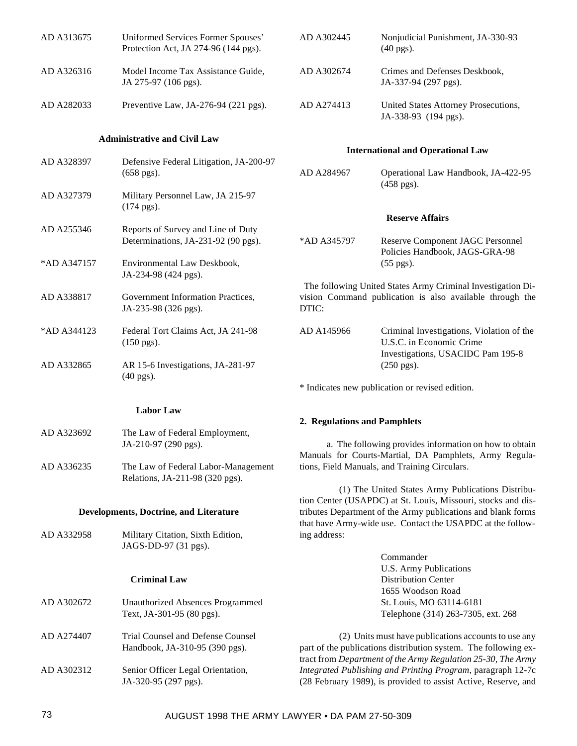| | |
|---|---|
| AD A313675 | Uniformed Services Former Spouses' Protection Act, JA 274-96 (144 pgs). |
| AD A326316 | Model Income Tax Assistance Guide, JA 275-97 (106 pgs). |
| AD A282033 | Preventive Law, JA-276-94 (221 pgs). |

**Administrative and Civil Law**

| | |
|---|---|
| AD A328397 | Defensive Federal Litigation, JA-200-97 (658 pgs). |
| AD A327379 | Military Personnel Law, JA 215-97 (174 pgs). |
| AD A255346 | Reports of Survey and Line of Duty Determinations, JA-231-92 (90 pgs). |
| *AD A347157 | Environmental Law Deskbook, JA-234-98 (424 pgs). |
| AD A338817 | Government Information Practices, JA-235-98 (326 pgs). |
| *AD A344123 | Federal Tort Claims Act, JA 241-98 (150 pgs). |
| AD A332865 | AR 15-6 Investigations, JA-281-97 (40 pgs). |

**Labor Law**

| | |
|---|---|
| AD A323692 | The Law of Federal Employment, JA-210-97 (290 pgs). |
| AD A336235 | The Law of Federal Labor-Management Relations, JA-211-98 (320 pgs). |

**Developments, Doctrine, and Literature**

| | |
|---|---|
| AD A332958 | Military Citation, Sixth Edition, JAGS-DD-97 (31 pgs). |

**Criminal Law**

| | |
|---|---|
| AD A302672 | Unauthorized Absences Programmed Text, JA-301-95 (80 pgs). |
| AD A274407 | Trial Counsel and Defense Counsel Handbook, JA-310-95 (390 pgs). |
| AD A302312 | Senior Officer Legal Orientation, JA-320-95 (297 pgs). |
| AD A302445 | Nonjudicial Punishment, JA-330-93 (40 pgs). |
| AD A302674 | Crimes and Defenses Deskbook, JA-337-94 (297 pgs). |
| AD A274413 | United States Attorney Prosecutions, JA-338-93 (194 pgs). |

**International and Operational Law**

| | |
|---|---|
| AD A284967 | Operational Law Handbook, JA-422-95 (458 pgs). |

**Reserve Affairs**

| | |
|---|---|
| *AD A345797 | Reserve Component JAGC Personnel Policies Handbook, JAGS-GRA-98 (55 pgs). |

The following United States Army Criminal Investigation Division Command publication is also available through the DTIC:

| | |
|---|---|
| AD A145966 | Criminal Investigations, Violation of the U.S.C. in Economic Crime Investigations, USACIDC Pam 195-8 (250 pgs). |

\* Indicates new publication or revised edition.

**2. Regulations and Pamphlets**

a. The following provides information on how to obtain Manuals for Courts-Martial, DA Pamphlets, Army Regulations, Field Manuals, and Training Circulars.

(1) The United States Army Publications Distribution Center (USAPDC) at St. Louis, Missouri, stocks and distributes Department of the Army publications and blank forms that have Army-wide use. Contact the USAPDC at the following address:

Commander
U.S. Army Publications
Distribution Center
1655 Woodson Road
St. Louis, MO 63114-6181
Telephone (314) 263-7305, ext. 268

(2) Units must have publications accounts to use any part of the publications distribution system. The following extract from *Department of the Army Regulation 25-30, The Army Integrated Publishing and Printing Program*, paragraph 12-7c (28 February 1989), is provided to assist Active, Reserve, and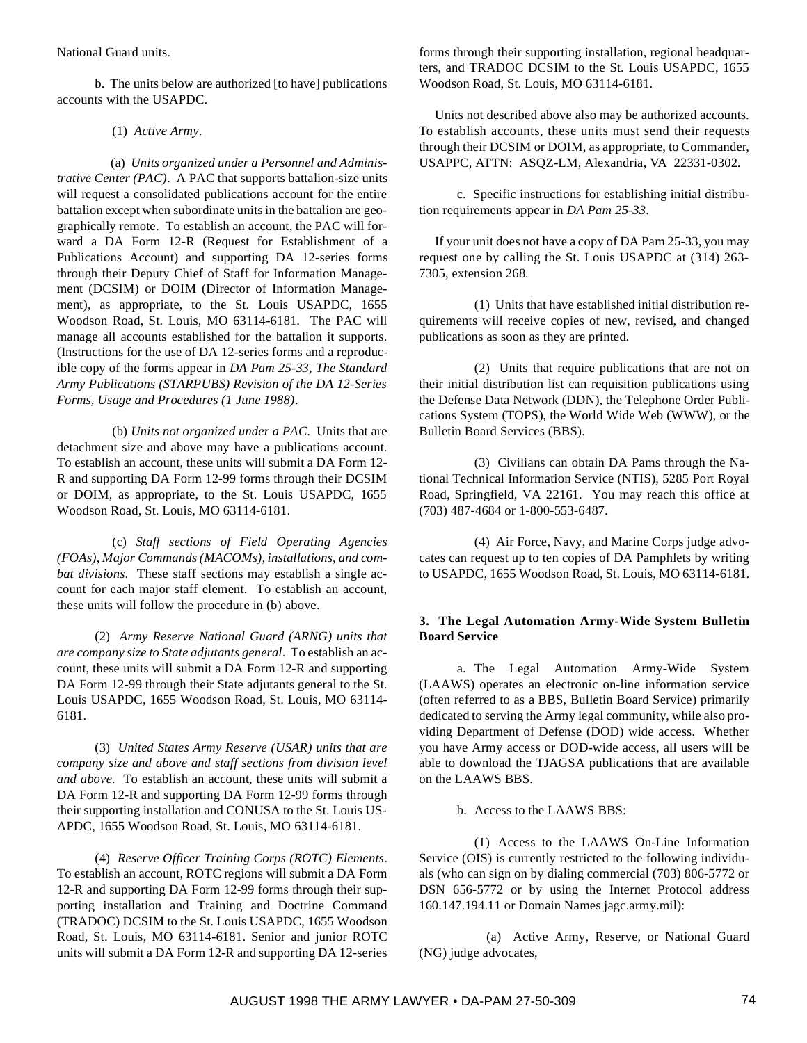National Guard units.

b. The units below are authorized [to have] publications accounts with the USAPDC.

(1) *Active Army*.

(a) *Units organized under a Personnel and Administrative Center (PAC)*. A PAC that supports battalion-size units will request a consolidated publications account for the entire battalion except when subordinate units in the battalion are geographically remote. To establish an account, the PAC will forward a DA Form 12-R (Request for Establishment of a Publications Account) and supporting DA 12-series forms through their Deputy Chief of Staff for Information Management (DCSIM) or DOIM (Director of Information Management), as appropriate, to the St. Louis USAPDC, 1655 Woodson Road, St. Louis, MO 63114-6181. The PAC will manage all accounts established for the battalion it supports. (Instructions for the use of DA 12-series forms and a reproducible copy of the forms appear in *DA Pam 25-33, The Standard Army Publications (STARPUBS) Revision of the DA 12-Series Forms, Usage and Procedures (1 June 1988)*.

(b) *Units not organized under a PAC*. Units that are detachment size and above may have a publications account. To establish an account, these units will submit a DA Form 12-R and supporting DA Form 12-99 forms through their DCSIM or DOIM, as appropriate, to the St. Louis USAPDC, 1655 Woodson Road, St. Louis, MO 63114-6181.

(c) *Staff sections of Field Operating Agencies (FOAs), Major Commands (MACOMs), installations, and combat divisions*. These staff sections may establish a single account for each major staff element. To establish an account, these units will follow the procedure in (b) above.

(2) *Army Reserve National Guard (ARNG) units that are company size to State adjutants general*. To establish an account, these units will submit a DA Form 12-R and supporting DA Form 12-99 through their State adjutants general to the St. Louis USAPDC, 1655 Woodson Road, St. Louis, MO 63114-6181.

(3) *United States Army Reserve (USAR) units that are company size and above and staff sections from division level and above*. To establish an account, these units will submit a DA Form 12-R and supporting DA Form 12-99 forms through their supporting installation and CONUSA to the St. Louis USAPDC, 1655 Woodson Road, St. Louis, MO 63114-6181.

(4) *Reserve Officer Training Corps (ROTC) Elements*. To establish an account, ROTC regions will submit a DA Form 12-R and supporting DA Form 12-99 forms through their supporting installation and Training and Doctrine Command (TRADOC) DCSIM to the St. Louis USAPDC, 1655 Woodson Road, St. Louis, MO 63114-6181. Senior and junior ROTC units will submit a DA Form 12-R and supporting DA 12-series forms through their supporting installation, regional headquarters, and TRADOC DCSIM to the St. Louis USAPDC, 1655 Woodson Road, St. Louis, MO 63114-6181.

Units not described above also may be authorized accounts. To establish accounts, these units must send their requests through their DCSIM or DOIM, as appropriate, to Commander, USAPPC, ATTN: ASQZ-LM, Alexandria, VA 22331-0302.

c. Specific instructions for establishing initial distribution requirements appear in *DA Pam 25-33*.

If your unit does not have a copy of DA Pam 25-33, you may request one by calling the St. Louis USAPDC at (314) 263-7305, extension 268.

(1) Units that have established initial distribution requirements will receive copies of new, revised, and changed publications as soon as they are printed.

(2) Units that require publications that are not on their initial distribution list can requisition publications using the Defense Data Network (DDN), the Telephone Order Publications System (TOPS), the World Wide Web (WWW), or the Bulletin Board Services (BBS).

(3) Civilians can obtain DA Pams through the National Technical Information Service (NTIS), 5285 Port Royal Road, Springfield, VA 22161. You may reach this office at (703) 487-4684 or 1-800-553-6487.

(4) Air Force, Navy, and Marine Corps judge advocates can request up to ten copies of DA Pamphlets by writing to USAPDC, 1655 Woodson Road, St. Louis, MO 63114-6181.

### 3. The Legal Automation Army-Wide System Bulletin Board Service

a. The Legal Automation Army-Wide System (LAAWS) operates an electronic on-line information service (often referred to as a BBS, Bulletin Board Service) primarily dedicated to serving the Army legal community, while also providing Department of Defense (DOD) wide access. Whether you have Army access or DOD-wide access, all users will be able to download the TJAGSA publications that are available on the LAAWS BBS.

b. Access to the LAAWS BBS:

(1) Access to the LAAWS On-Line Information Service (OIS) is currently restricted to the following individuals (who can sign on by dialing commercial (703) 806-5772 or DSN 656-5772 or by using the Internet Protocol address 160.147.194.11 or Domain Names jagc.army.mil):

(a) Active Army, Reserve, or National Guard (NG) judge advocates,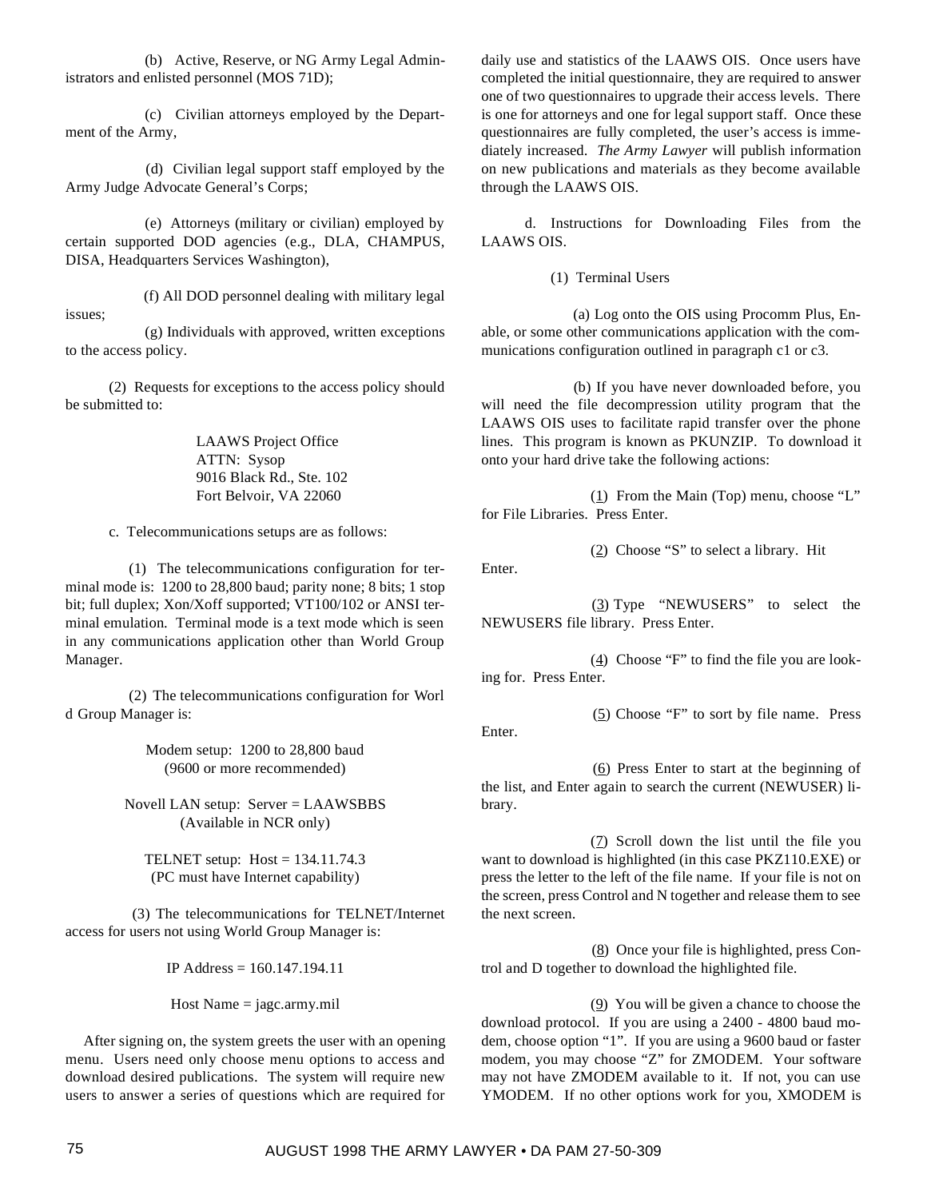(b) Active, Reserve, or NG Army Legal Administrators and enlisted personnel (MOS 71D);

(c) Civilian attorneys employed by the Department of the Army,

(d) Civilian legal support staff employed by the Army Judge Advocate General's Corps;

(e) Attorneys (military or civilian) employed by certain supported DOD agencies (e.g., DLA, CHAMPUS, DISA, Headquarters Services Washington),

(f) All DOD personnel dealing with military legal issues;

(g) Individuals with approved, written exceptions to the access policy.

(2) Requests for exceptions to the access policy should be submitted to:

LAAWS Project Office
ATTN: Sysop
9016 Black Rd., Ste. 102
Fort Belvoir, VA 22060

c. Telecommunications setups are as follows:

(1) The telecommunications configuration for terminal mode is: 1200 to 28,800 baud; parity none; 8 bits; 1 stop bit; full duplex; Xon/Xoff supported; VT100/102 or ANSI terminal emulation. Terminal mode is a text mode which is seen in any communications application other than World Group Manager.

(2) The telecommunications configuration for Worl d Group Manager is:

Modem setup: 1200 to 28,800 baud
(9600 or more recommended)

Novell LAN setup: Server = LAAWSBBS
(Available in NCR only)

TELNET setup: Host = 134.11.74.3
(PC must have Internet capability)

(3) The telecommunications for TELNET/Internet access for users not using World Group Manager is:

IP Address = 160.147.194.11

Host Name = jagc.army.mil

After signing on, the system greets the user with an opening menu. Users need only choose menu options to access and download desired publications. The system will require new users to answer a series of questions which are required for daily use and statistics of the LAAWS OIS. Once users have completed the initial questionnaire, they are required to answer one of two questionnaires to upgrade their access levels. There is one for attorneys and one for legal support staff. Once these questionnaires are fully completed, the user's access is immediately increased. *The Army Lawyer* will publish information on new publications and materials as they become available through the LAAWS OIS.

d. Instructions for Downloading Files from the LAAWS OIS.

(1) Terminal Users

(a) Log onto the OIS using Procomm Plus, Enable, or some other communications application with the communications configuration outlined in paragraph c1 or c3.

(b) If you have never downloaded before, you will need the file decompression utility program that the LAAWS OIS uses to facilitate rapid transfer over the phone lines. This program is known as PKUNZIP. To download it onto your hard drive take the following actions:

(1) From the Main (Top) menu, choose "L" for File Libraries. Press Enter.

(2) Choose "S" to select a library. Hit Enter.

(3) Type "NEWUSERS" to select the NEWUSERS file library. Press Enter.

(4) Choose "F" to find the file you are looking for. Press Enter.

(5) Choose "F" to sort by file name. Press Enter.

(6) Press Enter to start at the beginning of the list, and Enter again to search the current (NEWUSER) library.

(7) Scroll down the list until the file you want to download is highlighted (in this case PKZ110.EXE) or press the letter to the left of the file name. If your file is not on the screen, press Control and N together and release them to see the next screen.

(8) Once your file is highlighted, press Control and D together to download the highlighted file.

(9) You will be given a chance to choose the download protocol. If you are using a 2400 - 4800 baud modem, choose option "1". If you are using a 9600 baud or faster modem, you may choose "Z" for ZMODEM. Your software may not have ZMODEM available to it. If not, you can use YMODEM. If no other options work for you, XMODEM is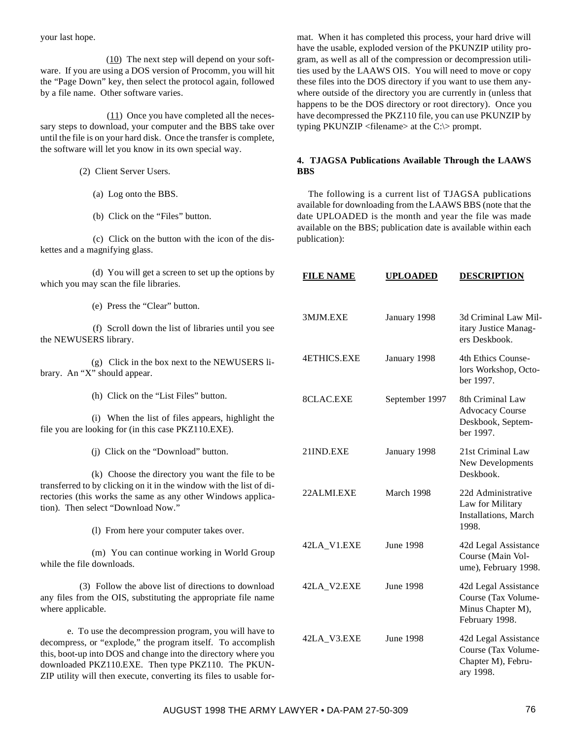your last hope.

(10) The next step will depend on your software. If you are using a DOS version of Procomm, you will hit the "Page Down" key, then select the protocol again, followed by a file name. Other software varies.

(11) Once you have completed all the necessary steps to download, your computer and the BBS take over until the file is on your hard disk. Once the transfer is complete, the software will let you know in its own special way.

(2) Client Server Users.

(a) Log onto the BBS.

(b) Click on the "Files" button.

(c) Click on the button with the icon of the diskettes and a magnifying glass.

(d) You will get a screen to set up the options by which you may scan the file libraries.

(e) Press the "Clear" button.

(f) Scroll down the list of libraries until you see the NEWUSERS library.

(g) Click in the box next to the NEWUSERS library. An "X" should appear.

(h) Click on the "List Files" button.

(i) When the list of files appears, highlight the file you are looking for (in this case PKZ110.EXE).

(j) Click on the "Download" button.

(k) Choose the directory you want the file to be transferred to by clicking on it in the window with the list of directories (this works the same as any other Windows application). Then select "Download Now."

(l) From here your computer takes over.

(m) You can continue working in World Group while the file downloads.

(3) Follow the above list of directions to download any files from the OIS, substituting the appropriate file name where applicable.

e. To use the decompression program, you will have to decompress, or "explode," the program itself. To accomplish this, boot-up into DOS and change into the directory where you downloaded PKZ110.EXE. Then type PKZ110. The PKUNZIP utility will then execute, converting its files to usable format. When it has completed this process, your hard drive will have the usable, exploded version of the PKUNZIP utility program, as well as all of the compression or decompression utilities used by the LAAWS OIS. You will need to move or copy these files into the DOS directory if you want to use them anywhere outside of the directory you are currently in (unless that happens to be the DOS directory or root directory). Once you have decompressed the PKZ110 file, you can use PKUNZIP by typing PKUNZIP <filename> at the C:\> prompt.

**4. TJAGSA Publications Available Through the LAAWS BBS**

The following is a current list of TJAGSA publications available for downloading from the LAAWS BBS (note that the date UPLOADED is the month and year the file was made available on the BBS; publication date is available within each publication):

| FILE NAME | UPLOADED | DESCRIPTION |
|---|---|---|
| 3MJM.EXE | January 1998 | 3d Criminal Law Military Justice Managers Deskbook. |
| 4ETHICS.EXE | January 1998 | 4th Ethics Counselors Workshop, October 1997. |
| 8CLAC.EXE | September 1997 | 8th Criminal Law Advocacy Course Deskbook, September 1997. |
| 21IND.EXE | January 1998 | 21st Criminal Law New Developments Deskbook. |
| 22ALMI.EXE | March 1998 | 22d Administrative Law for Military Installations, March 1998. |
| 42LA_V1.EXE | June 1998 | 42d Legal Assistance Course (Main Volume), February 1998. |
| 42LA_V2.EXE | June 1998 | 42d Legal Assistance Course (Tax Volume-Minus Chapter M), February 1998. |
| 42LA_V3.EXE | June 1998 | 42d Legal Assistance Course (Tax Volume-Chapter M), February 1998. |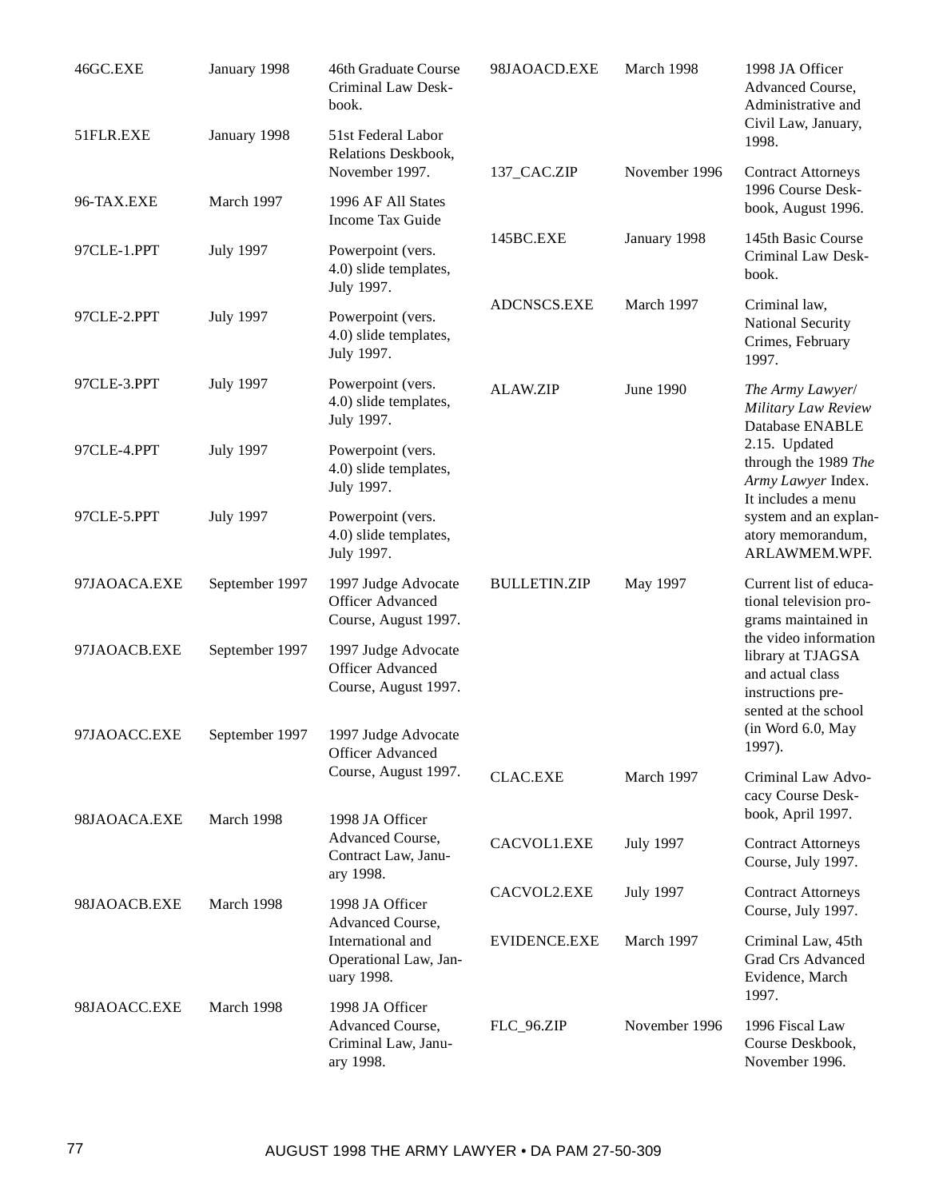| | | |
|---|---|---|
| 46GC.EXE | January 1998 | 46th Graduate Course Criminal Law Deskbook. |
| 51FLR.EXE | January 1998 | 51st Federal Labor Relations Deskbook, November 1997. |
| 96-TAX.EXE | March 1997 | 1996 AF All States Income Tax Guide |
| 97CLE-1.PPT | July 1997 | Powerpoint (vers. 4.0) slide templates, July 1997. |
| 97CLE-2.PPT | July 1997 | Powerpoint (vers. 4.0) slide templates, July 1997. |
| 97CLE-3.PPT | July 1997 | Powerpoint (vers. 4.0) slide templates, July 1997. |
| 97CLE-4.PPT | July 1997 | Powerpoint (vers. 4.0) slide templates, July 1997. |
| 97CLE-5.PPT | July 1997 | Powerpoint (vers. 4.0) slide templates, July 1997. |
| 97JAOACA.EXE | September 1997 | 1997 Judge Advocate Officer Advanced Course, August 1997. |
| 97JAOACB.EXE | September 1997 | 1997 Judge Advocate Officer Advanced Course, August 1997. |
| 97JAOACC.EXE | September 1997 | 1997 Judge Advocate Officer Advanced Course, August 1997. |
| 98JAOACA.EXE | March 1998 | 1998 JA Officer Advanced Course, Contract Law, January 1998. |
| 98JAOACB.EXE | March 1998 | 1998 JA Officer Advanced Course, International and Operational Law, January 1998. |
| 98JAOACC.EXE | March 1998 | 1998 JA Officer Advanced Course, Criminal Law, January 1998. |
| 98JAOACD.EXE | March 1998 | 1998 JA Officer Advanced Course, Administrative and Civil Law, January, 1998. |
| 137_CAC.ZIP | November 1996 | Contract Attorneys 1996 Course Deskbook, August 1996. |
| 145BC.EXE | January 1998 | 145th Basic Course Criminal Law Deskbook. |
| ADCNSCS.EXE | March 1997 | Criminal law, National Security Crimes, February 1997. |
| ALAW.ZIP | June 1990 | *The Army Lawyer*/ *Military Law Review* Database ENABLE 2.15. Updated through the 1989 *The Army Lawyer* Index. It includes a menu system and an explanatory memorandum, ARLAWMEM.WPF. |
| BULLETIN.ZIP | May 1997 | Current list of educational television programs maintained in the video information library at TJAGSA and actual class instructions presented at the school (in Word 6.0, May 1997). |
| CLAC.EXE | March 1997 | Criminal Law Advocacy Course Deskbook, April 1997. |
| CACVOL1.EXE | July 1997 | Contract Attorneys Course, July 1997. |
| CACVOL2.EXE | July 1997 | Contract Attorneys Course, July 1997. |
| EVIDENCE.EXE | March 1997 | Criminal Law, 45th Grad Crs Advanced Evidence, March 1997. |
| FLC_96.ZIP | November 1996 | 1996 Fiscal Law Course Deskbook, November 1996. |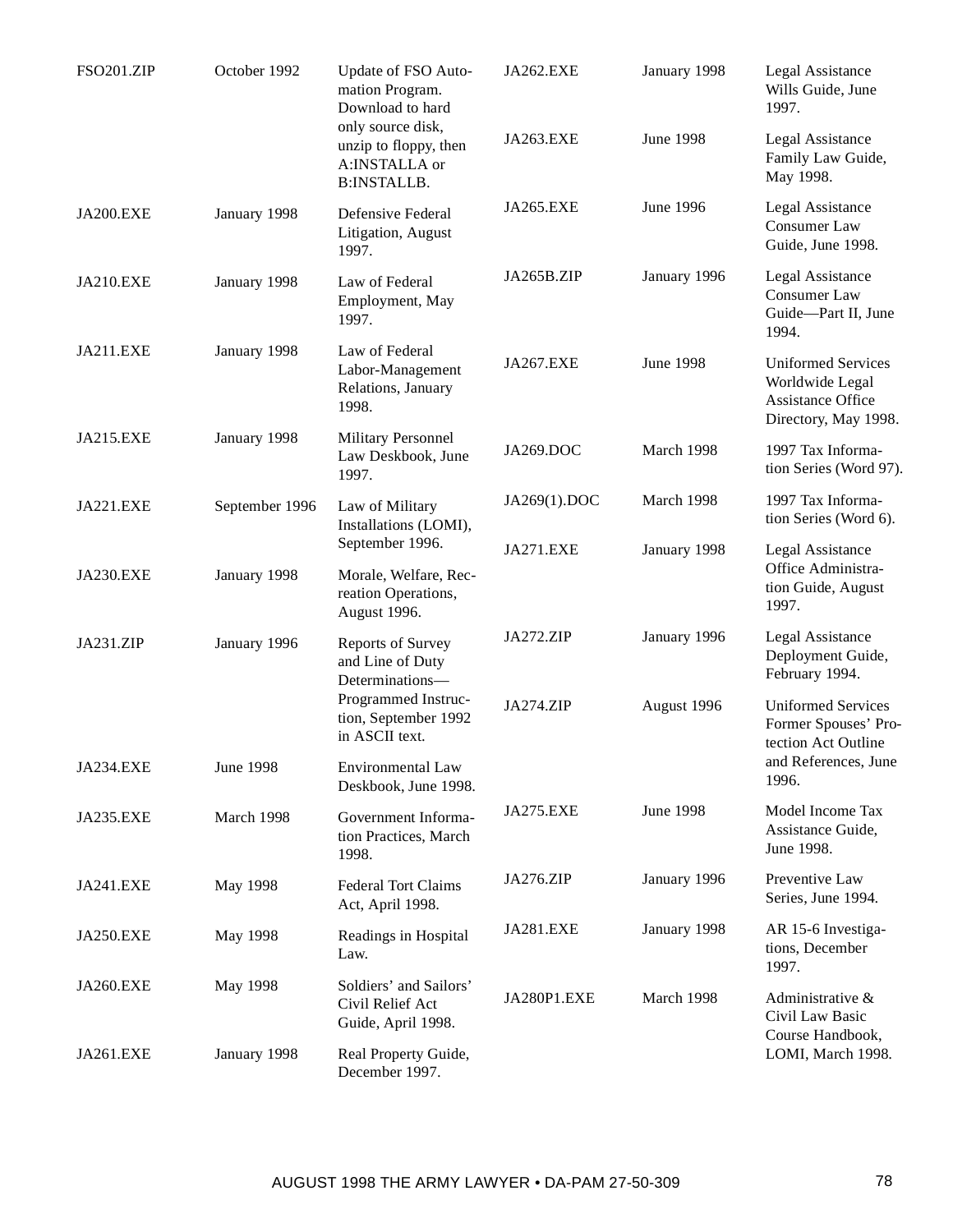| | | |
|---|---|---|
| FSO201.ZIP | October 1992 | Update of FSO Automation Program. Download to hard only source disk, unzip to floppy, then A:INSTALLA or B:INSTALLB. |
| JA200.EXE | January 1998 | Defensive Federal Litigation, August 1997. |
| JA210.EXE | January 1998 | Law of Federal Employment, May 1997. |
| JA211.EXE | January 1998 | Law of Federal Labor-Management Relations, January 1998. |
| JA215.EXE | January 1998 | Military Personnel Law Deskbook, June 1997. |
| JA221.EXE | September 1996 | Law of Military Installations (LOMI), September 1996. |
| JA230.EXE | January 1998 | Morale, Welfare, Recreation Operations, August 1996. |
| JA231.ZIP | January 1996 | Reports of Survey and Line of Duty Determinations—Programmed Instruction, September 1992 in ASCII text. |
| JA234.EXE | June 1998 | Environmental Law Deskbook, June 1998. |
| JA235.EXE | March 1998 | Government Information Practices, March 1998. |
| JA241.EXE | May 1998 | Federal Tort Claims Act, April 1998. |
| JA250.EXE | May 1998 | Readings in Hospital Law. |
| JA260.EXE | May 1998 | Soldiers' and Sailors' Civil Relief Act Guide, April 1998. |
| JA261.EXE | January 1998 | Real Property Guide, December 1997. |
| JA262.EXE | January 1998 | Legal Assistance Wills Guide, June 1997. |
| JA263.EXE | June 1998 | Legal Assistance Family Law Guide, May 1998. |
| JA265.EXE | June 1996 | Legal Assistance Consumer Law Guide, June 1998. |
| JA265B.ZIP | January 1996 | Legal Assistance Consumer Law Guide—Part II, June 1994. |
| JA267.EXE | June 1998 | Uniformed Services Worldwide Legal Assistance Office Directory, May 1998. |
| JA269.DOC | March 1998 | 1997 Tax Information Series (Word 97). |
| JA269(1).DOC | March 1998 | 1997 Tax Information Series (Word 6). |
| JA271.EXE | January 1998 | Legal Assistance Office Administration Guide, August 1997. |
| JA272.ZIP | January 1996 | Legal Assistance Deployment Guide, February 1994. |
| JA274.ZIP | August 1996 | Uniformed Services Former Spouses' Protection Act Outline and References, June 1996. |
| JA275.EXE | June 1998 | Model Income Tax Assistance Guide, June 1998. |
| JA276.ZIP | January 1996 | Preventive Law Series, June 1994. |
| JA281.EXE | January 1998 | AR 15-6 Investigations, December 1997. |
| JA280P1.EXE | March 1998 | Administrative & Civil Law Basic Course Handbook, LOMI, March 1998. |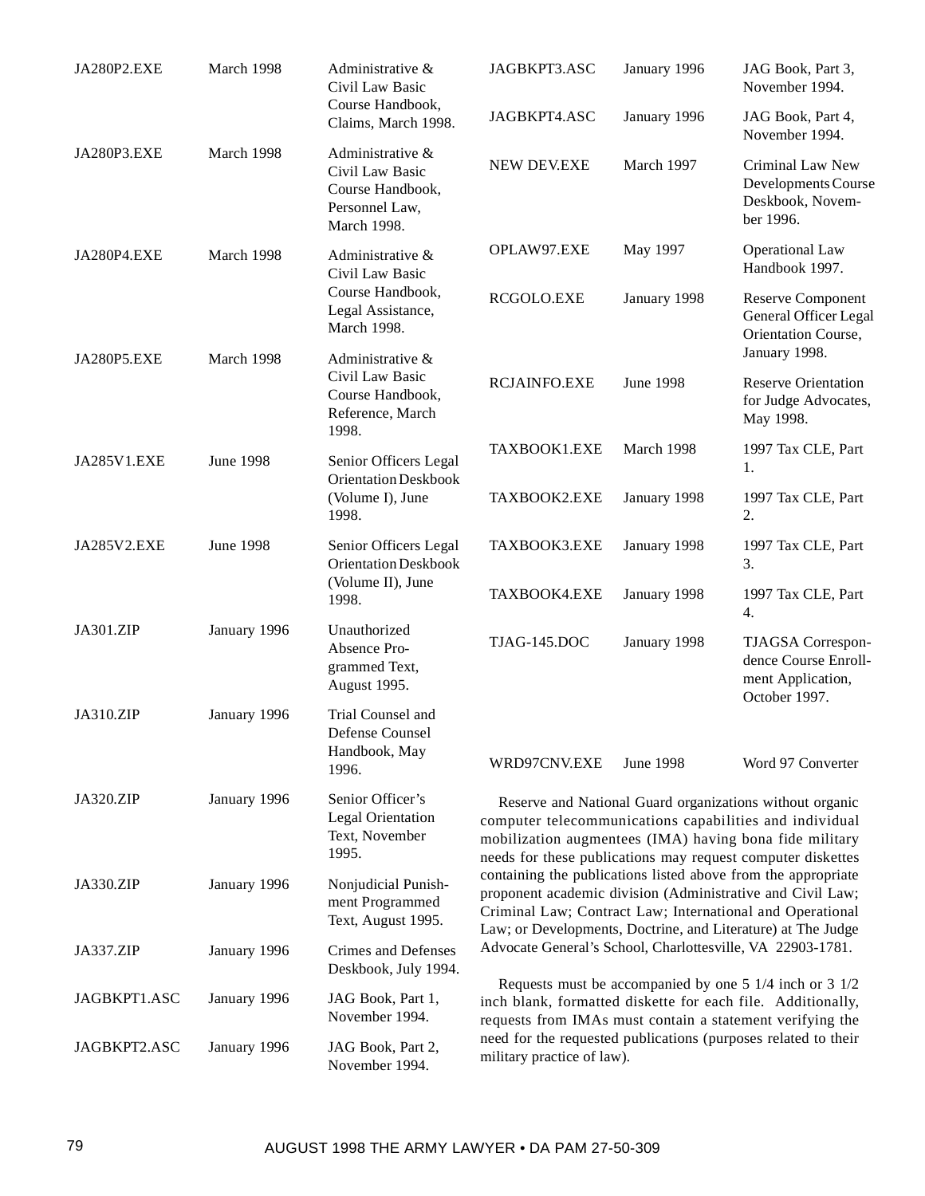| | | |
|---|---|---|
| JA280P2.EXE | March 1998 | Administrative & Civil Law Basic Course Handbook, Claims, March 1998. |
| JA280P3.EXE | March 1998 | Administrative & Civil Law Basic Course Handbook, Personnel Law, March 1998. |
| JA280P4.EXE | March 1998 | Administrative & Civil Law Basic Course Handbook, Legal Assistance, March 1998. |
| JA280P5.EXE | March 1998 | Administrative & Civil Law Basic Course Handbook, Reference, March 1998. |
| JA285V1.EXE | June 1998 | Senior Officers Legal Orientation Deskbook (Volume I), June 1998. |
| JA285V2.EXE | June 1998 | Senior Officers Legal Orientation Deskbook (Volume II), June 1998. |
| JA301.ZIP | January 1996 | Unauthorized Absence Programmed Text, August 1995. |
| JA310.ZIP | January 1996 | Trial Counsel and Defense Counsel Handbook, May 1996. |
| JA320.ZIP | January 1996 | Senior Officer's Legal Orientation Text, November 1995. |
| JA330.ZIP | January 1996 | Nonjudicial Punishment Programmed Text, August 1995. |
| JA337.ZIP | January 1996 | Crimes and Defenses Deskbook, July 1994. |
| JAGBKPT1.ASC | January 1996 | JAG Book, Part 1, November 1994. |
| JAGBKPT2.ASC | January 1996 | JAG Book, Part 2, November 1994. |
| JAGBKPT3.ASC | January 1996 | JAG Book, Part 3, November 1994. |
| JAGBKPT4.ASC | January 1996 | JAG Book, Part 4, November 1994. |
| NEW DEV.EXE | March 1997 | Criminal Law New Developments Course Deskbook, November 1996. |
| OPLAW97.EXE | May 1997 | Operational Law Handbook 1997. |
| RCGOLO.EXE | January 1998 | Reserve Component General Officer Legal Orientation Course, January 1998. |
| RCJAINFO.EXE | June 1998 | Reserve Orientation for Judge Advocates, May 1998. |
| TAXBOOK1.EXE | March 1998 | 1997 Tax CLE, Part 1. |
| TAXBOOK2.EXE | January 1998 | 1997 Tax CLE, Part 2. |
| TAXBOOK3.EXE | January 1998 | 1997 Tax CLE, Part 3. |
| TAXBOOK4.EXE | January 1998 | 1997 Tax CLE, Part 4. |
| TJAG-145.DOC | January 1998 | TJAGSA Correspondence Course Enrollment Application, October 1997. |
| WRD97CNV.EXE | June 1998 | Word 97 Converter |

Reserve and National Guard organizations without organic computer telecommunications capabilities and individual mobilization augmentees (IMA) having bona fide military needs for these publications may request computer diskettes containing the publications listed above from the appropriate proponent academic division (Administrative and Civil Law; Criminal Law; Contract Law; International and Operational Law; or Developments, Doctrine, and Literature) at The Judge Advocate General's School, Charlottesville, VA 22903-1781.

Requests must be accompanied by one 5 1/4 inch or 3 1/2 inch blank, formatted diskette for each file. Additionally, requests from IMAs must contain a statement verifying the need for the requested publications (purposes related to their military practice of law).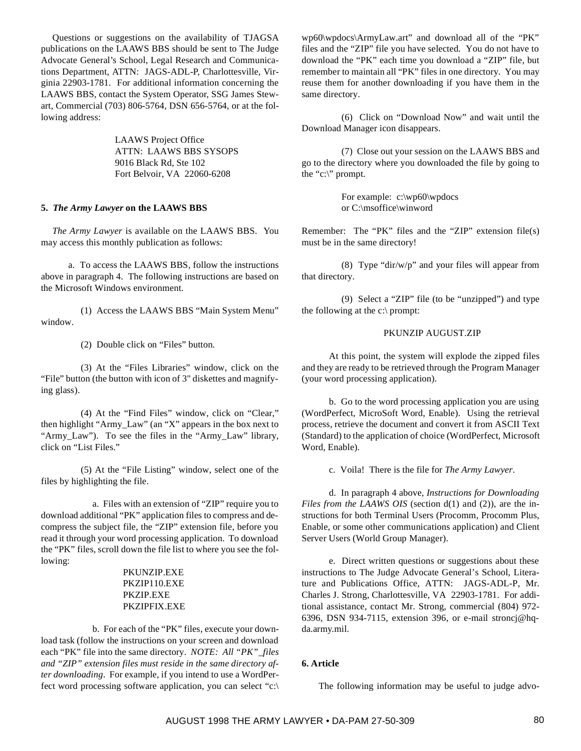Questions or suggestions on the availability of TJAGSA publications on the LAAWS BBS should be sent to The Judge Advocate General's School, Legal Research and Communications Department, ATTN: JAGS-ADL-P, Charlottesville, Virginia 22903-1781. For additional information concerning the LAAWS BBS, contact the System Operator, SSG James Stewart, Commercial (703) 806-5764, DSN 656-5764, or at the following address:

LAAWS Project Office
ATTN: LAAWS BBS SYSOPS
9016 Black Rd, Ste 102
Fort Belvoir, VA 22060-6208

**5. *The Army Lawyer* on the LAAWS BBS**

*The Army Lawyer* is available on the LAAWS BBS. You may access this monthly publication as follows:

a. To access the LAAWS BBS, follow the instructions above in paragraph 4. The following instructions are based on the Microsoft Windows environment.

(1) Access the LAAWS BBS "Main System Menu" window.

(2) Double click on "Files" button.

(3) At the "Files Libraries" window, click on the "File" button (the button with icon of 3" diskettes and magnifying glass).

(4) At the "Find Files" window, click on "Clear," then highlight "Army_Law" (an "X" appears in the box next to "Army_Law"). To see the files in the "Army_Law" library, click on "List Files."

(5) At the "File Listing" window, select one of the files by highlighting the file.

a. Files with an extension of "ZIP" require you to download additional "PK" application files to compress and decompress the subject file, the "ZIP" extension file, before you read it through your word processing application. To download the "PK" files, scroll down the file list to where you see the following:

PKUNZIP.EXE
PKZIP110.EXE
PKZIP.EXE
PKZIPFIX.EXE

b. For each of the "PK" files, execute your download task (follow the instructions on your screen and download each "PK" file into the same directory. *NOTE: All "PK" files and "ZIP" extension files must reside in the same directory after downloading*. For example, if you intend to use a WordPerfect word processing software application, you can select "c:\wp60\wpdocs\ArmyLaw.art" and download all of the "PK" files and the "ZIP" file you have selected. You do not have to download the "PK" each time you download a "ZIP" file, but remember to maintain all "PK" files in one directory. You may reuse them for another downloading if you have them in the same directory.

(6) Click on "Download Now" and wait until the Download Manager icon disappears.

(7) Close out your session on the LAAWS BBS and go to the directory where you downloaded the file by going to the "c:\" prompt.

For example: c:\wp60\wpdocs
or C:\msoffice\winword

Remember: The "PK" files and the "ZIP" extension file(s) must be in the same directory!

(8) Type "dir/w/p" and your files will appear from that directory.

(9) Select a "ZIP" file (to be "unzipped") and type the following at the c:\ prompt:

PKUNZIP AUGUST.ZIP

At this point, the system will explode the zipped files and they are ready to be retrieved through the Program Manager (your word processing application).

b. Go to the word processing application you are using (WordPerfect, MicroSoft Word, Enable). Using the retrieval process, retrieve the document and convert it from ASCII Text (Standard) to the application of choice (WordPerfect, Microsoft Word, Enable).

c. Voila! There is the file for *The Army Lawyer*.

d. In paragraph 4 above, *Instructions for Downloading Files from the LAAWS OIS* (section d(1) and (2)), are the instructions for both Terminal Users (Procomm, Procomm Plus, Enable, or some other communications application) and Client Server Users (World Group Manager).

e. Direct written questions or suggestions about these instructions to The Judge Advocate General's School, Literature and Publications Office, ATTN: JAGS-ADL-P, Mr. Charles J. Strong, Charlottesville, VA 22903-1781. For additional assistance, contact Mr. Strong, commercial (804) 972-6396, DSN 934-7115, extension 396, or e-mail stroncj@hqda.army.mil.

**6. Article**

The following information may be useful to judge advo-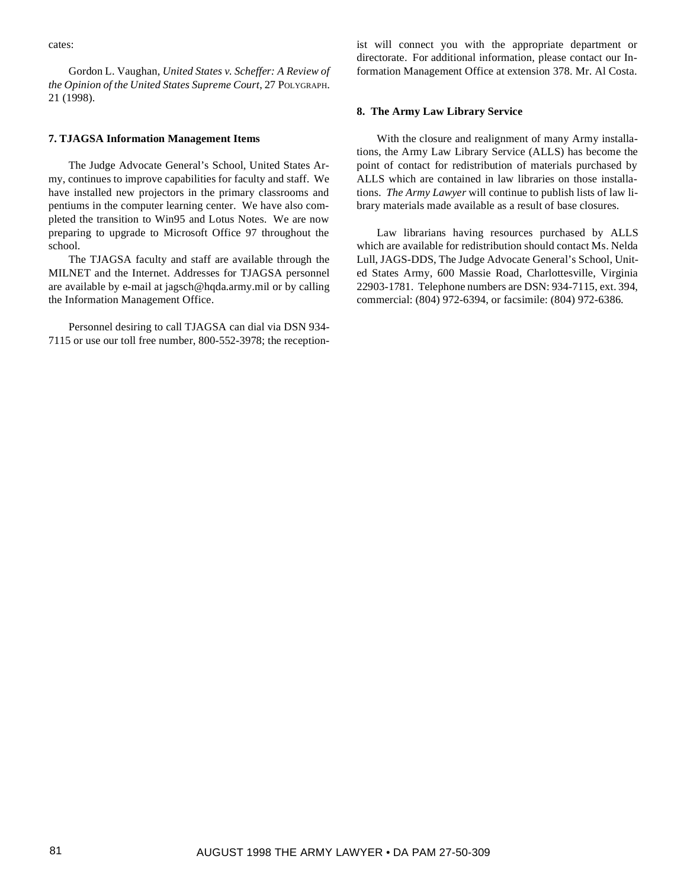cates:

Gordon L. Vaughan, *United States v. Scheffer: A Review of the Opinion of the United States Supreme Court*, 27 POLYGRAPH. 21 (1998).

### 7. TJAGSA Information Management Items

The Judge Advocate General's School, United States Army, continues to improve capabilities for faculty and staff. We have installed new projectors in the primary classrooms and pentiums in the computer learning center. We have also completed the transition to Win95 and Lotus Notes. We are now preparing to upgrade to Microsoft Office 97 throughout the school.

The TJAGSA faculty and staff are available through the MILNET and the Internet. Addresses for TJAGSA personnel are available by e-mail at jagsch@hqda.army.mil or by calling the Information Management Office.

Personnel desiring to call TJAGSA can dial via DSN 934-7115 or use our toll free number, 800-552-3978; the receptionist will connect you with the appropriate department or directorate. For additional information, please contact our Information Management Office at extension 378. Mr. Al Costa.

### 8. The Army Law Library Service

With the closure and realignment of many Army installations, the Army Law Library Service (ALLS) has become the point of contact for redistribution of materials purchased by ALLS which are contained in law libraries on those installations. *The Army Lawyer* will continue to publish lists of law library materials made available as a result of base closures.

Law librarians having resources purchased by ALLS which are available for redistribution should contact Ms. Nelda Lull, JAGS-DDS, The Judge Advocate General's School, United States Army, 600 Massie Road, Charlottesville, Virginia 22903-1781. Telephone numbers are DSN: 934-7115, ext. 394, commercial: (804) 972-6394, or facsimile: (804) 972-6386.